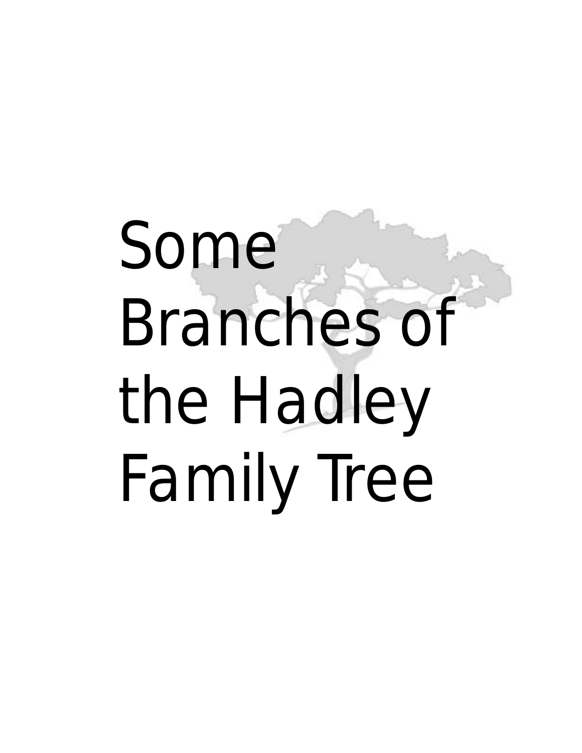# Some Branches of the Hadley Family Tree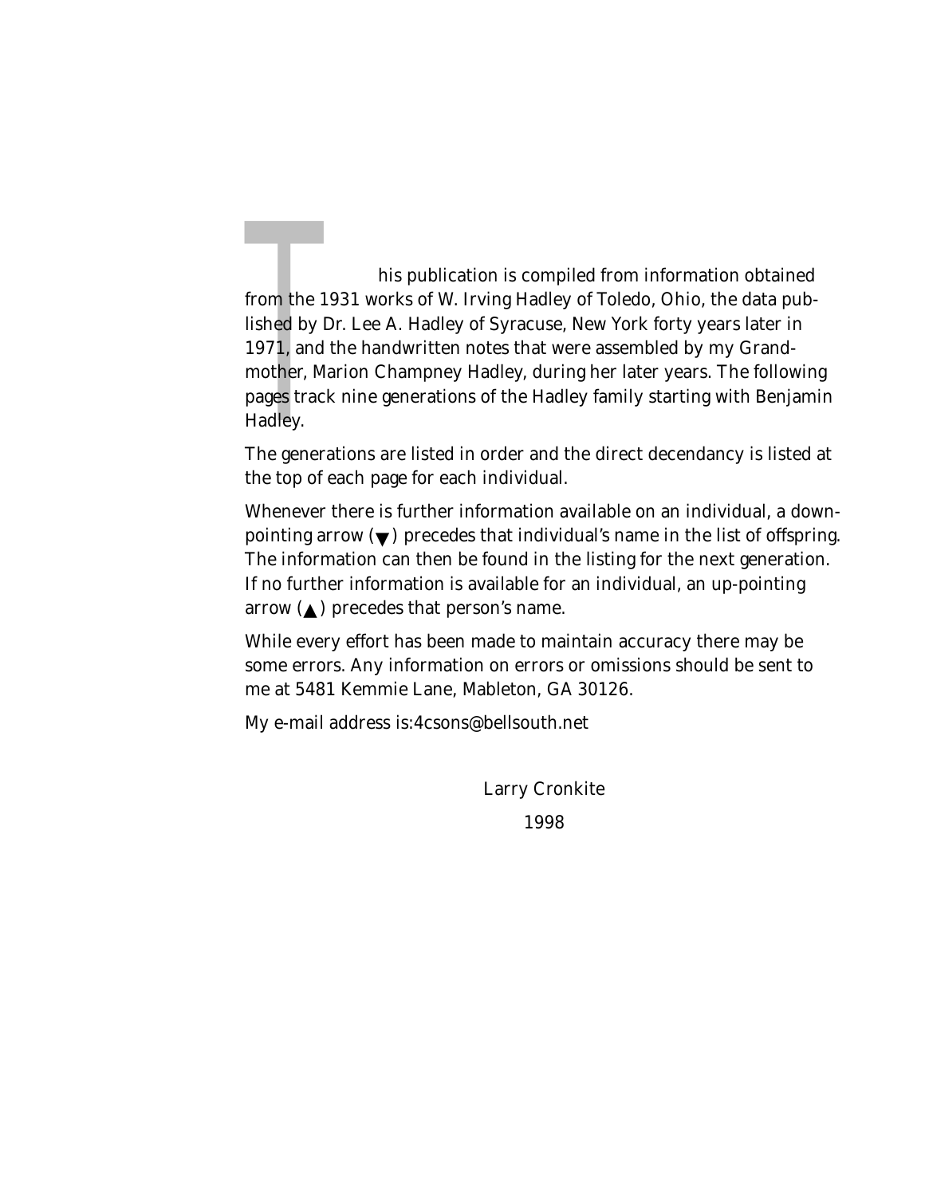This publication is compiled from information obtained from the 1931 works of W. Irving Hadley of Toledo, Ohio, the data published by Dr. Lee A. Hadley of Syracuse, New York forty years later in 1971, and the handwritten notes that were assembled by my Grandmother, Marion Champney Hadley, during her later years. The following pages track nine generations of the Hadley family starting with Benjamin Hadley.

The generations are listed in order and the direct decendancy is listed at the top of each page for each individual.

Whenever there is further information available on an individual, a down-pointing arrow (▼) precedes that individual's name in the list of offspring. The information can then be found in the listing for the next generation. If no further information is available for an individual, an up-pointing arrow (▲) precedes that person's name.

While every effort has been made to maintain accuracy there may be some errors. Any information on errors or omissions should be sent to me at 5481 Kemmie Lane, Mableton, GA 30126.

My e-mail address is:4csons@bellsouth.net

Larry Cronkite

1998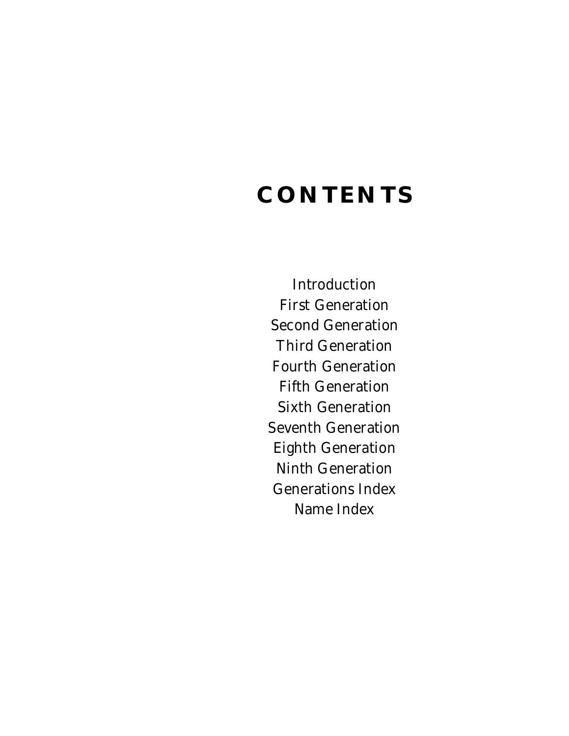# CONTENTS

Introduction
First Generation
Second Generation
Third Generation
Fourth Generation
Fifth Generation
Sixth Generation
Seventh Generation
Eighth Generation
Ninth Generation
Generations Index
Name Index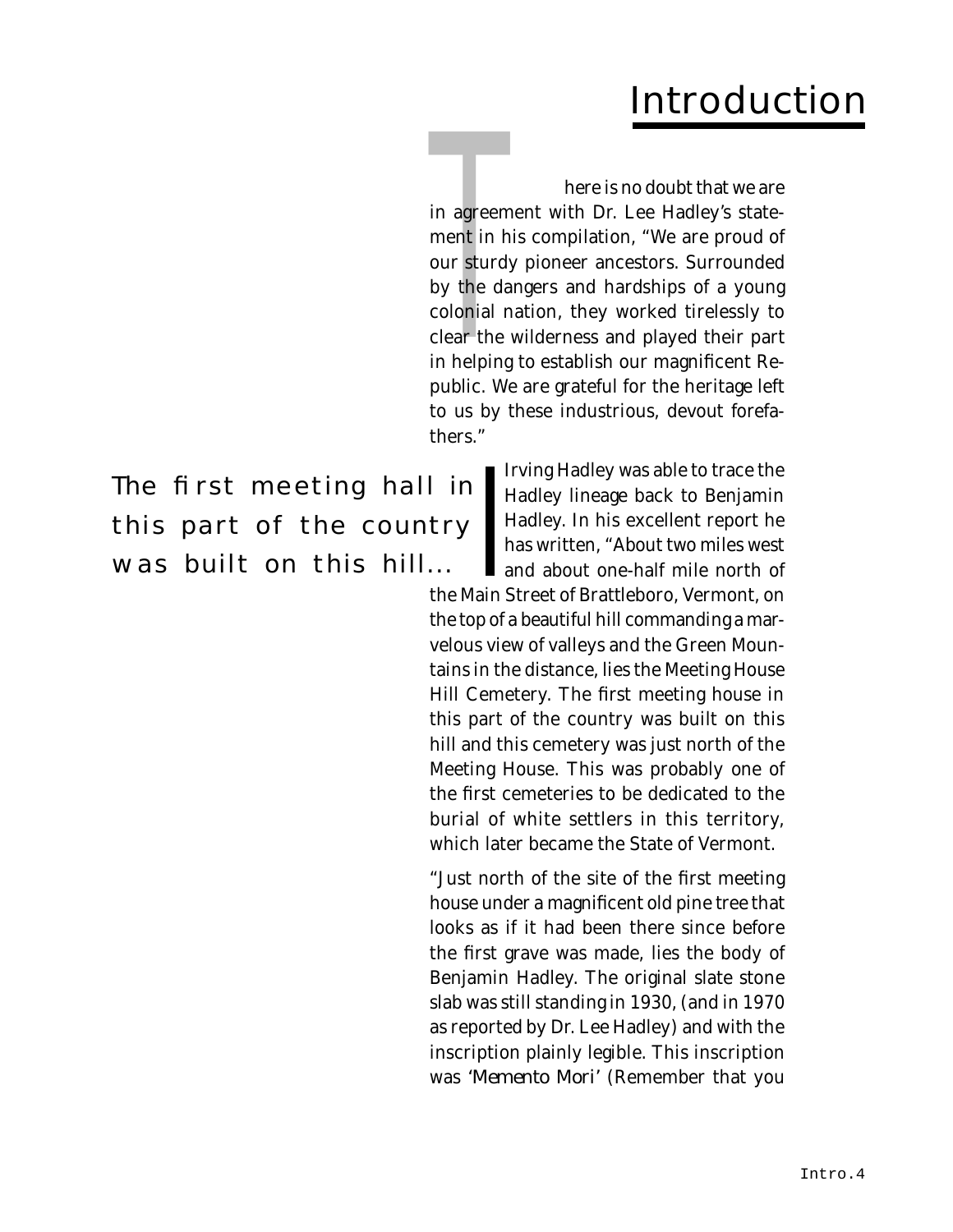# Introduction

There is no doubt that we are in agreement with Dr. Lee Hadley's statement in his compilation, "We are proud of our sturdy pioneer ancestors. Surrounded by the dangers and hardships of a young colonial nation, they worked tirelessly to clear the wilderness and played their part in helping to establish our magnificent Republic. We are grateful for the heritage left to us by these industrious, devout forefathers."

> The first meeting hall in this part of the country was built on this hill...

Irving Hadley was able to trace the Hadley lineage back to Benjamin Hadley. In his excellent report he has written, "About two miles west and about one-half mile north of the Main Street of Brattleboro, Vermont, on the top of a beautiful hill commanding a marvelous view of valleys and the Green Mountains in the distance, lies the Meeting House Hill Cemetery. The first meeting house in this part of the country was built on this hill and this cemetery was just north of the Meeting House. This was probably one of the first cemeteries to be dedicated to the burial of white settlers in this territory, which later became the State of Vermont.

"Just north of the site of the first meeting house under a magnificent old pine tree that looks as if it had been there since before the first grave was made, lies the body of Benjamin Hadley. The original slate stone slab was still standing in 1930, (and in 1970 as reported by Dr. Lee Hadley) and with the inscription plainly legible. This inscription was *'Memento Mori'* (Remember that you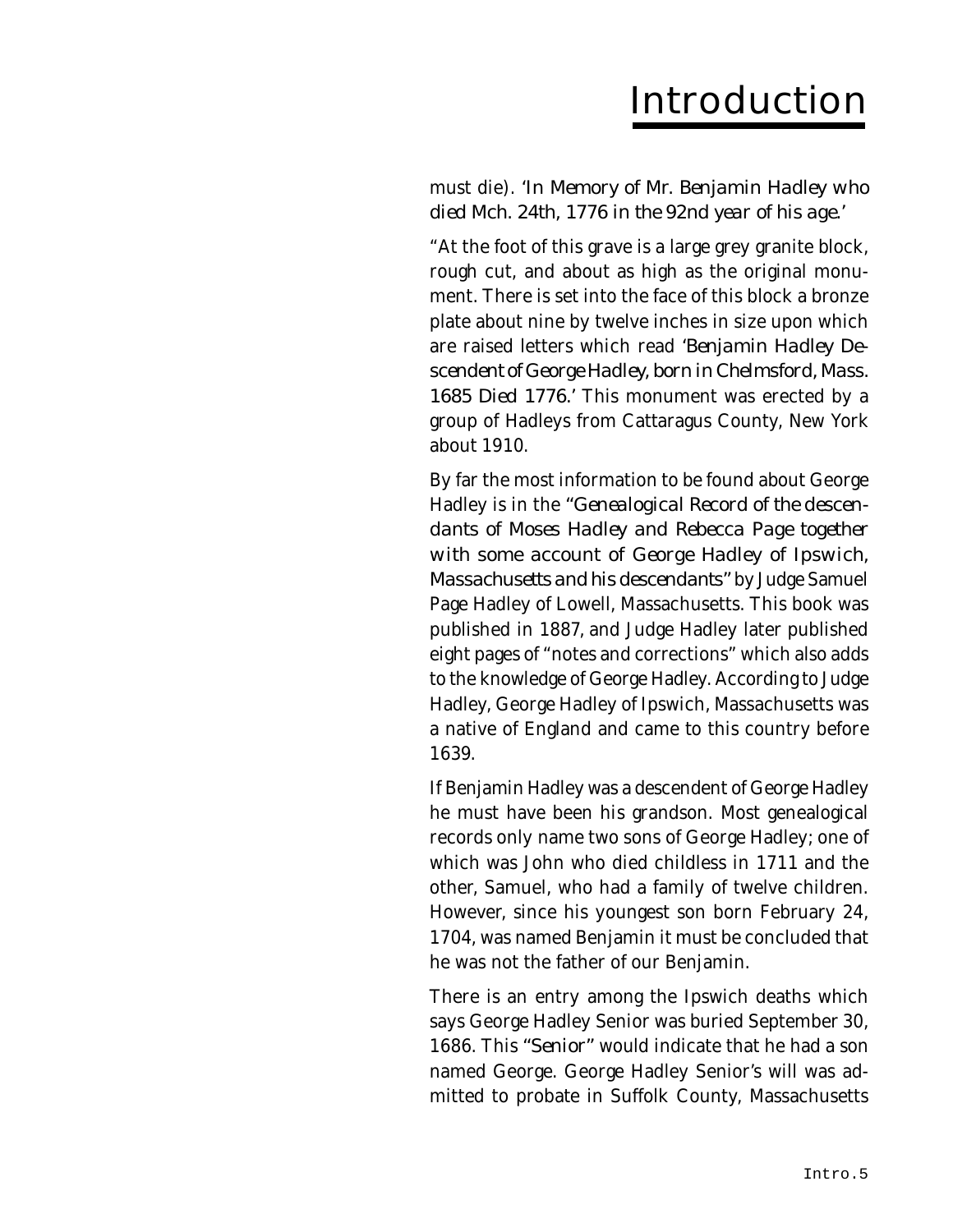# Introduction

must die). *'In Memory of Mr. Benjamin Hadley who died Mch. 24th, 1776 in the 92nd year of his age.'*

"At the foot of this grave is a large grey granite block, rough cut, and about as high as the original monument. There is set into the face of this block a bronze plate about nine by twelve inches in size upon which are raised letters which read *'Benjamin Hadley Descendent of George Hadley, born in Chelmsford, Mass. 1685 Died 1776.'* This monument was erected by a group of Hadleys from Cattaragus County, New York about 1910.

By far the most information to be found about George Hadley is in the *"Genealogical Record of the descendants of Moses Hadley and Rebecca Page together with some account of George Hadley of Ipswich, Massachusetts and his descendants"* by Judge Samuel Page Hadley of Lowell, Massachusetts. This book was published in 1887, and Judge Hadley later published eight pages of "notes and corrections" which also adds to the knowledge of George Hadley. According to Judge Hadley, George Hadley of Ipswich, Massachusetts was a native of England and came to this country before 1639.

If Benjamin Hadley was a descendent of George Hadley he must have been his grandson. Most genealogical records only name two sons of George Hadley; one of which was John who died childless in 1711 and the other, Samuel, who had a family of twelve children. However, since his youngest son born February 24, 1704, was named Benjamin it must be concluded that he was not the father of our Benjamin.

There is an entry among the Ipswich deaths which says George Hadley Senior was buried September 30, 1686. This "Senior" would indicate that he had a son named George. George Hadley Senior's will was admitted to probate in Suffolk County, Massachusetts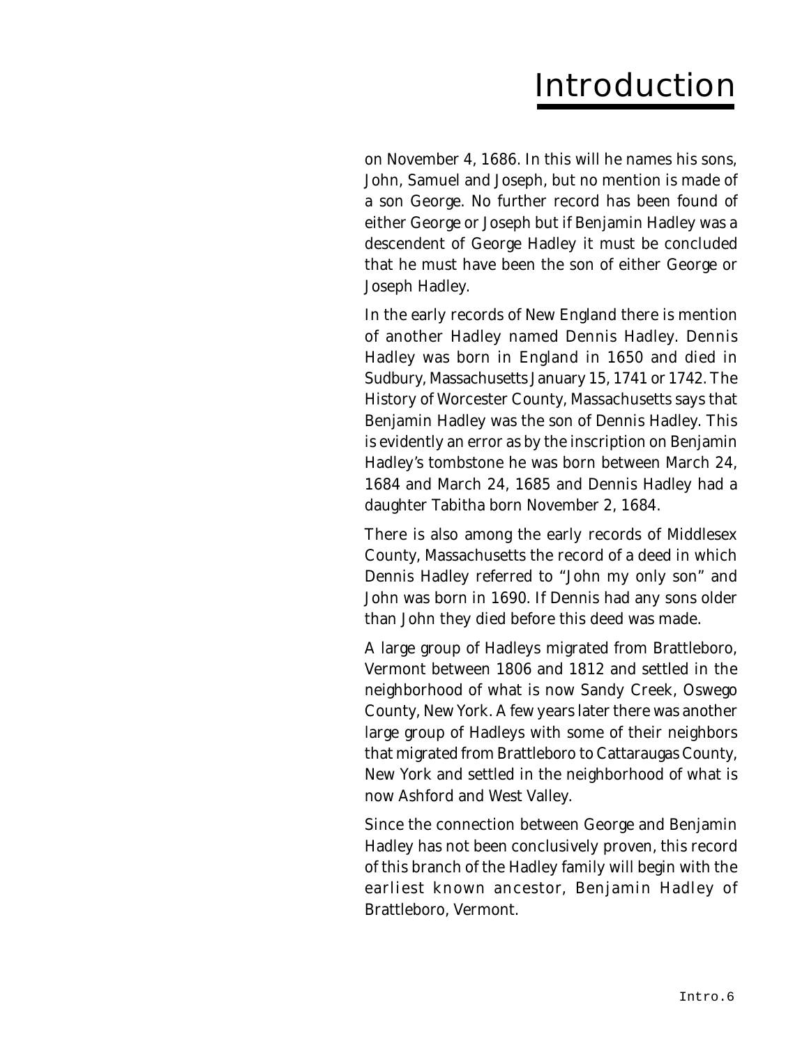# Introduction

on November 4, 1686. In this will he names his sons, John, Samuel and Joseph, but no mention is made of a son George. No further record has been found of either George or Joseph but if Benjamin Hadley was a descendent of George Hadley it must be concluded that he must have been the son of either George or Joseph Hadley.

In the early records of New England there is mention of another Hadley named Dennis Hadley. Dennis Hadley was born in England in 1650 and died in Sudbury, Massachusetts January 15, 1741 or 1742. The History of Worcester County, Massachusetts says that Benjamin Hadley was the son of Dennis Hadley. This is evidently an error as by the inscription on Benjamin Hadley's tombstone he was born between March 24, 1684 and March 24, 1685 and Dennis Hadley had a daughter Tabitha born November 2, 1684.

There is also among the early records of Middlesex County, Massachusetts the record of a deed in which Dennis Hadley referred to "John my only son" and John was born in 1690. If Dennis had any sons older than John they died before this deed was made.

A large group of Hadleys migrated from Brattleboro, Vermont between 1806 and 1812 and settled in the neighborhood of what is now Sandy Creek, Oswego County, New York. A few years later there was another large group of Hadleys with some of their neighbors that migrated from Brattleboro to Cattaraugas County, New York and settled in the neighborhood of what is now Ashford and West Valley.

Since the connection between George and Benjamin Hadley has not been conclusively proven, this record of this branch of the Hadley family will begin with the earliest known ancestor, Benjamin Hadley of Brattleboro, Vermont.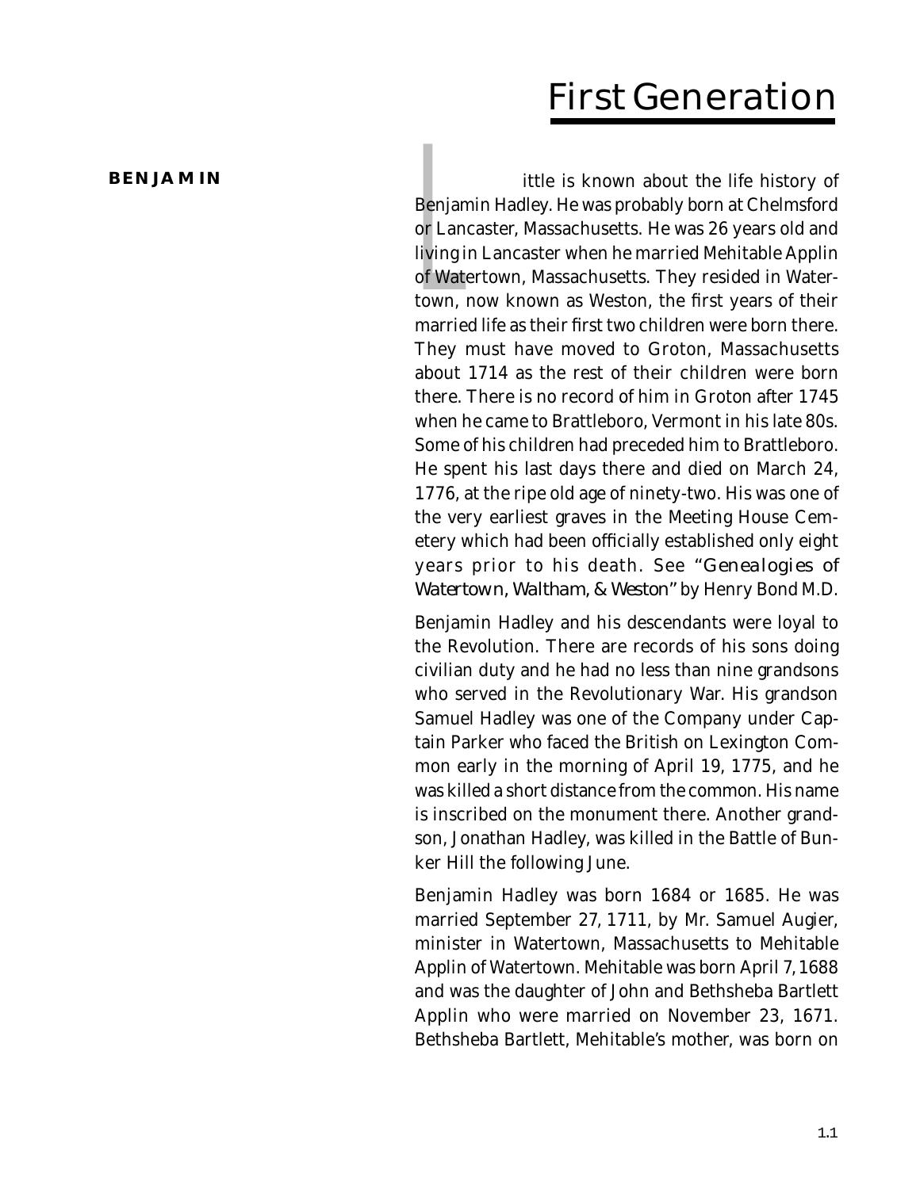# First Generation

**BENJAMIN**

Little is known about the life history of Benjamin Hadley. He was probably born at Chelmsford or Lancaster, Massachusetts. He was 26 years old and living in Lancaster when he married Mehitable Applin of Watertown, Massachusetts. They resided in Watertown, now known as Weston, the first years of their married life as their first two children were born there. They must have moved to Groton, Massachusetts about 1714 as the rest of their children were born there. There is no record of him in Groton after 1745 when he came to Brattleboro, Vermont in his late 80s. Some of his children had preceded him to Brattleboro. He spent his last days there and died on March 24, 1776, at the ripe old age of ninety-two. His was one of the very earliest graves in the Meeting House Cemetery which had been officially established only eight years prior to his death. See *"Genealogies of Watertown, Waltham, & Weston"* by Henry Bond M.D.

Benjamin Hadley and his descendants were loyal to the Revolution. There are records of his sons doing civilian duty and he had no less than nine grandsons who served in the Revolutionary War. His grandson Samuel Hadley was one of the Company under Captain Parker who faced the British on Lexington Common early in the morning of April 19, 1775, and he was killed a short distance from the common. His name is inscribed on the monument there. Another grandson, Jonathan Hadley, was killed in the Battle of Bunker Hill the following June.

Benjamin Hadley was born 1684 or 1685. He was married September 27, 1711, by Mr. Samuel Augier, minister in Watertown, Massachusetts to Mehitable Applin of Watertown. Mehitable was born April 7, 1688 and was the daughter of John and Bethsheba Bartlett Applin who were married on November 23, 1671. Bethsheba Bartlett, Mehitable's mother, was born on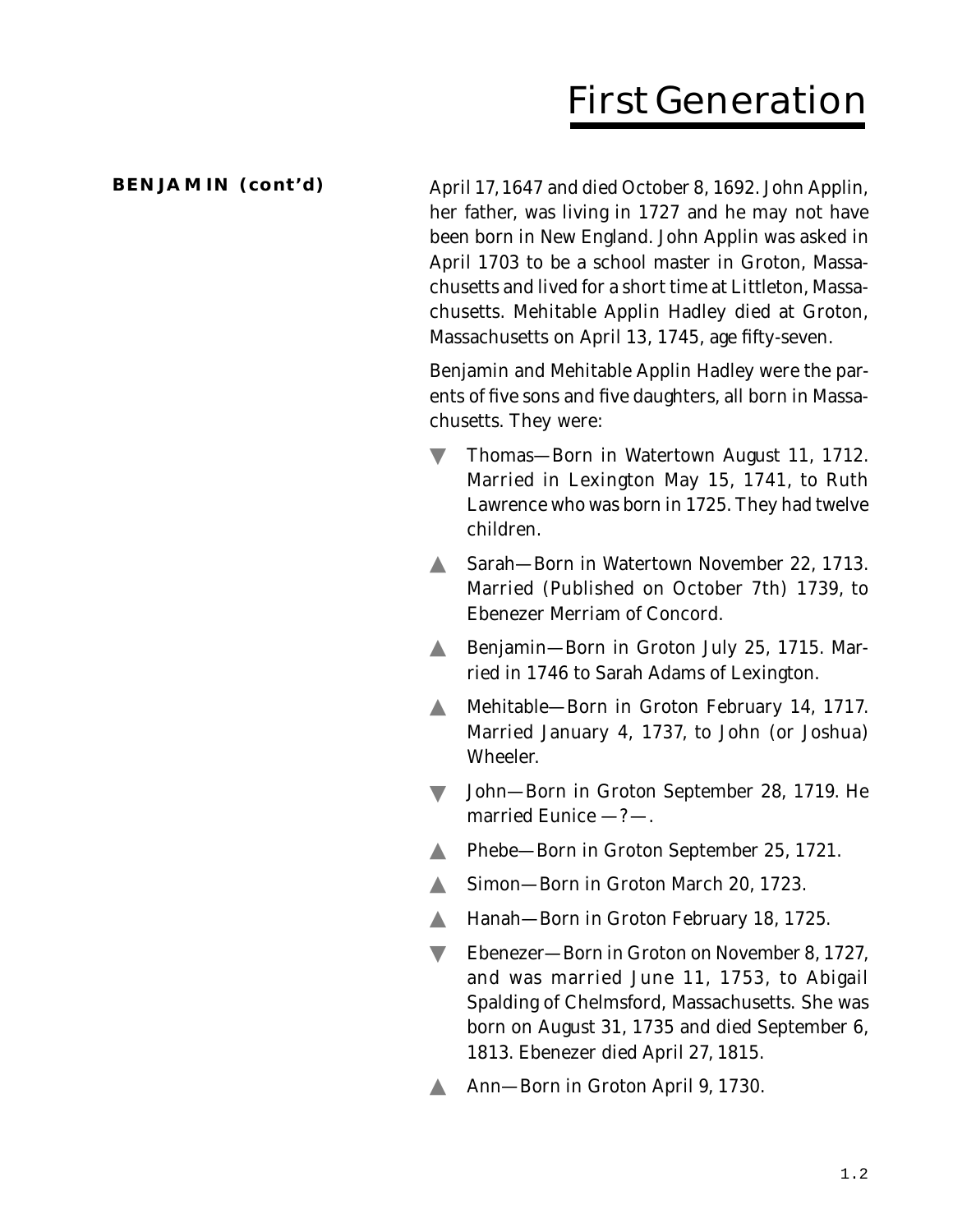**BENJAMIN (cont'd)**

April 17, 1647 and died October 8, 1692. John Applin, her father, was living in 1727 and he may not have been born in New England. John Applin was asked in April 1703 to be a school master in Groton, Massachusetts and lived for a short time at Littleton, Massachusetts. Mehitable Applin Hadley died at Groton, Massachusetts on April 13, 1745, age fifty-seven.

Benjamin and Mehitable Applin Hadley were the parents of five sons and five daughters, all born in Massachusetts. They were:

- ▼ Thomas—Born in Watertown August 11, 1712. Married in Lexington May 15, 1741, to Ruth Lawrence who was born in 1725. They had twelve children.
- ▲ Sarah—Born in Watertown November 22, 1713. Married (Published on October 7th) 1739, to Ebenezer Merriam of Concord.
- ▲ Benjamin—Born in Groton July 25, 1715. Married in 1746 to Sarah Adams of Lexington.
- ▲ Mehitable—Born in Groton February 14, 1717. Married January 4, 1737, to John (or Joshua) Wheeler.
- ▼ John—Born in Groton September 28, 1719. He married Eunice —?—.
- ▲ Phebe—Born in Groton September 25, 1721.
- ▲ Simon—Born in Groton March 20, 1723.
- ▲ Hanah—Born in Groton February 18, 1725.
- ▼ Ebenezer—Born in Groton on November 8, 1727, and was married June 11, 1753, to Abigail Spalding of Chelmsford, Massachusetts. She was born on August 31, 1735 and died September 6, 1813. Ebenezer died April 27, 1815.
- ▲ Ann—Born in Groton April 9, 1730.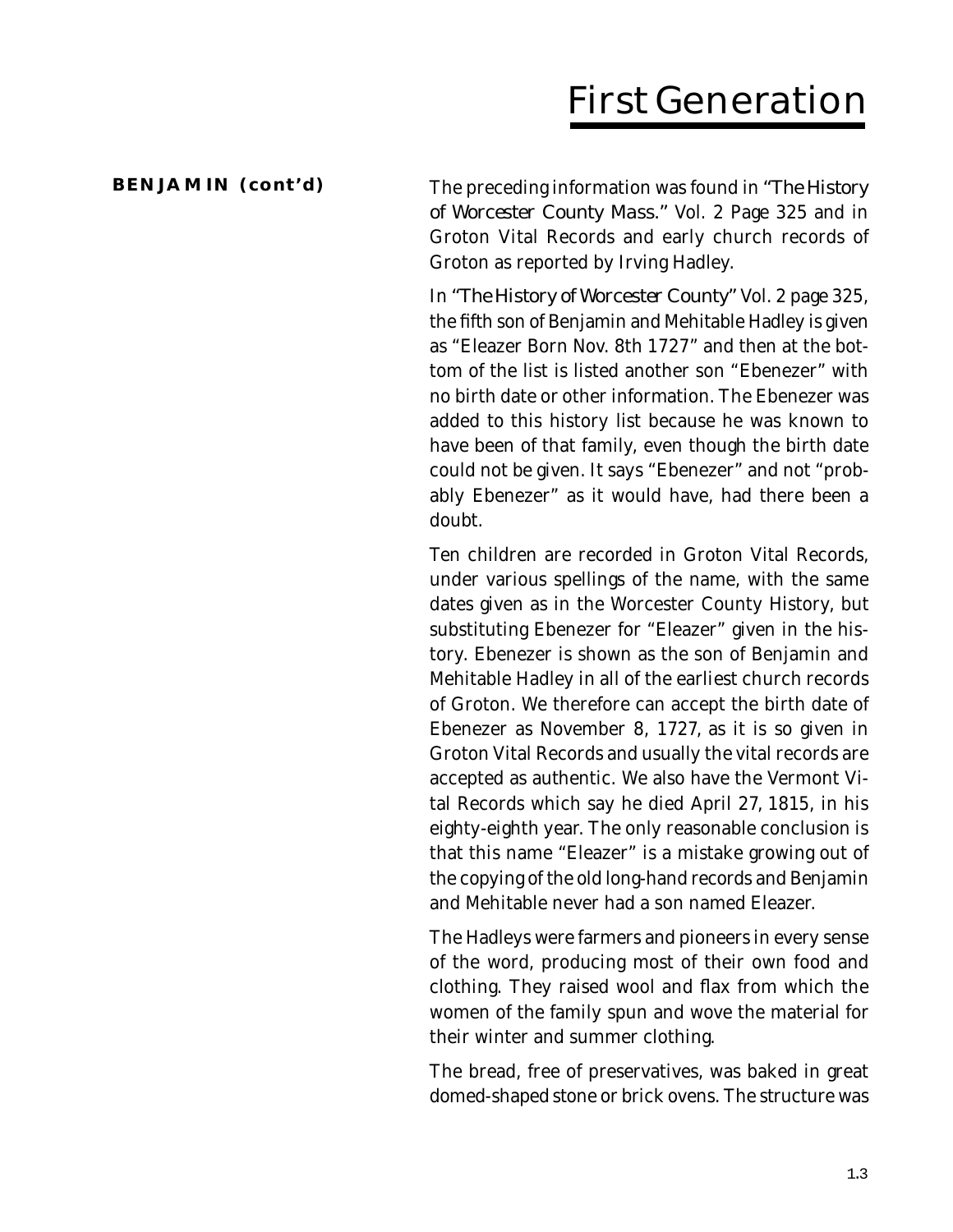# First Generation

**BENJAMIN (cont'd)**

The preceding information was found in "*The History of Worcester County Mass.*" Vol. 2 Page 325 and in Groton Vital Records and early church records of Groton as reported by Irving Hadley.

In "*The History of Worcester County*" Vol. 2 page 325, the fifth son of Benjamin and Mehitable Hadley is given as "Eleazer Born Nov. 8th 1727" and then at the bottom of the list is listed another son "Ebenezer" with no birth date or other information. The Ebenezer was added to this history list because he was known to have been of that family, even though the birth date could not be given. It says "Ebenezer" and not "probably Ebenezer" as it would have, had there been a doubt.

Ten children are recorded in Groton Vital Records, under various spellings of the name, with the same dates given as in the Worcester County History, but substituting Ebenezer for "Eleazer" given in the history. Ebenezer is shown as the son of Benjamin and Mehitable Hadley in all of the earliest church records of Groton. We therefore can accept the birth date of Ebenezer as November 8, 1727, as it is so given in Groton Vital Records and usually the vital records are accepted as authentic. We also have the Vermont Vital Records which say he died April 27, 1815, in his eighty-eighth year. The only reasonable conclusion is that this name "Eleazer" is a mistake growing out of the copying of the old long-hand records and Benjamin and Mehitable never had a son named Eleazer.

The Hadleys were farmers and pioneers in every sense of the word, producing most of their own food and clothing. They raised wool and flax from which the women of the family spun and wove the material for their winter and summer clothing.

The bread, free of preservatives, was baked in great domed-shaped stone or brick ovens. The structure was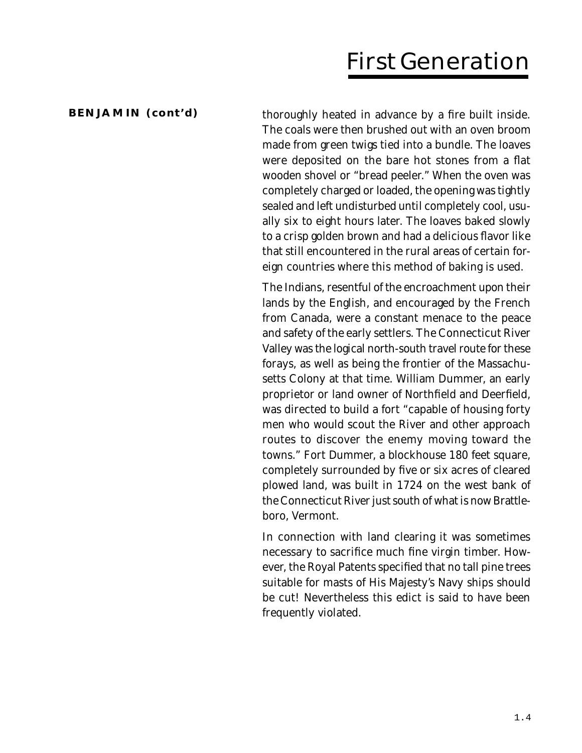**BENJAMIN (cont'd)**

thoroughly heated in advance by a fire built inside. The coals were then brushed out with an oven broom made from green twigs tied into a bundle. The loaves were deposited on the bare hot stones from a flat wooden shovel or "bread peeler." When the oven was completely charged or loaded, the opening was tightly sealed and left undisturbed until completely cool, usually six to eight hours later. The loaves baked slowly to a crisp golden brown and had a delicious flavor like that still encountered in the rural areas of certain foreign countries where this method of baking is used.

The Indians, resentful of the encroachment upon their lands by the English, and encouraged by the French from Canada, were a constant menace to the peace and safety of the early settlers. The Connecticut River Valley was the logical north-south travel route for these forays, as well as being the frontier of the Massachusetts Colony at that time. William Dummer, an early proprietor or land owner of Northfield and Deerfield, was directed to build a fort "capable of housing forty men who would scout the River and other approach routes to discover the enemy moving toward the towns." Fort Dummer, a blockhouse 180 feet square, completely surrounded by five or six acres of cleared plowed land, was built in 1724 on the west bank of the Connecticut River just south of what is now Brattleboro, Vermont.

In connection with land clearing it was sometimes necessary to sacrifice much fine virgin timber. However, the Royal Patents specified that no tall pine trees suitable for masts of His Majesty's Navy ships should be cut! Nevertheless this edict is said to have been frequently violated.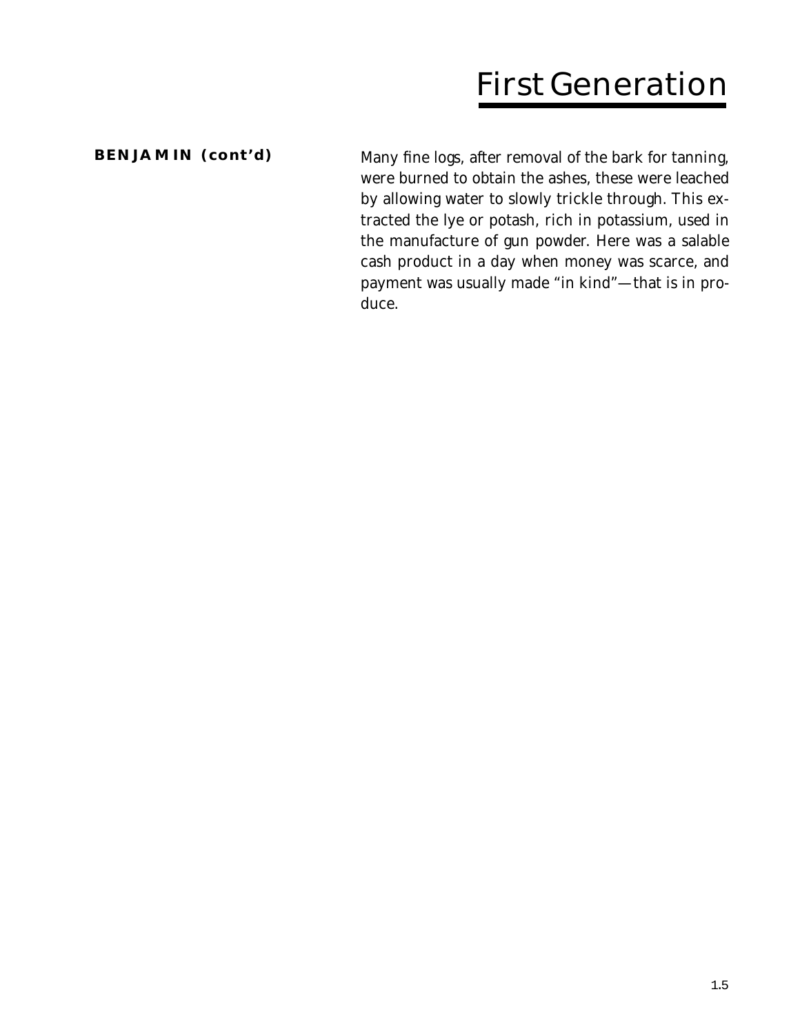**BENJAMIN (cont'd)**

Many fine logs, after removal of the bark for tanning, were burned to obtain the ashes, these were leached by allowing water to slowly trickle through. This extracted the lye or potash, rich in potassium, used in the manufacture of gun powder. Here was a salable cash product in a day when money was scarce, and payment was usually made "in kind"—that is in produce.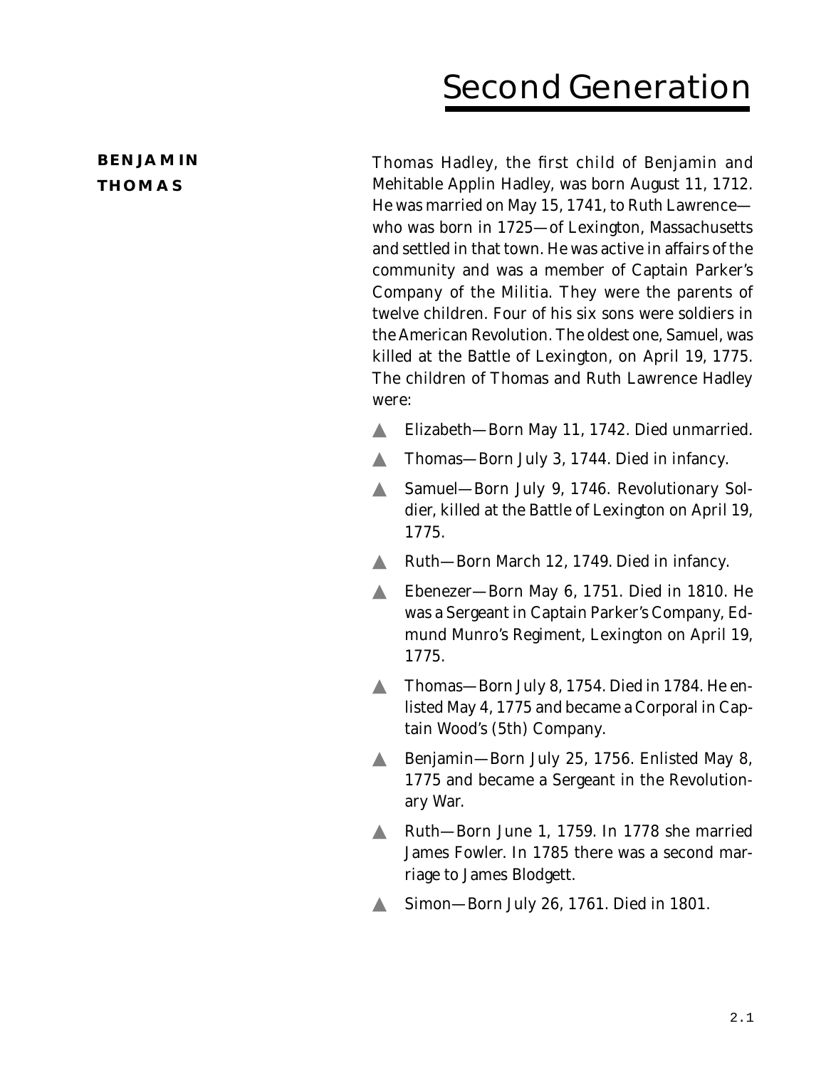# Second Generation

**BENJAMIN**
**THOMAS**

Thomas Hadley, the first child of Benjamin and Mehitable Applin Hadley, was born August 11, 1712. He was married on May 15, 1741, to Ruth Lawrence—who was born in 1725—of Lexington, Massachusetts and settled in that town. He was active in affairs of the community and was a member of Captain Parker's Company of the Militia. They were the parents of twelve children. Four of his six sons were soldiers in the American Revolution. The oldest one, Samuel, was killed at the Battle of Lexington, on April 19, 1775. The children of Thomas and Ruth Lawrence Hadley were:

- Elizabeth—Born May 11, 1742. Died unmarried.
- Thomas—Born July 3, 1744. Died in infancy.
- Samuel—Born July 9, 1746. Revolutionary Soldier, killed at the Battle of Lexington on April 19, 1775.
- Ruth—Born March 12, 1749. Died in infancy.
- Ebenezer—Born May 6, 1751. Died in 1810. He was a Sergeant in Captain Parker's Company, Edmund Munro's Regiment, Lexington on April 19, 1775.
- Thomas—Born July 8, 1754. Died in 1784. He enlisted May 4, 1775 and became a Corporal in Captain Wood's (5th) Company.
- Benjamin—Born July 25, 1756. Enlisted May 8, 1775 and became a Sergeant in the Revolutionary War.
- Ruth—Born June 1, 1759. In 1778 she married James Fowler. In 1785 there was a second marriage to James Blodgett.
- Simon—Born July 26, 1761. Died in 1801.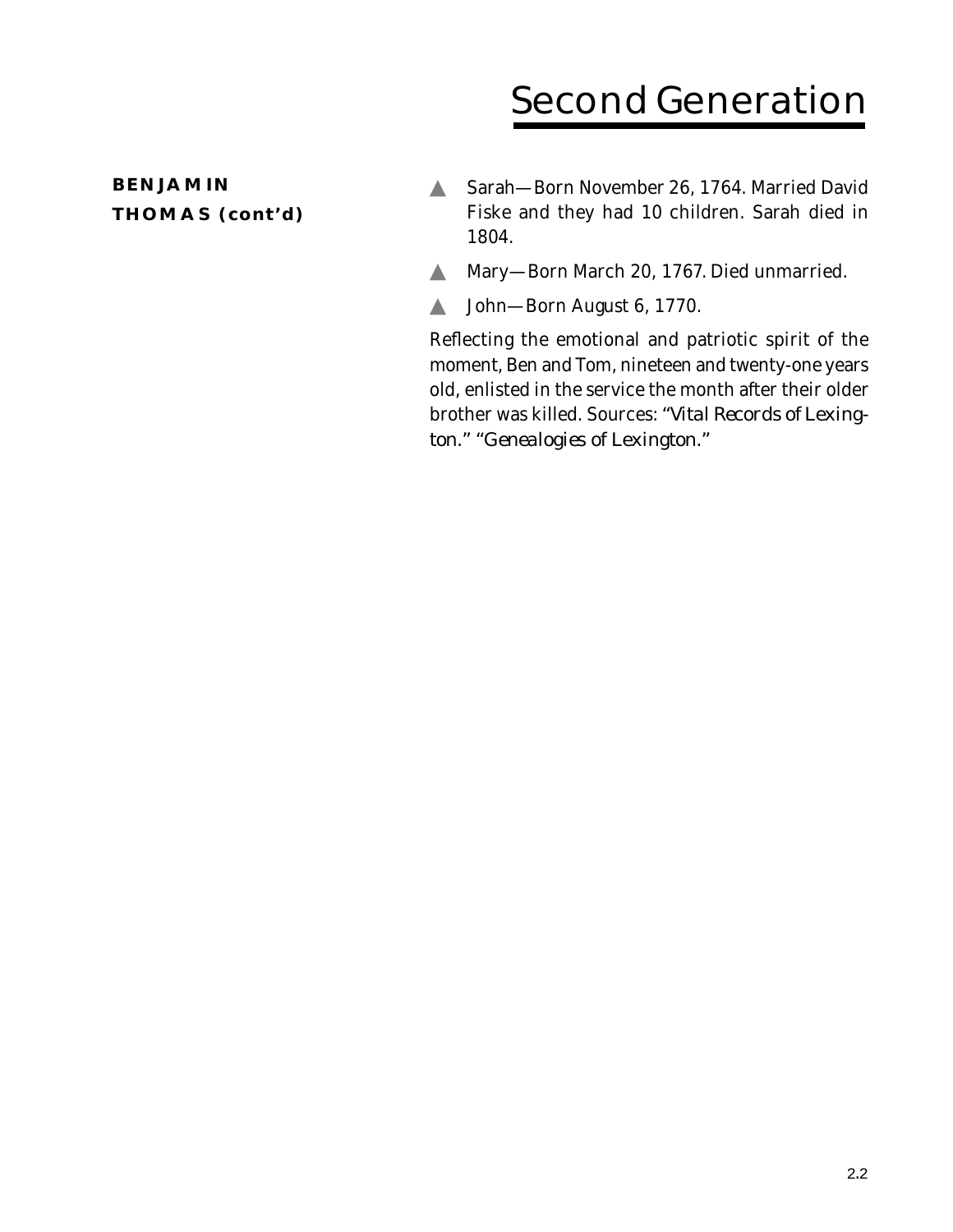# Second Generation

**BENJAMIN THOMAS (cont'd)**

- Sarah—Born November 26, 1764. Married David Fiske and they had 10 children. Sarah died in 1804.
- Mary—Born March 20, 1767. Died unmarried.
- John—Born August 6, 1770.

Reflecting the emotional and patriotic spirit of the moment, Ben and Tom, nineteen and twenty-one years old, enlisted in the service the month after their older brother was killed. Sources: "*Vital Records of Lexington.*" "*Genealogies of Lexington.*"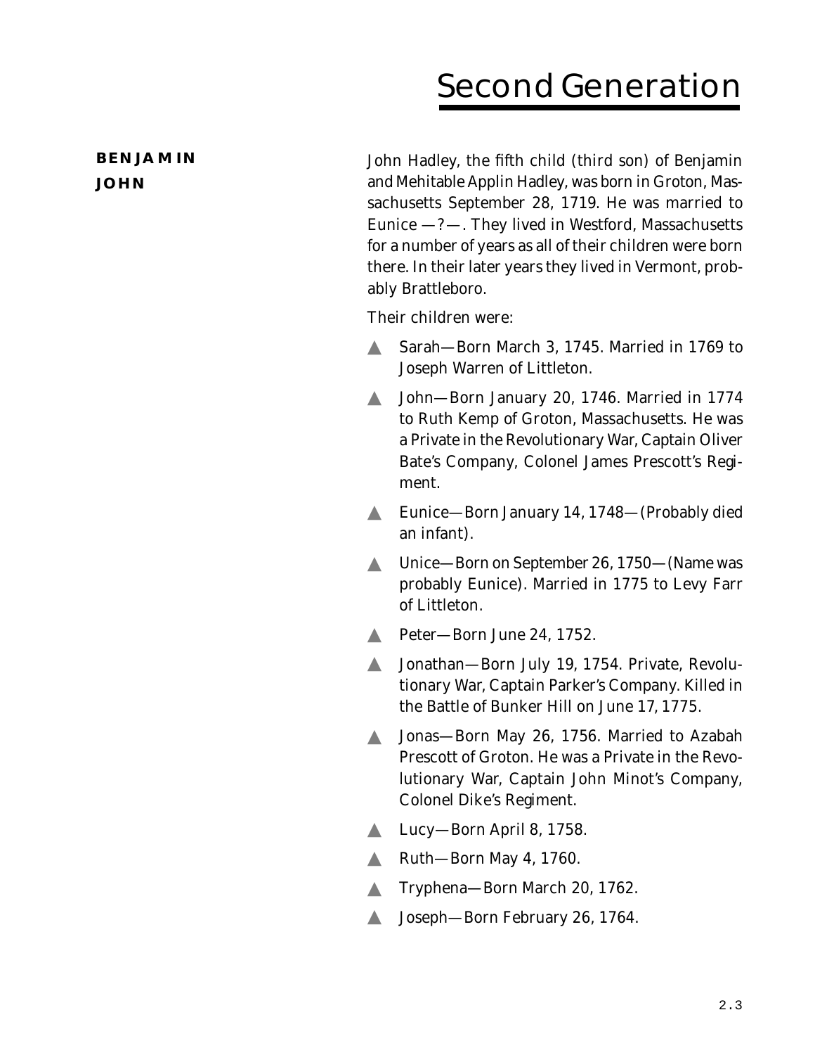# Second Generation

**BENJAMIN**
**JOHN**

John Hadley, the fifth child (third son) of Benjamin and Mehitable Applin Hadley, was born in Groton, Massachusetts September 28, 1719. He was married to Eunice —?—. They lived in Westford, Massachusetts for a number of years as all of their children were born there. In their later years they lived in Vermont, probably Brattleboro.

Their children were:

- Sarah—Born March 3, 1745. Married in 1769 to Joseph Warren of Littleton.
- John—Born January 20, 1746. Married in 1774 to Ruth Kemp of Groton, Massachusetts. He was a Private in the Revolutionary War, Captain Oliver Bate's Company, Colonel James Prescott's Regiment.
- Eunice—Born January 14, 1748—(Probably died an infant).
- Unice—Born on September 26, 1750—(Name was probably Eunice). Married in 1775 to Levy Farr of Littleton.
- Peter—Born June 24, 1752.
- Jonathan—Born July 19, 1754. Private, Revolutionary War, Captain Parker's Company. Killed in the Battle of Bunker Hill on June 17, 1775.
- Jonas—Born May 26, 1756. Married to Azabah Prescott of Groton. He was a Private in the Revolutionary War, Captain John Minot's Company, Colonel Dike's Regiment.
- Lucy—Born April 8, 1758.
- Ruth—Born May 4, 1760.
- Tryphena—Born March 20, 1762.
- Joseph—Born February 26, 1764.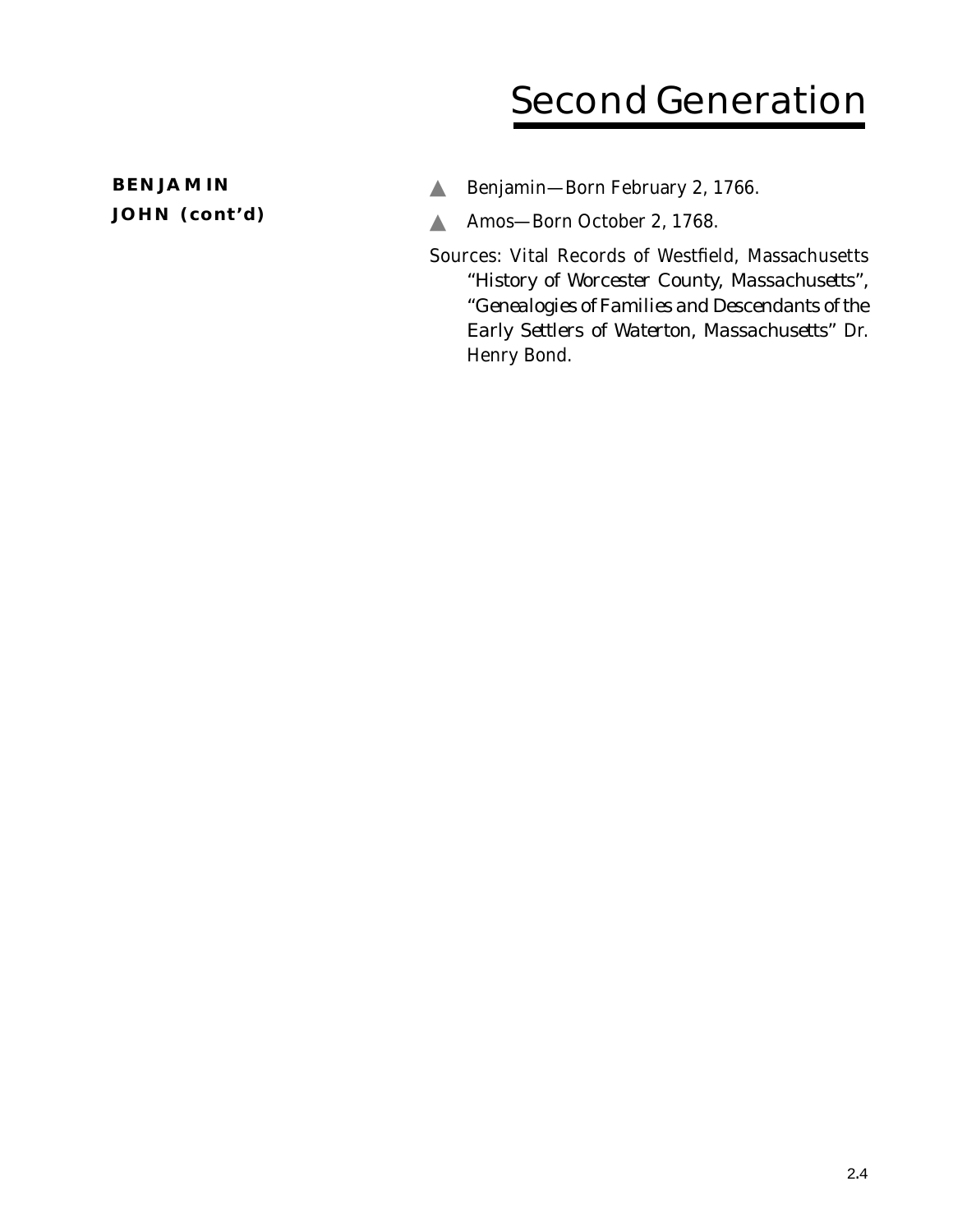# Second Generation

**BENJAMIN JOHN (cont'd)**

- Benjamin—Born February 2, 1766.
- Amos—Born October 2, 1768.

Sources: Vital Records of Westfield, Massachusetts "History of Worcester County, Massachusetts", "Genealogies of Families and Descendants of the Early Settlers of Waterton, Massachusetts" Dr. Henry Bond.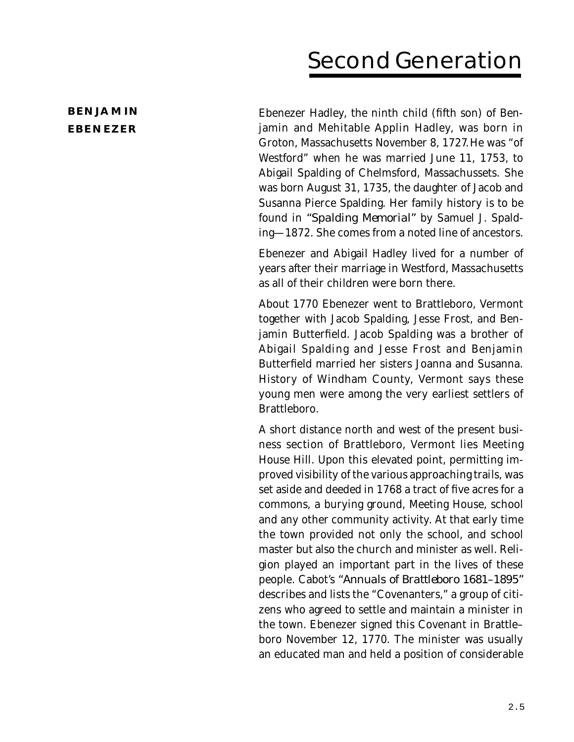# Second Generation

**BENJAMIN**
**EBENEZER**

Ebenezer Hadley, the ninth child (fifth son) of Benjamin and Mehitable Applin Hadley, was born in Groton, Massachusetts November 8, 1727. He was "of Westford" when he was married June 11, 1753, to Abigail Spalding of Chelmsford, Massachussets. She was born August 31, 1735, the daughter of Jacob and Susanna Pierce Spalding. Her family history is to be found in *"Spalding Memorial"* by Samuel J. Spalding—1872. She comes from a noted line of ancestors.

Ebenezer and Abigail Hadley lived for a number of years after their marriage in Westford, Massachusetts as all of their children were born there.

About 1770 Ebenezer went to Brattleboro, Vermont together with Jacob Spalding, Jesse Frost, and Benjamin Butterfield. Jacob Spalding was a brother of Abigail Spalding and Jesse Frost and Benjamin Butterfield married her sisters Joanna and Susanna. History of Windham County, Vermont says these young men were among the very earliest settlers of Brattleboro.

A short distance north and west of the present business section of Brattleboro, Vermont lies Meeting House Hill. Upon this elevated point, permitting improved visibility of the various approaching trails, was set aside and deeded in 1768 a tract of five acres for a commons, a burying ground, Meeting House, school and any other community activity. At that early time the town provided not only the school, and school master but also the church and minister as well. Religion played an important part in the lives of these people. Cabot's *"Annuals of Brattleboro 1681–1895"* describes and lists the "Covenanters," a group of citizens who agreed to settle and maintain a minister in the town. Ebenezer signed this Covenant in Brattle–boro November 12, 1770. The minister was usually an educated man and held a position of considerable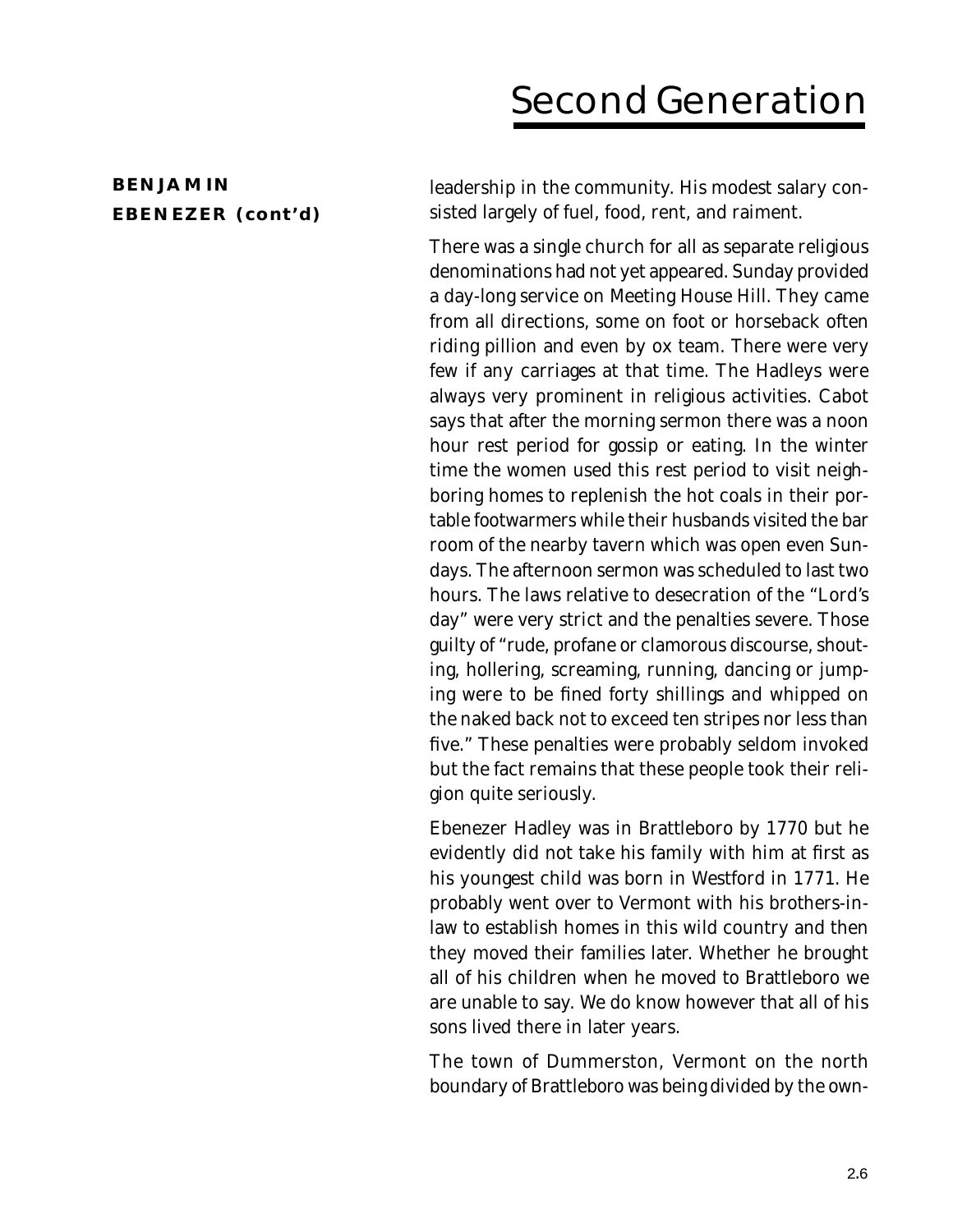**BENJAMIN EBENEZER (cont'd)**

leadership in the community. His modest salary consisted largely of fuel, food, rent, and raiment.

There was a single church for all as separate religious denominations had not yet appeared. Sunday provided a day-long service on Meeting House Hill. They came from all directions, some on foot or horseback often riding pillion and even by ox team. There were very few if any carriages at that time. The Hadleys were always very prominent in religious activities. Cabot says that after the morning sermon there was a noon hour rest period for gossip or eating. In the winter time the women used this rest period to visit neighboring homes to replenish the hot coals in their portable footwarmers while their husbands visited the bar room of the nearby tavern which was open even Sundays. The afternoon sermon was scheduled to last two hours. The laws relative to desecration of the "Lord's day" were very strict and the penalties severe. Those guilty of "rude, profane or clamorous discourse, shouting, hollering, screaming, running, dancing or jumping were to be fined forty shillings and whipped on the naked back not to exceed ten stripes nor less than five." These penalties were probably seldom invoked but the fact remains that these people took their religion quite seriously.

Ebenezer Hadley was in Brattleboro by 1770 but he evidently did not take his family with him at first as his youngest child was born in Westford in 1771. He probably went over to Vermont with his brothers-in-law to establish homes in this wild country and then they moved their families later. Whether he brought all of his children when he moved to Brattleboro we are unable to say. We do know however that all of his sons lived there in later years.

The town of Dummerston, Vermont on the north boundary of Brattleboro was being divided by the own-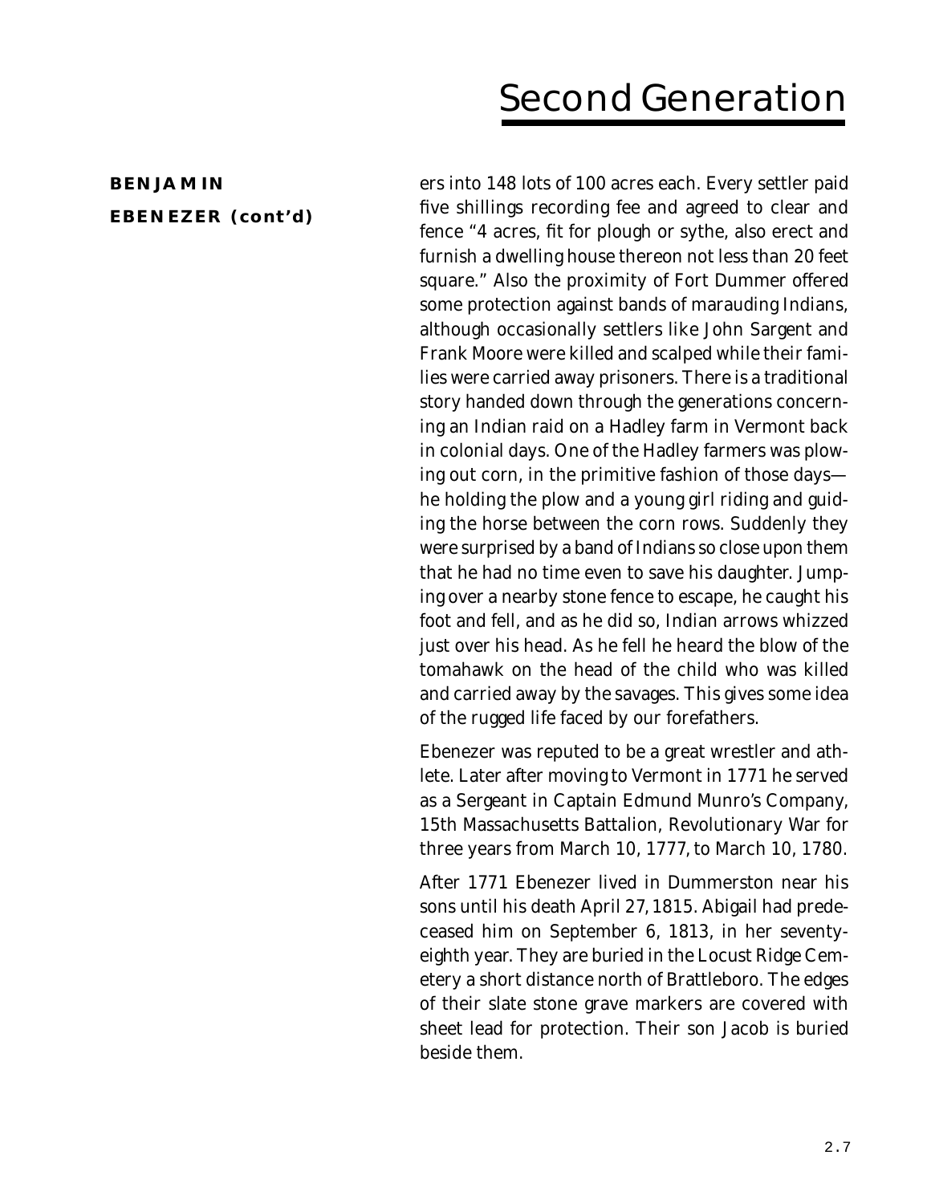# Second Generation

**BENJAMIN**

**EBENEZER (cont'd)**

ers into 148 lots of 100 acres each. Every settler paid five shillings recording fee and agreed to clear and fence "4 acres, fit for plough or sythe, also erect and furnish a dwelling house thereon not less than 20 feet square." Also the proximity of Fort Dummer offered some protection against bands of marauding Indians, although occasionally settlers like John Sargent and Frank Moore were killed and scalped while their families were carried away prisoners. There is a traditional story handed down through the generations concerning an Indian raid on a Hadley farm in Vermont back in colonial days. One of the Hadley farmers was plowing out corn, in the primitive fashion of those days—he holding the plow and a young girl riding and guiding the horse between the corn rows. Suddenly they were surprised by a band of Indians so close upon them that he had no time even to save his daughter. Jumping over a nearby stone fence to escape, he caught his foot and fell, and as he did so, Indian arrows whizzed just over his head. As he fell he heard the blow of the tomahawk on the head of the child who was killed and carried away by the savages. This gives some idea of the rugged life faced by our forefathers.

Ebenezer was reputed to be a great wrestler and athlete. Later after moving to Vermont in 1771 he served as a Sergeant in Captain Edmund Munro's Company, 15th Massachusetts Battalion, Revolutionary War for three years from March 10, 1777, to March 10, 1780.

After 1771 Ebenezer lived in Dummerston near his sons until his death April 27, 1815. Abigail had predeceased him on September 6, 1813, in her seventy-eighth year. They are buried in the Locust Ridge Cemetery a short distance north of Brattleboro. The edges of their slate stone grave markers are covered with sheet lead for protection. Their son Jacob is buried beside them.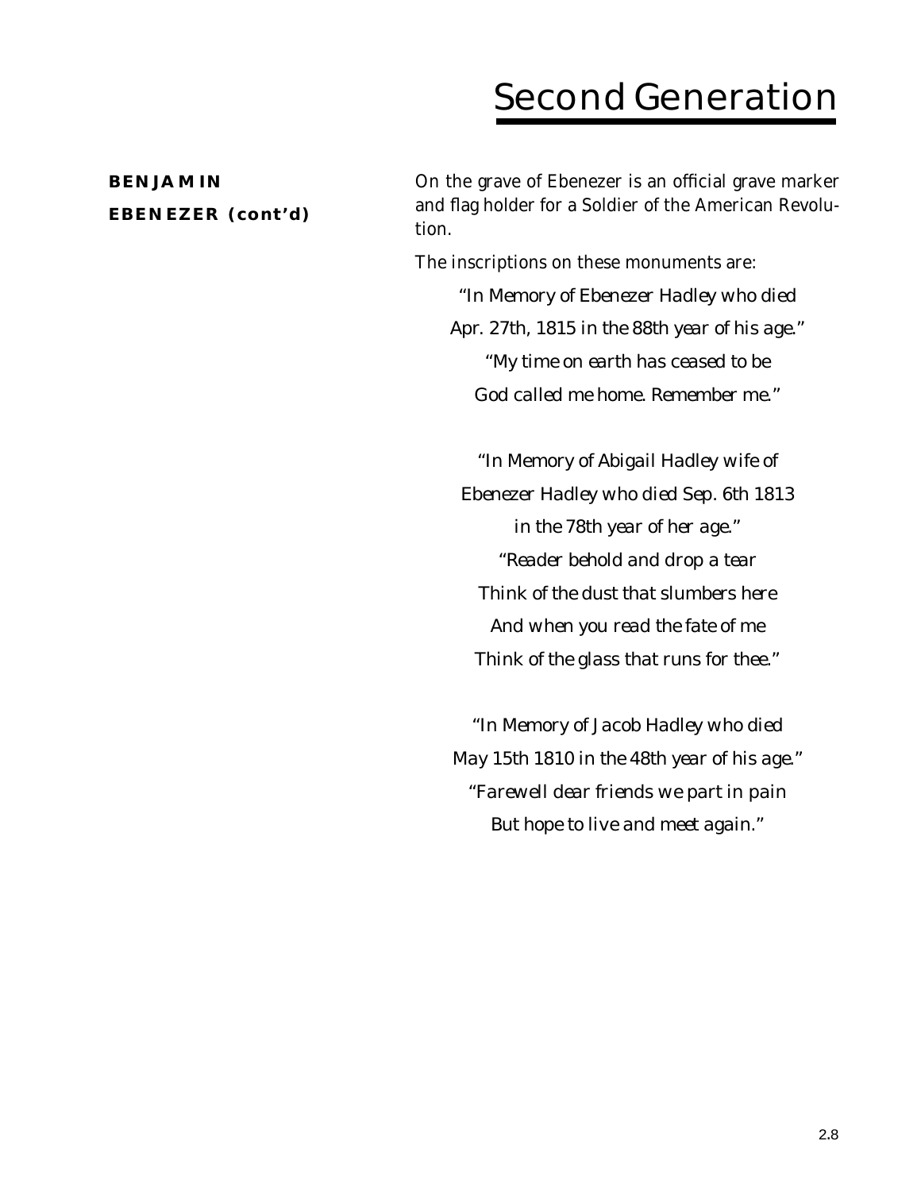# Second Generation

**BENJAMIN**

**EBENEZER (cont'd)**

*On the grave of Ebenezer is an official grave marker and flag holder for a Soldier of the American Revolution.*

*The inscriptions on these monuments are:*

*"In Memory of Ebenezer Hadley who died*
*Apr. 27th, 1815 in the 88th year of his age."*
*"My time on earth has ceased to be*
*God called me home. Remember me."*

*"In Memory of Abigail Hadley wife of*
*Ebenezer Hadley who died Sep. 6th 1813*
*in the 78th year of her age."*
*"Reader behold and drop a tear*
*Think of the dust that slumbers here*
*And when you read the fate of me*
*Think of the glass that runs for thee."*

*"In Memory of Jacob Hadley who died*
*May 15th 1810 in the 48th year of his age."*
*"Farewell dear friends we part in pain*
*But hope to live and meet again."*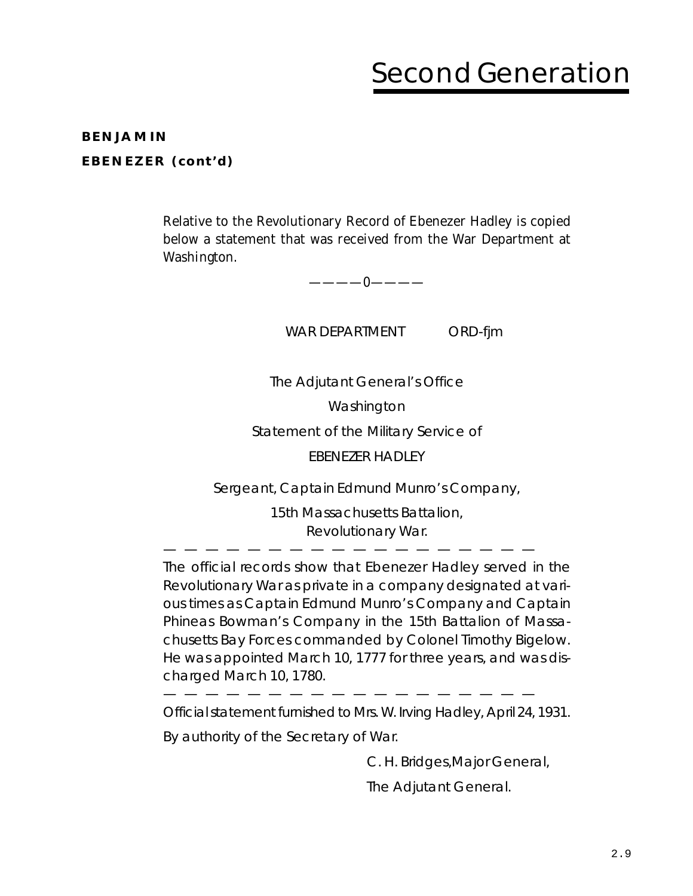# Second Generation

**BENJAMIN**

**EBENEZER (cont'd)**

Relative to the Revolutionary Record of Ebenezer Hadley is copied below a statement that was received from the War Department at Washington.

————0————

WAR DEPARTMENT ORD-fjm

The Adjutant General's Office

Washington

Statement of the Military Service of

EBENEZER HADLEY

Sergeant, Captain Edmund Munro's Company,

15th Massachusetts Battalion,
Revolutionary War.

— — — — — — — — — — — — — — — — — —

The official records show that Ebenezer Hadley served in the Revolutionary War as private in a company designated at various times as Captain Edmund Munro's Company and Captain Phineas Bowman's Company in the 15th Battalion of Massachusetts Bay Forces commanded by Colonel Timothy Bigelow. He was appointed March 10, 1777 for three years, and was discharged March 10, 1780.

— — — — — — — — — — — — — — — — — —

Official statement furnished to Mrs. W. Irving Hadley, April 24, 1931.

By authority of the Secretary of War.

C. H. Bridges, Major General,

The Adjutant General.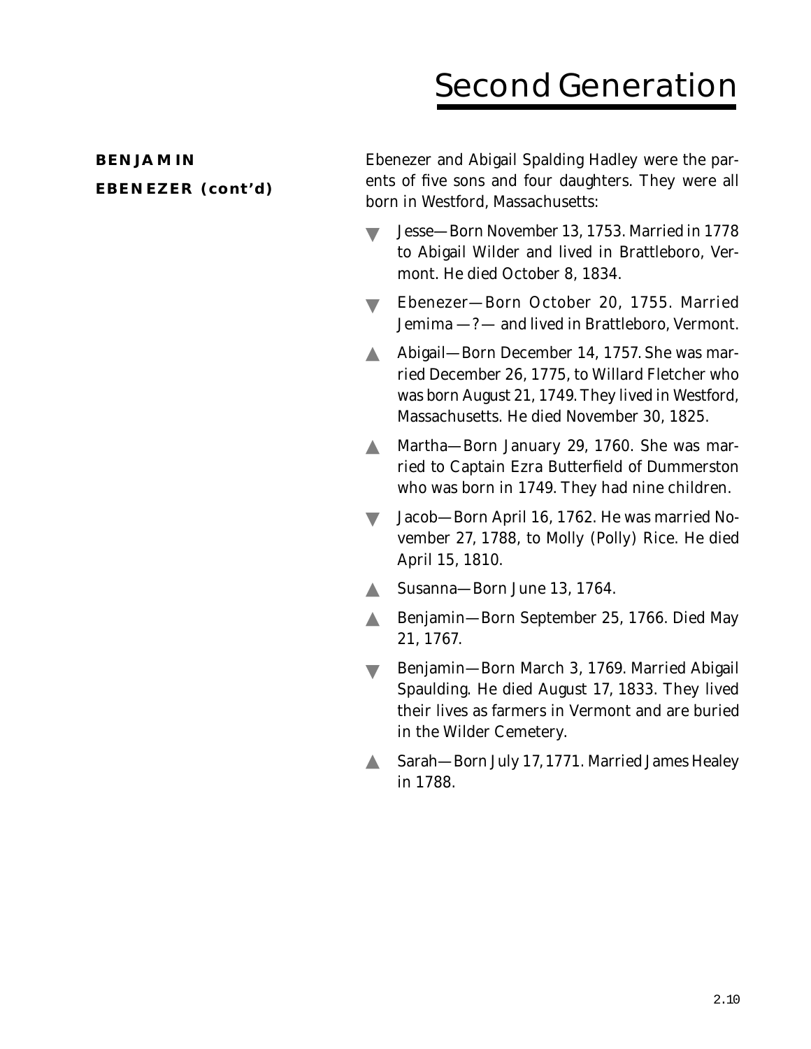# Second Generation

**BENJAMIN**

**EBENEZER (cont'd)**

Ebenezer and Abigail Spalding Hadley were the parents of five sons and four daughters. They were all born in Westford, Massachusetts:

- ▼ Jesse—Born November 13, 1753. Married in 1778 to Abigail Wilder and lived in Brattleboro, Vermont. He died October 8, 1834.
- ▼ Ebenezer—Born October 20, 1755. Married Jemima —?— and lived in Brattleboro, Vermont.
- ▲ Abigail—Born December 14, 1757. She was married December 26, 1775, to Willard Fletcher who was born August 21, 1749. They lived in Westford, Massachusetts. He died November 30, 1825.
- ▲ Martha—Born January 29, 1760. She was married to Captain Ezra Butterfield of Dummerston who was born in 1749. They had nine children.
- ▼ Jacob—Born April 16, 1762. He was married November 27, 1788, to Molly (Polly) Rice. He died April 15, 1810.
- ▲ Susanna—Born June 13, 1764.
- ▲ Benjamin—Born September 25, 1766. Died May 21, 1767.
- ▼ Benjamin—Born March 3, 1769. Married Abigail Spaulding. He died August 17, 1833. They lived their lives as farmers in Vermont and are buried in the Wilder Cemetery.
- ▲ Sarah—Born July 17, 1771. Married James Healey in 1788.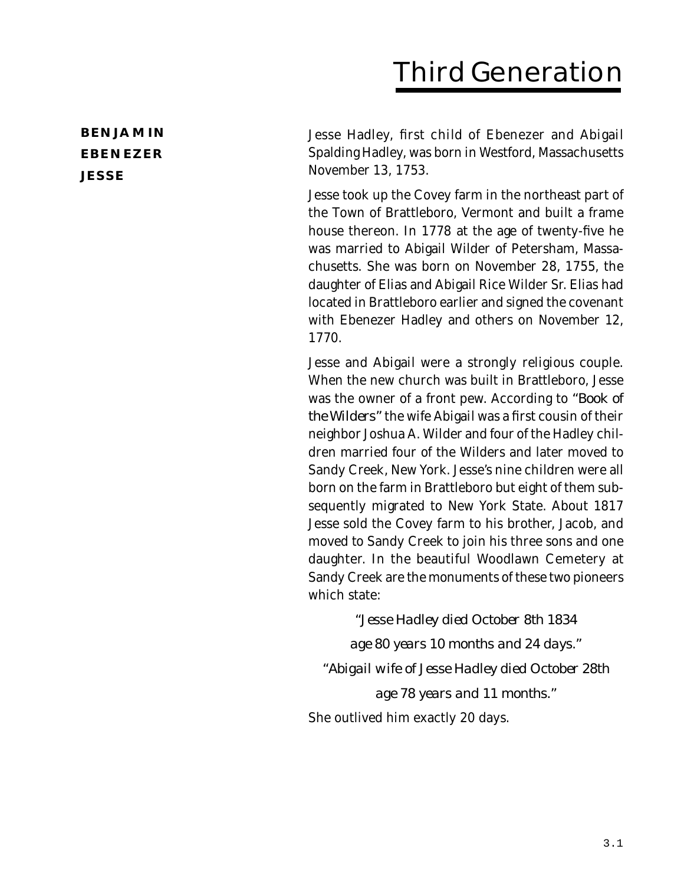# Third Generation

**BENJAMIN**
**EBENEZER**
**JESSE**

Jesse Hadley, first child of Ebenezer and Abigail Spalding Hadley, was born in Westford, Massachusetts November 13, 1753.

Jesse took up the Covey farm in the northeast part of the Town of Brattleboro, Vermont and built a frame house thereon. In 1778 at the age of twenty-five he was married to Abigail Wilder of Petersham, Massachusetts. She was born on November 28, 1755, the daughter of Elias and Abigail Rice Wilder Sr. Elias had located in Brattleboro earlier and signed the covenant with Ebenezer Hadley and others on November 12, 1770.

Jesse and Abigail were a strongly religious couple. When the new church was built in Brattleboro, Jesse was the owner of a front pew. According to *"Book of the Wilders"* the wife Abigail was a first cousin of their neighbor Joshua A. Wilder and four of the Hadley children married four of the Wilders and later moved to Sandy Creek, New York. Jesse's nine children were all born on the farm in Brattleboro but eight of them subsequently migrated to New York State. About 1817 Jesse sold the Covey farm to his brother, Jacob, and moved to Sandy Creek to join his three sons and one daughter. In the beautiful Woodlawn Cemetery at Sandy Creek are the monuments of these two pioneers which state:

*"Jesse Hadley died October 8th 1834*
*age 80 years 10 months and 24 days."*
*"Abigail wife of Jesse Hadley died October 28th*
*age 78 years and 11 months."*

She outlived him exactly 20 days.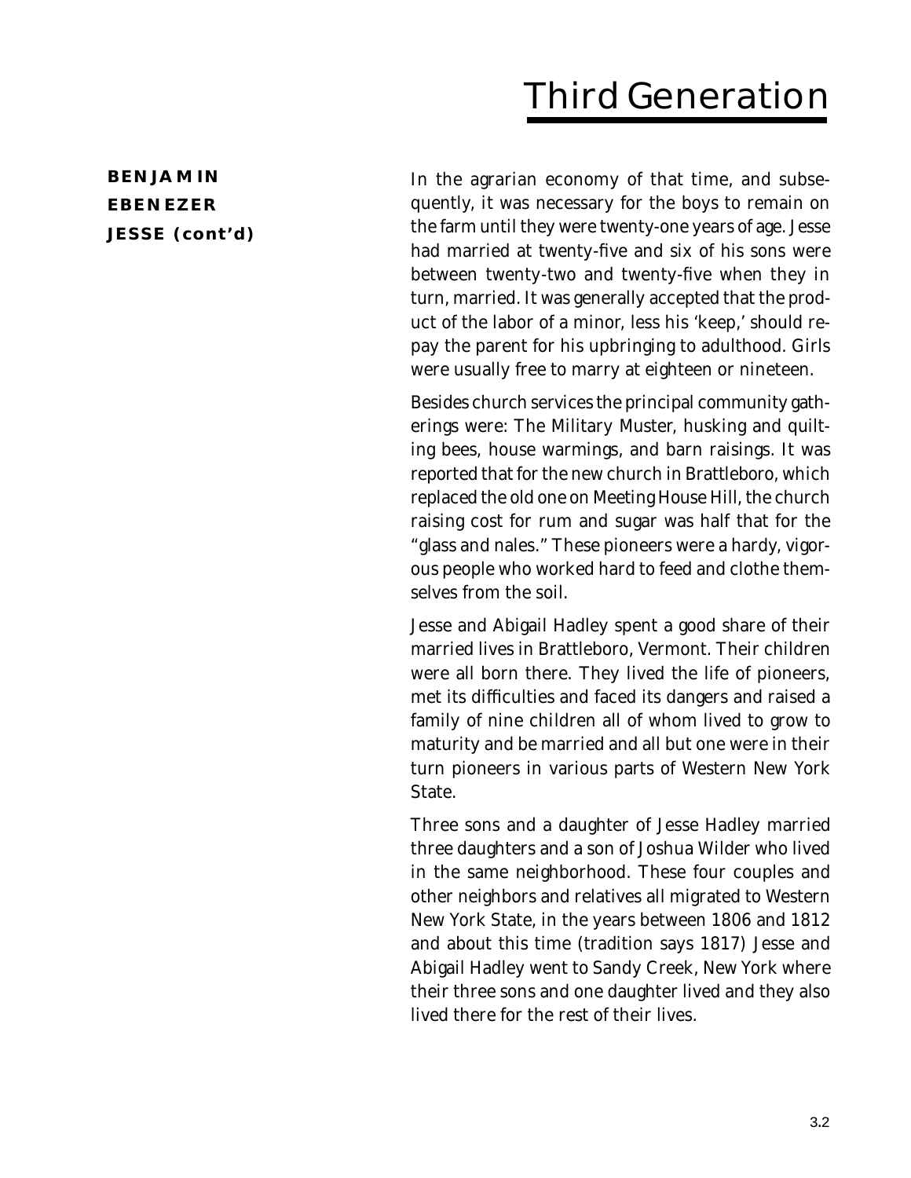# Third Generation

**BENJAMIN**
**EBENEZER**
**JESSE (cont'd)**

In the agrarian economy of that time, and subsequently, it was necessary for the boys to remain on the farm until they were twenty-one years of age. Jesse had married at twenty-five and six of his sons were between twenty-two and twenty-five when they in turn, married. It was generally accepted that the product of the labor of a minor, less his 'keep,' should repay the parent for his upbringing to adulthood. Girls were usually free to marry at eighteen or nineteen.

Besides church services the principal community gatherings were: The Military Muster, husking and quilting bees, house warmings, and barn raisings. It was reported that for the new church in Brattleboro, which replaced the old one on Meeting House Hill, the church raising cost for rum and sugar was half that for the "glass and nales." These pioneers were a hardy, vigorous people who worked hard to feed and clothe themselves from the soil.

Jesse and Abigail Hadley spent a good share of their married lives in Brattleboro, Vermont. Their children were all born there. They lived the life of pioneers, met its difficulties and faced its dangers and raised a family of nine children all of whom lived to grow to maturity and be married and all but one were in their turn pioneers in various parts of Western New York State.

Three sons and a daughter of Jesse Hadley married three daughters and a son of Joshua Wilder who lived in the same neighborhood. These four couples and other neighbors and relatives all migrated to Western New York State, in the years between 1806 and 1812 and about this time (tradition says 1817) Jesse and Abigail Hadley went to Sandy Creek, New York where their three sons and one daughter lived and they also lived there for the rest of their lives.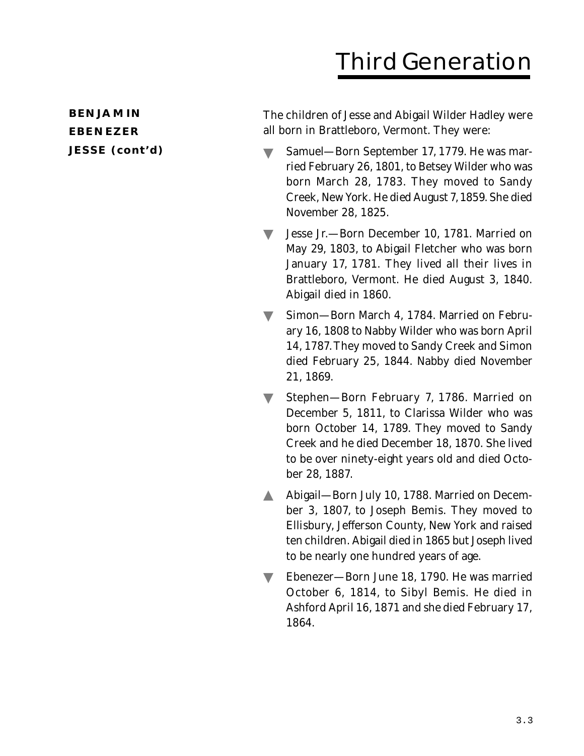# Third Generation

**BENJAMIN**
**EBENEZER**
**JESSE (cont'd)**

The children of Jesse and Abigail Wilder Hadley were all born in Brattleboro, Vermont. They were:

- Samuel—Born September 17, 1779. He was married February 26, 1801, to Betsey Wilder who was born March 28, 1783. They moved to Sandy Creek, New York. He died August 7, 1859. She died November 28, 1825.
- Jesse Jr.—Born December 10, 1781. Married on May 29, 1803, to Abigail Fletcher who was born January 17, 1781. They lived all their lives in Brattleboro, Vermont. He died August 3, 1840. Abigail died in 1860.
- Simon—Born March 4, 1784. Married on February 16, 1808 to Nabby Wilder who was born April 14, 1787. They moved to Sandy Creek and Simon died February 25, 1844. Nabby died November 21, 1869.
- Stephen—Born February 7, 1786. Married on December 5, 1811, to Clarissa Wilder who was born October 14, 1789. They moved to Sandy Creek and he died December 18, 1870. She lived to be over ninety-eight years old and died October 28, 1887.
- Abigail—Born July 10, 1788. Married on December 3, 1807, to Joseph Bemis. They moved to Ellisbury, Jefferson County, New York and raised ten children. Abigail died in 1865 but Joseph lived to be nearly one hundred years of age.
- Ebenezer—Born June 18, 1790. He was married October 6, 1814, to Sibyl Bemis. He died in Ashford April 16, 1871 and she died February 17, 1864.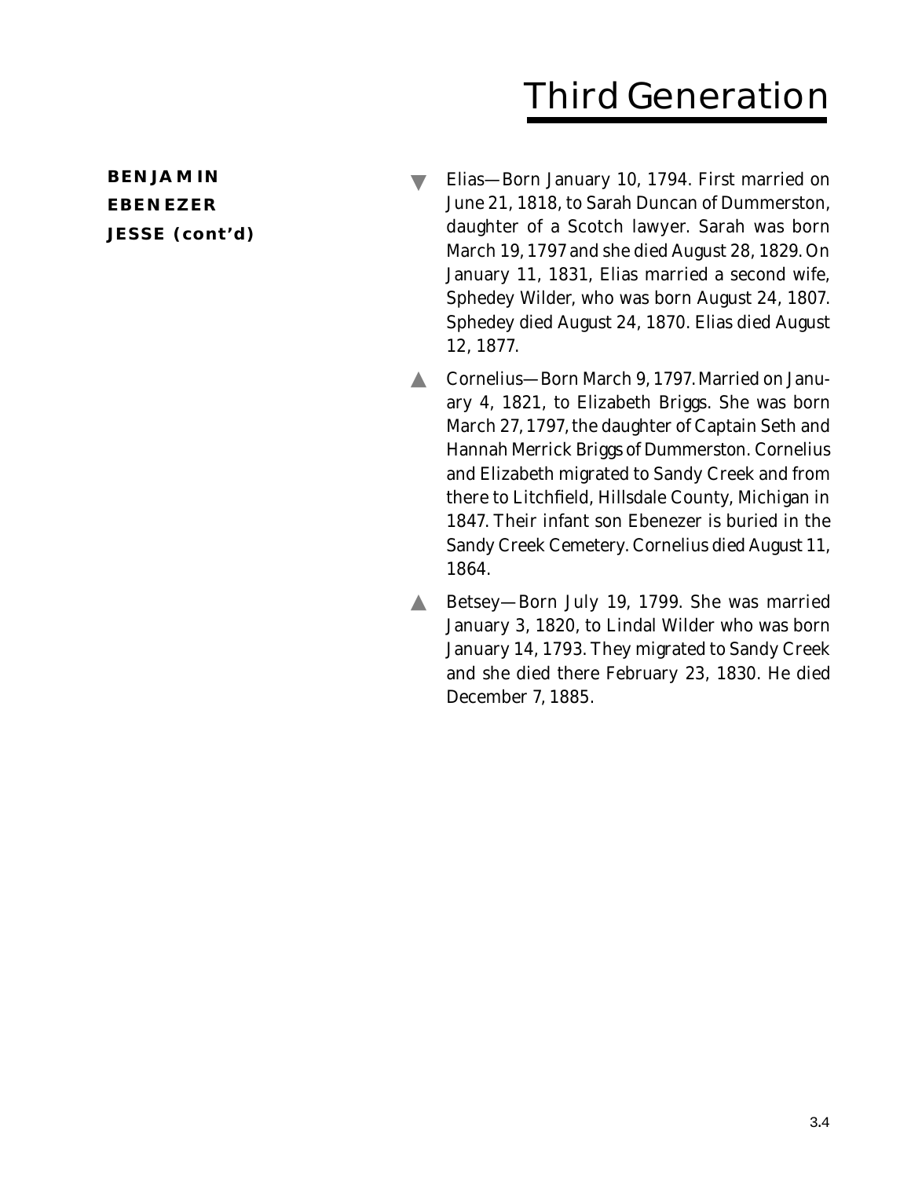# Third Generation

**BENJAMIN**
**EBENEZER**
**JESSE (cont'd)**

▼ Elias—Born January 10, 1794. First married on June 21, 1818, to Sarah Duncan of Dummerston, daughter of a Scotch lawyer. Sarah was born March 19, 1797 and she died August 28, 1829. On January 11, 1831, Elias married a second wife, Sphedey Wilder, who was born August 24, 1807. Sphedey died August 24, 1870. Elias died August 12, 1877.

▲ Cornelius—Born March 9, 1797. Married on January 4, 1821, to Elizabeth Briggs. She was born March 27, 1797, the daughter of Captain Seth and Hannah Merrick Briggs of Dummerston. Cornelius and Elizabeth migrated to Sandy Creek and from there to Litchfield, Hillsdale County, Michigan in 1847. Their infant son Ebenezer is buried in the Sandy Creek Cemetery. Cornelius died August 11, 1864.

▲ Betsey—Born July 19, 1799. She was married January 3, 1820, to Lindal Wilder who was born January 14, 1793. They migrated to Sandy Creek and she died there February 23, 1830. He died December 7, 1885.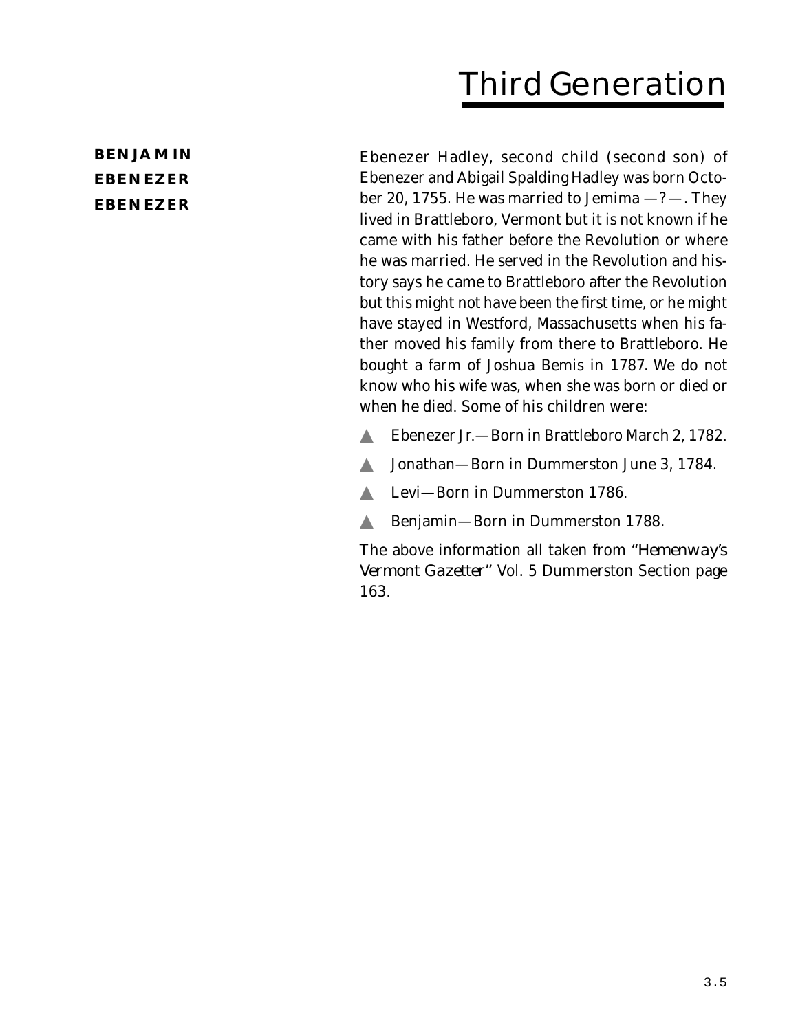# Third Generation

**BENJAMIN**
**EBENEZER**
**EBENEZER**

Ebenezer Hadley, second child (second son) of Ebenezer and Abigail Spalding Hadley was born October 20, 1755. He was married to Jemima —?—. They lived in Brattleboro, Vermont but it is not known if he came with his father before the Revolution or where he was married. He served in the Revolution and history says he came to Brattleboro after the Revolution but this might not have been the first time, or he might have stayed in Westford, Massachusetts when his father moved his family from there to Brattleboro. He bought a farm of Joshua Bemis in 1787. We do not know who his wife was, when she was born or died or when he died. Some of his children were:

- Ebenezer Jr.—Born in Brattleboro March 2, 1782.
- Jonathan—Born in Dummerston June 3, 1784.
- Levi—Born in Dummerston 1786.
- Benjamin—Born in Dummerston 1788.

The above information all taken from "*Hemenway's Vermont Gazetter*" Vol. 5 Dummerston Section page 163.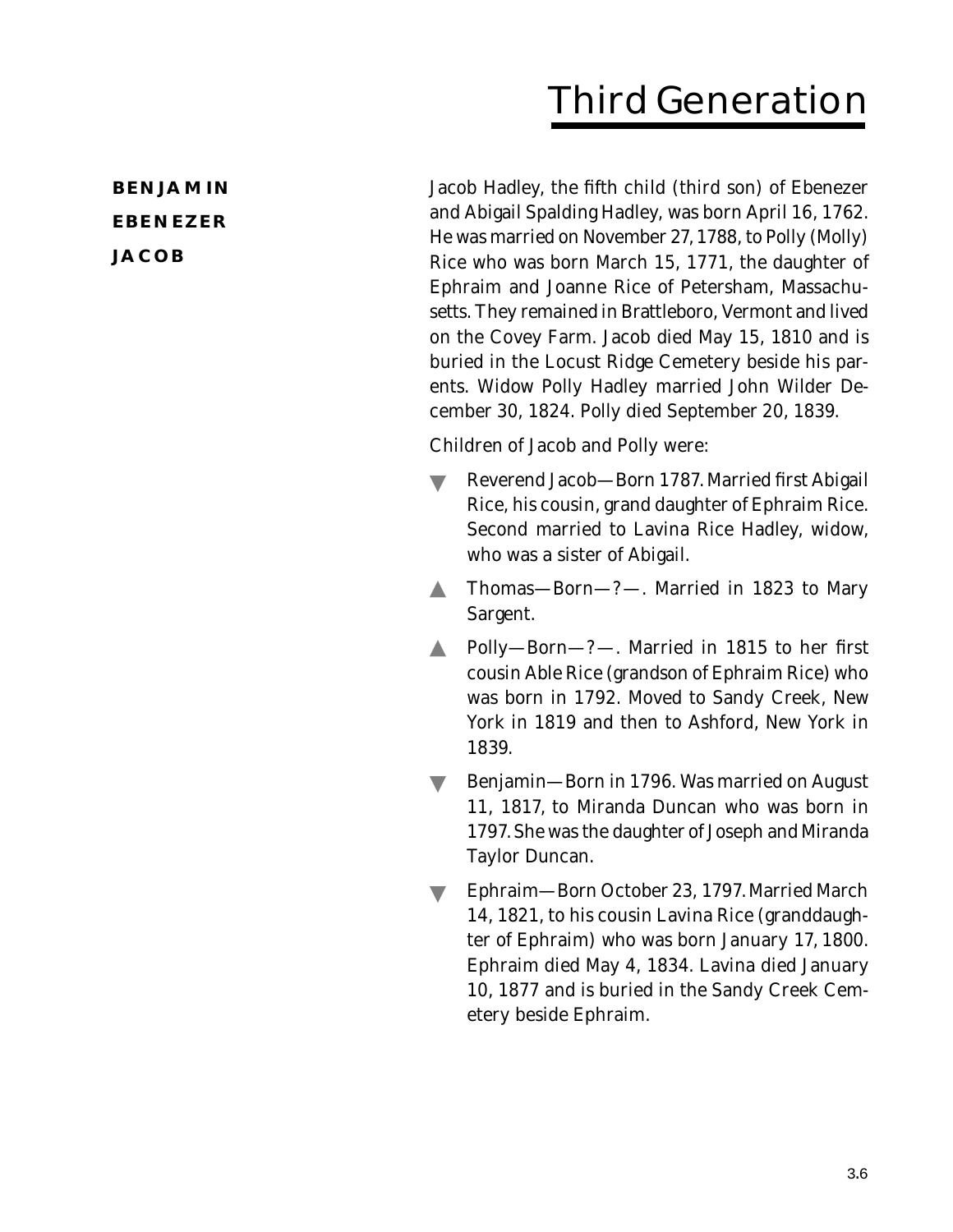# Third Generation

**BENJAMIN**

**EBENEZER**

**JACOB**

Jacob Hadley, the fifth child (third son) of Ebenezer and Abigail Spalding Hadley, was born April 16, 1762. He was married on November 27, 1788, to Polly (Molly) Rice who was born March 15, 1771, the daughter of Ephraim and Joanne Rice of Petersham, Massachusetts. They remained in Brattleboro, Vermont and lived on the Covey Farm. Jacob died May 15, 1810 and is buried in the Locust Ridge Cemetery beside his parents. Widow Polly Hadley married John Wilder December 30, 1824. Polly died September 20, 1839.

Children of Jacob and Polly were:

- ▼ Reverend Jacob—Born 1787. Married first Abigail Rice, his cousin, grand daughter of Ephraim Rice. Second married to Lavina Rice Hadley, widow, who was a sister of Abigail.
- ▲ Thomas—Born—?—. Married in 1823 to Mary Sargent.
- ▲ Polly—Born—?—. Married in 1815 to her first cousin Able Rice (grandson of Ephraim Rice) who was born in 1792. Moved to Sandy Creek, New York in 1819 and then to Ashford, New York in 1839.
- ▼ Benjamin—Born in 1796. Was married on August 11, 1817, to Miranda Duncan who was born in 1797. She was the daughter of Joseph and Miranda Taylor Duncan.
- ▼ Ephraim—Born October 23, 1797. Married March 14, 1821, to his cousin Lavina Rice (granddaughter of Ephraim) who was born January 17, 1800. Ephraim died May 4, 1834. Lavina died January 10, 1877 and is buried in the Sandy Creek Cemetery beside Ephraim.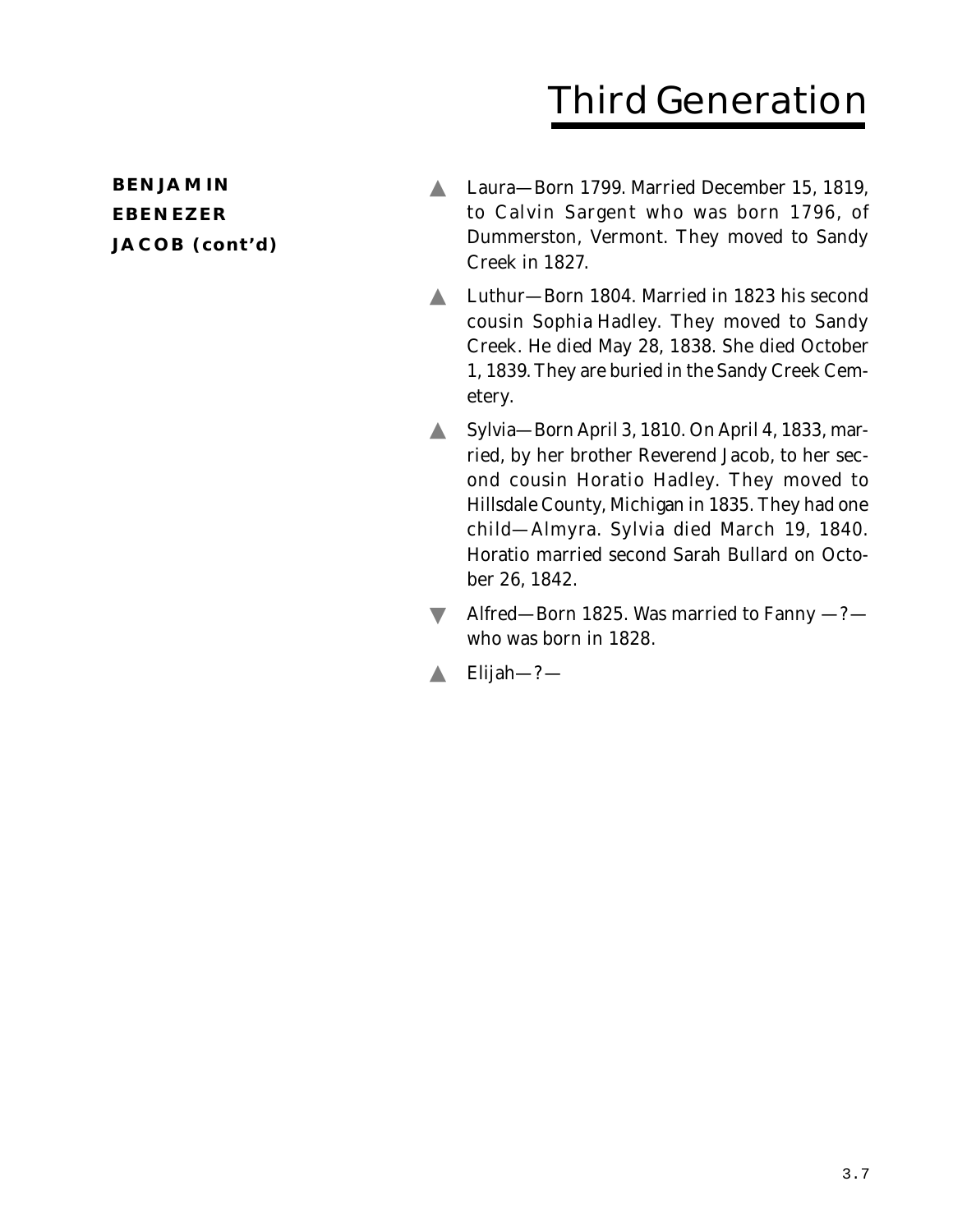# Third Generation

**BENJAMIN**
**EBENEZER**
**JACOB (cont'd)**

- ▲ Laura—Born 1799. Married December 15, 1819, to Calvin Sargent who was born 1796, of Dummerston, Vermont. They moved to Sandy Creek in 1827.
- ▲ Luthur—Born 1804. Married in 1823 his second cousin Sophia Hadley. They moved to Sandy Creek. He died May 28, 1838. She died October 1, 1839. They are buried in the Sandy Creek Cemetery.
- ▲ Sylvia—Born April 3, 1810. On April 4, 1833, married, by her brother Reverend Jacob, to her second cousin Horatio Hadley. They moved to Hillsdale County, Michigan in 1835. They had one child—Almyra. Sylvia died March 19, 1840. Horatio married second Sarah Bullard on October 26, 1842.
- ▼ Alfred—Born 1825. Was married to Fanny —?— who was born in 1828.
- ▲ Elijah—?—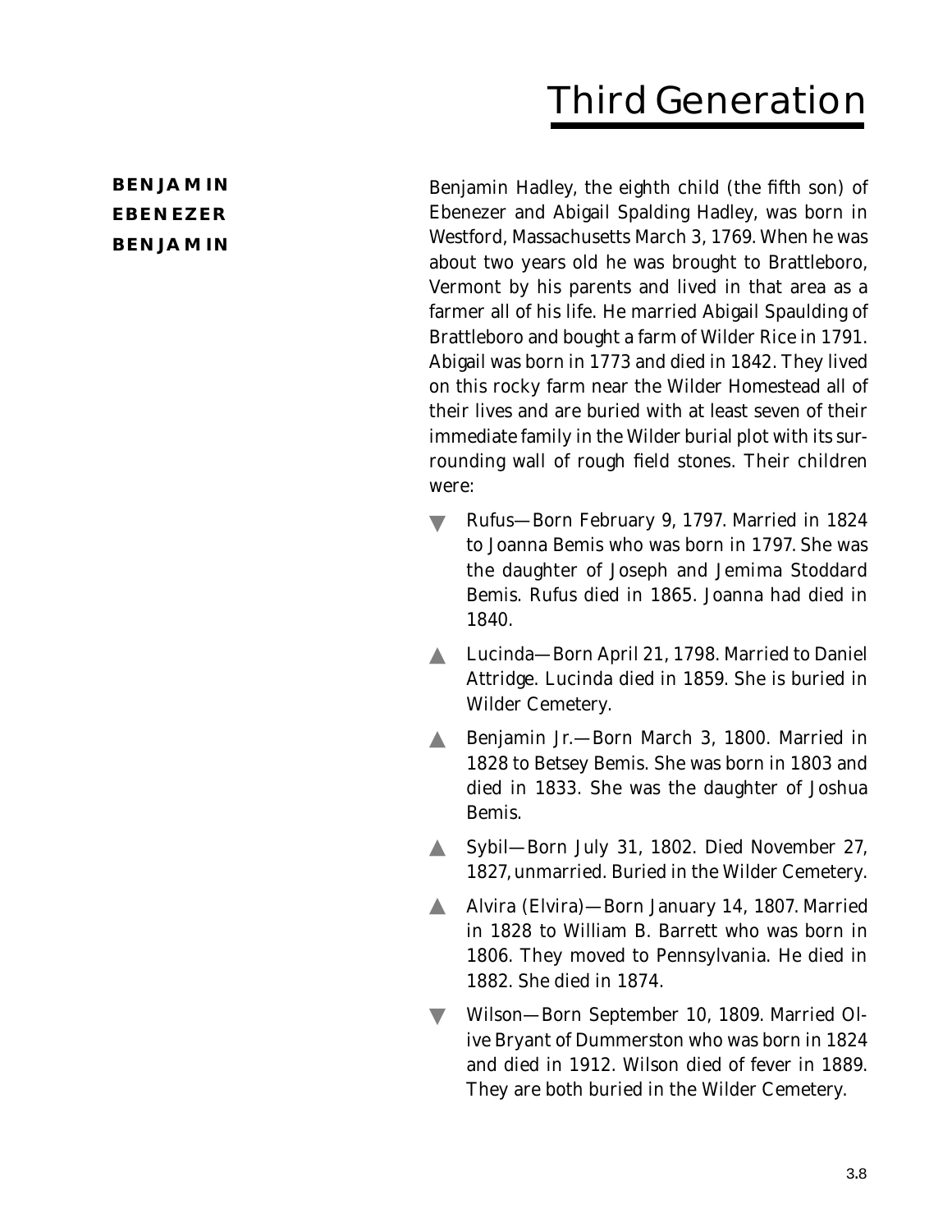# Third Generation

**BENJAMIN**
**EBENEZER**
**BENJAMIN**

Benjamin Hadley, the eighth child (the fifth son) of Ebenezer and Abigail Spalding Hadley, was born in Westford, Massachusetts March 3, 1769. When he was about two years old he was brought to Brattleboro, Vermont by his parents and lived in that area as a farmer all of his life. He married Abigail Spaulding of Brattleboro and bought a farm of Wilder Rice in 1791. Abigail was born in 1773 and died in 1842. They lived on this rocky farm near the Wilder Homestead all of their lives and are buried with at least seven of their immediate family in the Wilder burial plot with its surrounding wall of rough field stones. Their children were:

- ▼ Rufus—Born February 9, 1797. Married in 1824 to Joanna Bemis who was born in 1797. She was the daughter of Joseph and Jemima Stoddard Bemis. Rufus died in 1865. Joanna had died in 1840.
- ▲ Lucinda—Born April 21, 1798. Married to Daniel Attridge. Lucinda died in 1859. She is buried in Wilder Cemetery.
- ▲ Benjamin Jr.—Born March 3, 1800. Married in 1828 to Betsey Bemis. She was born in 1803 and died in 1833. She was the daughter of Joshua Bemis.
- ▲ Sybil—Born July 31, 1802. Died November 27, 1827, unmarried. Buried in the Wilder Cemetery.
- ▲ Alvira (Elvira)—Born January 14, 1807. Married in 1828 to William B. Barrett who was born in 1806. They moved to Pennsylvania. He died in 1882. She died in 1874.
- ▼ Wilson—Born September 10, 1809. Married Olive Bryant of Dummerston who was born in 1824 and died in 1912. Wilson died of fever in 1889. They are both buried in the Wilder Cemetery.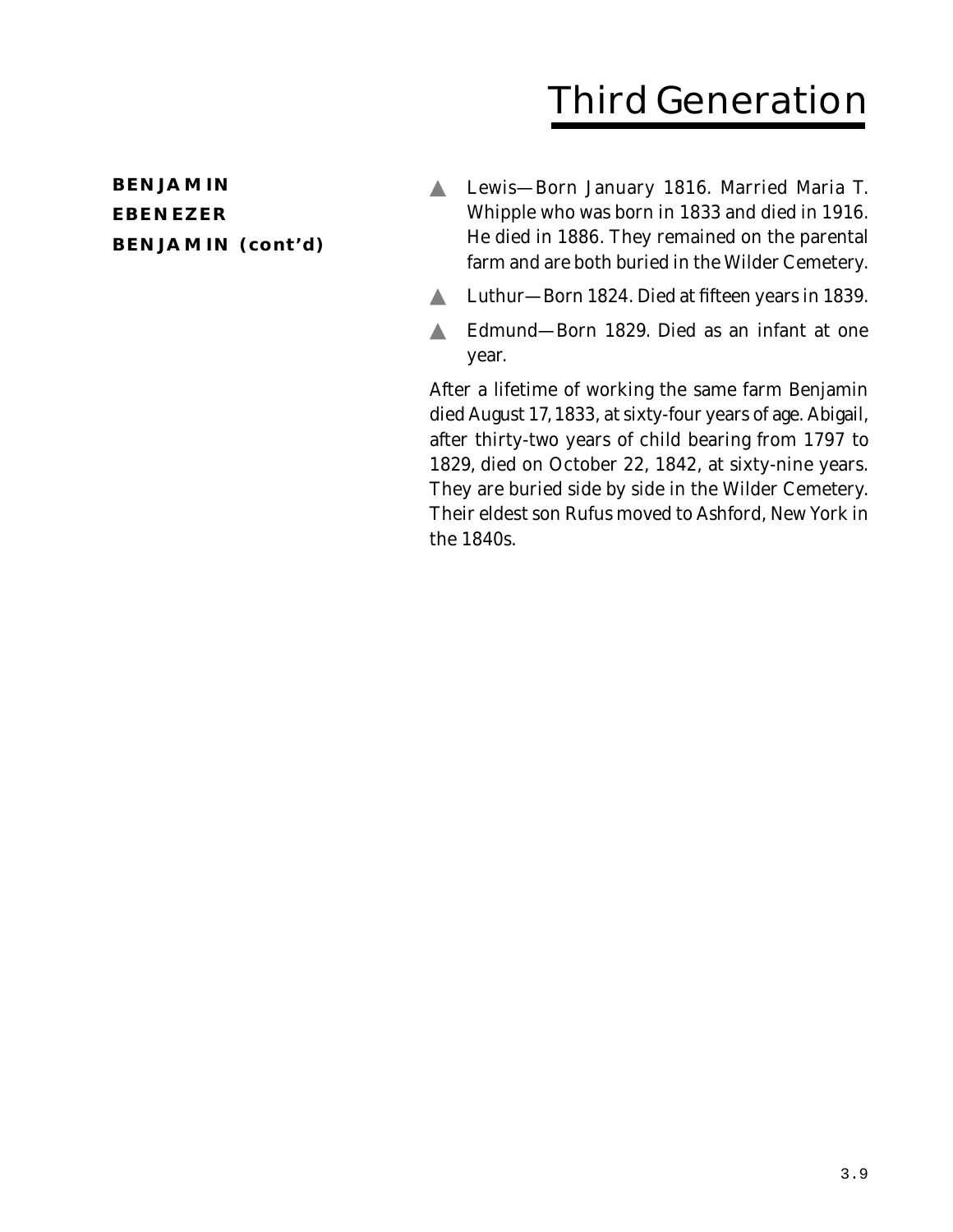# Third Generation

**BENJAMIN**
**EBENEZER**
**BENJAMIN (cont'd)**

- Lewis—Born January 1816. Married Maria T. Whipple who was born in 1833 and died in 1916. He died in 1886. They remained on the parental farm and are both buried in the Wilder Cemetery.
- Luthur—Born 1824. Died at fifteen years in 1839.
- Edmund—Born 1829. Died as an infant at one year.

After a lifetime of working the same farm Benjamin died August 17, 1833, at sixty-four years of age. Abigail, after thirty-two years of child bearing from 1797 to 1829, died on October 22, 1842, at sixty-nine years. They are buried side by side in the Wilder Cemetery. Their eldest son Rufus moved to Ashford, New York in the 1840s.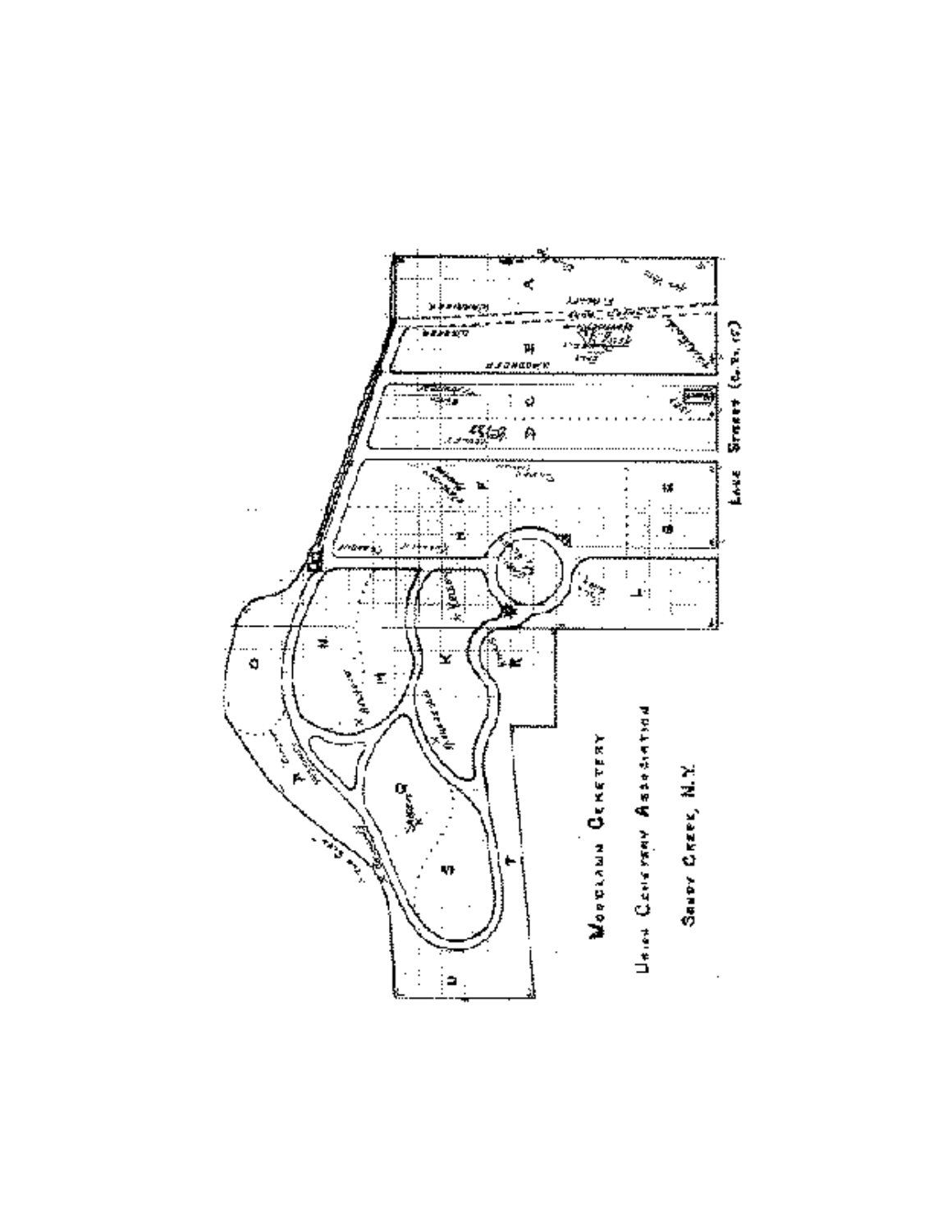Moorlawn Cemetery

Union Cemetery Association

Sandy Creek, N.Y.

Lake Street (C.R. 15)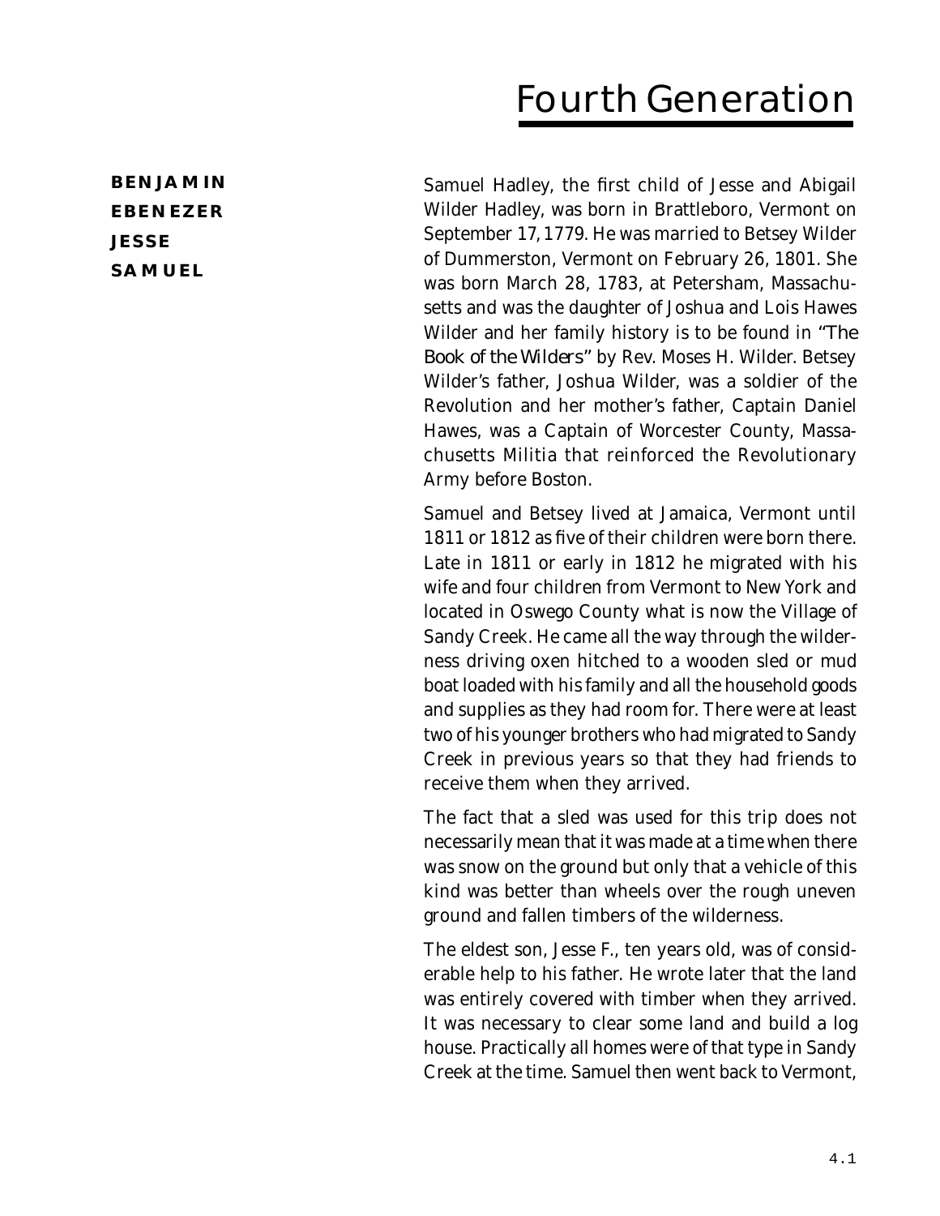# Fourth Generation

**BENJAMIN**
**EBENEZER**
**JESSE**
**SAMUEL**

Samuel Hadley, the first child of Jesse and Abigail Wilder Hadley, was born in Brattleboro, Vermont on September 17, 1779. He was married to Betsey Wilder of Dummerston, Vermont on February 26, 1801. She was born March 28, 1783, at Petersham, Massachusetts and was the daughter of Joshua and Lois Hawes Wilder and her family history is to be found in *"The Book of the Wilders"* by Rev. Moses H. Wilder. Betsey Wilder's father, Joshua Wilder, was a soldier of the Revolution and her mother's father, Captain Daniel Hawes, was a Captain of Worcester County, Massachusetts Militia that reinforced the Revolutionary Army before Boston.

Samuel and Betsey lived at Jamaica, Vermont until 1811 or 1812 as five of their children were born there. Late in 1811 or early in 1812 he migrated with his wife and four children from Vermont to New York and located in Oswego County what is now the Village of Sandy Creek. He came all the way through the wilderness driving oxen hitched to a wooden sled or mud boat loaded with his family and all the household goods and supplies as they had room for. There were at least two of his younger brothers who had migrated to Sandy Creek in previous years so that they had friends to receive them when they arrived.

The fact that a sled was used for this trip does not necessarily mean that it was made at a time when there was snow on the ground but only that a vehicle of this kind was better than wheels over the rough uneven ground and fallen timbers of the wilderness.

The eldest son, Jesse F., ten years old, was of considerable help to his father. He wrote later that the land was entirely covered with timber when they arrived. It was necessary to clear some land and build a log house. Practically all homes were of that type in Sandy Creek at the time. Samuel then went back to Vermont,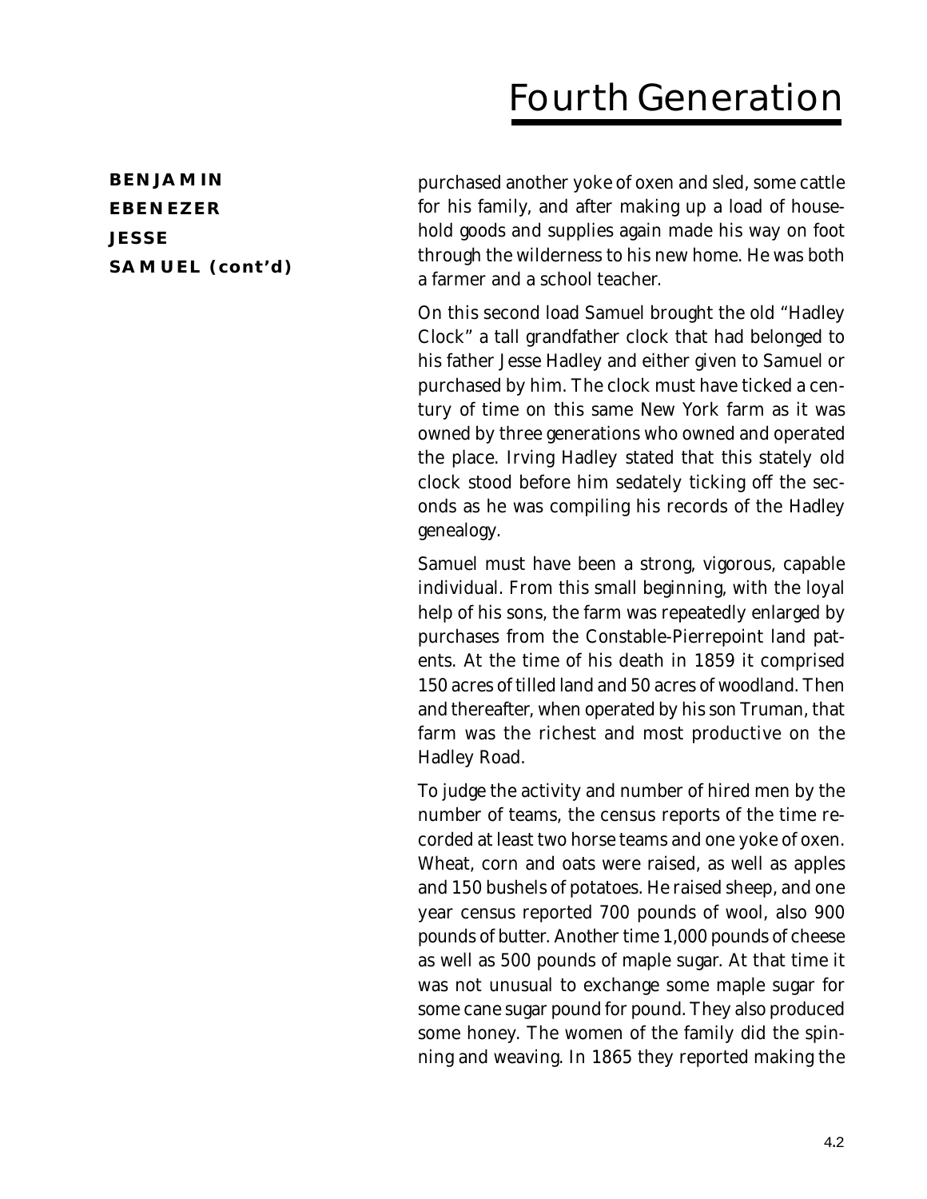# Fourth Generation

**BENJAMIN**
**EBENEZER**
**JESSE**
**SAMUEL (cont'd)**

purchased another yoke of oxen and sled, some cattle for his family, and after making up a load of household goods and supplies again made his way on foot through the wilderness to his new home. He was both a farmer and a school teacher.

On this second load Samuel brought the old "Hadley Clock" a tall grandfather clock that had belonged to his father Jesse Hadley and either given to Samuel or purchased by him. The clock must have ticked a century of time on this same New York farm as it was owned by three generations who owned and operated the place. Irving Hadley stated that this stately old clock stood before him sedately ticking off the seconds as he was compiling his records of the Hadley genealogy.

Samuel must have been a strong, vigorous, capable individual. From this small beginning, with the loyal help of his sons, the farm was repeatedly enlarged by purchases from the Constable-Pierrepoint land patents. At the time of his death in 1859 it comprised 150 acres of tilled land and 50 acres of woodland. Then and thereafter, when operated by his son Truman, that farm was the richest and most productive on the Hadley Road.

To judge the activity and number of hired men by the number of teams, the census reports of the time recorded at least two horse teams and one yoke of oxen. Wheat, corn and oats were raised, as well as apples and 150 bushels of potatoes. He raised sheep, and one year census reported 700 pounds of wool, also 900 pounds of butter. Another time 1,000 pounds of cheese as well as 500 pounds of maple sugar. At that time it was not unusual to exchange some maple sugar for some cane sugar pound for pound. They also produced some honey. The women of the family did the spinning and weaving. In 1865 they reported making the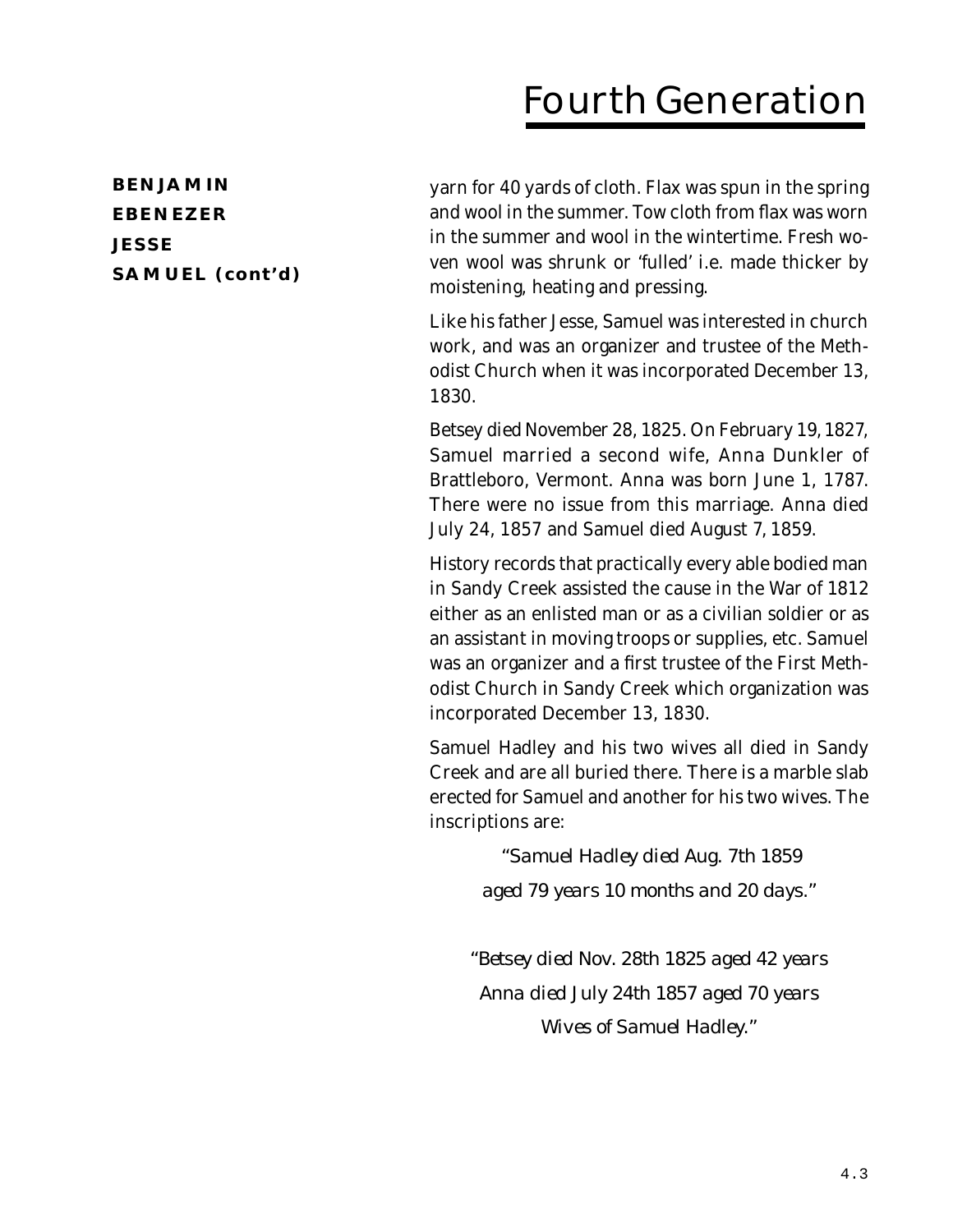# Fourth Generation

**BENJAMIN**
**EBENEZER**
**JESSE**
**SAMUEL (cont'd)**

yarn for 40 yards of cloth. Flax was spun in the spring and wool in the summer. Tow cloth from flax was worn in the summer and wool in the wintertime. Fresh woven wool was shrunk or 'fulled' i.e. made thicker by moistening, heating and pressing.

Like his father Jesse, Samuel was interested in church work, and was an organizer and trustee of the Methodist Church when it was incorporated December 13, 1830.

Betsey died November 28, 1825. On February 19, 1827, Samuel married a second wife, Anna Dunkler of Brattleboro, Vermont. Anna was born June 1, 1787. There were no issue from this marriage. Anna died July 24, 1857 and Samuel died August 7, 1859.

History records that practically every able bodied man in Sandy Creek assisted the cause in the War of 1812 either as an enlisted man or as a civilian soldier or as an assistant in moving troops or supplies, etc. Samuel was an organizer and a first trustee of the First Methodist Church in Sandy Creek which organization was incorporated December 13, 1830.

Samuel Hadley and his two wives all died in Sandy Creek and are all buried there. There is a marble slab erected for Samuel and another for his two wives. The inscriptions are:

*"Samuel Hadley died Aug. 7th 1859*
*aged 79 years 10 months and 20 days."*

*"Betsey died Nov. 28th 1825 aged 42 years*
*Anna died July 24th 1857 aged 70 years*
*Wives of Samuel Hadley."*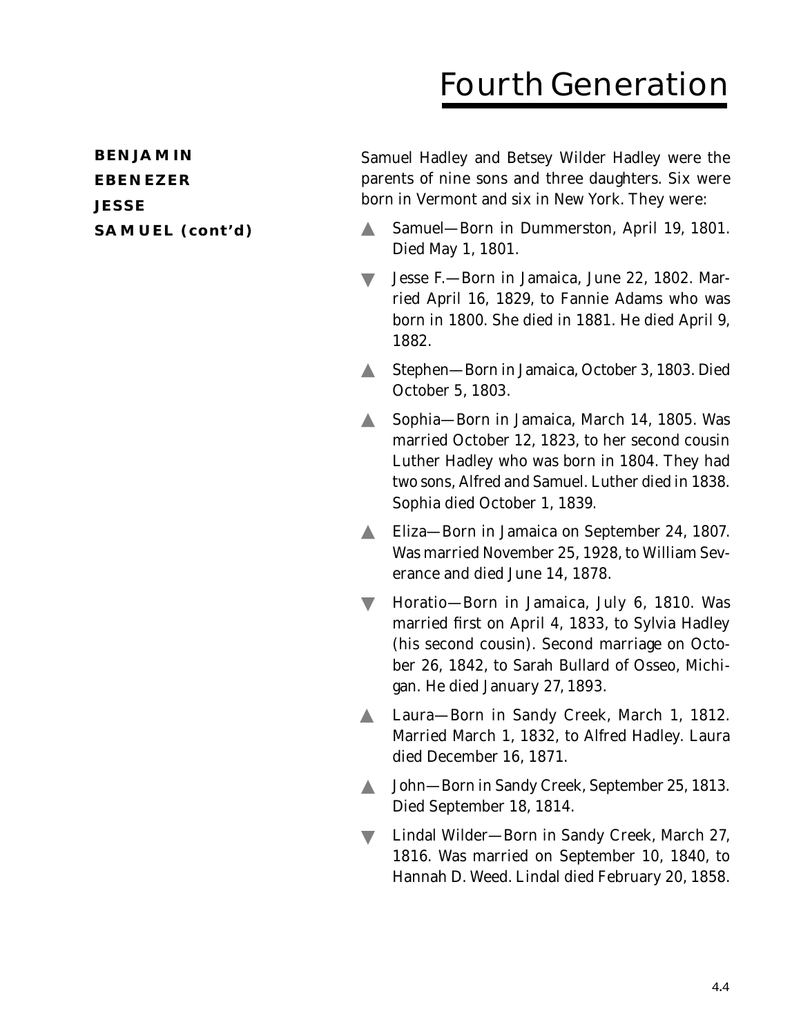# Fourth Generation

**BENJAMIN**
**EBENEZER**
**JESSE**
**SAMUEL (cont'd)**

Samuel Hadley and Betsey Wilder Hadley were the parents of nine sons and three daughters. Six were born in Vermont and six in New York. They were:

- ▲ Samuel—Born in Dummerston, April 19, 1801. Died May 1, 1801.
- ▼ Jesse F.—Born in Jamaica, June 22, 1802. Married April 16, 1829, to Fannie Adams who was born in 1800. She died in 1881. He died April 9, 1882.
- ▲ Stephen—Born in Jamaica, October 3, 1803. Died October 5, 1803.
- ▲ Sophia—Born in Jamaica, March 14, 1805. Was married October 12, 1823, to her second cousin Luther Hadley who was born in 1804. They had two sons, Alfred and Samuel. Luther died in 1838. Sophia died October 1, 1839.
- ▲ Eliza—Born in Jamaica on September 24, 1807. Was married November 25, 1928, to William Severance and died June 14, 1878.
- ▼ Horatio—Born in Jamaica, July 6, 1810. Was married first on April 4, 1833, to Sylvia Hadley (his second cousin). Second marriage on October 26, 1842, to Sarah Bullard of Osseo, Michigan. He died January 27, 1893.
- ▲ Laura—Born in Sandy Creek, March 1, 1812. Married March 1, 1832, to Alfred Hadley. Laura died December 16, 1871.
- ▲ John—Born in Sandy Creek, September 25, 1813. Died September 18, 1814.
- ▼ Lindal Wilder—Born in Sandy Creek, March 27, 1816. Was married on September 10, 1840, to Hannah D. Weed. Lindal died February 20, 1858.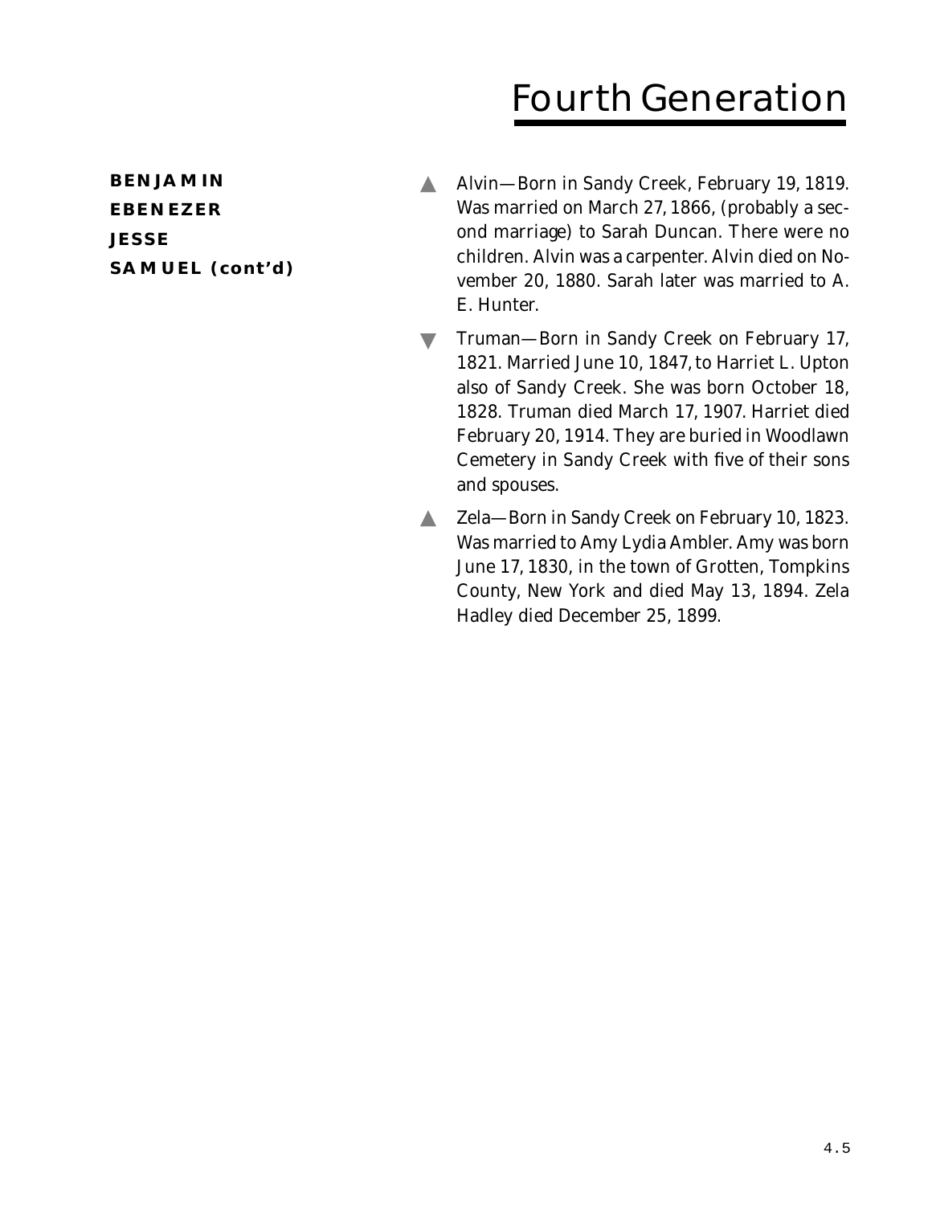# Fourth Generation

**BENJAMIN**
**EBENEZER**
**JESSE**
**SAMUEL (cont'd)**

- Alvin—Born in Sandy Creek, February 19, 1819. Was married on March 27, 1866, (probably a second marriage) to Sarah Duncan. There were no children. Alvin was a carpenter. Alvin died on November 20, 1880. Sarah later was married to A. E. Hunter.

- Truman—Born in Sandy Creek on February 17, 1821. Married June 10, 1847, to Harriet L. Upton also of Sandy Creek. She was born October 18, 1828. Truman died March 17, 1907. Harriet died February 20, 1914. They are buried in Woodlawn Cemetery in Sandy Creek with five of their sons and spouses.

- Zela—Born in Sandy Creek on February 10, 1823. Was married to Amy Lydia Ambler. Amy was born June 17, 1830, in the town of Grotten, Tompkins County, New York and died May 13, 1894. Zela Hadley died December 25, 1899.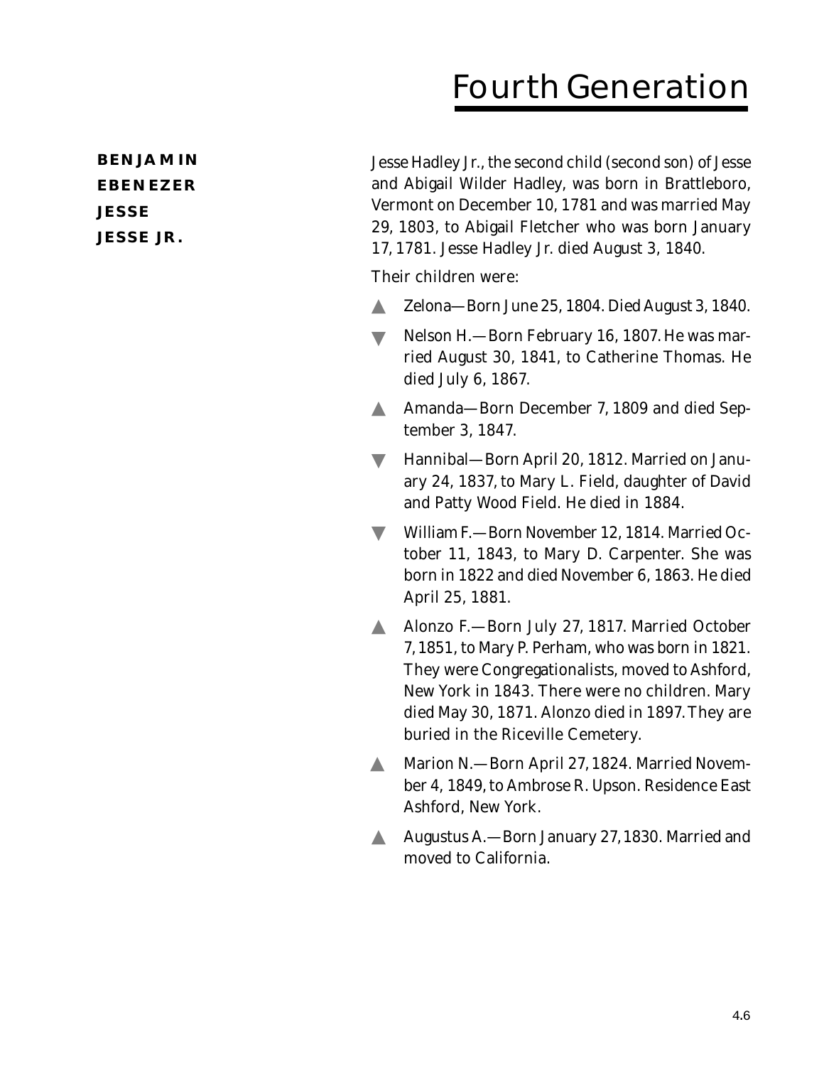# Fourth Generation

**BENJAMIN**
**EBENEZER**
**JESSE**
**JESSE JR.**

Jesse Hadley Jr., the second child (second son) of Jesse and Abigail Wilder Hadley, was born in Brattleboro, Vermont on December 10, 1781 and was married May 29, 1803, to Abigail Fletcher who was born January 17, 1781. Jesse Hadley Jr. died August 3, 1840.

Their children were:

- ▲ Zelona—Born June 25, 1804. Died August 3, 1840.
- ▼ Nelson H.—Born February 16, 1807. He was married August 30, 1841, to Catherine Thomas. He died July 6, 1867.
- ▲ Amanda—Born December 7, 1809 and died September 3, 1847.
- ▼ Hannibal—Born April 20, 1812. Married on January 24, 1837, to Mary L. Field, daughter of David and Patty Wood Field. He died in 1884.
- ▼ William F.—Born November 12, 1814. Married October 11, 1843, to Mary D. Carpenter. She was born in 1822 and died November 6, 1863. He died April 25, 1881.
- ▲ Alonzo F.—Born July 27, 1817. Married October 7, 1851, to Mary P. Perham, who was born in 1821. They were Congregationalists, moved to Ashford, New York in 1843. There were no children. Mary died May 30, 1871. Alonzo died in 1897. They are buried in the Riceville Cemetery.
- ▲ Marion N.—Born April 27, 1824. Married November 4, 1849, to Ambrose R. Upson. Residence East Ashford, New York.
- ▲ Augustus A.—Born January 27, 1830. Married and moved to California.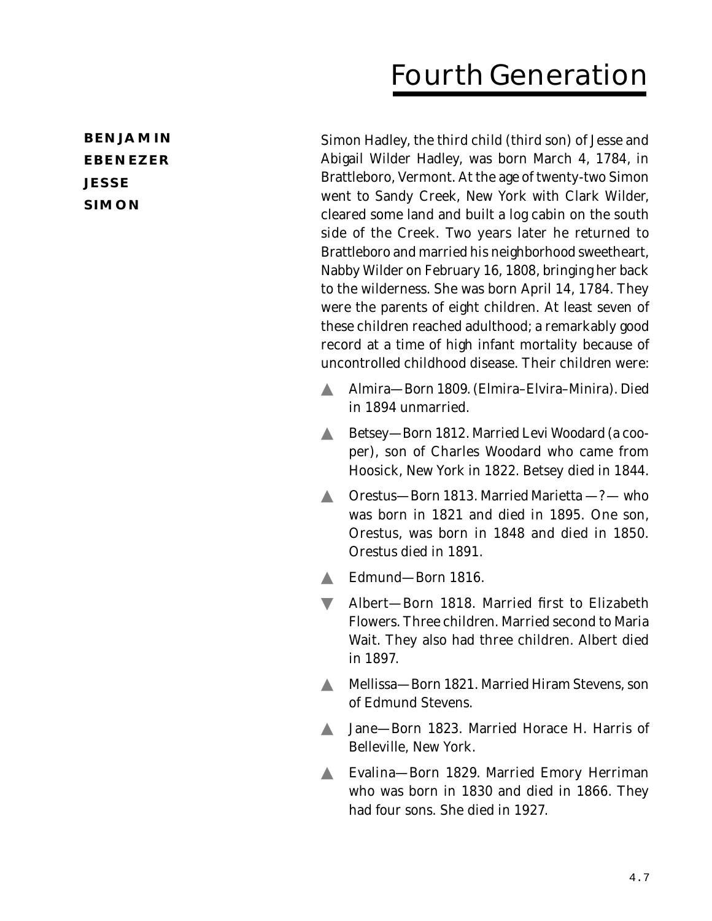# Fourth Generation

**BENJAMIN**
**EBENEZER**
**JESSE**
**SIMON**

Simon Hadley, the third child (third son) of Jesse and Abigail Wilder Hadley, was born March 4, 1784, in Brattleboro, Vermont. At the age of twenty-two Simon went to Sandy Creek, New York with Clark Wilder, cleared some land and built a log cabin on the south side of the Creek. Two years later he returned to Brattleboro and married his neighborhood sweetheart, Nabby Wilder on February 16, 1808, bringing her back to the wilderness. She was born April 14, 1784. They were the parents of eight children. At least seven of these children reached adulthood; a remarkably good record at a time of high infant mortality because of uncontrolled childhood disease. Their children were:

- ▲ Almira—Born 1809. (Elmira–Elvira–Minira). Died in 1894 unmarried.
- ▲ Betsey—Born 1812. Married Levi Woodard (a cooper), son of Charles Woodard who came from Hoosick, New York in 1822. Betsey died in 1844.
- ▲ Orestus—Born 1813. Married Marietta —?— who was born in 1821 and died in 1895. One son, Orestus, was born in 1848 and died in 1850. Orestus died in 1891.
- ▲ Edmund—Born 1816.
- ▼ Albert—Born 1818. Married first to Elizabeth Flowers. Three children. Married second to Maria Wait. They also had three children. Albert died in 1897.
- ▲ Mellissa—Born 1821. Married Hiram Stevens, son of Edmund Stevens.
- ▲ Jane—Born 1823. Married Horace H. Harris of Belleville, New York.
- ▲ Evalina—Born 1829. Married Emory Herriman who was born in 1830 and died in 1866. They had four sons. She died in 1927.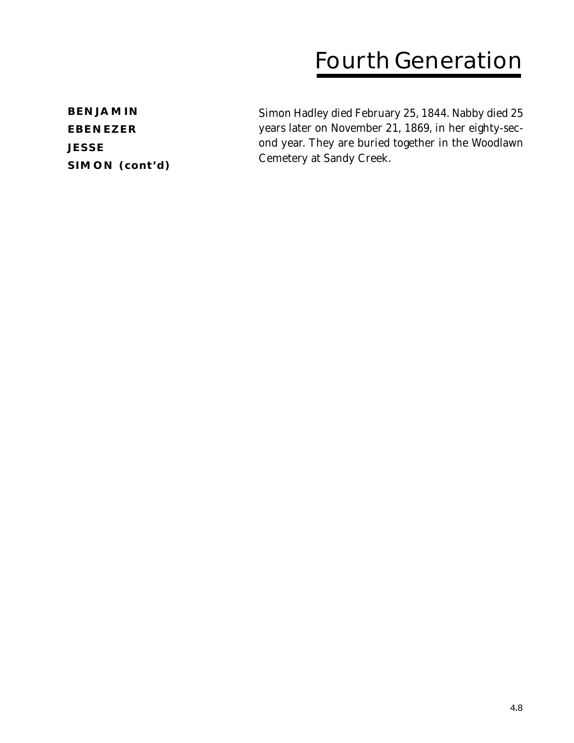# Fourth Generation

**BENJAMIN**
**EBENEZER**
**JESSE**
**SIMON (cont'd)**

Simon Hadley died February 25, 1844. Nabby died 25 years later on November 21, 1869, in her eighty-second year. They are buried together in the Woodlawn Cemetery at Sandy Creek.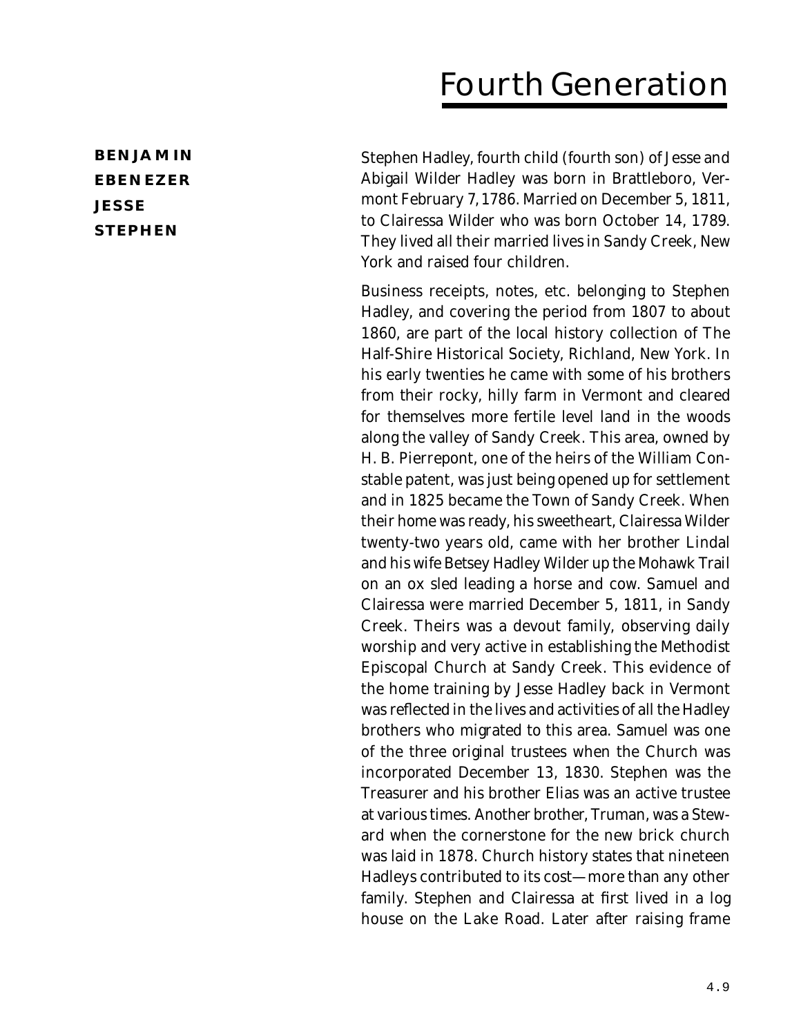# Fourth Generation

**BENJAMIN**
**EBENEZER**
**JESSE**
**STEPHEN**

Stephen Hadley, fourth child (fourth son) of Jesse and Abigail Wilder Hadley was born in Brattleboro, Vermont February 7, 1786. Married on December 5, 1811, to Clairessa Wilder who was born October 14, 1789. They lived all their married lives in Sandy Creek, New York and raised four children.

Business receipts, notes, etc. belonging to Stephen Hadley, and covering the period from 1807 to about 1860, are part of the local history collection of The Half-Shire Historical Society, Richland, New York. In his early twenties he came with some of his brothers from their rocky, hilly farm in Vermont and cleared for themselves more fertile level land in the woods along the valley of Sandy Creek. This area, owned by H. B. Pierrepont, one of the heirs of the William Constable patent, was just being opened up for settlement and in 1825 became the Town of Sandy Creek. When their home was ready, his sweetheart, Clairessa Wilder twenty-two years old, came with her brother Lindal and his wife Betsey Hadley Wilder up the Mohawk Trail on an ox sled leading a horse and cow. Samuel and Clairessa were married December 5, 1811, in Sandy Creek. Theirs was a devout family, observing daily worship and very active in establishing the Methodist Episcopal Church at Sandy Creek. This evidence of the home training by Jesse Hadley back in Vermont was reflected in the lives and activities of all the Hadley brothers who migrated to this area. Samuel was one of the three original trustees when the Church was incorporated December 13, 1830. Stephen was the Treasurer and his brother Elias was an active trustee at various times. Another brother, Truman, was a Steward when the cornerstone for the new brick church was laid in 1878. Church history states that nineteen Hadleys contributed to its cost—more than any other family. Stephen and Clairessa at first lived in a log house on the Lake Road. Later after raising frame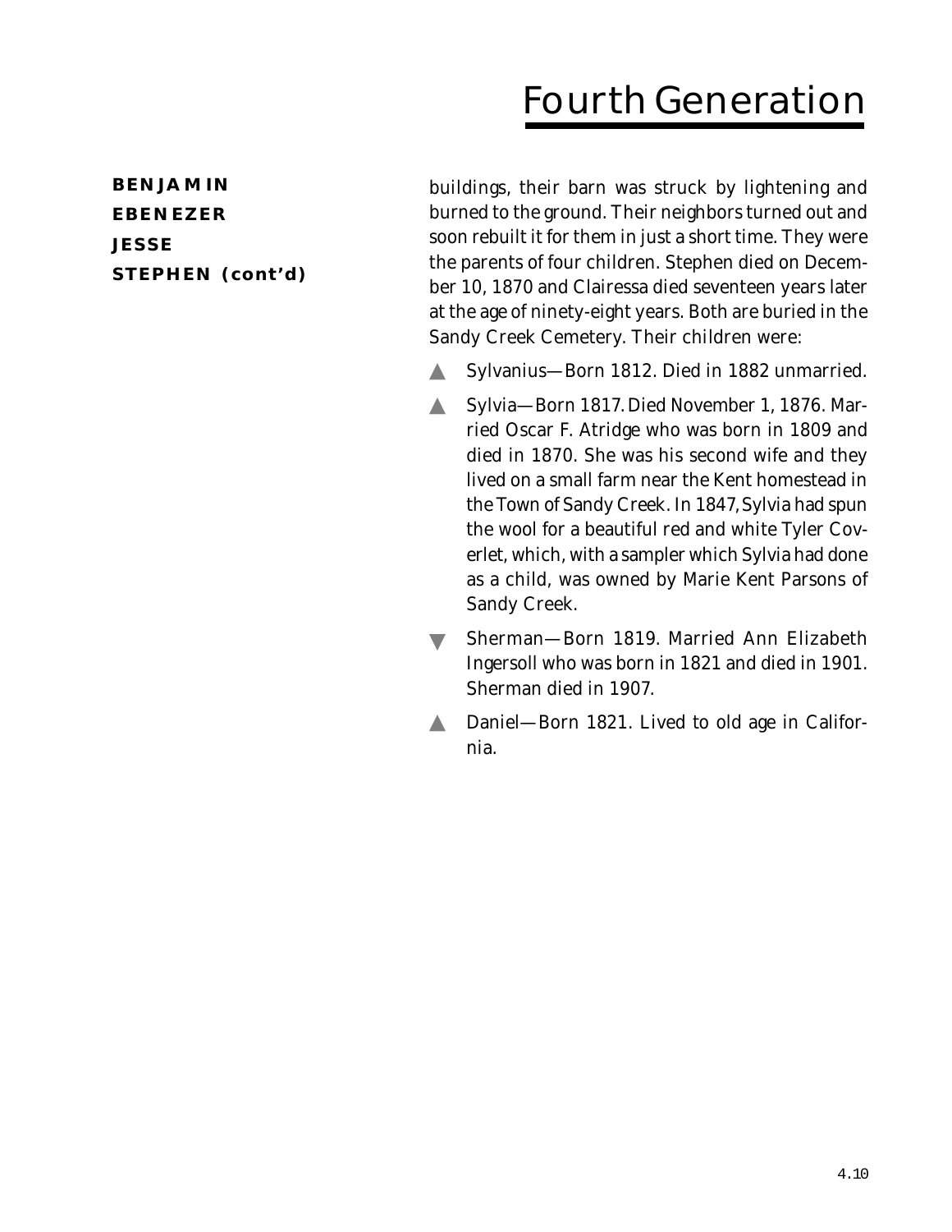# Fourth Generation

**BENJAMIN**
**EBENEZER**
**JESSE**
**STEPHEN (cont'd)**

buildings, their barn was struck by lightening and burned to the ground. Their neighbors turned out and soon rebuilt it for them in just a short time. They were the parents of four children. Stephen died on December 10, 1870 and Clairessa died seventeen years later at the age of ninety-eight years. Both are buried in the Sandy Creek Cemetery. Their children were:

- ▲ Sylvanius—Born 1812. Died in 1882 unmarried.
- ▲ Sylvia—Born 1817. Died November 1, 1876. Married Oscar F. Atridge who was born in 1809 and died in 1870. She was his second wife and they lived on a small farm near the Kent homestead in the Town of Sandy Creek. In 1847, Sylvia had spun the wool for a beautiful red and white Tyler Coverlet, which, with a sampler which Sylvia had done as a child, was owned by Marie Kent Parsons of Sandy Creek.
- ▼ Sherman—Born 1819. Married Ann Elizabeth Ingersoll who was born in 1821 and died in 1901. Sherman died in 1907.
- ▲ Daniel—Born 1821. Lived to old age in California.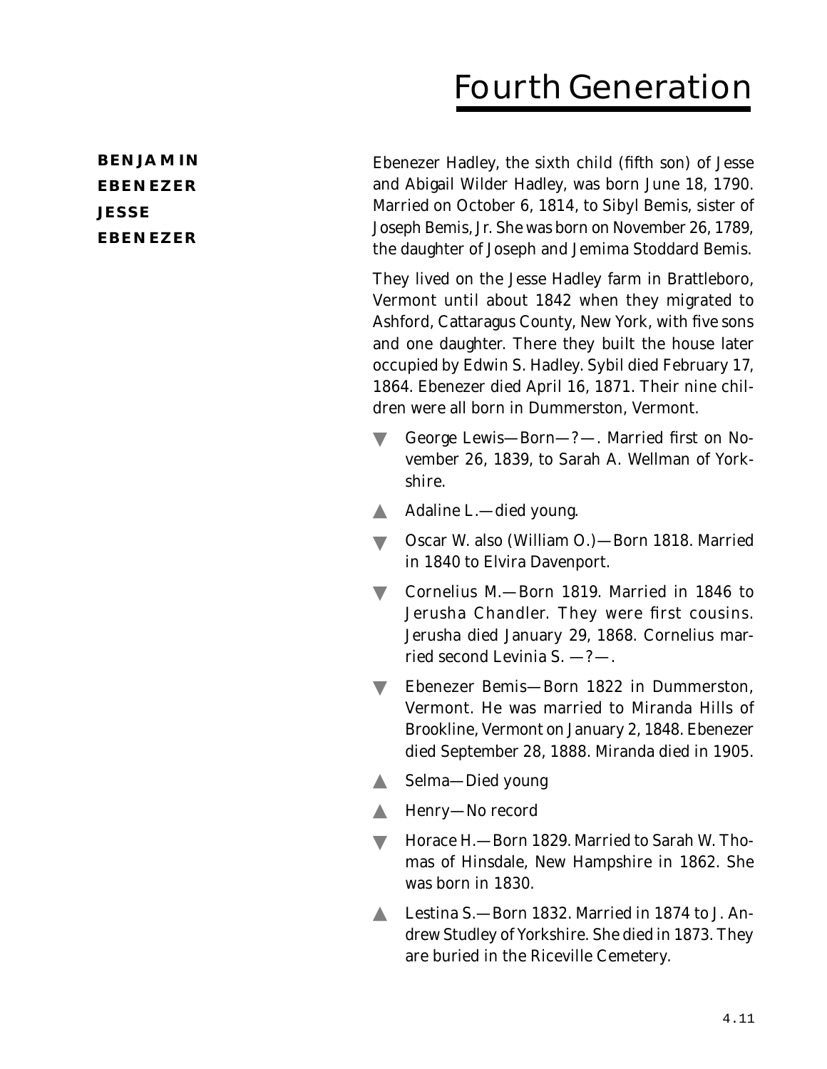# Fourth Generation

**BENJAMIN**
**EBENEZER**
**JESSE**
**EBENEZER**

Ebenezer Hadley, the sixth child (fifth son) of Jesse and Abigail Wilder Hadley, was born June 18, 1790. Married on October 6, 1814, to Sibyl Bemis, sister of Joseph Bemis, Jr. She was born on November 26, 1789, the daughter of Joseph and Jemima Stoddard Bemis.

They lived on the Jesse Hadley farm in Brattleboro, Vermont until about 1842 when they migrated to Ashford, Cattaragus County, New York, with five sons and one daughter. There they built the house later occupied by Edwin S. Hadley. Sybil died February 17, 1864. Ebenezer died April 16, 1871. Their nine children were all born in Dummerston, Vermont.

- ▼ George Lewis—Born—?—. Married first on November 26, 1839, to Sarah A. Wellman of Yorkshire.
- ▲ Adaline L.—died young.
- ▼ Oscar W. also (William O.)—Born 1818. Married in 1840 to Elvira Davenport.
- ▼ Cornelius M.—Born 1819. Married in 1846 to Jerusha Chandler. They were first cousins. Jerusha died January 29, 1868. Cornelius married second Levinia S. —?—.
- ▼ Ebenezer Bemis—Born 1822 in Dummerston, Vermont. He was married to Miranda Hills of Brookline, Vermont on January 2, 1848. Ebenezer died September 28, 1888. Miranda died in 1905.
- ▲ Selma—Died young
- ▲ Henry—No record
- ▼ Horace H.—Born 1829. Married to Sarah W. Thomas of Hinsdale, New Hampshire in 1862. She was born in 1830.
- ▲ Lestina S.—Born 1832. Married in 1874 to J. Andrew Studley of Yorkshire. She died in 1873. They are buried in the Riceville Cemetery.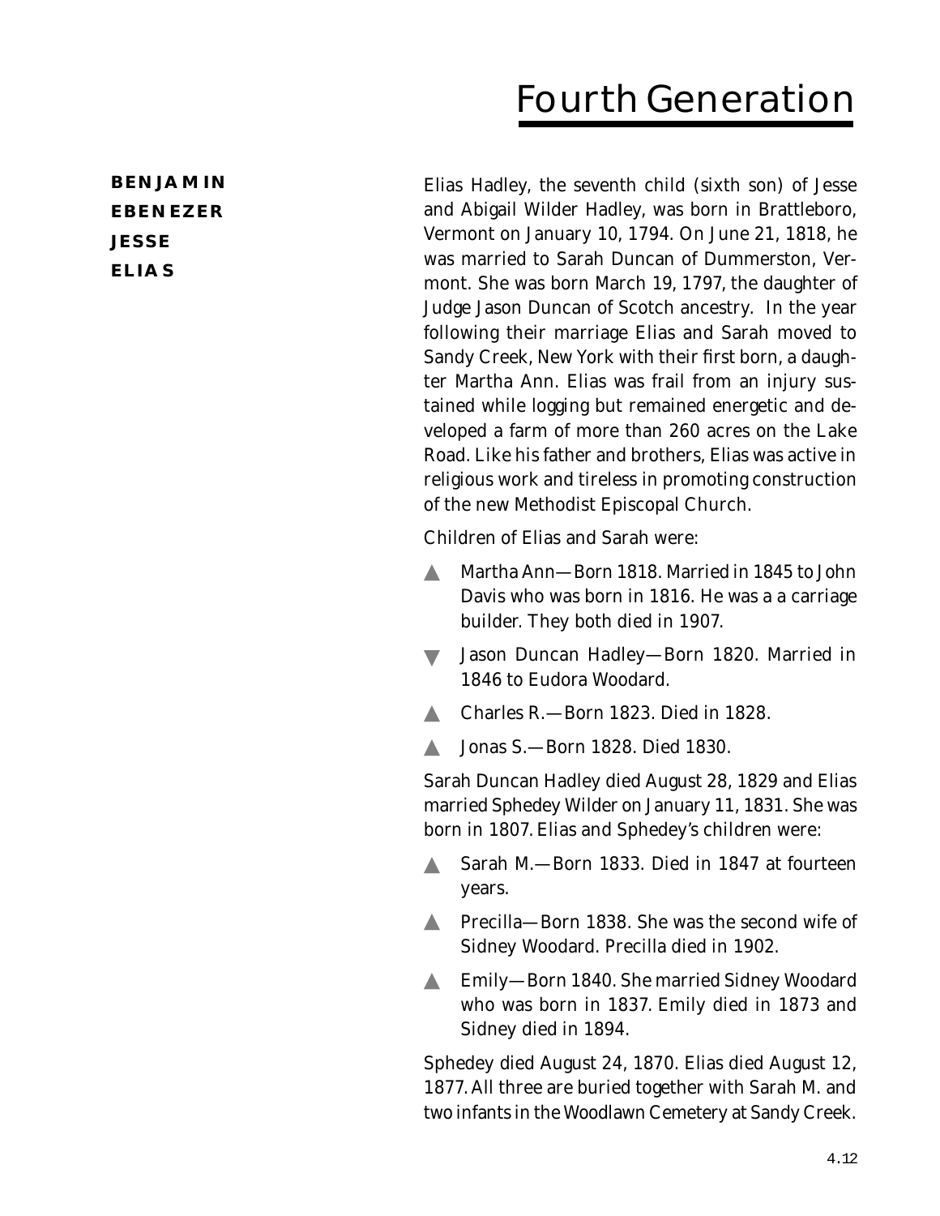# Fourth Generation

**BENJAMIN**
**EBENEZER**
**JESSE**
**ELIAS**

Elias Hadley, the seventh child (sixth son) of Jesse and Abigail Wilder Hadley, was born in Brattleboro, Vermont on January 10, 1794. On June 21, 1818, he was married to Sarah Duncan of Dummerston, Vermont. She was born March 19, 1797, the daughter of Judge Jason Duncan of Scotch ancestry. In the year following their marriage Elias and Sarah moved to Sandy Creek, New York with their first born, a daughter Martha Ann. Elias was frail from an injury sustained while logging but remained energetic and developed a farm of more than 260 acres on the Lake Road. Like his father and brothers, Elias was active in religious work and tireless in promoting construction of the new Methodist Episcopal Church.

Children of Elias and Sarah were:

- ▲ Martha Ann—Born 1818. Married in 1845 to John Davis who was born in 1816. He was a a carriage builder. They both died in 1907.
- ▼ Jason Duncan Hadley—Born 1820. Married in 1846 to Eudora Woodard.
- ▲ Charles R.—Born 1823. Died in 1828.
- ▲ Jonas S.—Born 1828. Died 1830.

Sarah Duncan Hadley died August 28, 1829 and Elias married Sphedey Wilder on January 11, 1831. She was born in 1807. Elias and Sphedey's children were:

- ▲ Sarah M.—Born 1833. Died in 1847 at fourteen years.
- ▲ Precilla—Born 1838. She was the second wife of Sidney Woodard. Precilla died in 1902.
- ▲ Emily—Born 1840. She married Sidney Woodard who was born in 1837. Emily died in 1873 and Sidney died in 1894.

Sphedey died August 24, 1870. Elias died August 12, 1877. All three are buried together with Sarah M. and two infants in the Woodlawn Cemetery at Sandy Creek.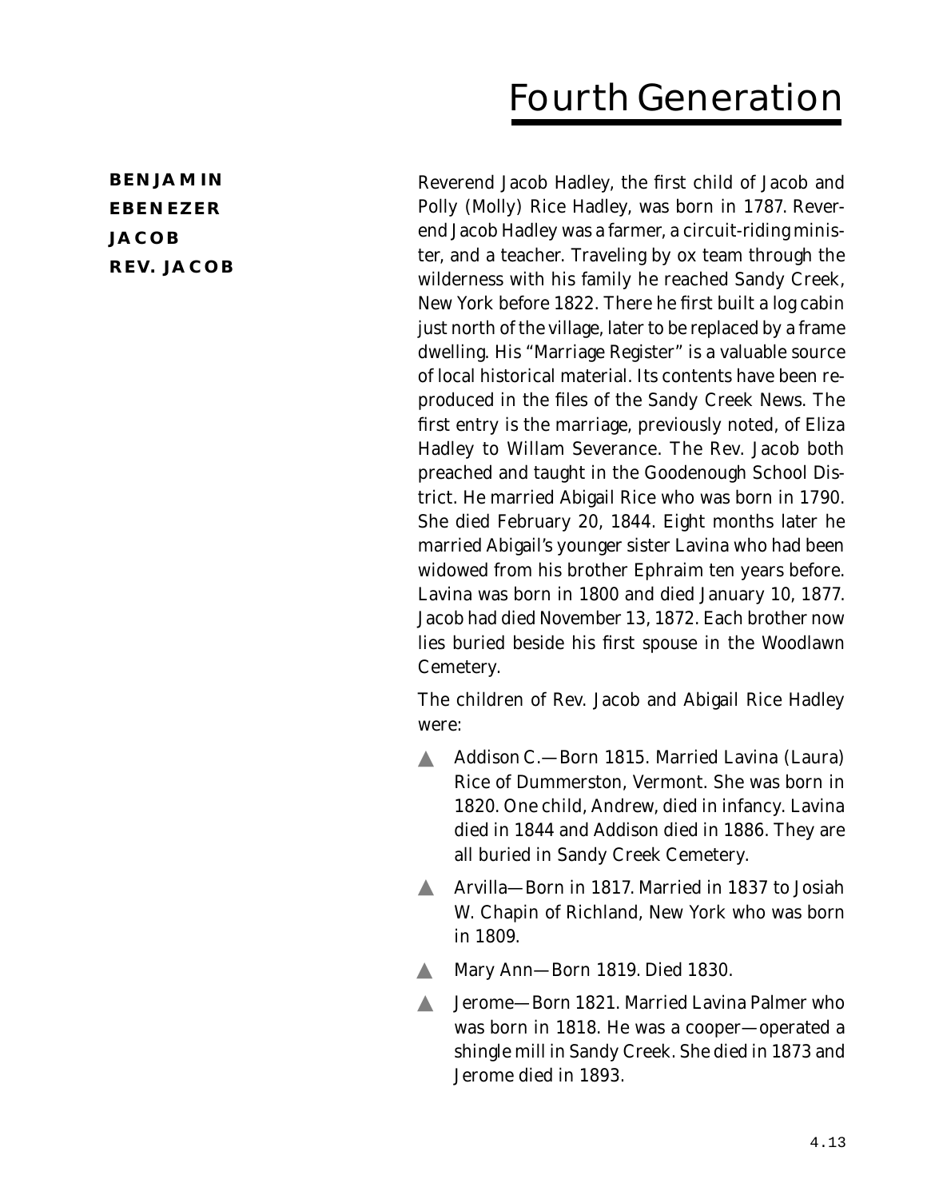# Fourth Generation

**BENJAMIN**
**EBENEZER**
**JACOB**
**REV. JACOB**

Reverend Jacob Hadley, the first child of Jacob and Polly (Molly) Rice Hadley, was born in 1787. Reverend Jacob Hadley was a farmer, a circuit-riding minister, and a teacher. Traveling by ox team through the wilderness with his family he reached Sandy Creek, New York before 1822. There he first built a log cabin just north of the village, later to be replaced by a frame dwelling. His "Marriage Register" is a valuable source of local historical material. Its contents have been reproduced in the files of the Sandy Creek News. The first entry is the marriage, previously noted, of Eliza Hadley to Willam Severance. The Rev. Jacob both preached and taught in the Goodenough School District. He married Abigail Rice who was born in 1790. She died February 20, 1844. Eight months later he married Abigail's younger sister Lavina who had been widowed from his brother Ephraim ten years before. Lavina was born in 1800 and died January 10, 1877. Jacob had died November 13, 1872. Each brother now lies buried beside his first spouse in the Woodlawn Cemetery.

The children of Rev. Jacob and Abigail Rice Hadley were:

- Addison C.—Born 1815. Married Lavina (Laura) Rice of Dummerston, Vermont. She was born in 1820. One child, Andrew, died in infancy. Lavina died in 1844 and Addison died in 1886. They are all buried in Sandy Creek Cemetery.
- Arvilla—Born in 1817. Married in 1837 to Josiah W. Chapin of Richland, New York who was born in 1809.
- Mary Ann—Born 1819. Died 1830.
- Jerome—Born 1821. Married Lavina Palmer who was born in 1818. He was a cooper—operated a shingle mill in Sandy Creek. She died in 1873 and Jerome died in 1893.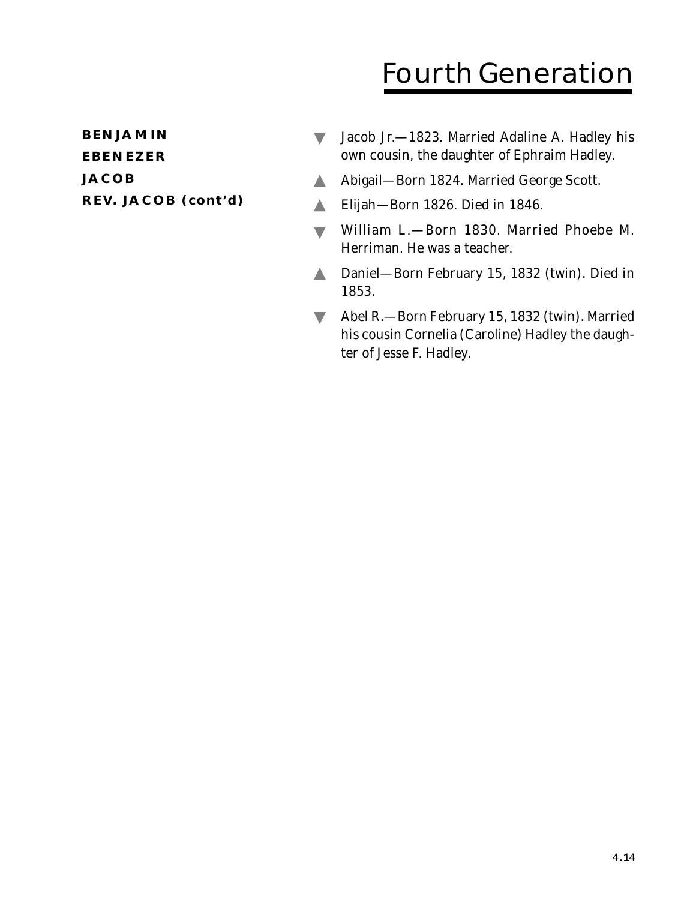# Fourth Generation

**BENJAMIN**
**EBENEZER**
**JACOB**
**REV. JACOB (cont'd)**

- ▼ Jacob Jr.—1823. Married Adaline A. Hadley his own cousin, the daughter of Ephraim Hadley.
- ▲ Abigail—Born 1824. Married George Scott.
- ▲ Elijah—Born 1826. Died in 1846.
- ▼ William L.—Born 1830. Married Phoebe M. Herriman. He was a teacher.
- ▲ Daniel—Born February 15, 1832 (twin). Died in 1853.
- ▼ Abel R.—Born February 15, 1832 (twin). Married his cousin Cornelia (Caroline) Hadley the daughter of Jesse F. Hadley.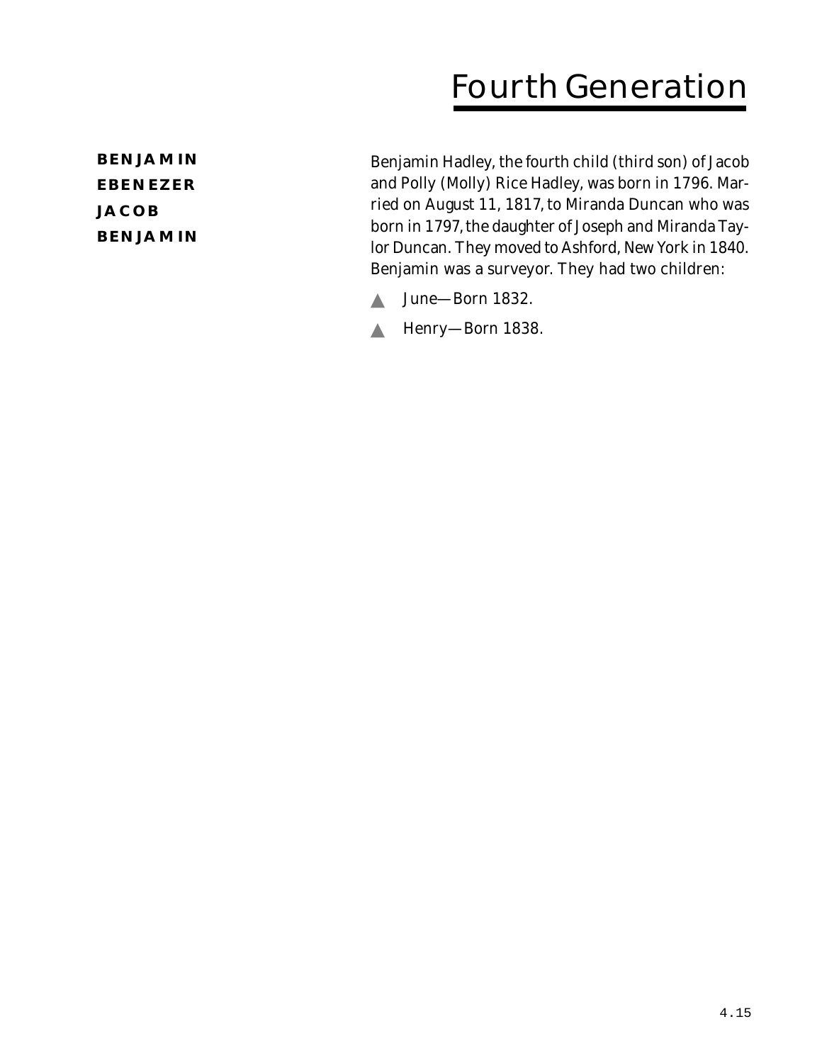# Fourth Generation

**BENJAMIN**
**EBENEZER**
**JACOB**
**BENJAMIN**

Benjamin Hadley, the fourth child (third son) of Jacob and Polly (Molly) Rice Hadley, was born in 1796. Married on August 11, 1817, to Miranda Duncan who was born in 1797, the daughter of Joseph and Miranda Taylor Duncan. They moved to Ashford, New York in 1840. Benjamin was a surveyor. They had two children:

- June—Born 1832.
- Henry—Born 1838.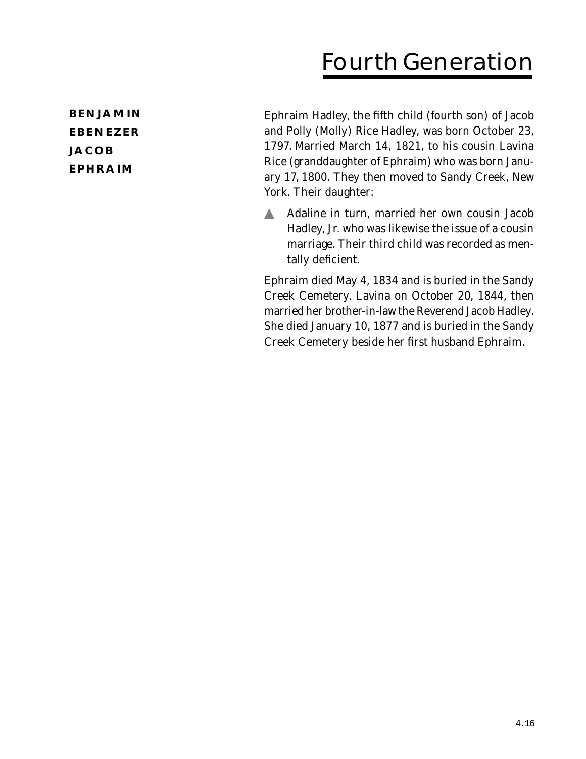# Fourth Generation

**BENJAMIN**
**EBENEZER**
**JACOB**
**EPHRAIM**

Ephraim Hadley, the fifth child (fourth son) of Jacob and Polly (Molly) Rice Hadley, was born October 23, 1797. Married March 14, 1821, to his cousin Lavina Rice (granddaughter of Ephraim) who was born January 17, 1800. They then moved to Sandy Creek, New York. Their daughter:

- Adaline in turn, married her own cousin Jacob Hadley, Jr. who was likewise the issue of a cousin marriage. Their third child was recorded as mentally deficient.

Ephraim died May 4, 1834 and is buried in the Sandy Creek Cemetery. Lavina on October 20, 1844, then married her brother-in-law the Reverend Jacob Hadley. She died January 10, 1877 and is buried in the Sandy Creek Cemetery beside her first husband Ephraim.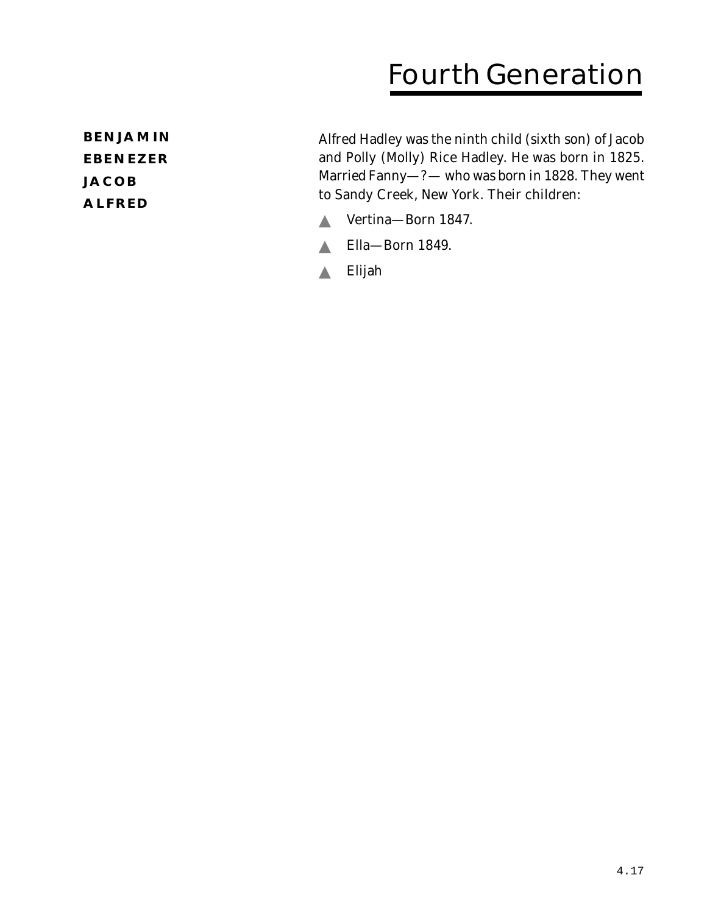# Fourth Generation

**BENJAMIN**
**EBENEZER**
**JACOB**
**ALFRED**

Alfred Hadley was the ninth child (sixth son) of Jacob and Polly (Molly) Rice Hadley. He was born in 1825. Married Fanny—?— who was born in 1828. They went to Sandy Creek, New York. Their children:

- Vertina—Born 1847.
- Ella—Born 1849.
- Elijah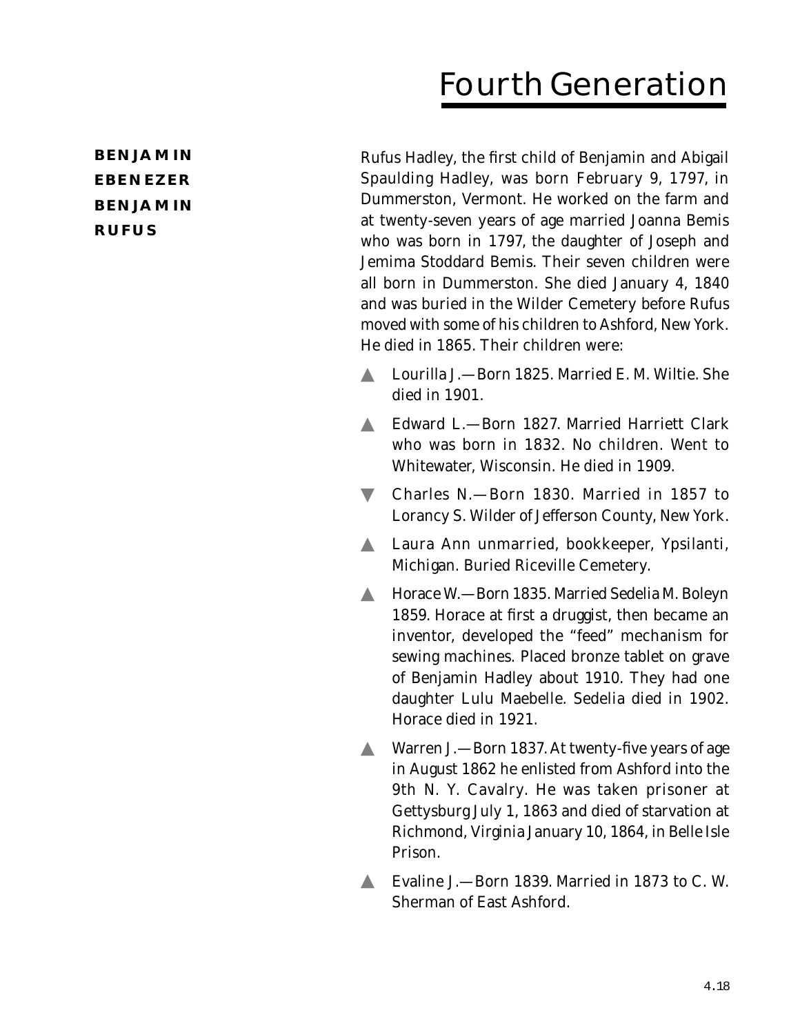# Fourth Generation

**BENJAMIN**
**EBENEZER**
**BENJAMIN**
**RUFUS**

Rufus Hadley, the first child of Benjamin and Abigail Spaulding Hadley, was born February 9, 1797, in Dummerston, Vermont. He worked on the farm and at twenty-seven years of age married Joanna Bemis who was born in 1797, the daughter of Joseph and Jemima Stoddard Bemis. Their seven children were all born in Dummerston. She died January 4, 1840 and was buried in the Wilder Cemetery before Rufus moved with some of his children to Ashford, New York. He died in 1865. Their children were:

- ▲ Lourilla J.—Born 1825. Married E. M. Wiltie. She died in 1901.
- ▲ Edward L.—Born 1827. Married Harriett Clark who was born in 1832. No children. Went to Whitewater, Wisconsin. He died in 1909.
- ▼ Charles N.—Born 1830. Married in 1857 to Lorancy S. Wilder of Jefferson County, New York.
- ▲ Laura Ann unmarried, bookkeeper, Ypsilanti, Michigan. Buried Riceville Cemetery.
- ▲ Horace W.—Born 1835. Married Sedelia M. Boleyn 1859. Horace at first a druggist, then became an inventor, developed the "feed" mechanism for sewing machines. Placed bronze tablet on grave of Benjamin Hadley about 1910. They had one daughter Lulu Maebelle. Sedelia died in 1902. Horace died in 1921.
- ▲ Warren J.—Born 1837. At twenty-five years of age in August 1862 he enlisted from Ashford into the 9th N. Y. Cavalry. He was taken prisoner at Gettysburg July 1, 1863 and died of starvation at Richmond, Virginia January 10, 1864, in Belle Isle Prison.
- ▲ Evaline J.—Born 1839. Married in 1873 to C. W. Sherman of East Ashford.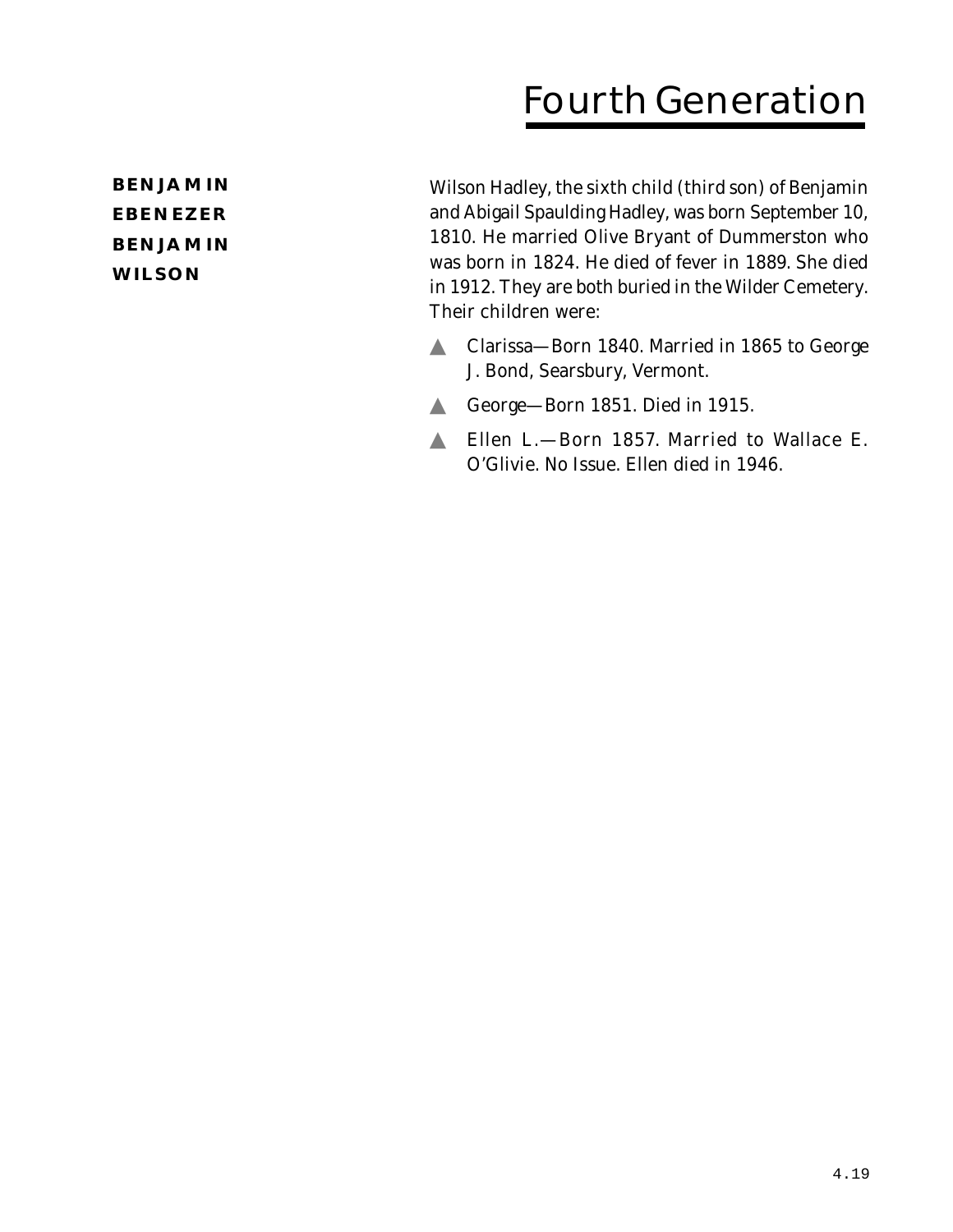# Fourth Generation

**BENJAMIN**
**EBENEZER**
**BENJAMIN**
**WILSON**

Wilson Hadley, the sixth child (third son) of Benjamin and Abigail Spaulding Hadley, was born September 10, 1810. He married Olive Bryant of Dummerston who was born in 1824. He died of fever in 1889. She died in 1912. They are both buried in the Wilder Cemetery. Their children were:

- Clarissa—Born 1840. Married in 1865 to George J. Bond, Searsbury, Vermont.
- George—Born 1851. Died in 1915.
- Ellen L.—Born 1857. Married to Wallace E. O'Glivie. No Issue. Ellen died in 1946.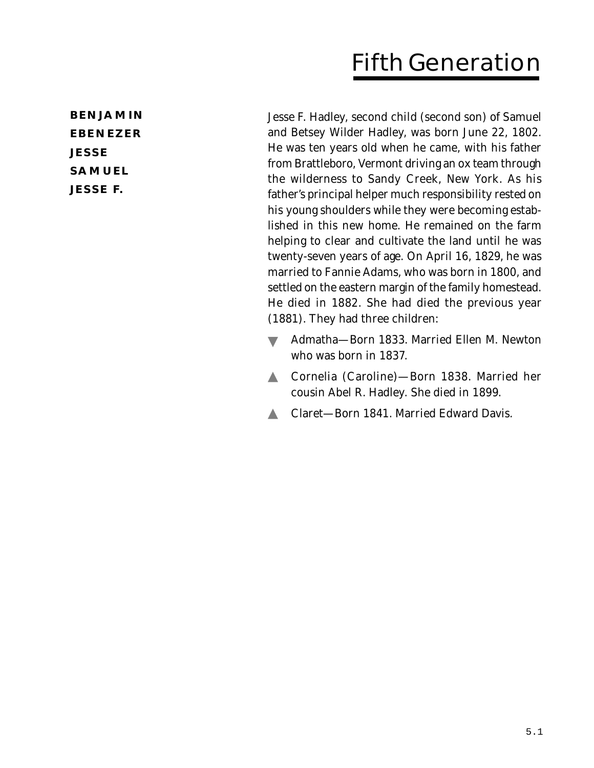# Fifth Generation

**BENJAMIN**
**EBENEZER**
**JESSE**
**SAMUEL**
**JESSE F.**

Jesse F. Hadley, second child (second son) of Samuel and Betsey Wilder Hadley, was born June 22, 1802. He was ten years old when he came, with his father from Brattleboro, Vermont driving an ox team through the wilderness to Sandy Creek, New York. As his father's principal helper much responsibility rested on his young shoulders while they were becoming established in this new home. He remained on the farm helping to clear and cultivate the land until he was twenty-seven years of age. On April 16, 1829, he was married to Fannie Adams, who was born in 1800, and settled on the eastern margin of the family homestead. He died in 1882. She had died the previous year (1881). They had three children:

- ▼ Admatha—Born 1833. Married Ellen M. Newton who was born in 1837.
- ▲ Cornelia (Caroline)—Born 1838. Married her cousin Abel R. Hadley. She died in 1899.
- ▲ Claret—Born 1841. Married Edward Davis.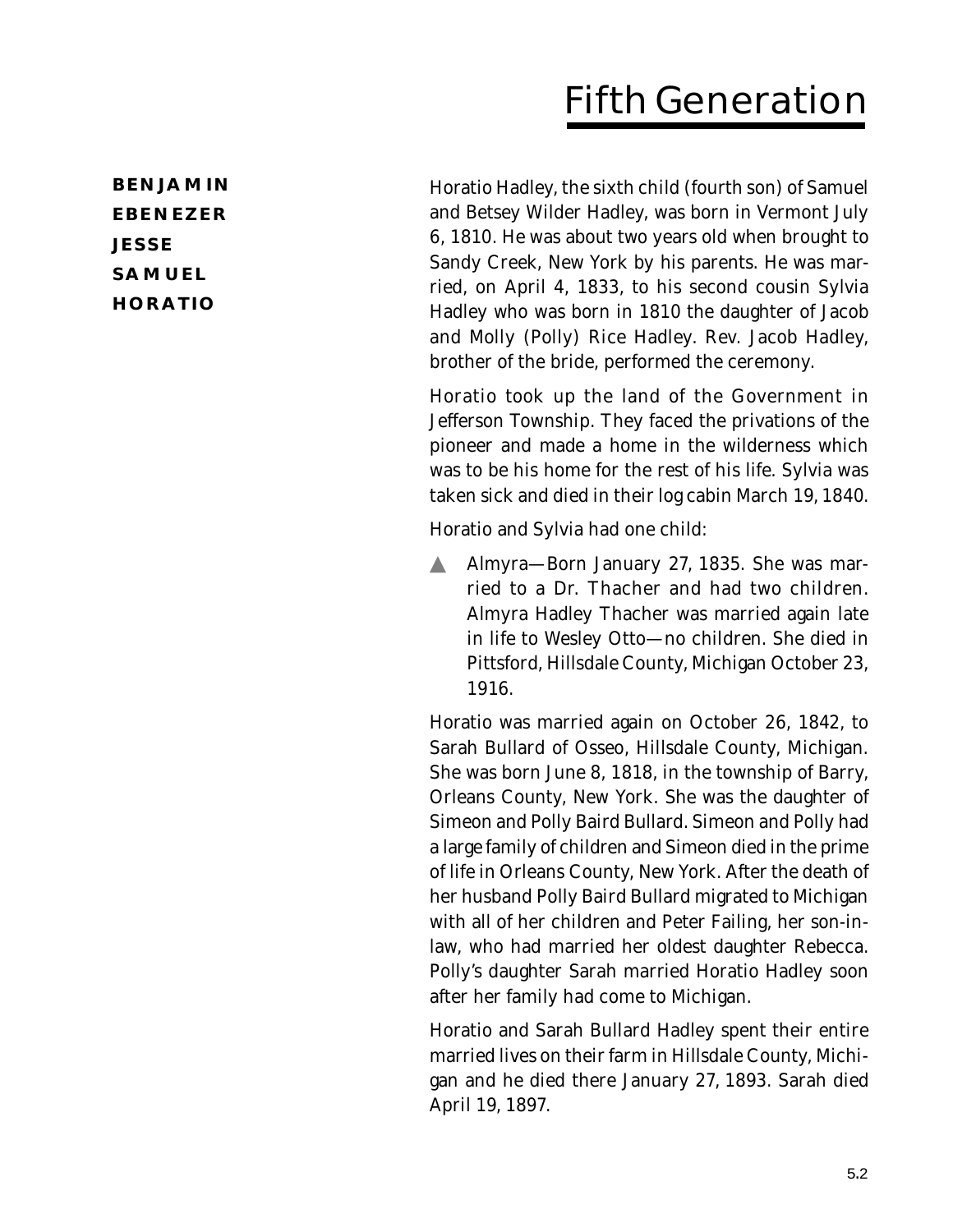# Fifth Generation

**BENJAMIN**
**EBENEZER**
**JESSE**
**SAMUEL**
**HORATIO**

Horatio Hadley, the sixth child (fourth son) of Samuel and Betsey Wilder Hadley, was born in Vermont July 6, 1810. He was about two years old when brought to Sandy Creek, New York by his parents. He was married, on April 4, 1833, to his second cousin Sylvia Hadley who was born in 1810 the daughter of Jacob and Molly (Polly) Rice Hadley. Rev. Jacob Hadley, brother of the bride, performed the ceremony.

Horatio took up the land of the Government in Jefferson Township. They faced the privations of the pioneer and made a home in the wilderness which was to be his home for the rest of his life. Sylvia was taken sick and died in their log cabin March 19, 1840.

Horatio and Sylvia had one child:

- Almyra—Born January 27, 1835. She was married to a Dr. Thacher and had two children. Almyra Hadley Thacher was married again late in life to Wesley Otto—no children. She died in Pittsford, Hillsdale County, Michigan October 23, 1916.

Horatio was married again on October 26, 1842, to Sarah Bullard of Osseo, Hillsdale County, Michigan. She was born June 8, 1818, in the township of Barry, Orleans County, New York. She was the daughter of Simeon and Polly Baird Bullard. Simeon and Polly had a large family of children and Simeon died in the prime of life in Orleans County, New York. After the death of her husband Polly Baird Bullard migrated to Michigan with all of her children and Peter Failing, her son-in-law, who had married her oldest daughter Rebecca. Polly's daughter Sarah married Horatio Hadley soon after her family had come to Michigan.

Horatio and Sarah Bullard Hadley spent their entire married lives on their farm in Hillsdale County, Michigan and he died there January 27, 1893. Sarah died April 19, 1897.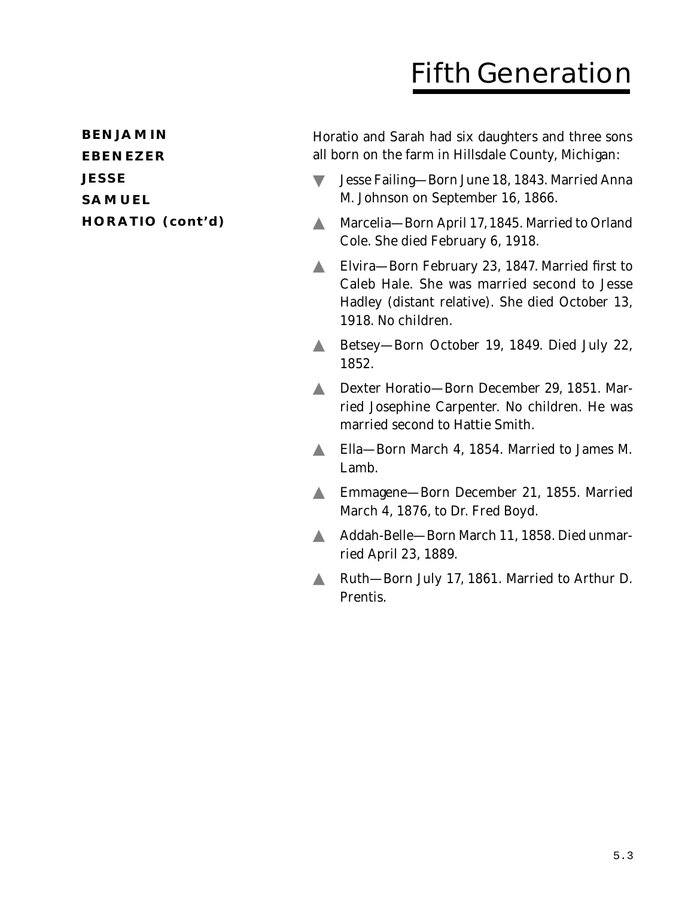# Fifth Generation

**BENJAMIN**
**EBENEZER**
**JESSE**
**SAMUEL**
**HORATIO (cont'd)**

Horatio and Sarah had six daughters and three sons all born on the farm in Hillsdale County, Michigan:

- ▼ Jesse Failing—Born June 18, 1843. Married Anna M. Johnson on September 16, 1866.
- ▲ Marcelia—Born April 17, 1845. Married to Orland Cole. She died February 6, 1918.
- ▲ Elvira—Born February 23, 1847. Married first to Caleb Hale. She was married second to Jesse Hadley (distant relative). She died October 13, 1918. No children.
- ▲ Betsey—Born October 19, 1849. Died July 22, 1852.
- ▲ Dexter Horatio—Born December 29, 1851. Married Josephine Carpenter. No children. He was married second to Hattie Smith.
- ▲ Ella—Born March 4, 1854. Married to James M. Lamb.
- ▲ Emmagene—Born December 21, 1855. Married March 4, 1876, to Dr. Fred Boyd.
- ▲ Addah-Belle—Born March 11, 1858. Died unmarried April 23, 1889.
- ▲ Ruth—Born July 17, 1861. Married to Arthur D. Prentis.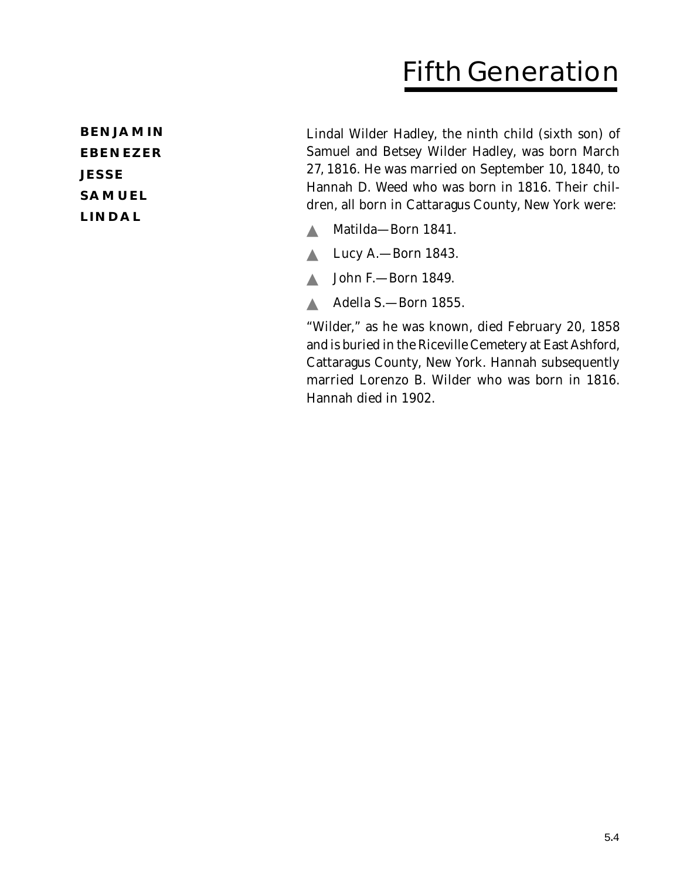# Fifth Generation

**BENJAMIN**
**EBENEZER**
**JESSE**
**SAMUEL**
**LINDAL**

Lindal Wilder Hadley, the ninth child (sixth son) of Samuel and Betsey Wilder Hadley, was born March 27, 1816. He was married on September 10, 1840, to Hannah D. Weed who was born in 1816. Their children, all born in Cattaragus County, New York were:

- Matilda—Born 1841.
- Lucy A.—Born 1843.
- John F.—Born 1849.
- Adella S.—Born 1855.

"Wilder," as he was known, died February 20, 1858 and is buried in the Riceville Cemetery at East Ashford, Cattaragus County, New York. Hannah subsequently married Lorenzo B. Wilder who was born in 1816. Hannah died in 1902.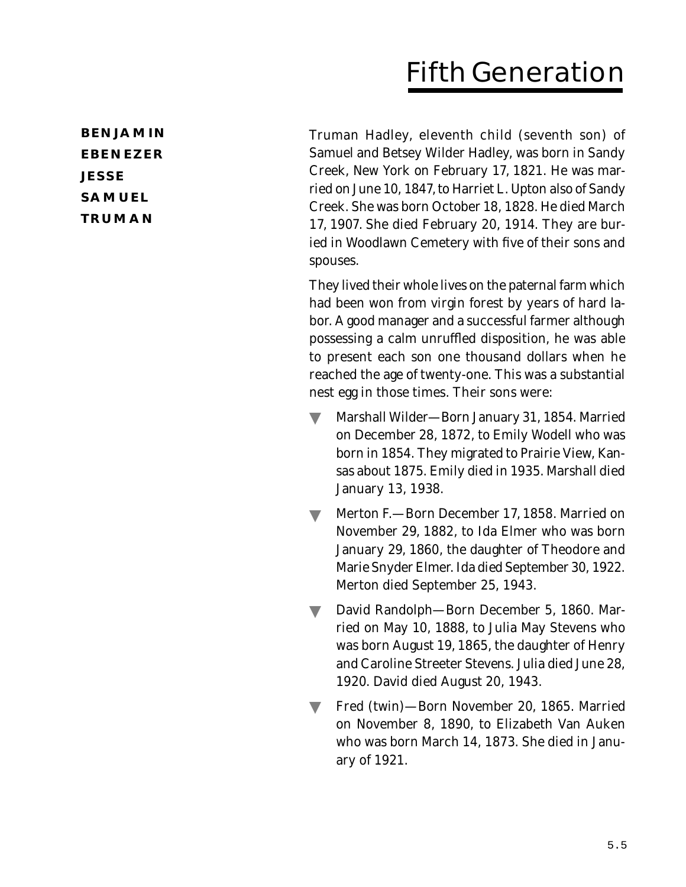# Fifth Generation

**BENJAMIN**
**EBENEZER**
**JESSE**
**SAMUEL**
**TRUMAN**

Truman Hadley, eleventh child (seventh son) of Samuel and Betsey Wilder Hadley, was born in Sandy Creek, New York on February 17, 1821. He was married on June 10, 1847, to Harriet L. Upton also of Sandy Creek. She was born October 18, 1828. He died March 17, 1907. She died February 20, 1914. They are buried in Woodlawn Cemetery with five of their sons and spouses.

They lived their whole lives on the paternal farm which had been won from virgin forest by years of hard labor. A good manager and a successful farmer although possessing a calm unruffled disposition, he was able to present each son one thousand dollars when he reached the age of twenty-one. This was a substantial nest egg in those times. Their sons were:

- Marshall Wilder—Born January 31, 1854. Married on December 28, 1872, to Emily Wodell who was born in 1854. They migrated to Prairie View, Kansas about 1875. Emily died in 1935. Marshall died January 13, 1938.
- Merton F.—Born December 17, 1858. Married on November 29, 1882, to Ida Elmer who was born January 29, 1860, the daughter of Theodore and Marie Snyder Elmer. Ida died September 30, 1922. Merton died September 25, 1943.
- David Randolph—Born December 5, 1860. Married on May 10, 1888, to Julia May Stevens who was born August 19, 1865, the daughter of Henry and Caroline Streeter Stevens. Julia died June 28, 1920. David died August 20, 1943.
- Fred (twin)—Born November 20, 1865. Married on November 8, 1890, to Elizabeth Van Auken who was born March 14, 1873. She died in January of 1921.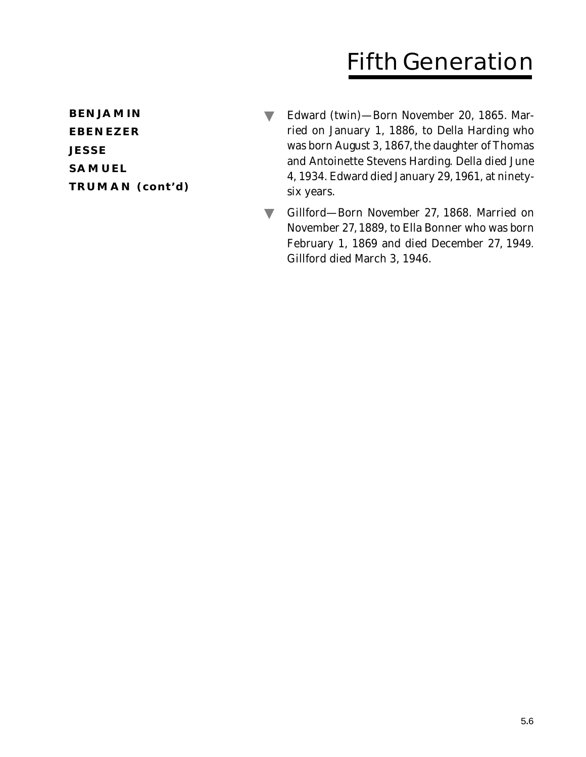# Fifth Generation

**BENJAMIN**
**EBENEZER**
**JESSE**
**SAMUEL**
**TRUMAN (cont'd)**

- Edward (twin)—Born November 20, 1865. Married on January 1, 1886, to Della Harding who was born August 3, 1867, the daughter of Thomas and Antoinette Stevens Harding. Della died June 4, 1934. Edward died January 29, 1961, at ninety-six years.
- Gillford—Born November 27, 1868. Married on November 27, 1889, to Ella Bonner who was born February 1, 1869 and died December 27, 1949. Gillford died March 3, 1946.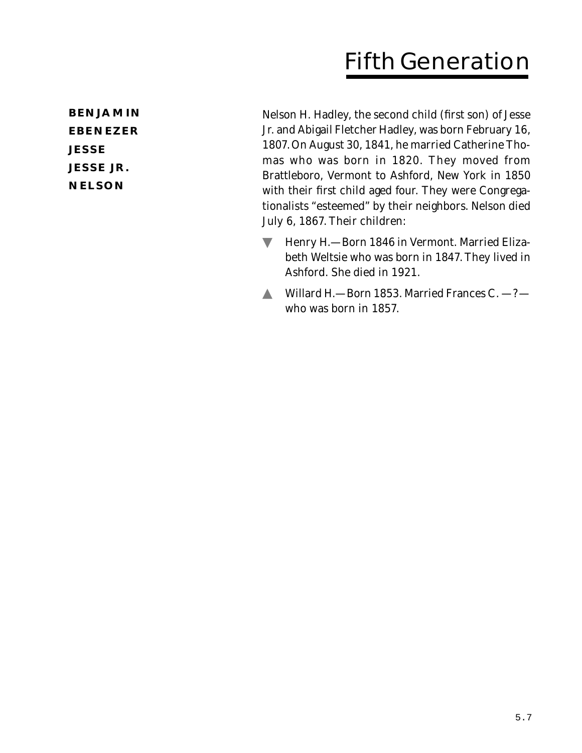# Fifth Generation

**BENJAMIN**
**EBENEZER**
**JESSE**
**JESSE JR.**
**NELSON**

Nelson H. Hadley, the second child (first son) of Jesse Jr. and Abigail Fletcher Hadley, was born February 16, 1807. On August 30, 1841, he married Catherine Thomas who was born in 1820. They moved from Brattleboro, Vermont to Ashford, New York in 1850 with their first child aged four. They were Congregationalists "esteemed" by their neighbors. Nelson died July 6, 1867. Their children:

- ▼ Henry H.—Born 1846 in Vermont. Married Elizabeth Weltsie who was born in 1847. They lived in Ashford. She died in 1921.
- ▲ Willard H.—Born 1853. Married Frances C. —?— who was born in 1857.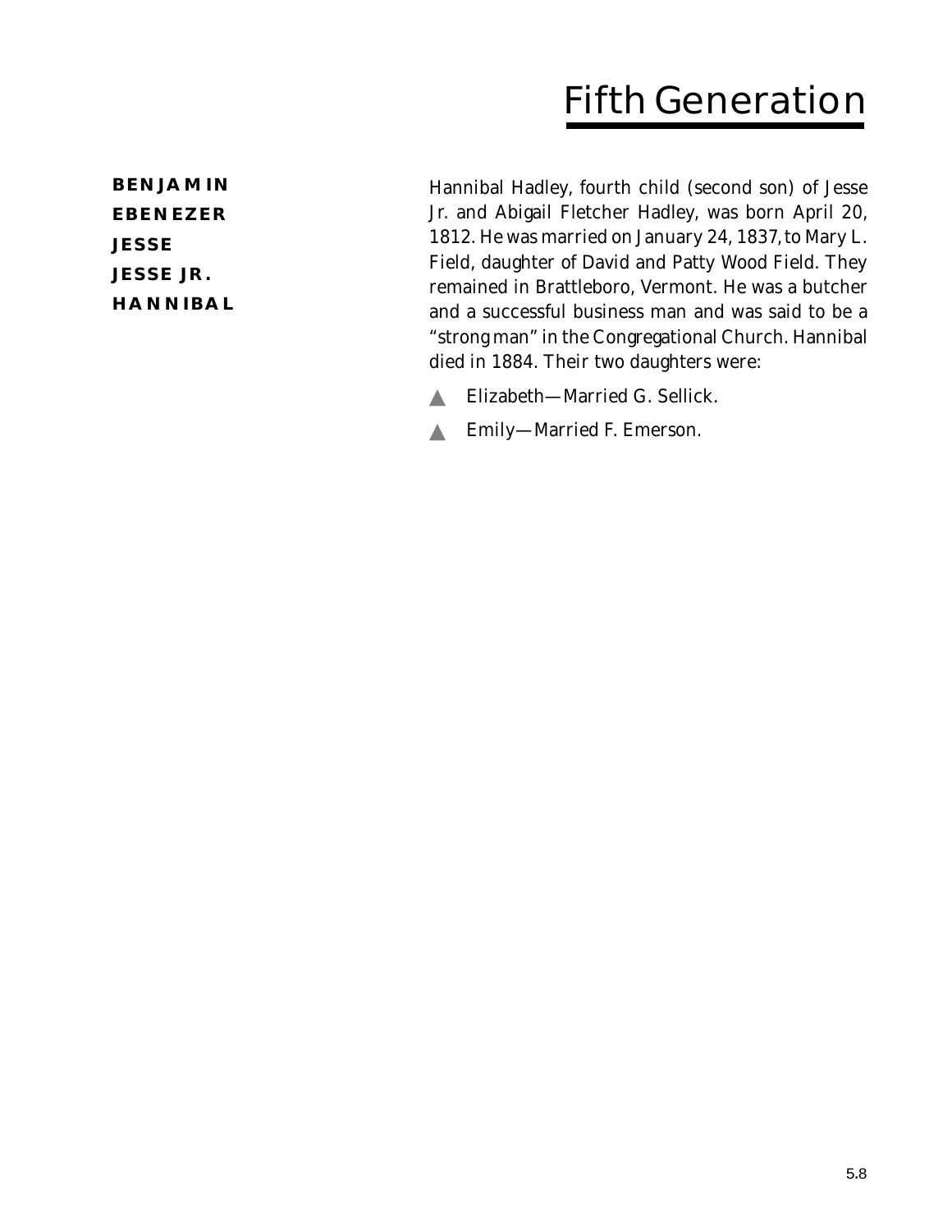# Fifth Generation

**BENJAMIN**
**EBENEZER**
**JESSE**
**JESSE JR.**
**HANNIBAL**

Hannibal Hadley, fourth child (second son) of Jesse Jr. and Abigail Fletcher Hadley, was born April 20, 1812. He was married on January 24, 1837, to Mary L. Field, daughter of David and Patty Wood Field. They remained in Brattleboro, Vermont. He was a butcher and a successful business man and was said to be a "strong man" in the Congregational Church. Hannibal died in 1884. Their two daughters were:

- Elizabeth—Married G. Sellick.
- Emily—Married F. Emerson.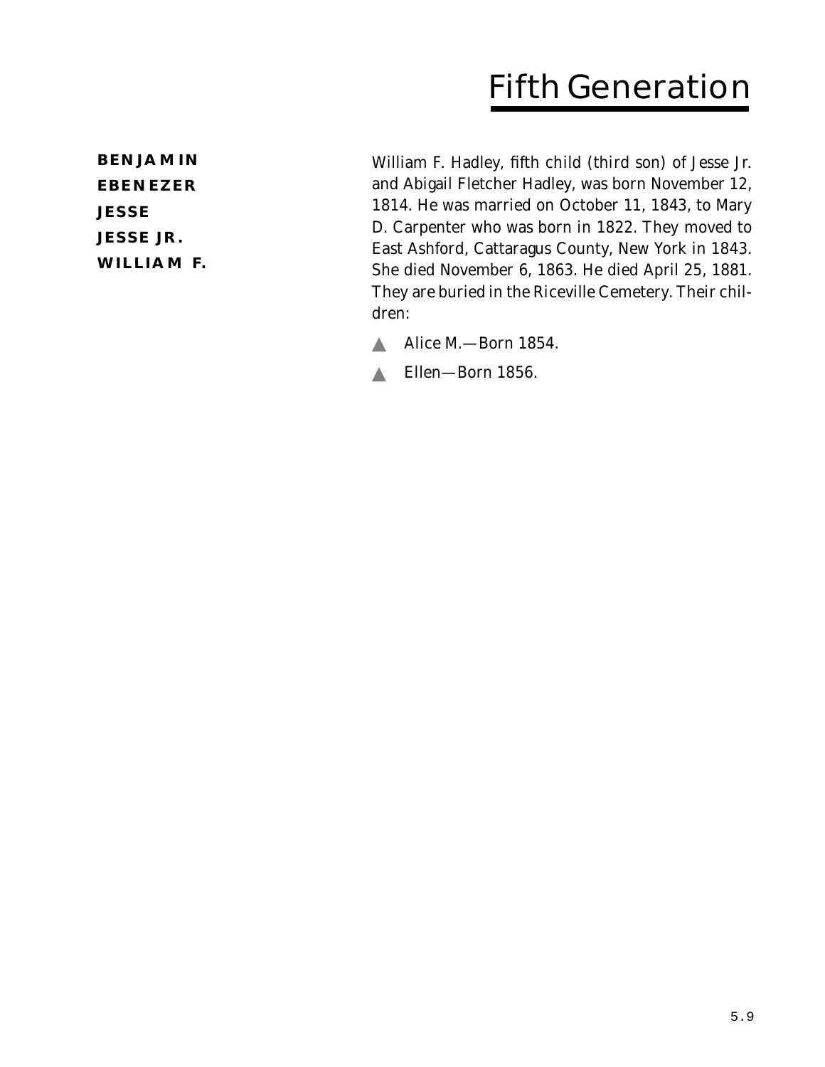# Fifth Generation

**BENJAMIN**
**EBENEZER**
**JESSE**
**JESSE JR.**
**WILLIAM F.**

William F. Hadley, fifth child (third son) of Jesse Jr. and Abigail Fletcher Hadley, was born November 12, 1814. He was married on October 11, 1843, to Mary D. Carpenter who was born in 1822. They moved to East Ashford, Cattaragus County, New York in 1843. She died November 6, 1863. He died April 25, 1881. They are buried in the Riceville Cemetery. Their children:

- Alice M.—Born 1854.
- Ellen—Born 1856.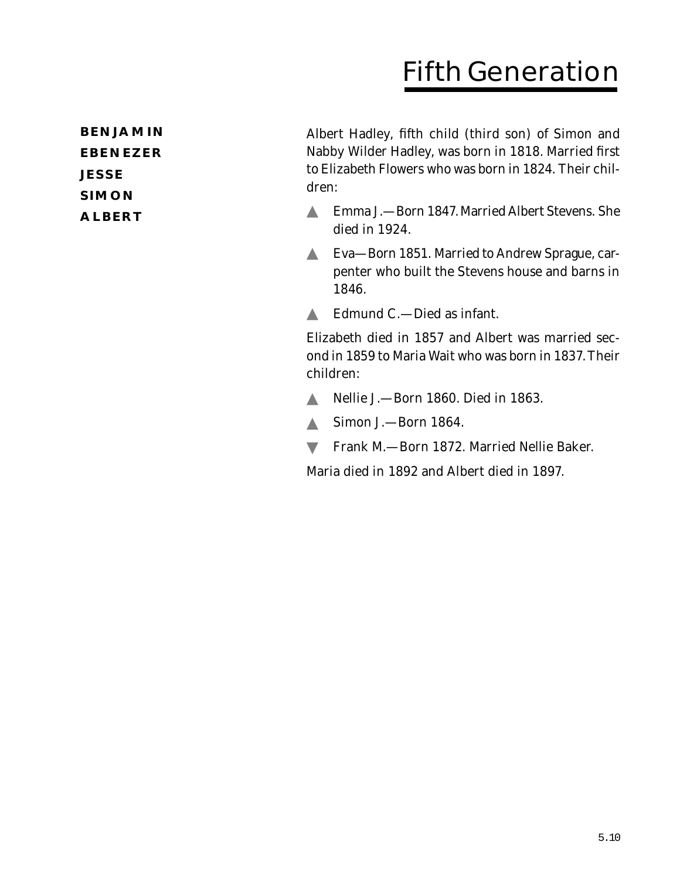# Fifth Generation

**BENJAMIN**
**EBENEZER**
**JESSE**
**SIMON**
**ALBERT**

Albert Hadley, fifth child (third son) of Simon and Nabby Wilder Hadley, was born in 1818. Married first to Elizabeth Flowers who was born in 1824. Their children:

- ▲ Emma J.—Born 1847. Married Albert Stevens. She died in 1924.
- ▲ Eva—Born 1851. Married to Andrew Sprague, carpenter who built the Stevens house and barns in 1846.
- ▲ Edmund C.—Died as infant.

Elizabeth died in 1857 and Albert was married second in 1859 to Maria Wait who was born in 1837. Their children:

- ▲ Nellie J.—Born 1860. Died in 1863.
- ▲ Simon J.—Born 1864.
- ▼ Frank M.—Born 1872. Married Nellie Baker.

Maria died in 1892 and Albert died in 1897.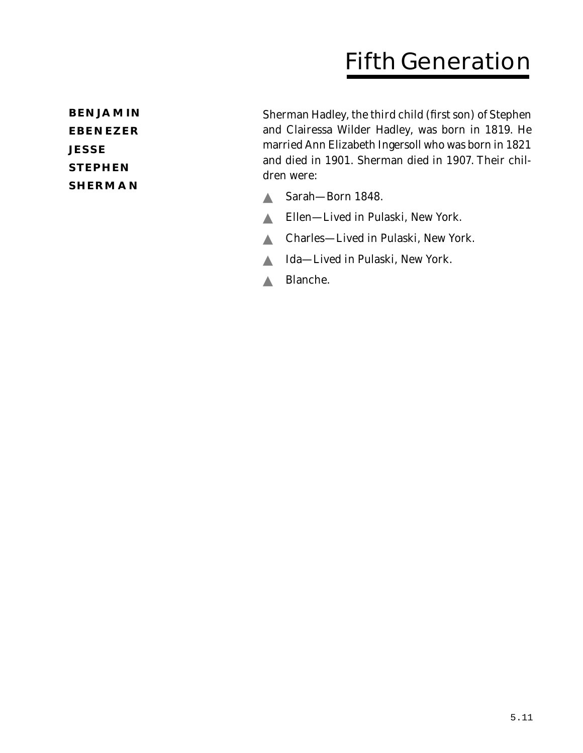# Fifth Generation

**BENJAMIN**
**EBENEZER**
**JESSE**
**STEPHEN**
**SHERMAN**

Sherman Hadley, the third child (first son) of Stephen and Clairessa Wilder Hadley, was born in 1819. He married Ann Elizabeth Ingersoll who was born in 1821 and died in 1901. Sherman died in 1907. Their children were:

- Sarah—Born 1848.
- Ellen—Lived in Pulaski, New York.
- Charles—Lived in Pulaski, New York.
- Ida—Lived in Pulaski, New York.
- Blanche.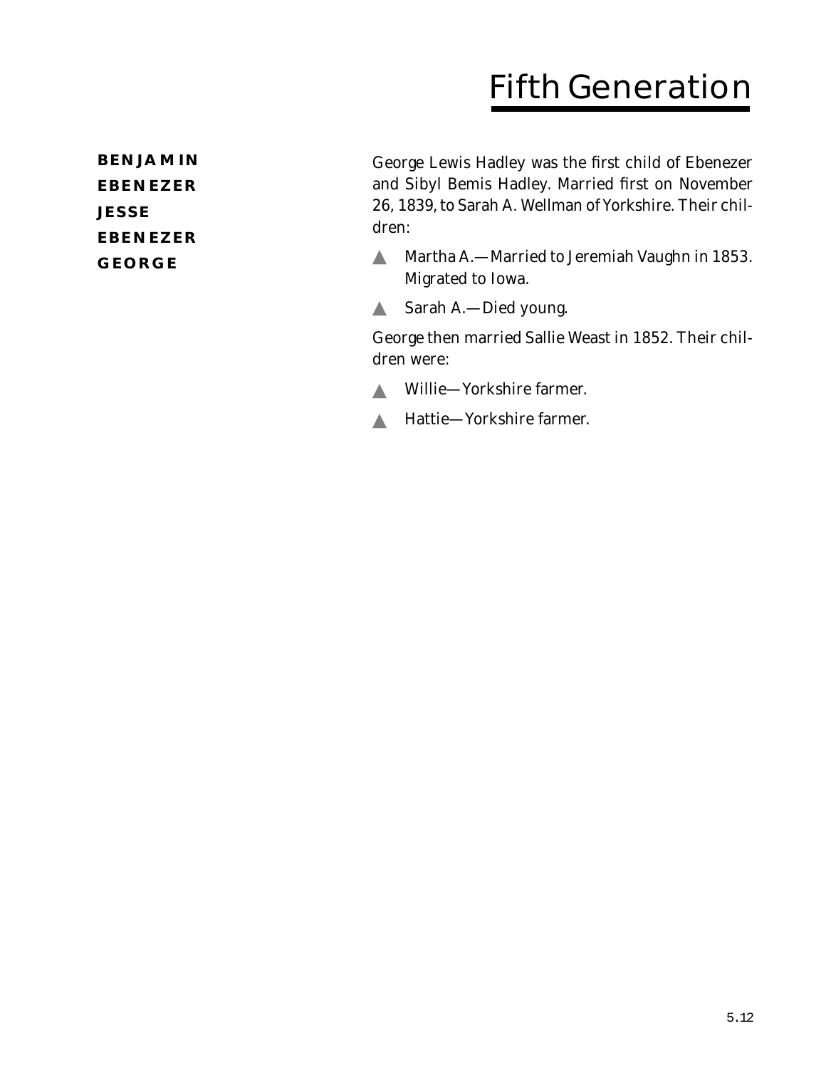# Fifth Generation

**BENJAMIN**
**EBENEZER**
**JESSE**
**EBENEZER**
**GEORGE**

George Lewis Hadley was the first child of Ebenezer and Sibyl Bemis Hadley. Married first on November 26, 1839, to Sarah A. Wellman of Yorkshire. Their children:

- Martha A.—Married to Jeremiah Vaughn in 1853. Migrated to Iowa.
- Sarah A.—Died young.

George then married Sallie Weast in 1852. Their children were:

- Willie—Yorkshire farmer.
- Hattie—Yorkshire farmer.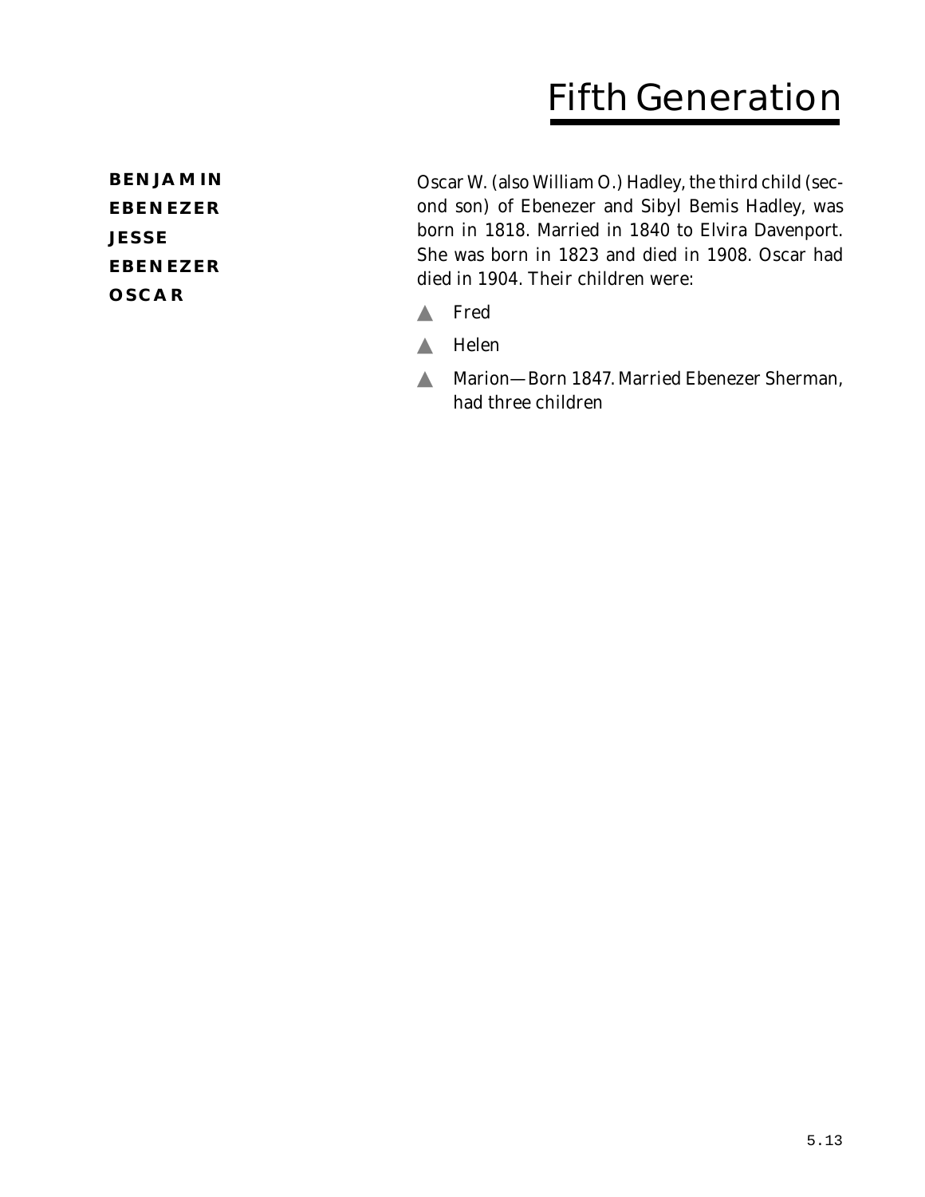# Fifth Generation

**BENJAMIN**
**EBENEZER**
**JESSE**
**EBENEZER**
**OSCAR**

Oscar W. (also William O.) Hadley, the third child (second son) of Ebenezer and Sibyl Bemis Hadley, was born in 1818. Married in 1840 to Elvira Davenport. She was born in 1823 and died in 1908. Oscar had died in 1904. Their children were:

- Fred
- Helen
- Marion—Born 1847. Married Ebenezer Sherman, had three children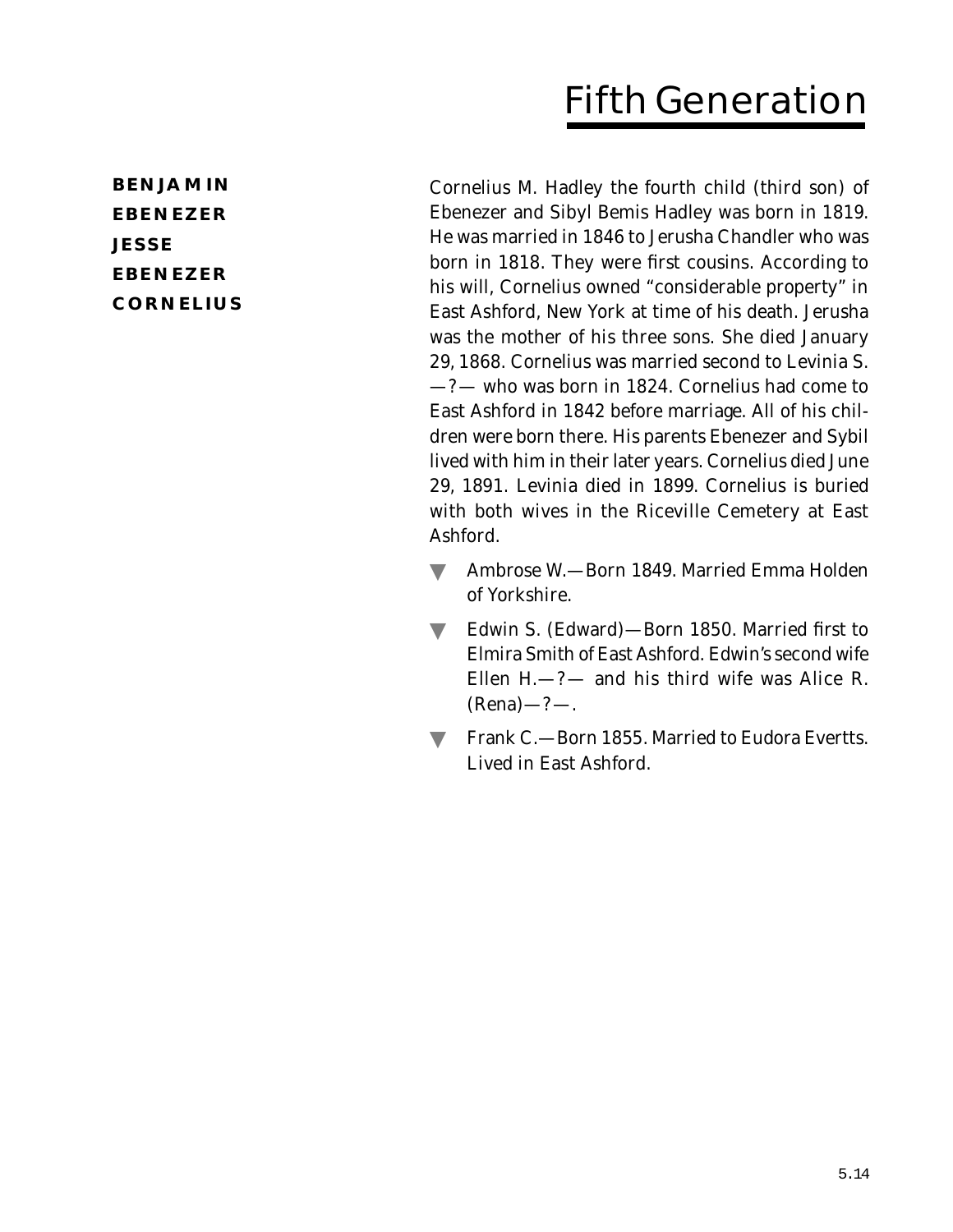# Fifth Generation

**BENJAMIN**
**EBENEZER**
**JESSE**
**EBENEZER**
**CORNELIUS**

Cornelius M. Hadley the fourth child (third son) of Ebenezer and Sibyl Bemis Hadley was born in 1819. He was married in 1846 to Jerusha Chandler who was born in 1818. They were first cousins. According to his will, Cornelius owned "considerable property" in East Ashford, New York at time of his death. Jerusha was the mother of his three sons. She died January 29, 1868. Cornelius was married second to Levinia S. —?— who was born in 1824. Cornelius had come to East Ashford in 1842 before marriage. All of his children were born there. His parents Ebenezer and Sybil lived with him in their later years. Cornelius died June 29, 1891. Levinia died in 1899. Cornelius is buried with both wives in the Riceville Cemetery at East Ashford.

- Ambrose W.—Born 1849. Married Emma Holden of Yorkshire.
- Edwin S. (Edward)—Born 1850. Married first to Elmira Smith of East Ashford. Edwin's second wife Ellen H.—?— and his third wife was Alice R. (Rena)—?—.
- Frank C.—Born 1855. Married to Eudora Evertts. Lived in East Ashford.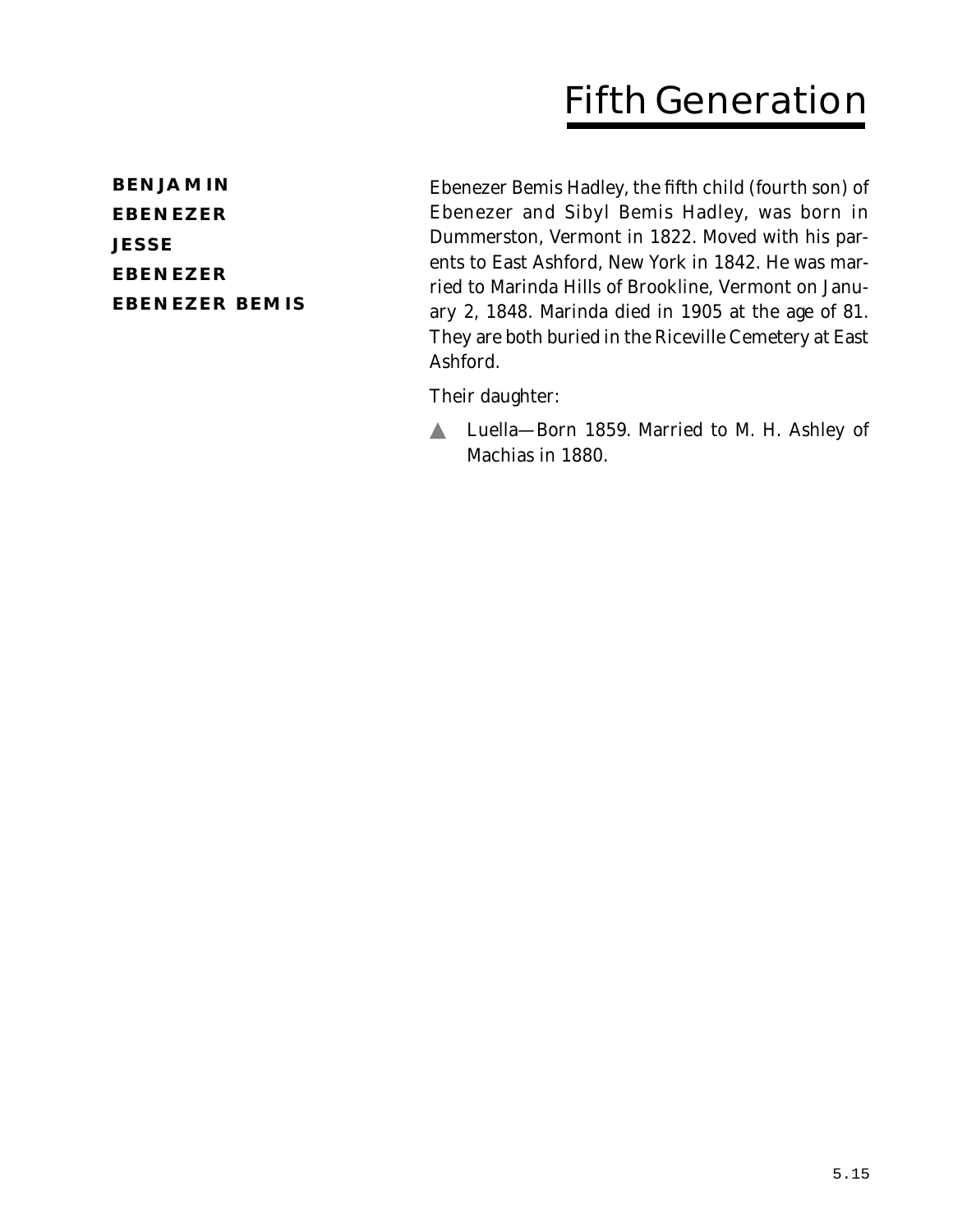# Fifth Generation

**BENJAMIN**
**EBENEZER**
**JESSE**
**EBENEZER**
**EBENEZER BEMIS**

Ebenezer Bemis Hadley, the fifth child (fourth son) of Ebenezer and Sibyl Bemis Hadley, was born in Dummerston, Vermont in 1822. Moved with his parents to East Ashford, New York in 1842. He was married to Marinda Hills of Brookline, Vermont on January 2, 1848. Marinda died in 1905 at the age of 81. They are both buried in the Riceville Cemetery at East Ashford.

Their daughter:

- Luella—Born 1859. Married to M. H. Ashley of Machias in 1880.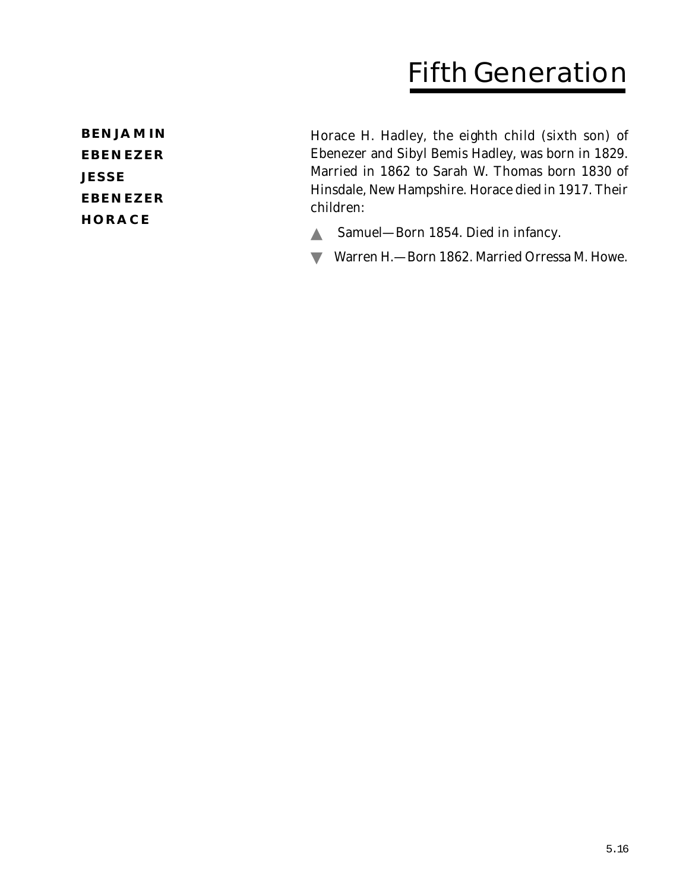# Fifth Generation

**BENJAMIN**
**EBENEZER**
**JESSE**
**EBENEZER**
**HORACE**

Horace H. Hadley, the eighth child (sixth son) of Ebenezer and Sibyl Bemis Hadley, was born in 1829. Married in 1862 to Sarah W. Thomas born 1830 of Hinsdale, New Hampshire. Horace died in 1917. Their children:

- ▲ Samuel—Born 1854. Died in infancy.
- ▼ Warren H.—Born 1862. Married Orressa M. Howe.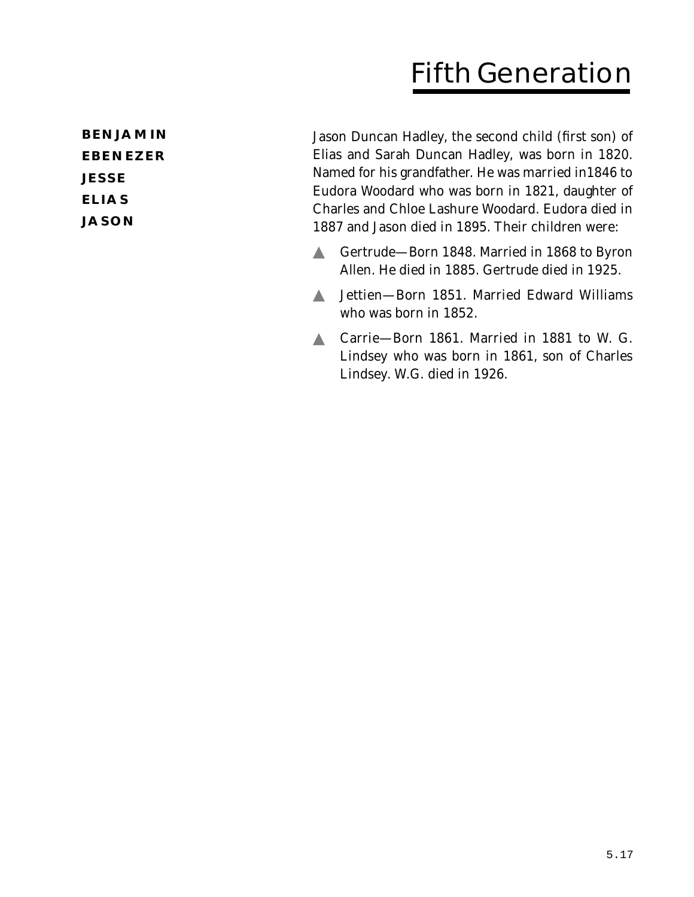# Fifth Generation

**BENJAMIN**
**EBENEZER**
**JESSE**
**ELIAS**
**JASON**

Jason Duncan Hadley, the second child (first son) of Elias and Sarah Duncan Hadley, was born in 1820. Named for his grandfather. He was married in1846 to Eudora Woodard who was born in 1821, daughter of Charles and Chloe Lashure Woodard. Eudora died in 1887 and Jason died in 1895. Their children were:

- Gertrude—Born 1848. Married in 1868 to Byron Allen. He died in 1885. Gertrude died in 1925.
- Jettien—Born 1851. Married Edward Williams who was born in 1852.
- Carrie—Born 1861. Married in 1881 to W. G. Lindsey who was born in 1861, son of Charles Lindsey. W.G. died in 1926.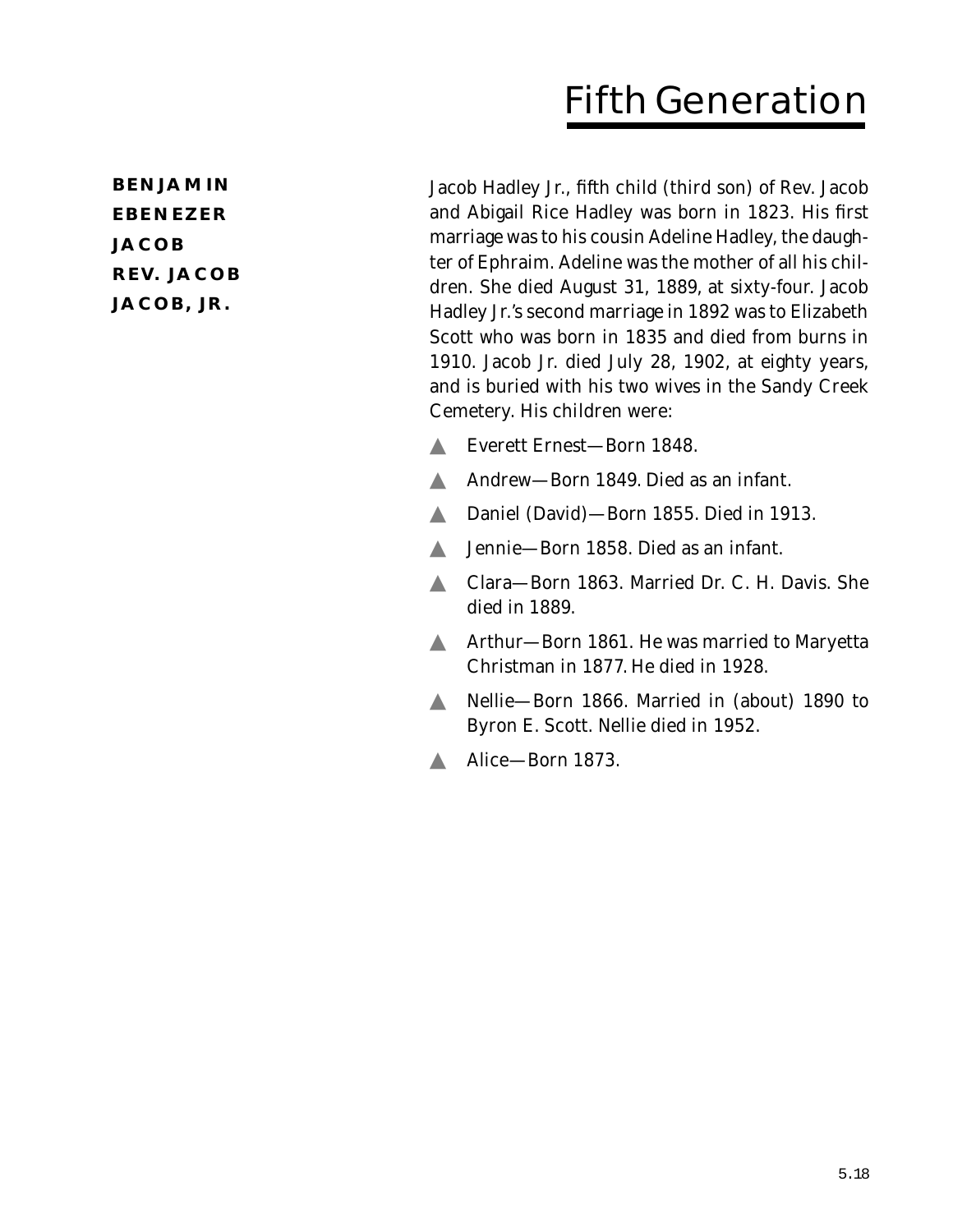# Fifth Generation

**BENJAMIN**
**EBENEZER**
**JACOB**
**REV. JACOB**
**JACOB, JR.**

Jacob Hadley Jr., fifth child (third son) of Rev. Jacob and Abigail Rice Hadley was born in 1823. His first marriage was to his cousin Adeline Hadley, the daughter of Ephraim. Adeline was the mother of all his children. She died August 31, 1889, at sixty-four. Jacob Hadley Jr.'s second marriage in 1892 was to Elizabeth Scott who was born in 1835 and died from burns in 1910. Jacob Jr. died July 28, 1902, at eighty years, and is buried with his two wives in the Sandy Creek Cemetery. His children were:

- Everett Ernest—Born 1848.
- Andrew—Born 1849. Died as an infant.
- Daniel (David)—Born 1855. Died in 1913.
- Jennie—Born 1858. Died as an infant.
- Clara—Born 1863. Married Dr. C. H. Davis. She died in 1889.
- Arthur—Born 1861. He was married to Maryetta Christman in 1877. He died in 1928.
- Nellie—Born 1866. Married in (about) 1890 to Byron E. Scott. Nellie died in 1952.
- Alice—Born 1873.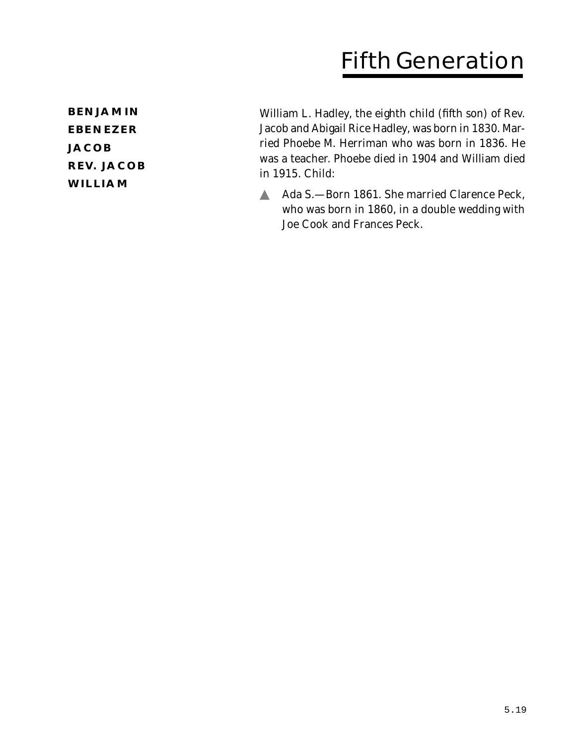# Fifth Generation

**BENJAMIN**
**EBENEZER**
**JACOB**
**REV. JACOB**
**WILLIAM**

William L. Hadley, the eighth child (fifth son) of Rev. Jacob and Abigail Rice Hadley, was born in 1830. Married Phoebe M. Herriman who was born in 1836. He was a teacher. Phoebe died in 1904 and William died in 1915. Child:

- ▲ Ada S.—Born 1861. She married Clarence Peck, who was born in 1860, in a double wedding with Joe Cook and Frances Peck.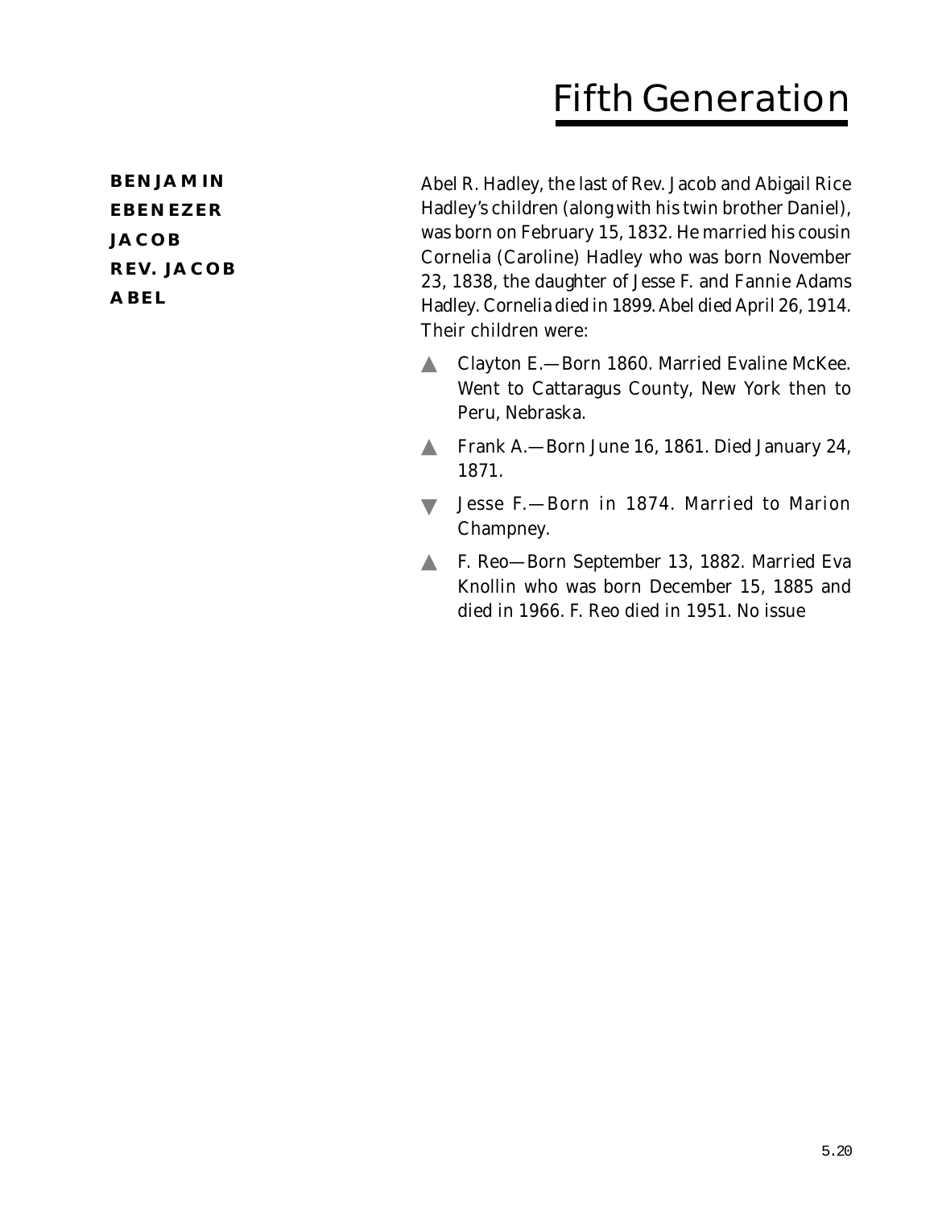# Fifth Generation

**BENJAMIN**
**EBENEZER**
**JACOB**
**REV. JACOB**
**ABEL**

Abel R. Hadley, the last of Rev. Jacob and Abigail Rice Hadley's children (along with his twin brother Daniel), was born on February 15, 1832. He married his cousin Cornelia (Caroline) Hadley who was born November 23, 1838, the daughter of Jesse F. and Fannie Adams Hadley. Cornelia died in 1899. Abel died April 26, 1914. Their children were:

- ▲ Clayton E.—Born 1860. Married Evaline McKee. Went to Cattaragus County, New York then to Peru, Nebraska.
- ▲ Frank A.—Born June 16, 1861. Died January 24, 1871.
- ▼ Jesse F.—Born in 1874. Married to Marion Champney.
- ▲ F. Reo—Born September 13, 1882. Married Eva Knollin who was born December 15, 1885 and died in 1966. F. Reo died in 1951. No issue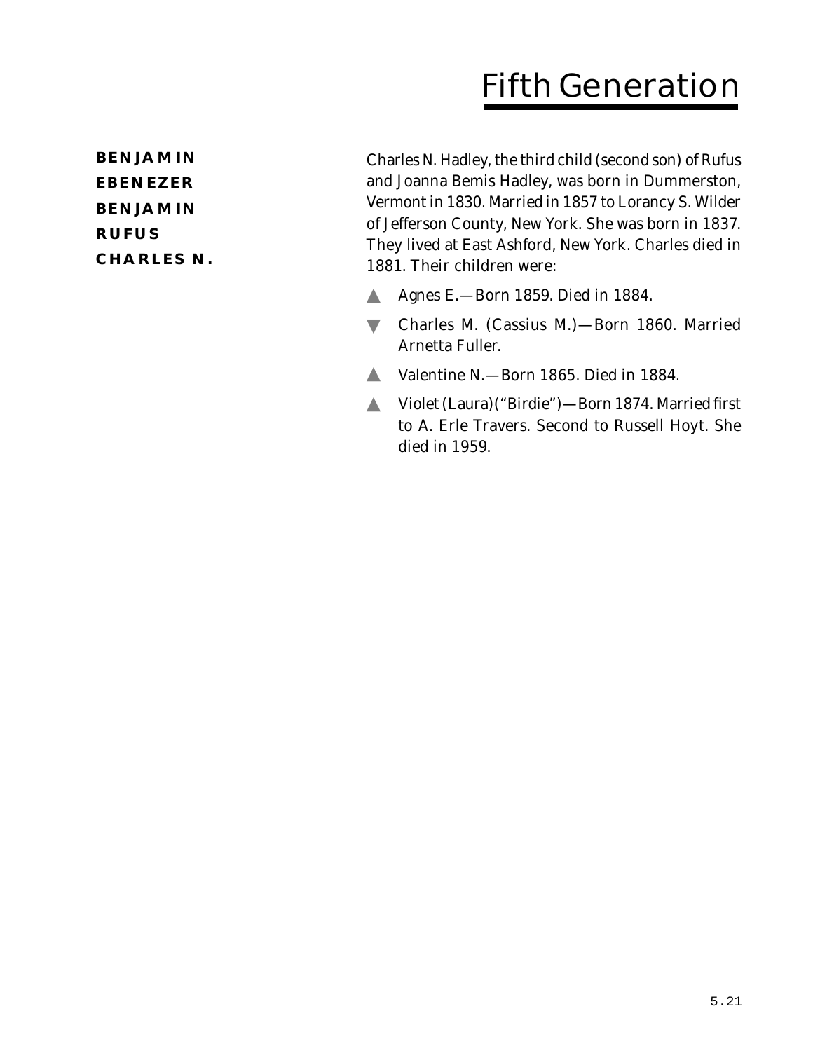# Fifth Generation

**BENJAMIN**
**EBENEZER**
**BENJAMIN**
**RUFUS**
**CHARLES N.**

Charles N. Hadley, the third child (second son) of Rufus and Joanna Bemis Hadley, was born in Dummerston, Vermont in 1830. Married in 1857 to Lorancy S. Wilder of Jefferson County, New York. She was born in 1837. They lived at East Ashford, New York. Charles died in 1881. Their children were:

- ▲ Agnes E.—Born 1859. Died in 1884.
- ▼ Charles M. (Cassius M.)—Born 1860. Married Arnetta Fuller.
- ▲ Valentine N.—Born 1865. Died in 1884.
- ▲ Violet (Laura)("Birdie")—Born 1874. Married first to A. Erle Travers. Second to Russell Hoyt. She died in 1959.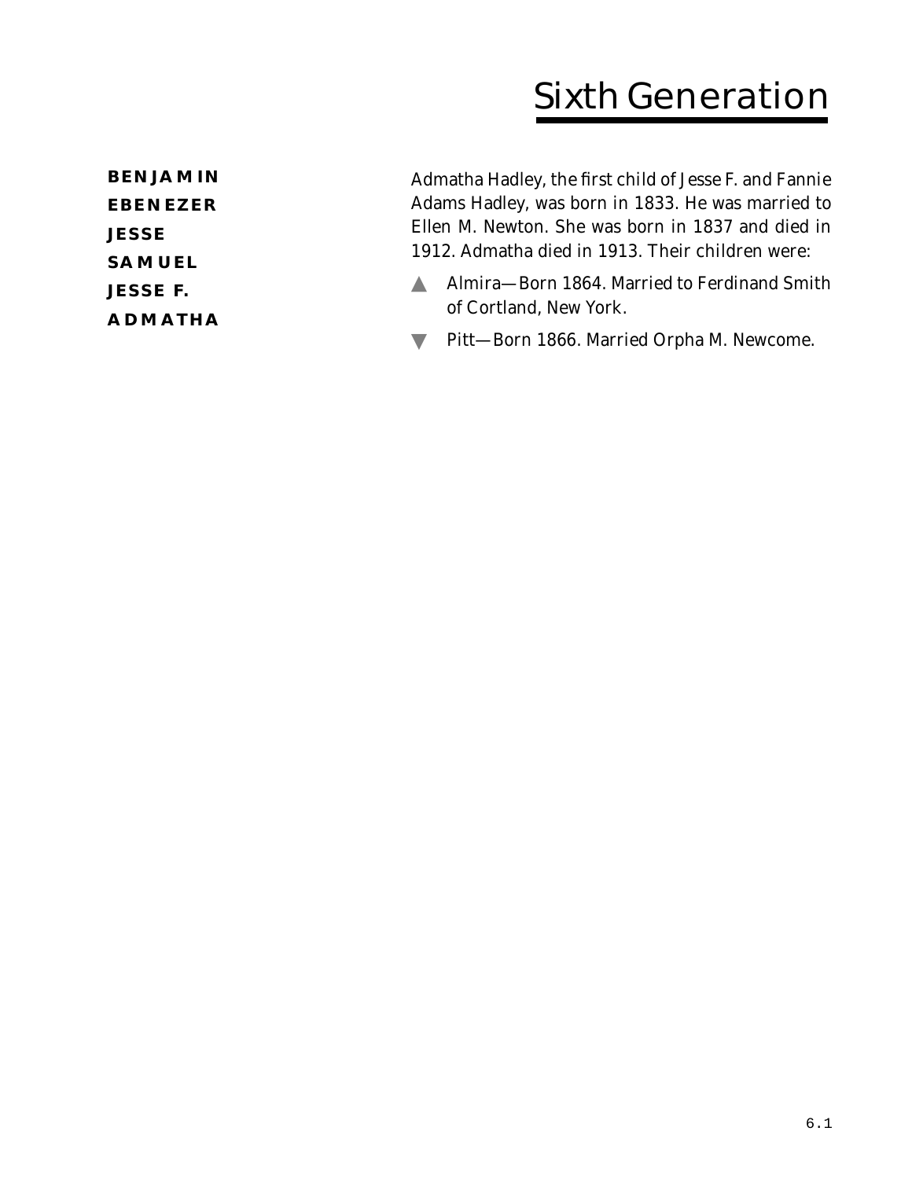# Sixth Generation

**BENJAMIN**
**EBENEZER**
**JESSE**
**SAMUEL**
**JESSE F.**
**ADMATHA**

Admatha Hadley, the first child of Jesse F. and Fannie Adams Hadley, was born in 1833. He was married to Ellen M. Newton. She was born in 1837 and died in 1912. Admatha died in 1913. Their children were:

- Almira—Born 1864. Married to Ferdinand Smith of Cortland, New York.
- Pitt—Born 1866. Married Orpha M. Newcome.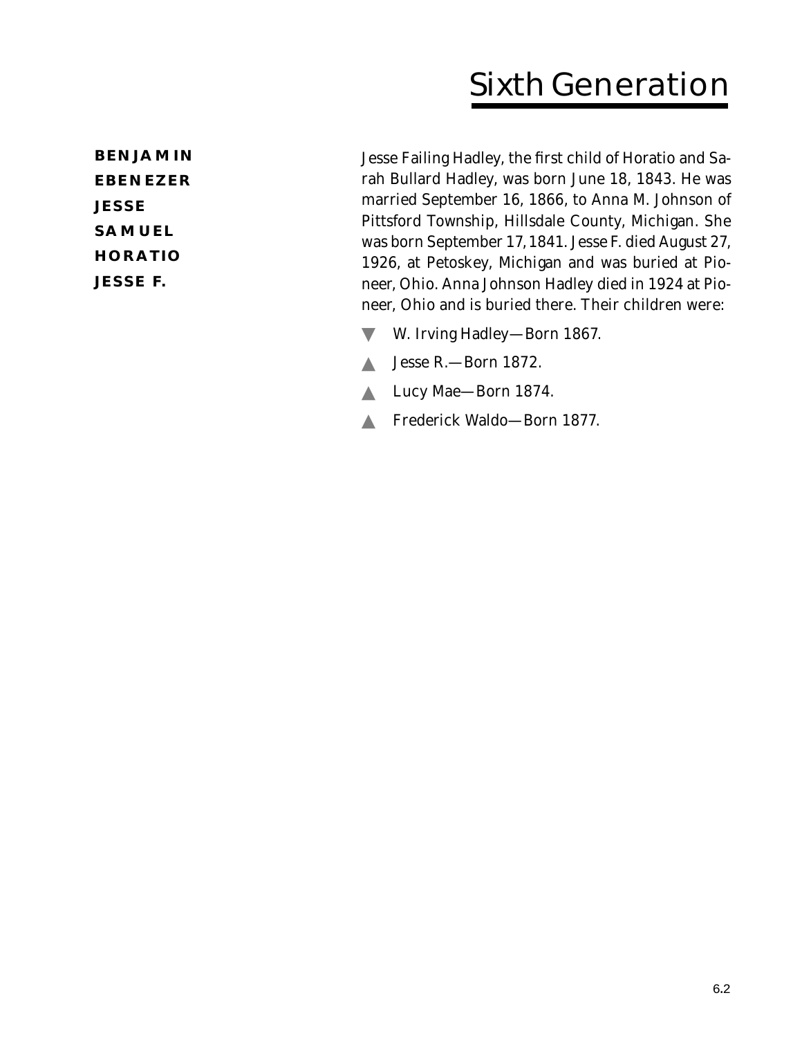# Sixth Generation

**BENJAMIN**
**EBENEZER**
**JESSE**
**SAMUEL**
**HORATIO**
**JESSE F.**

Jesse Failing Hadley, the first child of Horatio and Sarah Bullard Hadley, was born June 18, 1843. He was married September 16, 1866, to Anna M. Johnson of Pittsford Township, Hillsdale County, Michigan. She was born September 17, 1841. Jesse F. died August 27, 1926, at Petoskey, Michigan and was buried at Pioneer, Ohio. Anna Johnson Hadley died in 1924 at Pioneer, Ohio and is buried there. Their children were:

- ▼ W. Irving Hadley—Born 1867.
- ▲ Jesse R.—Born 1872.
- ▲ Lucy Mae—Born 1874.
- ▲ Frederick Waldo—Born 1877.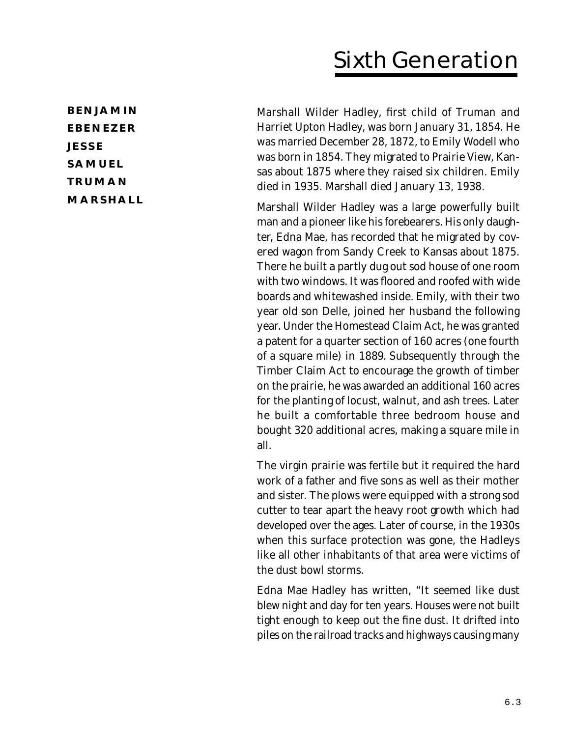# Sixth Generation

**BENJAMIN**
**EBENEZER**
**JESSE**
**SAMUEL**
**TRUMAN**
**MARSHALL**

Marshall Wilder Hadley, first child of Truman and Harriet Upton Hadley, was born January 31, 1854. He was married December 28, 1872, to Emily Wodell who was born in 1854. They migrated to Prairie View, Kansas about 1875 where they raised six children. Emily died in 1935. Marshall died January 13, 1938.

Marshall Wilder Hadley was a large powerfully built man and a pioneer like his forebearers. His only daughter, Edna Mae, has recorded that he migrated by covered wagon from Sandy Creek to Kansas about 1875. There he built a partly dug out sod house of one room with two windows. It was floored and roofed with wide boards and whitewashed inside. Emily, with their two year old son Delle, joined her husband the following year. Under the Homestead Claim Act, he was granted a patent for a quarter section of 160 acres (one fourth of a square mile) in 1889. Subsequently through the Timber Claim Act to encourage the growth of timber on the prairie, he was awarded an additional 160 acres for the planting of locust, walnut, and ash trees. Later he built a comfortable three bedroom house and bought 320 additional acres, making a square mile in all.

The virgin prairie was fertile but it required the hard work of a father and five sons as well as their mother and sister. The plows were equipped with a strong sod cutter to tear apart the heavy root growth which had developed over the ages. Later of course, in the 1930s when this surface protection was gone, the Hadleys like all other inhabitants of that area were victims of the dust bowl storms.

Edna Mae Hadley has written, "It seemed like dust blew night and day for ten years. Houses were not built tight enough to keep out the fine dust. It drifted into piles on the railroad tracks and highways causing many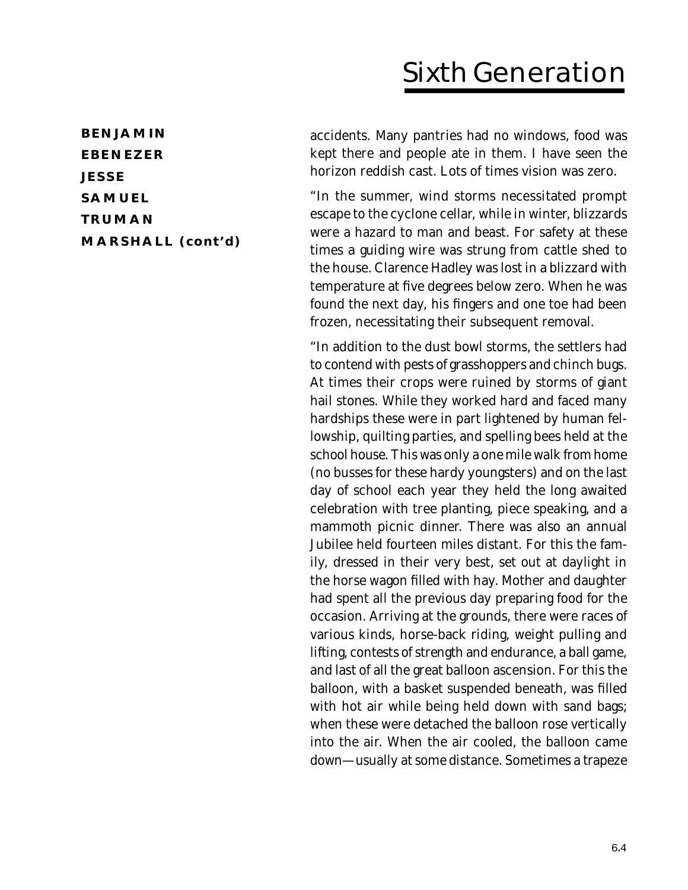# Sixth Generation

**BENJAMIN**
**EBENEZER**
**JESSE**
**SAMUEL**
**TRUMAN**
**MARSHALL (cont'd)**

accidents. Many pantries had no windows, food was kept there and people ate in them. I have seen the horizon reddish cast. Lots of times vision was zero.

"In the summer, wind storms necessitated prompt escape to the cyclone cellar, while in winter, blizzards were a hazard to man and beast. For safety at these times a guiding wire was strung from cattle shed to the house. Clarence Hadley was lost in a blizzard with temperature at five degrees below zero. When he was found the next day, his fingers and one toe had been frozen, necessitating their subsequent removal.

"In addition to the dust bowl storms, the settlers had to contend with pests of grasshoppers and chinch bugs. At times their crops were ruined by storms of giant hail stones. While they worked hard and faced many hardships these were in part lightened by human fellowship, quilting parties, and spelling bees held at the school house. This was only a one mile walk from home (no busses for these hardy youngsters) and on the last day of school each year they held the long awaited celebration with tree planting, piece speaking, and a mammoth picnic dinner. There was also an annual Jubilee held fourteen miles distant. For this the family, dressed in their very best, set out at daylight in the horse wagon filled with hay. Mother and daughter had spent all the previous day preparing food for the occasion. Arriving at the grounds, there were races of various kinds, horse-back riding, weight pulling and lifting, contests of strength and endurance, a ball game, and last of all the great balloon ascension. For this the balloon, with a basket suspended beneath, was filled with hot air while being held down with sand bags; when these were detached the balloon rose vertically into the air. When the air cooled, the balloon came down—usually at some distance. Sometimes a trapeze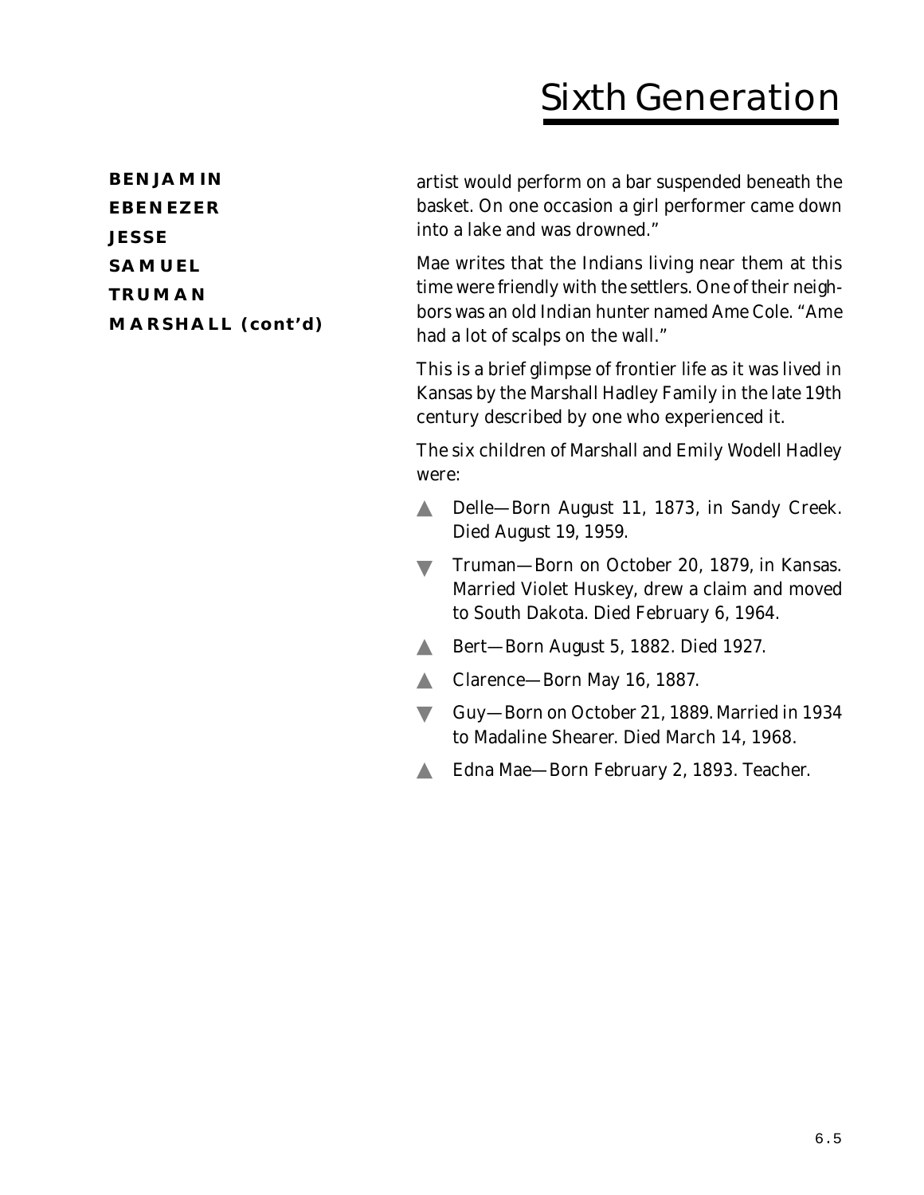# Sixth Generation

**BENJAMIN**
**EBENEZER**
**JESSE**
**SAMUEL**
**TRUMAN**
**MARSHALL (cont'd)**

artist would perform on a bar suspended beneath the basket. On one occasion a girl performer came down into a lake and was drowned."

Mae writes that the Indians living near them at this time were friendly with the settlers. One of their neighbors was an old Indian hunter named Ame Cole. "Ame had a lot of scalps on the wall."

This is a brief glimpse of frontier life as it was lived in Kansas by the Marshall Hadley Family in the late 19th century described by one who experienced it.

The six children of Marshall and Emily Wodell Hadley were:

- ▲ Delle—Born August 11, 1873, in Sandy Creek. Died August 19, 1959.
- ▼ Truman—Born on October 20, 1879, in Kansas. Married Violet Huskey, drew a claim and moved to South Dakota. Died February 6, 1964.
- ▲ Bert—Born August 5, 1882. Died 1927.
- ▲ Clarence—Born May 16, 1887.
- ▼ Guy—Born on October 21, 1889. Married in 1934 to Madaline Shearer. Died March 14, 1968.
- ▲ Edna Mae—Born February 2, 1893. Teacher.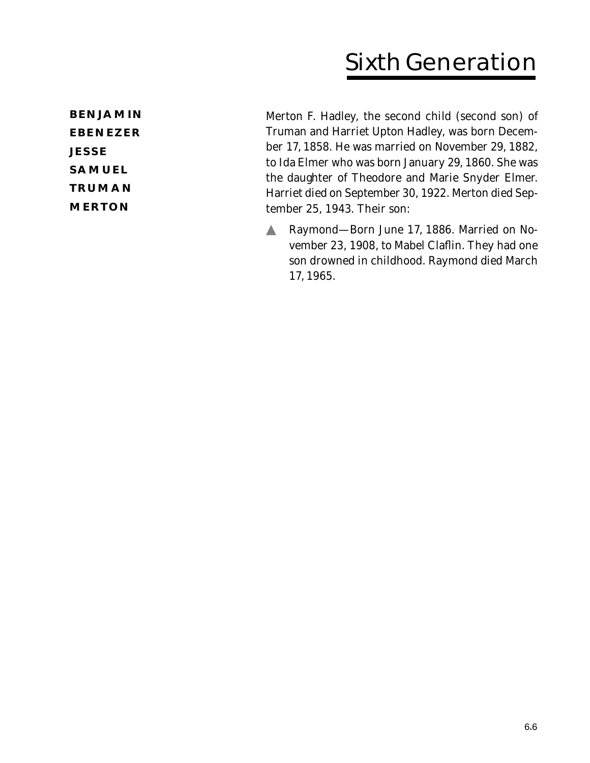# Sixth Generation

**BENJAMIN**
**EBENEZER**
**JESSE**
**SAMUEL**
**TRUMAN**
**MERTON**

Merton F. Hadley, the second child (second son) of Truman and Harriet Upton Hadley, was born December 17, 1858. He was married on November 29, 1882, to Ida Elmer who was born January 29, 1860. She was the daughter of Theodore and Marie Snyder Elmer. Harriet died on September 30, 1922. Merton died September 25, 1943. Their son:

- Raymond—Born June 17, 1886. Married on November 23, 1908, to Mabel Claflin. They had one son drowned in childhood. Raymond died March 17, 1965.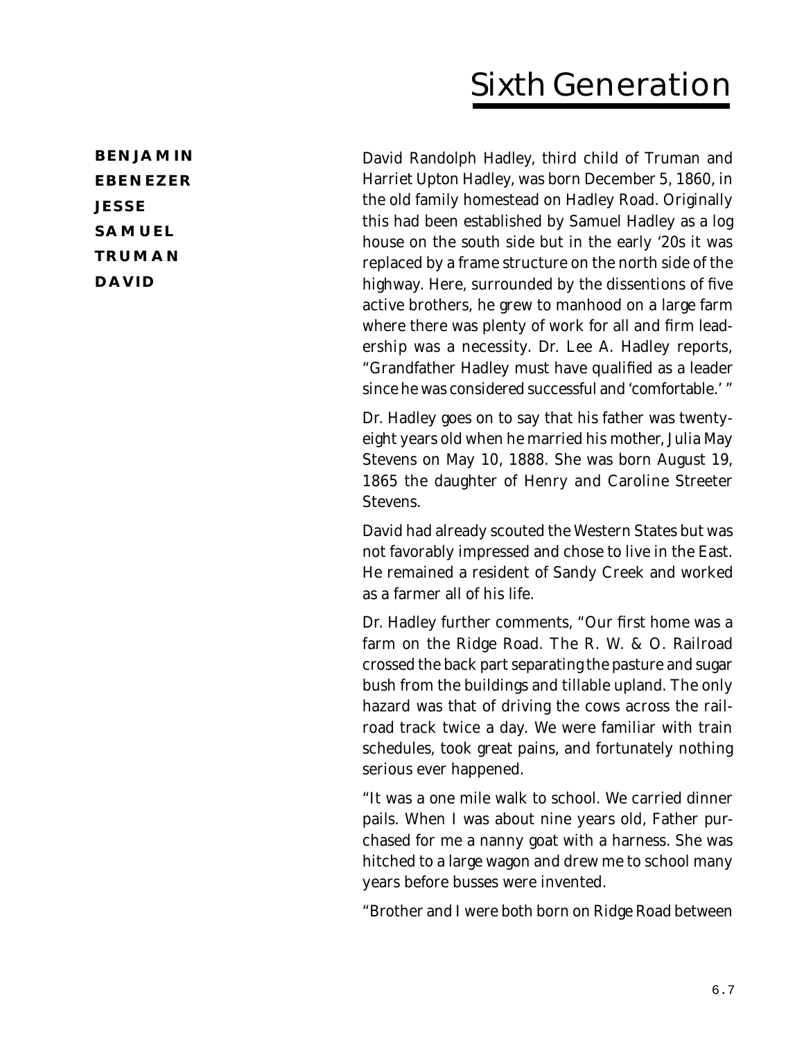# Sixth Generation

**BENJAMIN**
**EBENEZER**
**JESSE**
**SAMUEL**
**TRUMAN**
**DAVID**

David Randolph Hadley, third child of Truman and Harriet Upton Hadley, was born December 5, 1860, in the old family homestead on Hadley Road. Originally this had been established by Samuel Hadley as a log house on the south side but in the early '20s it was replaced by a frame structure on the north side of the highway. Here, surrounded by the dissentions of five active brothers, he grew to manhood on a large farm where there was plenty of work for all and firm leadership was a necessity. Dr. Lee A. Hadley reports, "Grandfather Hadley must have qualified as a leader since he was considered successful and 'comfortable.' "

Dr. Hadley goes on to say that his father was twenty-eight years old when he married his mother, Julia May Stevens on May 10, 1888. She was born August 19, 1865 the daughter of Henry and Caroline Streeter Stevens.

David had already scouted the Western States but was not favorably impressed and chose to live in the East. He remained a resident of Sandy Creek and worked as a farmer all of his life.

Dr. Hadley further comments, "Our first home was a farm on the Ridge Road. The R. W. & O. Railroad crossed the back part separating the pasture and sugar bush from the buildings and tillable upland. The only hazard was that of driving the cows across the railroad track twice a day. We were familiar with train schedules, took great pains, and fortunately nothing serious ever happened.

"It was a one mile walk to school. We carried dinner pails. When I was about nine years old, Father purchased for me a nanny goat with a harness. She was hitched to a large wagon and drew me to school many years before busses were invented.

"Brother and I were both born on Ridge Road between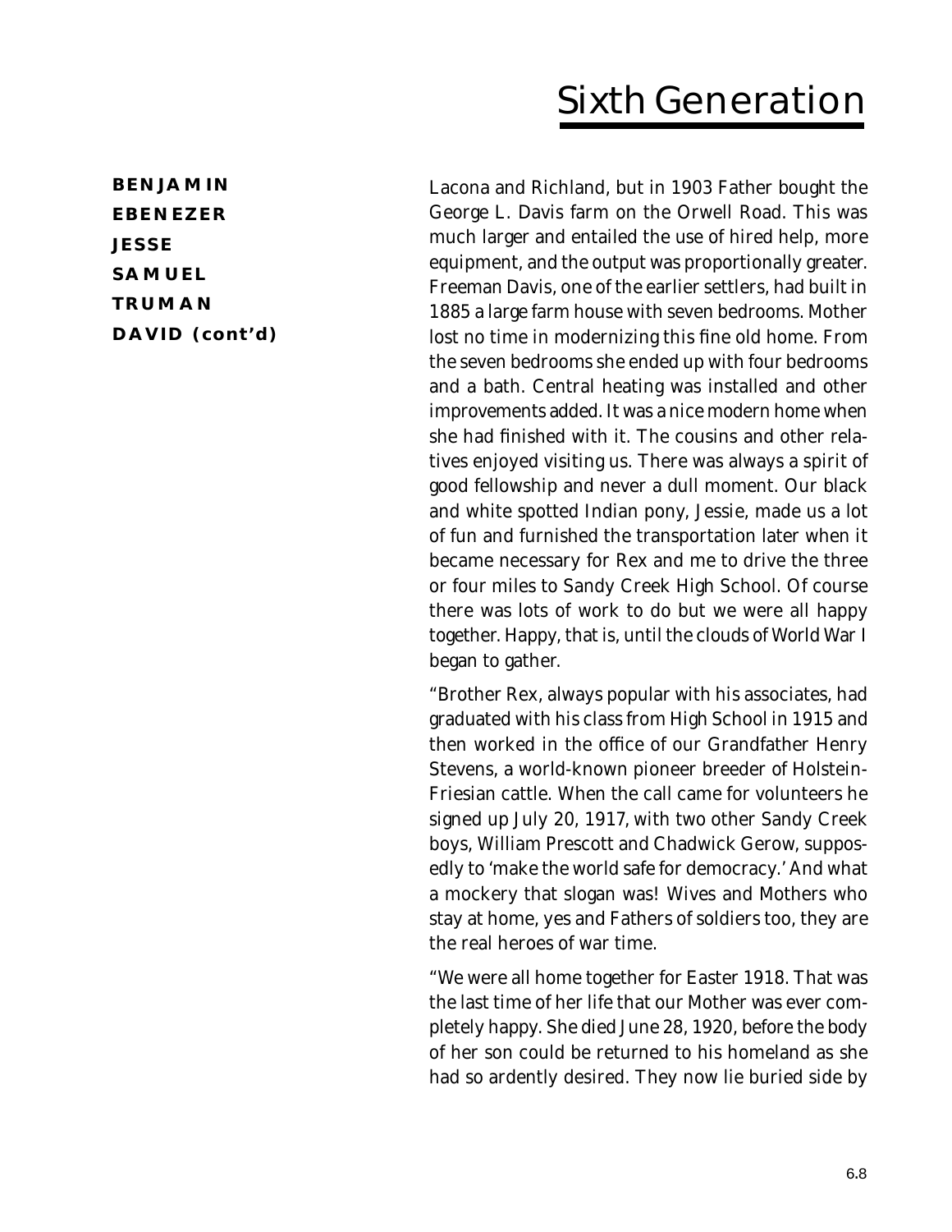# Sixth Generation

**BENJAMIN**
**EBENEZER**
**JESSE**
**SAMUEL**
**TRUMAN**
**DAVID (cont'd)**

Lacona and Richland, but in 1903 Father bought the George L. Davis farm on the Orwell Road. This was much larger and entailed the use of hired help, more equipment, and the output was proportionally greater. Freeman Davis, one of the earlier settlers, had built in 1885 a large farm house with seven bedrooms. Mother lost no time in modernizing this fine old home. From the seven bedrooms she ended up with four bedrooms and a bath. Central heating was installed and other improvements added. It was a nice modern home when she had finished with it. The cousins and other relatives enjoyed visiting us. There was always a spirit of good fellowship and never a dull moment. Our black and white spotted Indian pony, Jessie, made us a lot of fun and furnished the transportation later when it became necessary for Rex and me to drive the three or four miles to Sandy Creek High School. Of course there was lots of work to do but we were all happy together. Happy, that is, until the clouds of World War I began to gather.

"Brother Rex, always popular with his associates, had graduated with his class from High School in 1915 and then worked in the office of our Grandfather Henry Stevens, a world-known pioneer breeder of Holstein-Friesian cattle. When the call came for volunteers he signed up July 20, 1917, with two other Sandy Creek boys, William Prescott and Chadwick Gerow, supposedly to 'make the world safe for democracy.' And what a mockery that slogan was! Wives and Mothers who stay at home, yes and Fathers of soldiers too, they are the real heroes of war time.

"We were all home together for Easter 1918. That was the last time of her life that our Mother was ever completely happy. She died June 28, 1920, before the body of her son could be returned to his homeland as she had so ardently desired. They now lie buried side by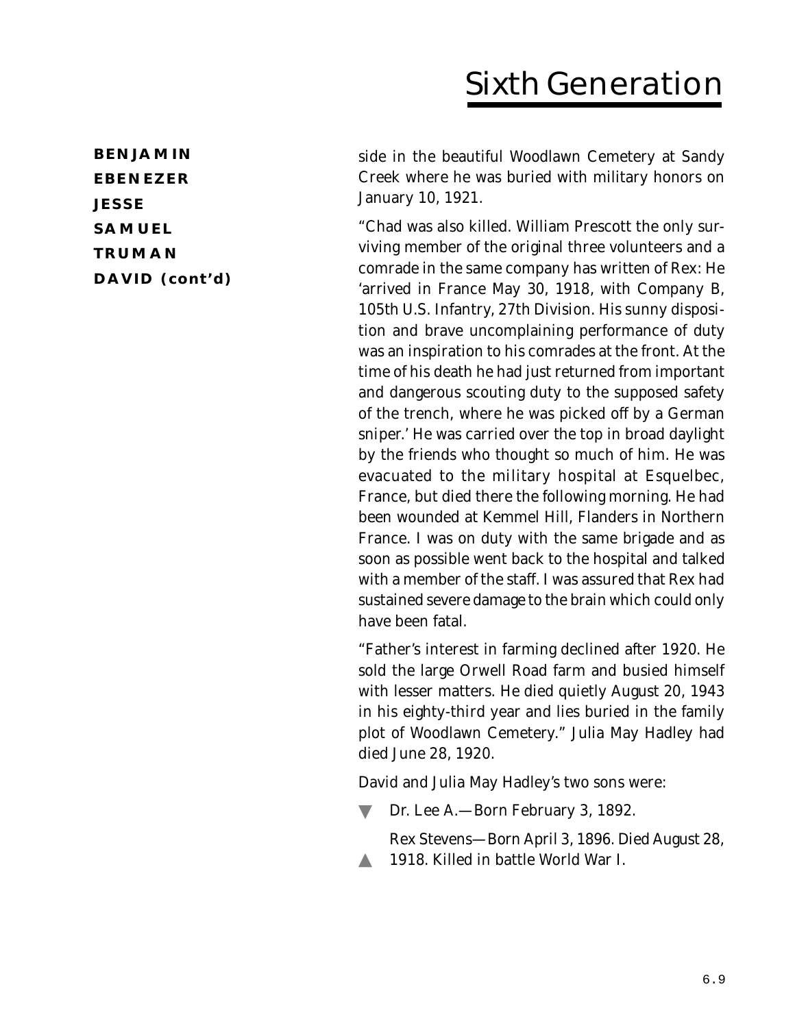**BENJAMIN**
**EBENEZER**
**JESSE**
**SAMUEL**
**TRUMAN**
**DAVID (cont'd)**

side in the beautiful Woodlawn Cemetery at Sandy Creek where he was buried with military honors on January 10, 1921.

"Chad was also killed. William Prescott the only surviving member of the original three volunteers and a comrade in the same company has written of Rex: He 'arrived in France May 30, 1918, with Company B, 105th U.S. Infantry, 27th Division. His sunny disposition and brave uncomplaining performance of duty was an inspiration to his comrades at the front. At the time of his death he had just returned from important and dangerous scouting duty to the supposed safety of the trench, where he was picked off by a German sniper.' He was carried over the top in broad daylight by the friends who thought so much of him. He was evacuated to the military hospital at Esquelbec, France, but died there the following morning. He had been wounded at Kemmel Hill, Flanders in Northern France. I was on duty with the same brigade and as soon as possible went back to the hospital and talked with a member of the staff. I was assured that Rex had sustained severe damage to the brain which could only have been fatal.

"Father's interest in farming declined after 1920. He sold the large Orwell Road farm and busied himself with lesser matters. He died quietly August 20, 1943 in his eighty-third year and lies buried in the family plot of Woodlawn Cemetery." Julia May Hadley had died June 28, 1920.

David and Julia May Hadley's two sons were:

▼ Dr. Lee A.—Born February 3, 1892.

▲ Rex Stevens—Born April 3, 1896. Died August 28, 1918. Killed in battle World War I.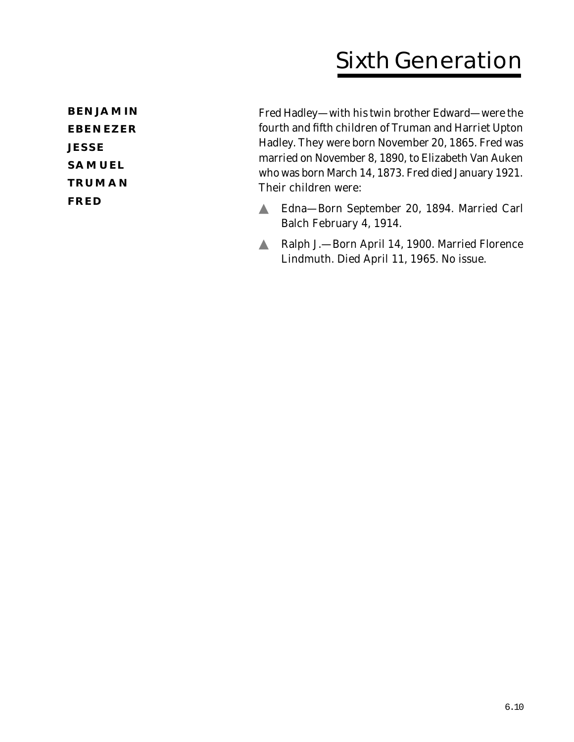# Sixth Generation

**BENJAMIN**
**EBENEZER**
**JESSE**
**SAMUEL**
**TRUMAN**
**FRED**

Fred Hadley—with his twin brother Edward—were the fourth and fifth children of Truman and Harriet Upton Hadley. They were born November 20, 1865. Fred was married on November 8, 1890, to Elizabeth Van Auken who was born March 14, 1873. Fred died January 1921. Their children were:

- Edna—Born September 20, 1894. Married Carl Balch February 4, 1914.
- Ralph J.—Born April 14, 1900. Married Florence Lindmuth. Died April 11, 1965. No issue.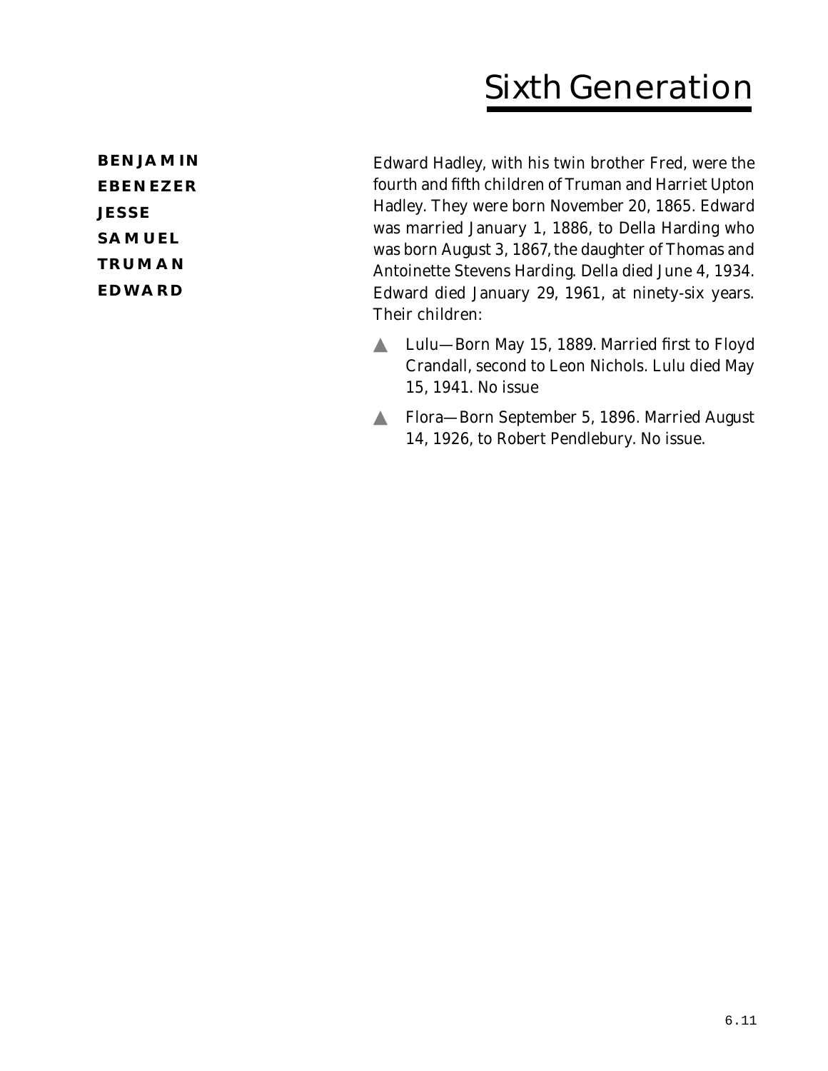# Sixth Generation

**BENJAMIN**
**EBENEZER**
**JESSE**
**SAMUEL**
**TRUMAN**
**EDWARD**

Edward Hadley, with his twin brother Fred, were the fourth and fifth children of Truman and Harriet Upton Hadley. They were born November 20, 1865. Edward was married January 1, 1886, to Della Harding who was born August 3, 1867, the daughter of Thomas and Antoinette Stevens Harding. Della died June 4, 1934. Edward died January 29, 1961, at ninety-six years. Their children:

- Lulu—Born May 15, 1889. Married first to Floyd Crandall, second to Leon Nichols. Lulu died May 15, 1941. No issue
- Flora—Born September 5, 1896. Married August 14, 1926, to Robert Pendlebury. No issue.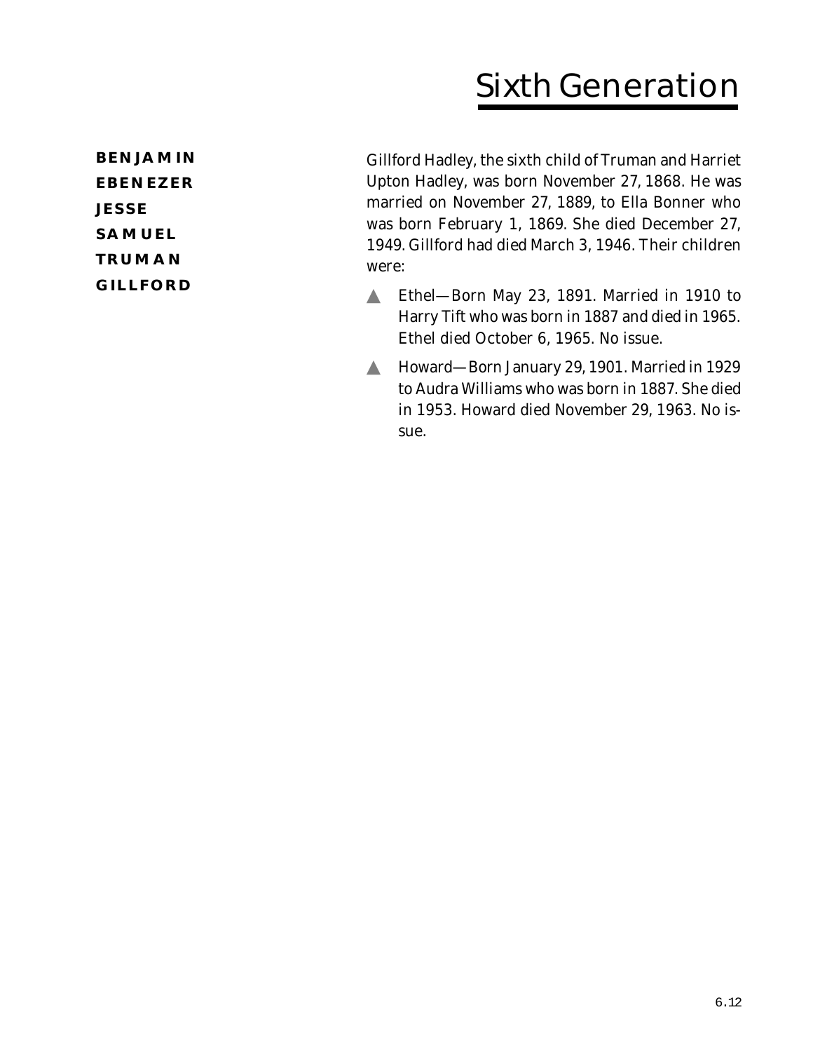# Sixth Generation

**BENJAMIN**
**EBENEZER**
**JESSE**
**SAMUEL**
**TRUMAN**
**GILLFORD**

Gillford Hadley, the sixth child of Truman and Harriet Upton Hadley, was born November 27, 1868. He was married on November 27, 1889, to Ella Bonner who was born February 1, 1869. She died December 27, 1949. Gillford had died March 3, 1946. Their children were:

- Ethel—Born May 23, 1891. Married in 1910 to Harry Tift who was born in 1887 and died in 1965. Ethel died October 6, 1965. No issue.
- Howard—Born January 29, 1901. Married in 1929 to Audra Williams who was born in 1887. She died in 1953. Howard died November 29, 1963. No issue.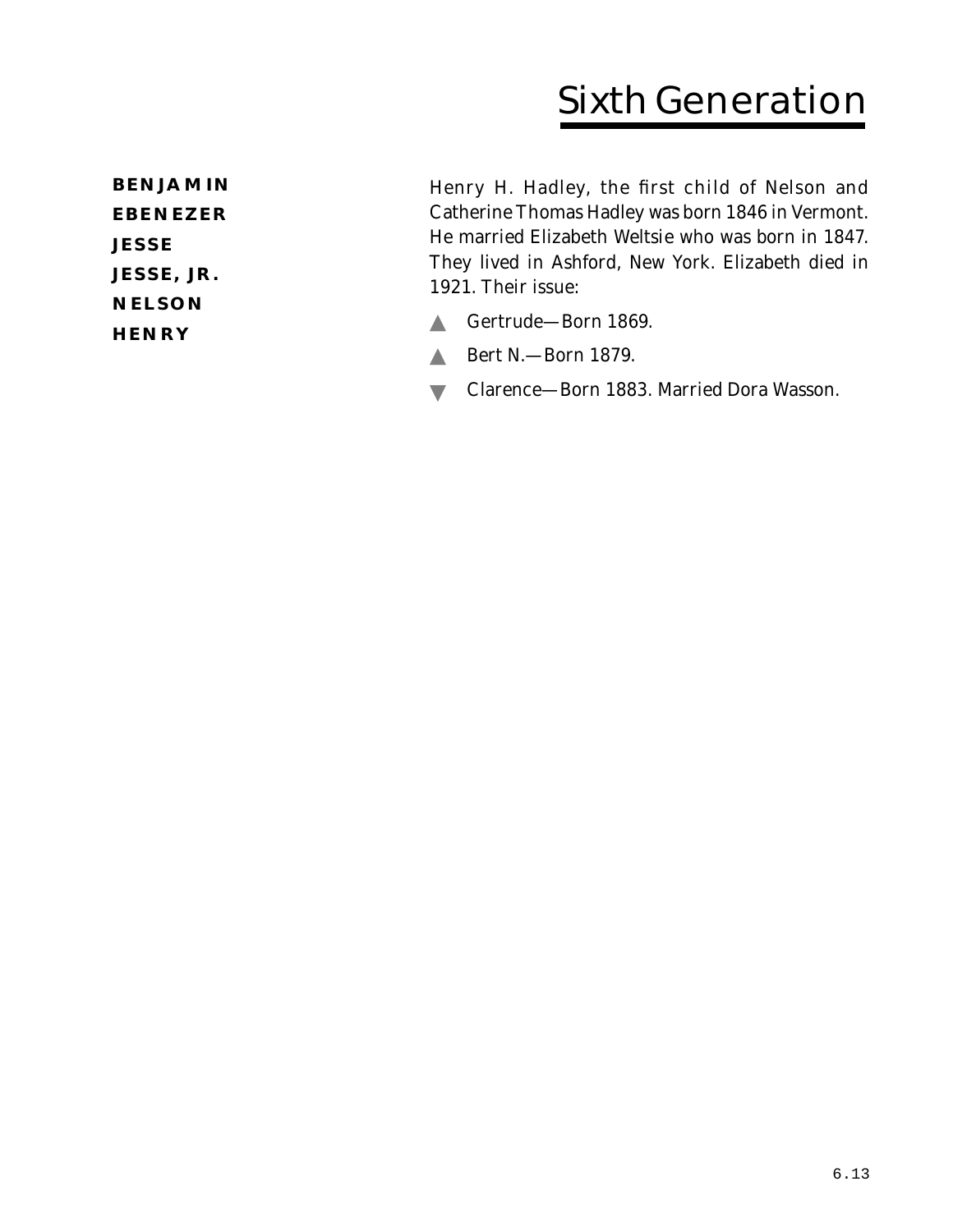# Sixth Generation

**BENJAMIN**
**EBENEZER**
**JESSE**
**JESSE, JR.**
**NELSON**
**HENRY**

Henry H. Hadley, the first child of Nelson and Catherine Thomas Hadley was born 1846 in Vermont. He married Elizabeth Weltsie who was born in 1847. They lived in Ashford, New York. Elizabeth died in 1921. Their issue:

- ▲ Gertrude—Born 1869.
- ▲ Bert N.—Born 1879.
- ▼ Clarence—Born 1883. Married Dora Wasson.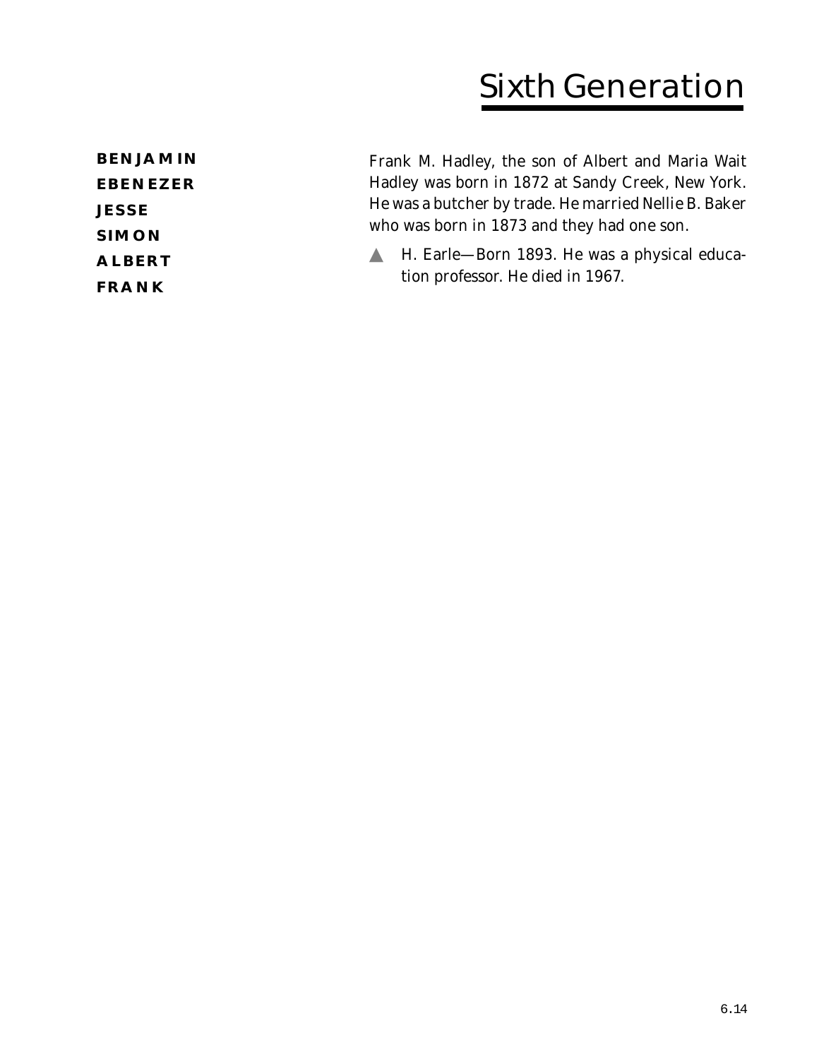# Sixth Generation

**BENJAMIN**
**EBENEZER**
**JESSE**
**SIMON**
**ALBERT**
**FRANK**

Frank M. Hadley, the son of Albert and Maria Wait Hadley was born in 1872 at Sandy Creek, New York. He was a butcher by trade. He married Nellie B. Baker who was born in 1873 and they had one son.

- H. Earle—Born 1893. He was a physical education professor. He died in 1967.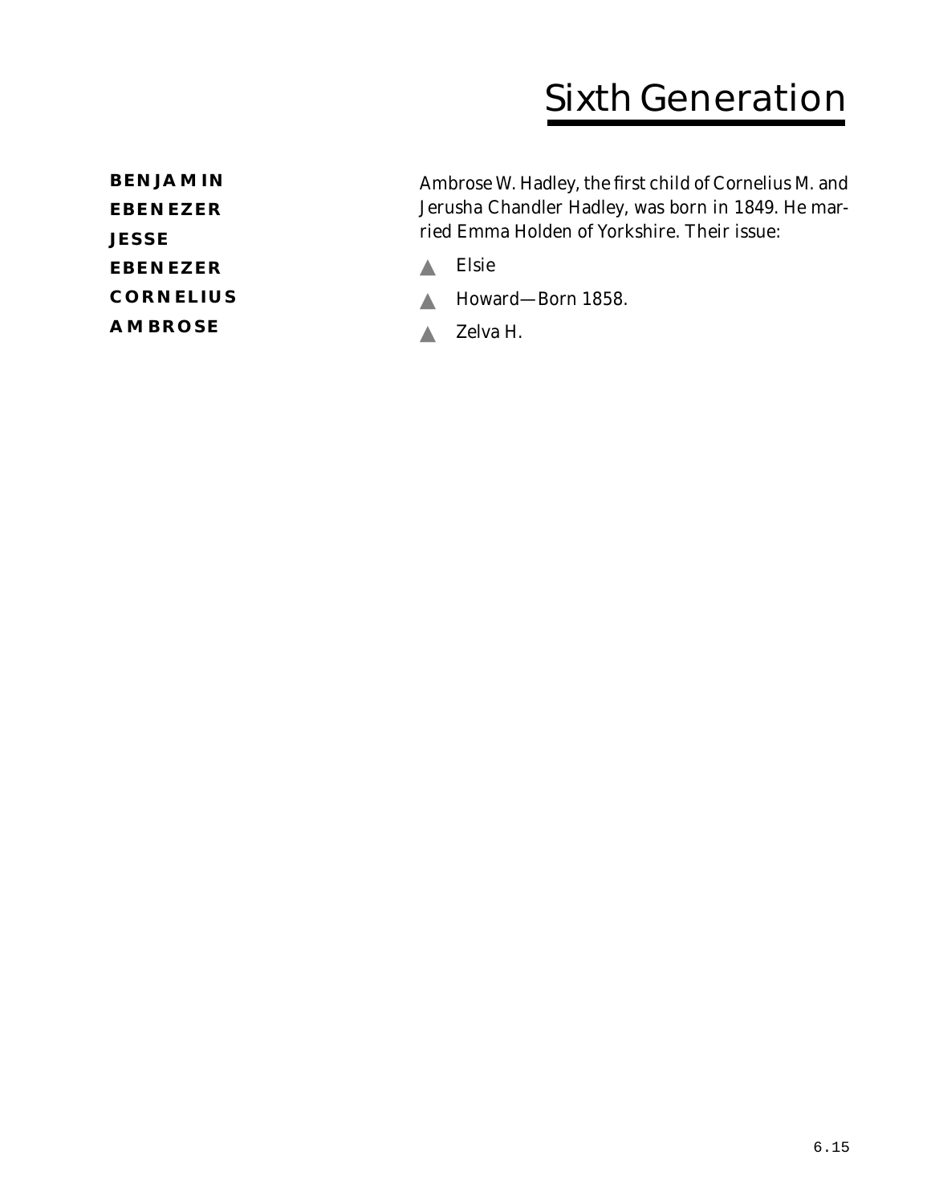# Sixth Generation

**BENJAMIN**
**EBENEZER**
**JESSE**
**EBENEZER**
**CORNELIUS**
**AMBROSE**

Ambrose W. Hadley, the first child of Cornelius M. and Jerusha Chandler Hadley, was born in 1849. He married Emma Holden of Yorkshire. Their issue:

- Elsie
- Howard—Born 1858.
- Zelva H.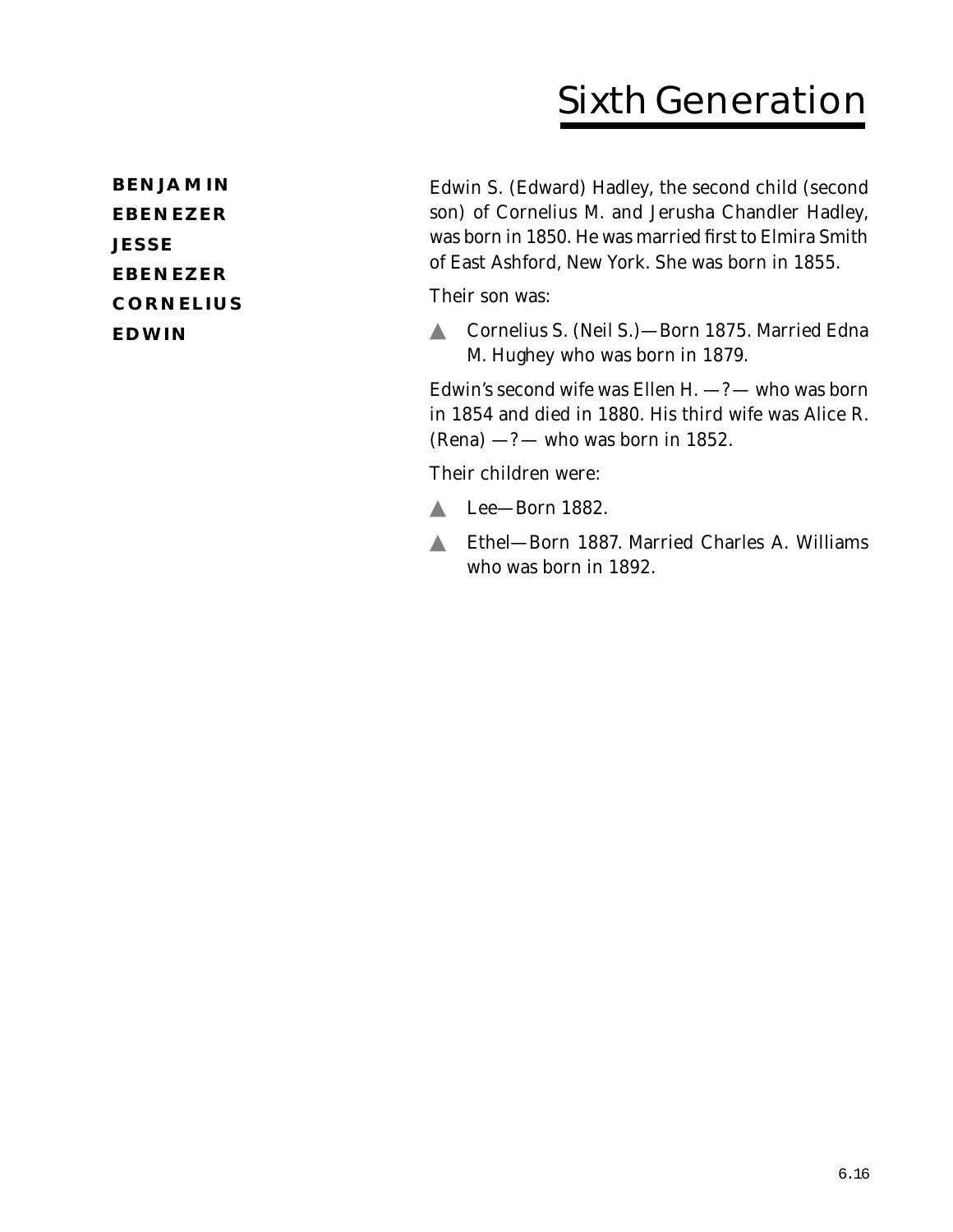# Sixth Generation

**BENJAMIN**
**EBENEZER**
**JESSE**
**EBENEZER**
**CORNELIUS**
**EDWIN**

Edwin S. (Edward) Hadley, the second child (second son) of Cornelius M. and Jerusha Chandler Hadley, was born in 1850. He was married first to Elmira Smith of East Ashford, New York. She was born in 1855.

Their son was:

- Cornelius S. (Neil S.)—Born 1875. Married Edna M. Hughey who was born in 1879.

Edwin's second wife was Ellen H. —?— who was born in 1854 and died in 1880. His third wife was Alice R. (Rena) —?— who was born in 1852.

Their children were:

- Lee—Born 1882.
- Ethel—Born 1887. Married Charles A. Williams who was born in 1892.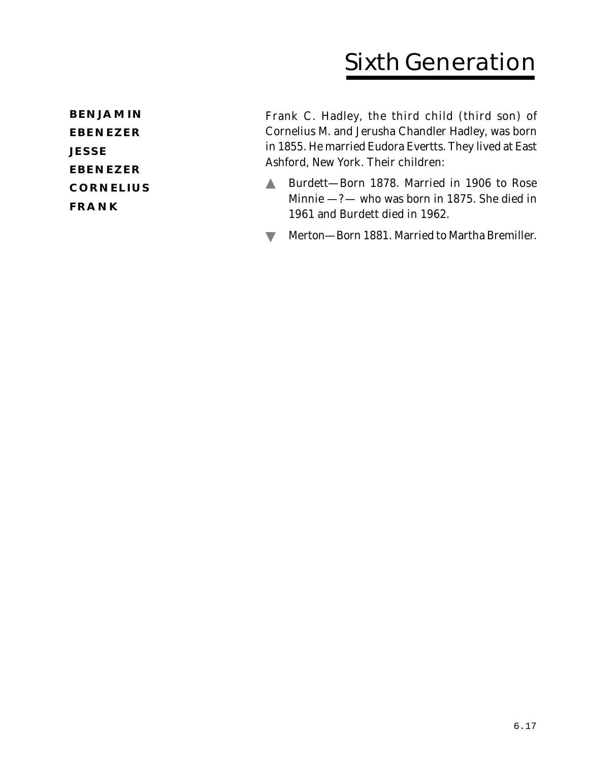# Sixth Generation

**BENJAMIN**
**EBENEZER**
**JESSE**
**EBENEZER**
**CORNELIUS**
**FRANK**

Frank C. Hadley, the third child (third son) of Cornelius M. and Jerusha Chandler Hadley, was born in 1855. He married Eudora Evertts. They lived at East Ashford, New York. Their children:

▲ Burdett—Born 1878. Married in 1906 to Rose Minnie —?— who was born in 1875. She died in 1961 and Burdett died in 1962.

▼ Merton—Born 1881. Married to Martha Bremiller.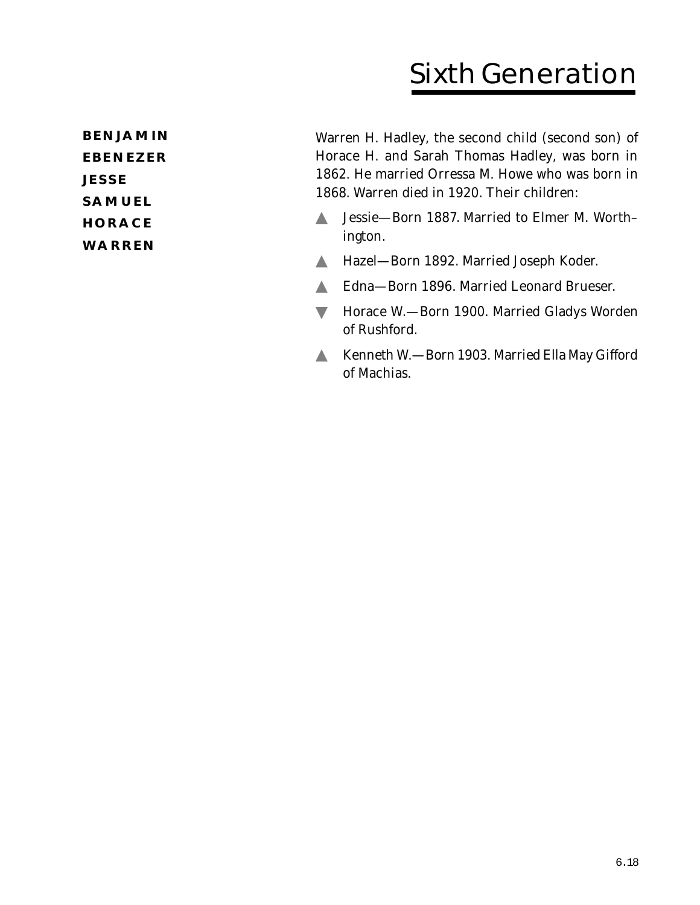# Sixth Generation

**BENJAMIN**
**EBENEZER**
**JESSE**
**SAMUEL**
**HORACE**
**WARREN**

Warren H. Hadley, the second child (second son) of Horace H. and Sarah Thomas Hadley, was born in 1862. He married Orressa M. Howe who was born in 1868. Warren died in 1920. Their children:

- ▲ Jessie—Born 1887. Married to Elmer M. Worthington.
- ▲ Hazel—Born 1892. Married Joseph Koder.
- ▲ Edna—Born 1896. Married Leonard Brueser.
- ▼ Horace W.—Born 1900. Married Gladys Worden of Rushford.
- ▲ Kenneth W.—Born 1903. Married Ella May Gifford of Machias.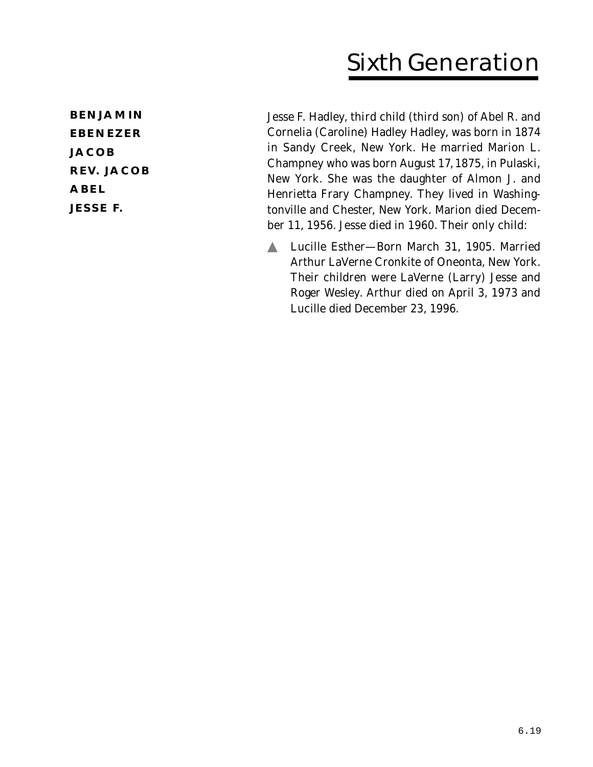# Sixth Generation

**BENJAMIN**
**EBENEZER**
**JACOB**
**REV. JACOB**
**ABEL**
**JESSE F.**

Jesse F. Hadley, third child (third son) of Abel R. and Cornelia (Caroline) Hadley Hadley, was born in 1874 in Sandy Creek, New York. He married Marion L. Champney who was born August 17, 1875, in Pulaski, New York. She was the daughter of Almon J. and Henrietta Frary Champney. They lived in Washingtonville and Chester, New York. Marion died December 11, 1956. Jesse died in 1960. Their only child:

- Lucille Esther—Born March 31, 1905. Married Arthur LaVerne Cronkite of Oneonta, New York. Their children were LaVerne (Larry) Jesse and Roger Wesley. Arthur died on April 3, 1973 and Lucille died December 23, 1996.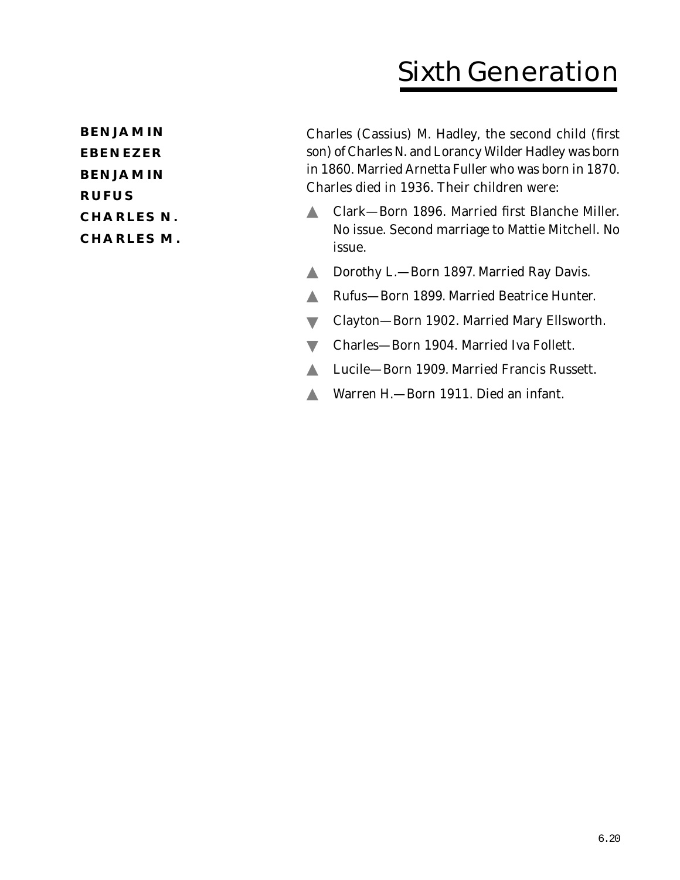# Sixth Generation

**BENJAMIN**
**EBENEZER**
**BENJAMIN**
**RUFUS**
**CHARLES N.**
**CHARLES M.**

Charles (Cassius) M. Hadley, the second child (first son) of Charles N. and Lorancy Wilder Hadley was born in 1860. Married Arnetta Fuller who was born in 1870. Charles died in 1936. Their children were:

- ▲ Clark—Born 1896. Married first Blanche Miller. No issue. Second marriage to Mattie Mitchell. No issue.
- ▲ Dorothy L.—Born 1897. Married Ray Davis.
- ▲ Rufus—Born 1899. Married Beatrice Hunter.
- ▼ Clayton—Born 1902. Married Mary Ellsworth.
- ▼ Charles—Born 1904. Married Iva Follett.
- ▲ Lucile—Born 1909. Married Francis Russett.
- ▲ Warren H.—Born 1911. Died an infant.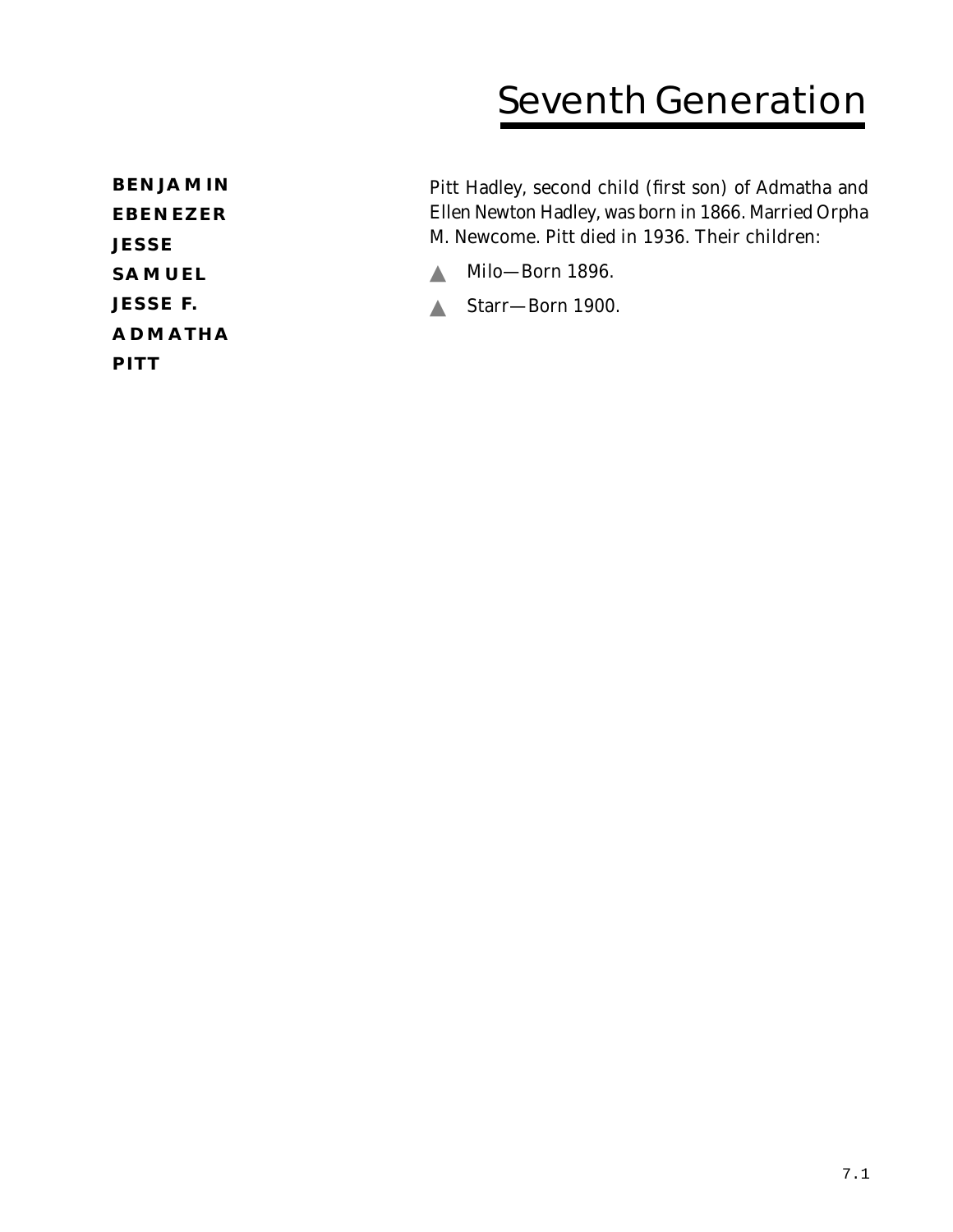# Seventh Generation

**BENJAMIN**
**EBENEZER**
**JESSE**
**SAMUEL**
**JESSE F.**
**ADMATHA**
**PITT**

Pitt Hadley, second child (first son) of Admatha and Ellen Newton Hadley, was born in 1866. Married Orpha M. Newcome. Pitt died in 1936. Their children:

- Milo—Born 1896.
- Starr—Born 1900.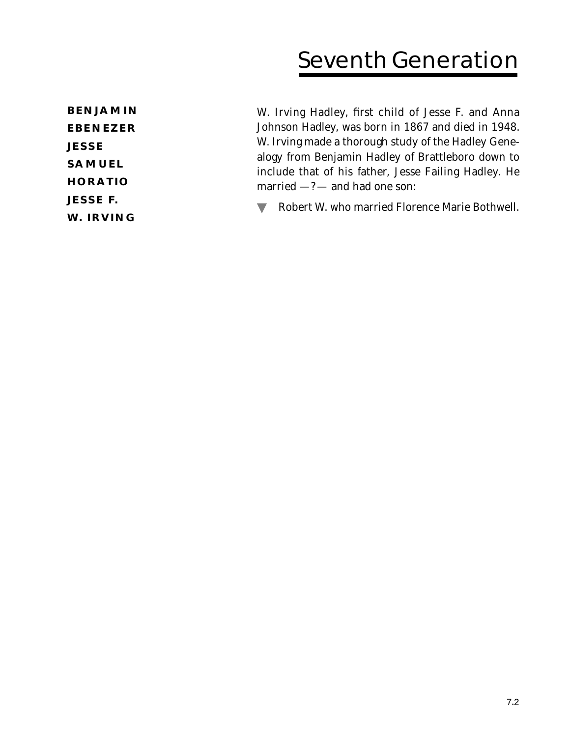# Seventh Generation

**BENJAMIN**
**EBENEZER**
**JESSE**
**SAMUEL**
**HORATIO**
**JESSE F.**
**W. IRVING**

W. Irving Hadley, first child of Jesse F. and Anna Johnson Hadley, was born in 1867 and died in 1948. W. Irving made a thorough study of the Hadley Genealogy from Benjamin Hadley of Brattleboro down to include that of his father, Jesse Failing Hadley. He married —?— and had one son:

- Robert W. who married Florence Marie Bothwell.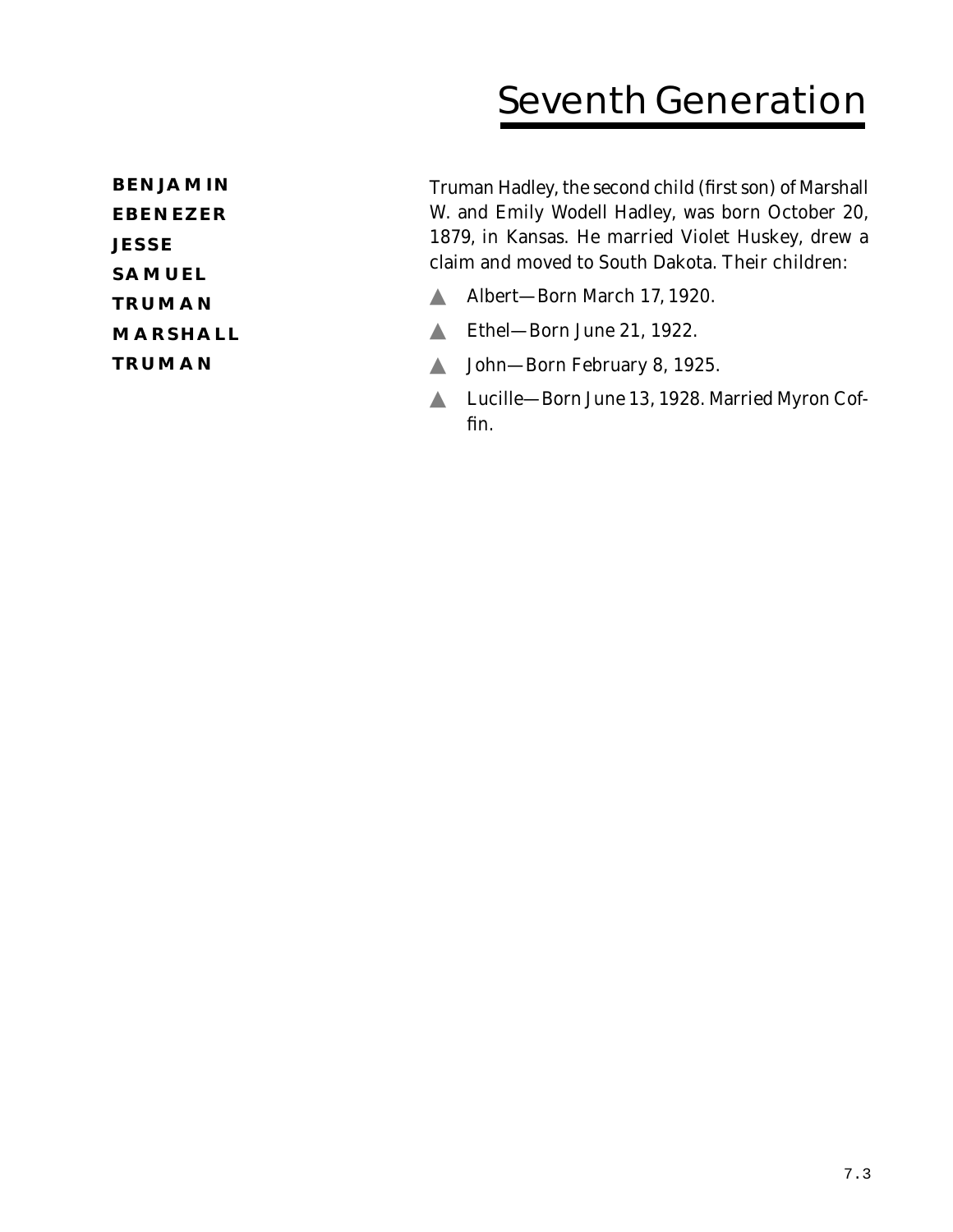# Seventh Generation

**BENJAMIN**
**EBENEZER**
**JESSE**
**SAMUEL**
**TRUMAN**
**MARSHALL**
**TRUMAN**

Truman Hadley, the second child (first son) of Marshall W. and Emily Wodell Hadley, was born October 20, 1879, in Kansas. He married Violet Huskey, drew a claim and moved to South Dakota. Their children:

- Albert—Born March 17, 1920.
- Ethel—Born June 21, 1922.
- John—Born February 8, 1925.
- Lucille—Born June 13, 1928. Married Myron Coffin.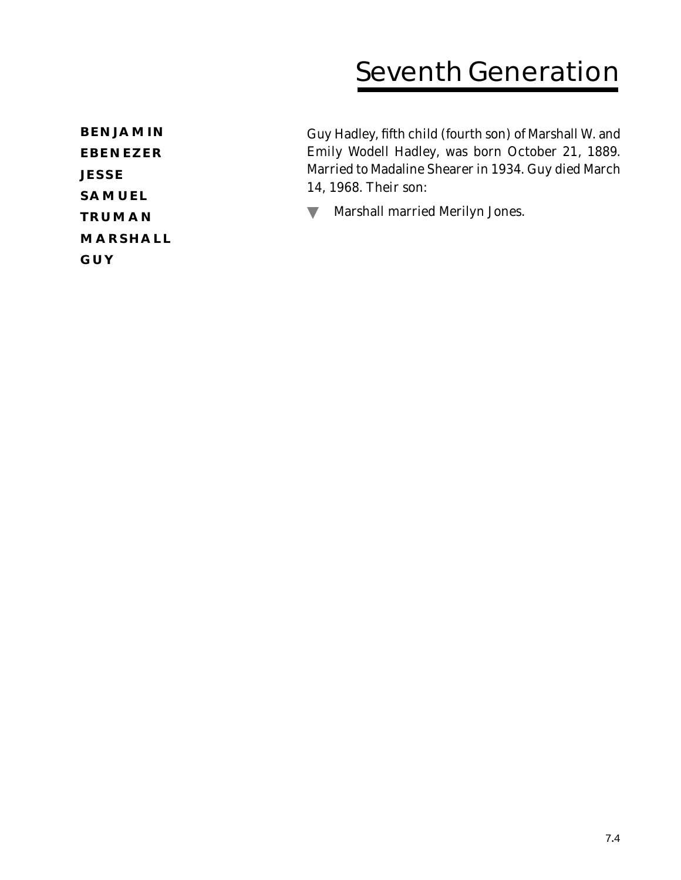# Seventh Generation

**BENJAMIN**
**EBENEZER**
**JESSE**
**SAMUEL**
**TRUMAN**
**MARSHALL**
**GUY**

Guy Hadley, fifth child (fourth son) of Marshall W. and Emily Wodell Hadley, was born October 21, 1889. Married to Madaline Shearer in 1934. Guy died March 14, 1968. Their son:

- Marshall married Merilyn Jones.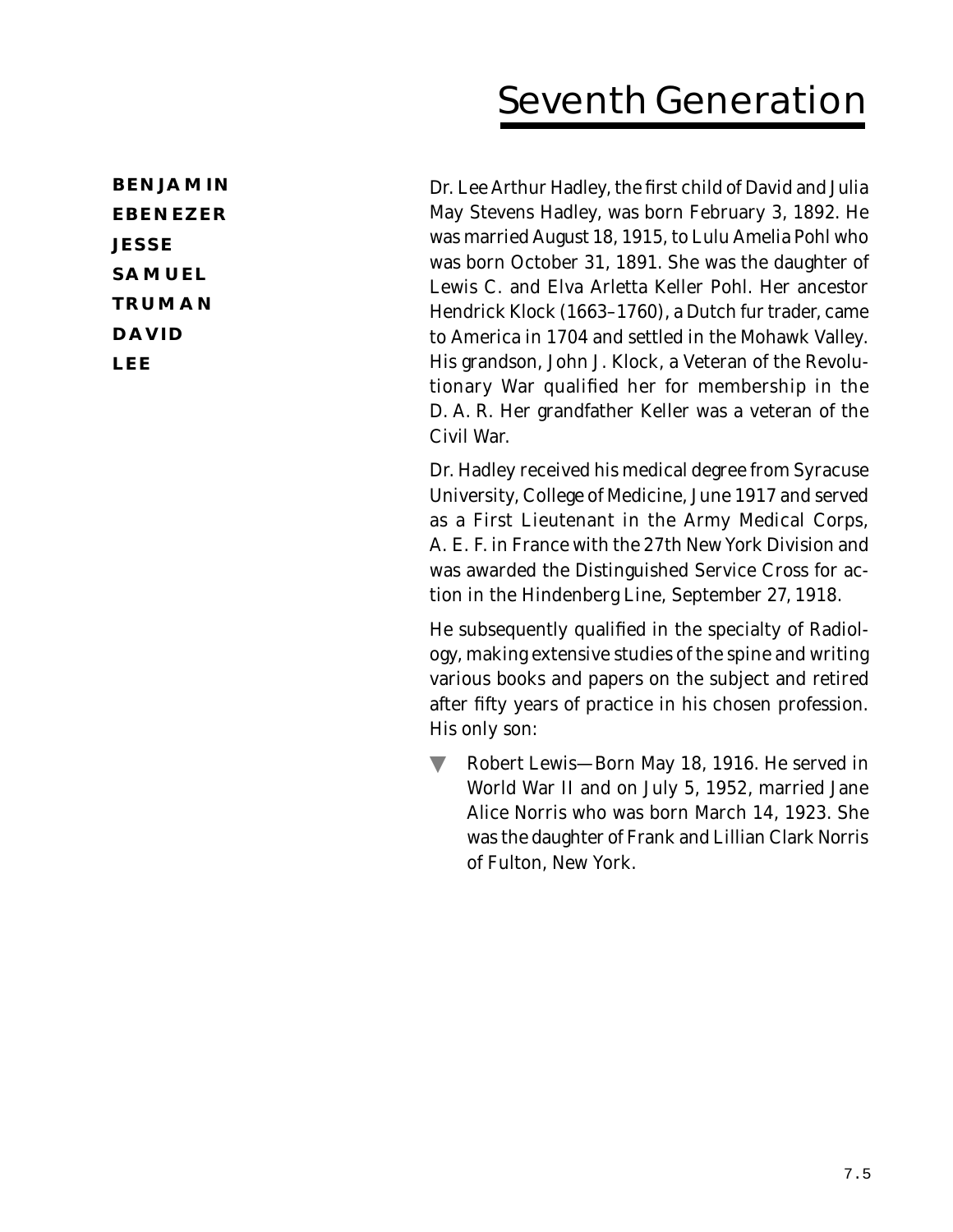# Seventh Generation

**BENJAMIN**
**EBENEZER**
**JESSE**
**SAMUEL**
**TRUMAN**
**DAVID**
**LEE**

Dr. Lee Arthur Hadley, the first child of David and Julia May Stevens Hadley, was born February 3, 1892. He was married August 18, 1915, to Lulu Amelia Pohl who was born October 31, 1891. She was the daughter of Lewis C. and Elva Arletta Keller Pohl. Her ancestor Hendrick Klock (1663–1760), a Dutch fur trader, came to America in 1704 and settled in the Mohawk Valley. His grandson, John J. Klock, a Veteran of the Revolutionary War qualified her for membership in the D. A. R. Her grandfather Keller was a veteran of the Civil War.

Dr. Hadley received his medical degree from Syracuse University, College of Medicine, June 1917 and served as a First Lieutenant in the Army Medical Corps, A. E. F. in France with the 27th New York Division and was awarded the Distinguished Service Cross for action in the Hindenberg Line, September 27, 1918.

He subsequently qualified in the specialty of Radiology, making extensive studies of the spine and writing various books and papers on the subject and retired after fifty years of practice in his chosen profession. His only son:

- Robert Lewis—Born May 18, 1916. He served in World War II and on July 5, 1952, married Jane Alice Norris who was born March 14, 1923. She was the daughter of Frank and Lillian Clark Norris of Fulton, New York.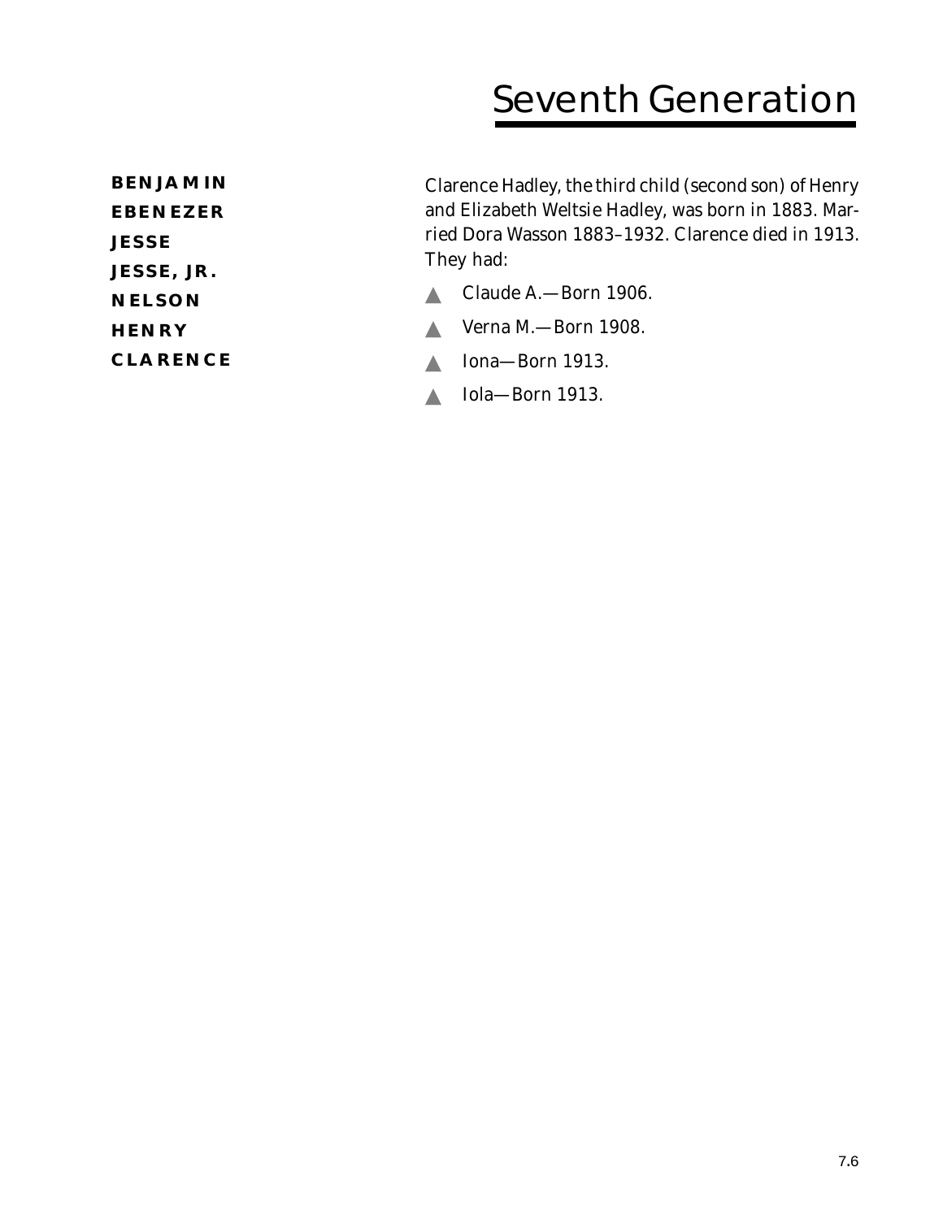# Seventh Generation

**BENJAMIN**
**EBENEZER**
**JESSE**
**JESSE, JR.**
**NELSON**
**HENRY**
**CLARENCE**

Clarence Hadley, the third child (second son) of Henry and Elizabeth Weltsie Hadley, was born in 1883. Married Dora Wasson 1883–1932. Clarence died in 1913. They had:

- Claude A.—Born 1906.
- Verna M.—Born 1908.
- Iona—Born 1913.
- Iola—Born 1913.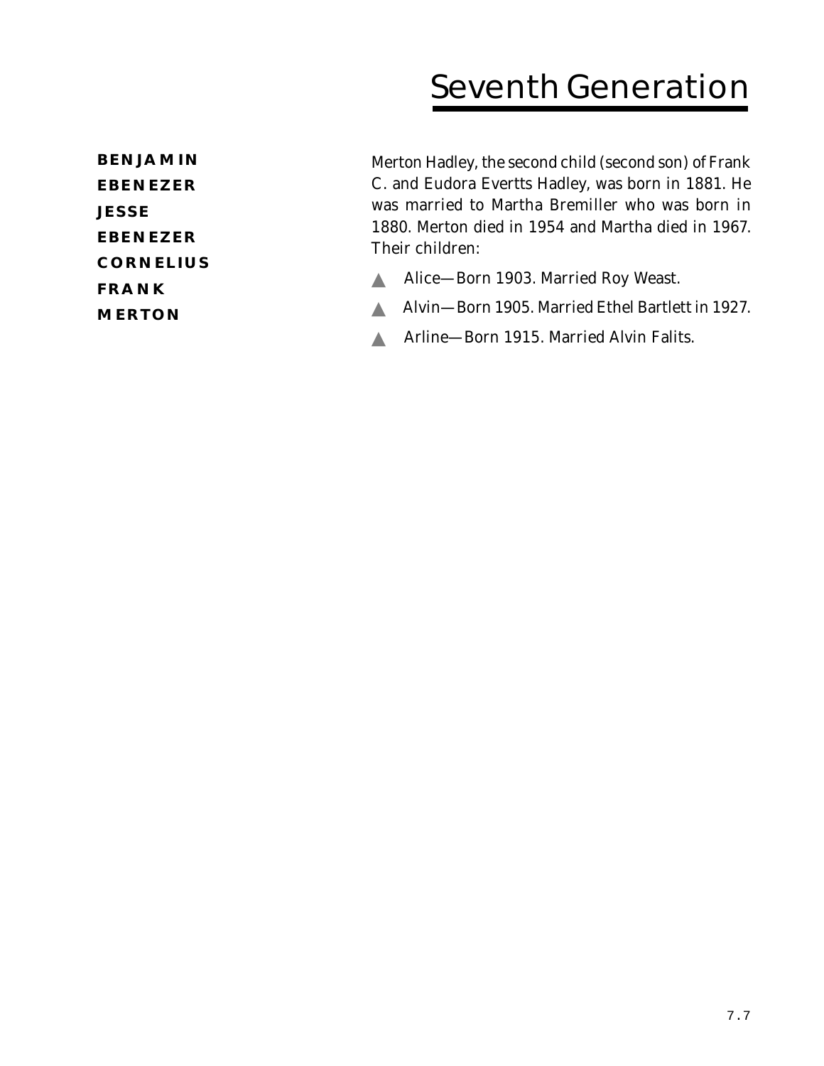# Seventh Generation

**BENJAMIN**
**EBENEZER**
**JESSE**
**EBENEZER**
**CORNELIUS**
**FRANK**
**MERTON**

Merton Hadley, the second child (second son) of Frank C. and Eudora Evertts Hadley, was born in 1881. He was married to Martha Bremiller who was born in 1880. Merton died in 1954 and Martha died in 1967. Their children:

- Alice—Born 1903. Married Roy Weast.
- Alvin—Born 1905. Married Ethel Bartlett in 1927.
- Arline—Born 1915. Married Alvin Falits.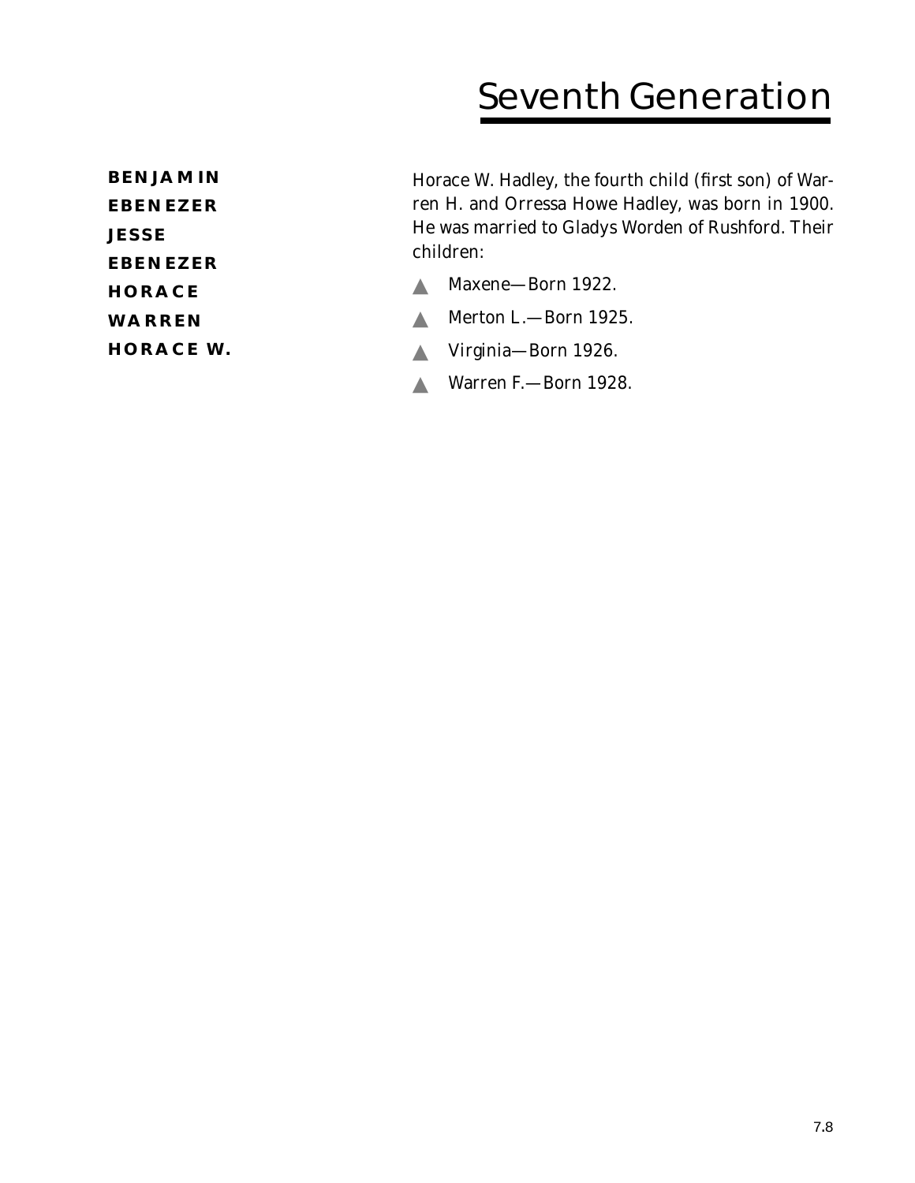# Seventh Generation

**BENJAMIN**
**EBENEZER**
**JESSE**
**EBENEZER**
**HORACE**
**WARREN**
**HORACE W.**

Horace W. Hadley, the fourth child (first son) of Warren H. and Orressa Howe Hadley, was born in 1900. He was married to Gladys Worden of Rushford. Their children:

- Maxene—Born 1922.
- Merton L.—Born 1925.
- Virginia—Born 1926.
- Warren F.—Born 1928.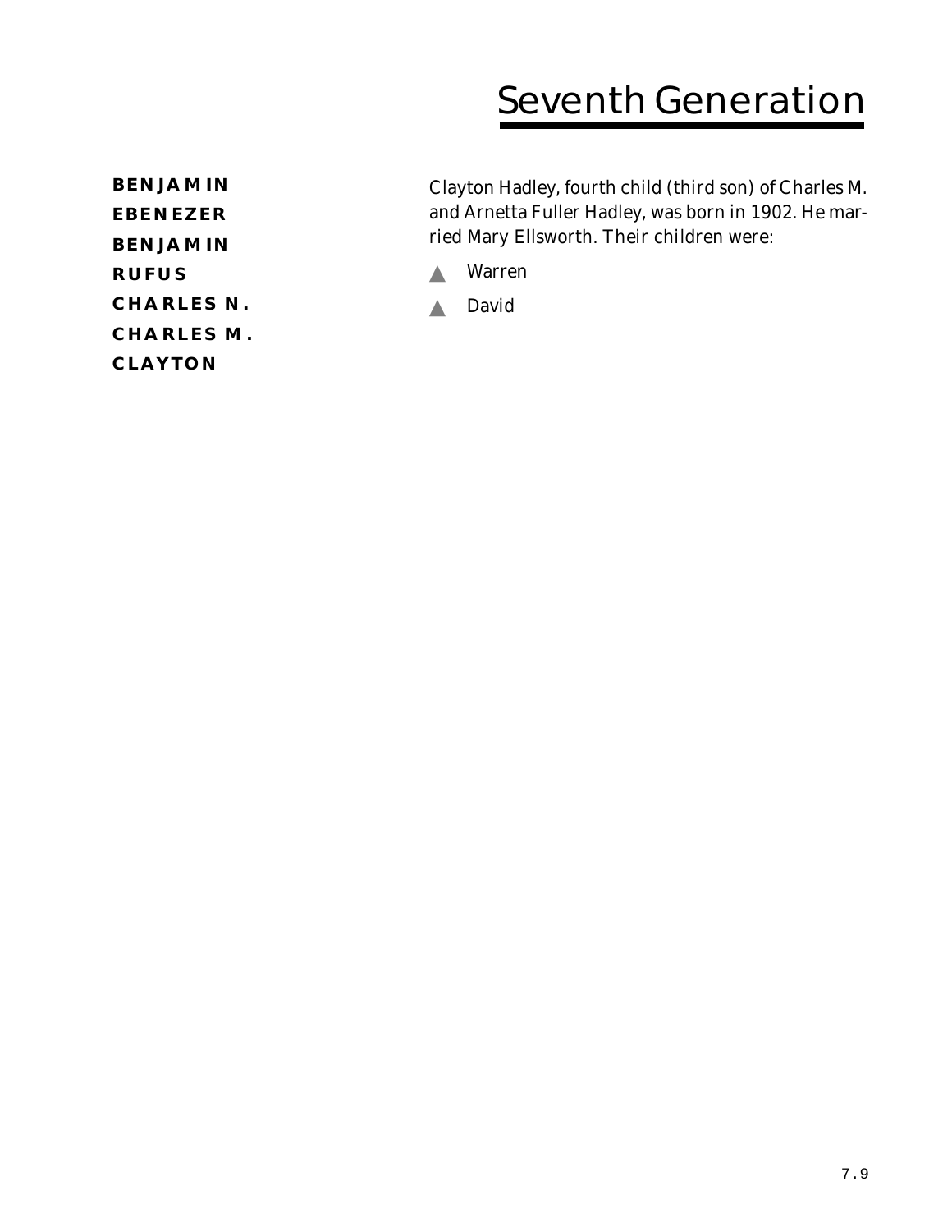# Seventh Generation

**BENJAMIN**
**EBENEZER**
**BENJAMIN**
**RUFUS**
**CHARLES N.**
**CHARLES M.**
**CLAYTON**

Clayton Hadley, fourth child (third son) of Charles M. and Arnetta Fuller Hadley, was born in 1902. He married Mary Ellsworth. Their children were:

- Warren
- David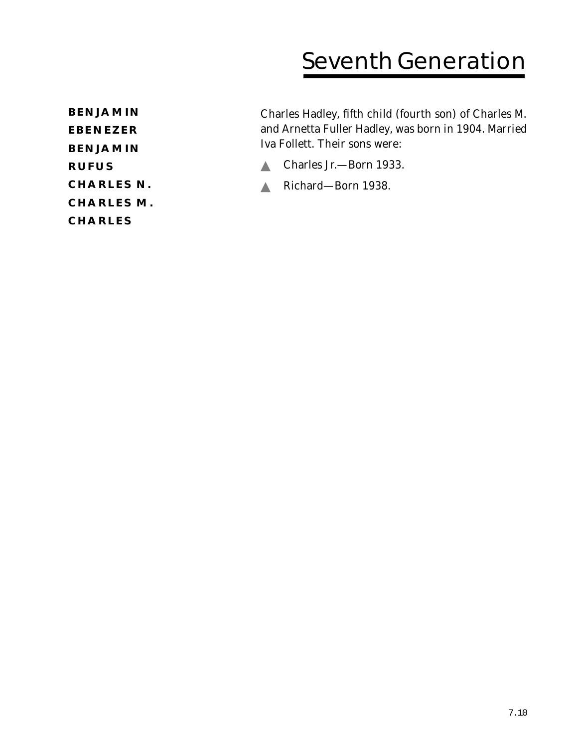# Seventh Generation

**BENJAMIN**
**EBENEZER**
**BENJAMIN**
**RUFUS**
**CHARLES N.**
**CHARLES M.**
**CHARLES**

Charles Hadley, fifth child (fourth son) of Charles M. and Arnetta Fuller Hadley, was born in 1904. Married Iva Follett. Their sons were:

- Charles Jr.—Born 1933.
- Richard—Born 1938.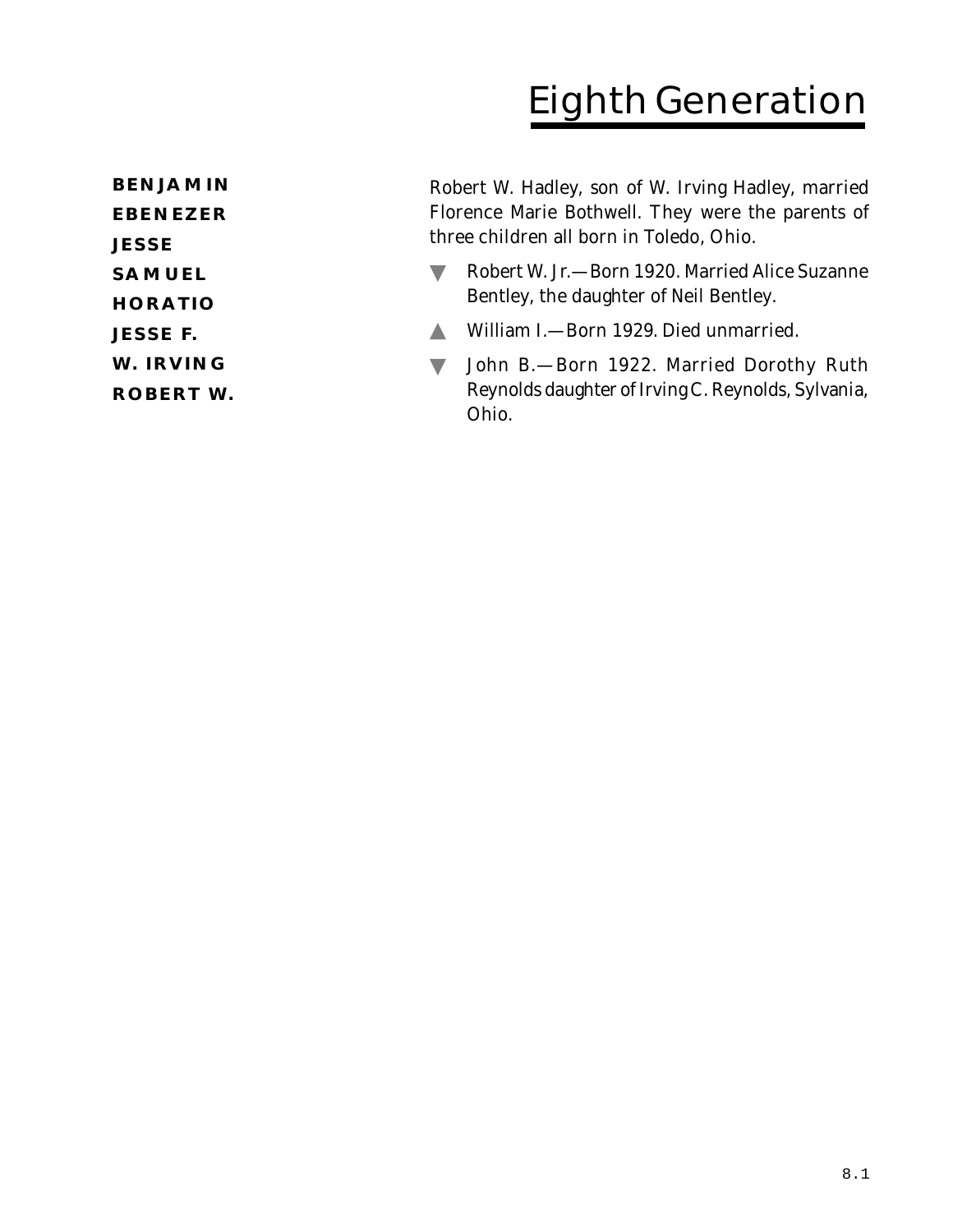# Eighth Generation

**BENJAMIN**
**EBENEZER**
**JESSE**
**SAMUEL**
**HORATIO**
**JESSE F.**
**W. IRVING**
**ROBERT W.**

Robert W. Hadley, son of W. Irving Hadley, married Florence Marie Bothwell. They were the parents of three children all born in Toledo, Ohio.

- ▼ Robert W. Jr.—Born 1920. Married Alice Suzanne Bentley, the daughter of Neil Bentley.
- ▲ William I.—Born 1929. Died unmarried.
- ▼ John B.—Born 1922. Married Dorothy Ruth Reynolds daughter of Irving C. Reynolds, Sylvania, Ohio.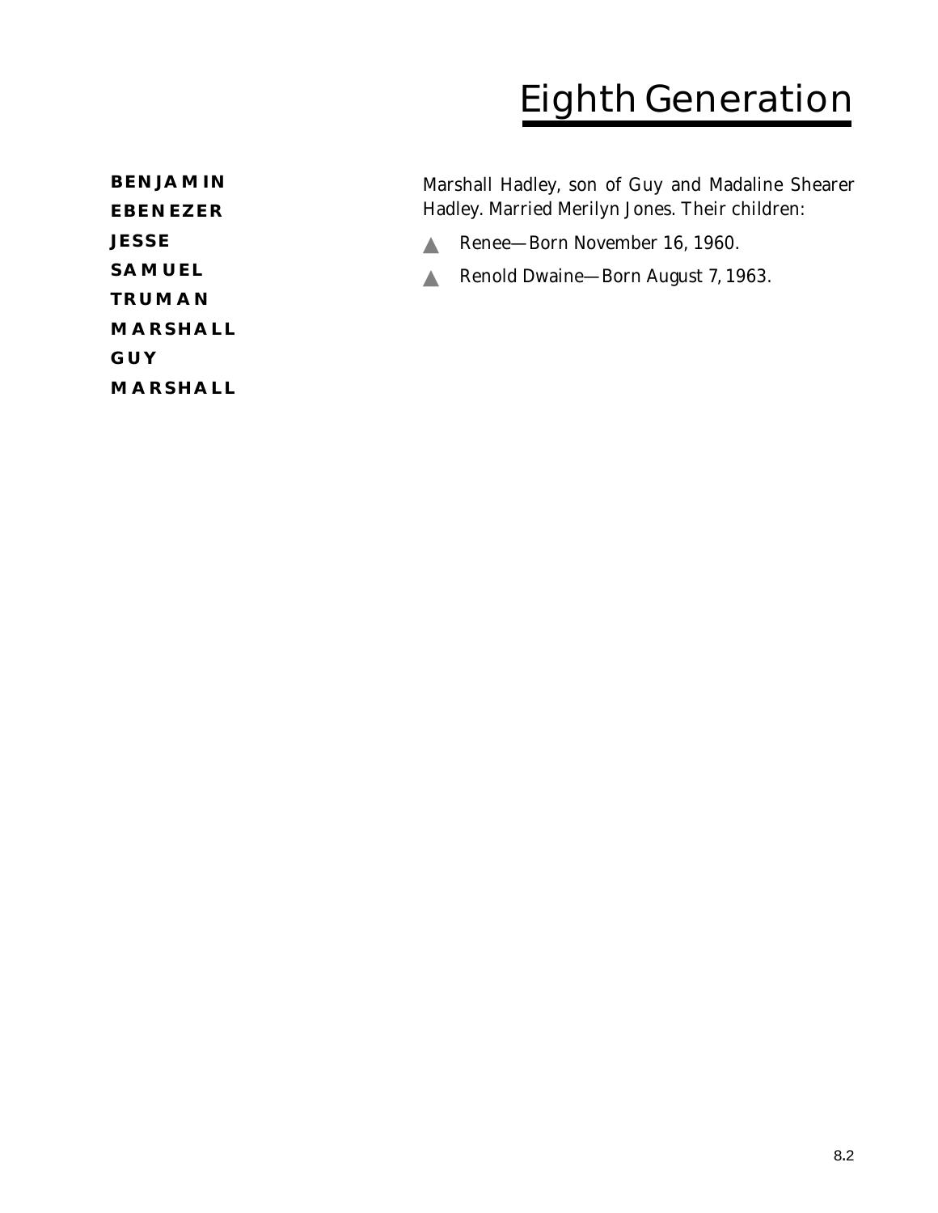# Eighth Generation

**BENJAMIN**
**EBENEZER**
**JESSE**
**SAMUEL**
**TRUMAN**
**MARSHALL**
**GUY**
**MARSHALL**

Marshall Hadley, son of Guy and Madaline Shearer Hadley. Married Merilyn Jones. Their children:

- Renee—Born November 16, 1960.
- Renold Dwaine—Born August 7, 1963.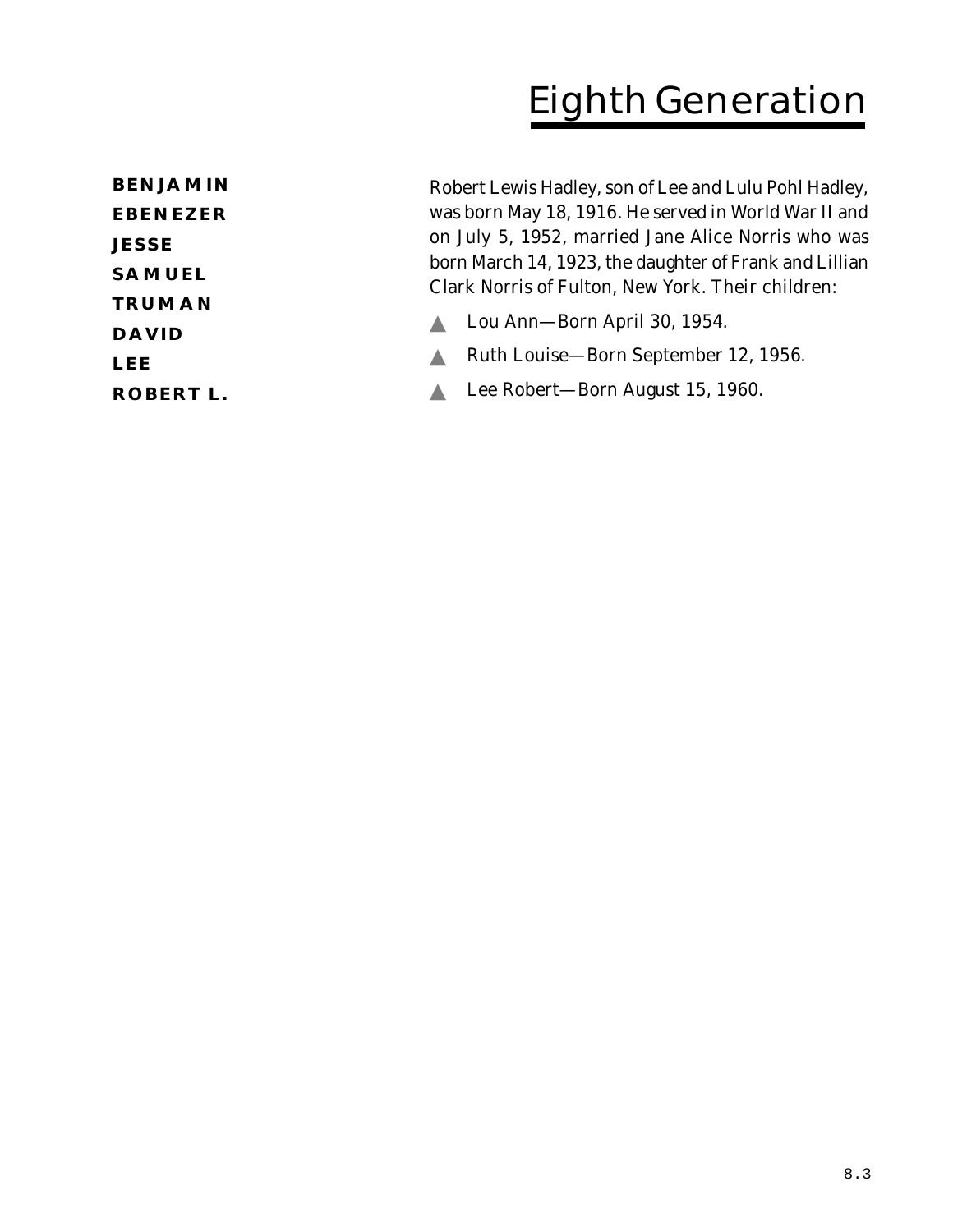# Eighth Generation

**BENJAMIN**
**EBENEZER**
**JESSE**
**SAMUEL**
**TRUMAN**
**DAVID**
**LEE**
**ROBERT L.**

Robert Lewis Hadley, son of Lee and Lulu Pohl Hadley, was born May 18, 1916. He served in World War II and on July 5, 1952, married Jane Alice Norris who was born March 14, 1923, the daughter of Frank and Lillian Clark Norris of Fulton, New York. Their children:

- Lou Ann—Born April 30, 1954.
- Ruth Louise—Born September 12, 1956.
- Lee Robert—Born August 15, 1960.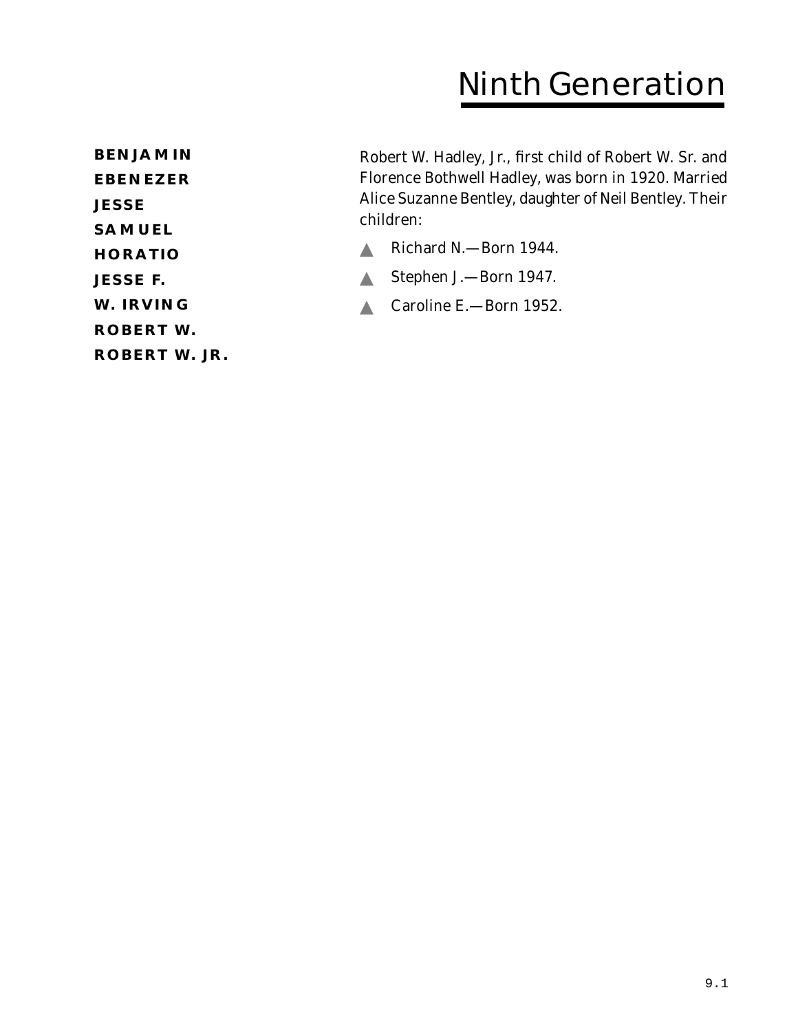# Ninth Generation

**BENJAMIN**
**EBENEZER**
**JESSE**
**SAMUEL**
**HORATIO**
**JESSE F.**
**W. IRVING**
**ROBERT W.**
**ROBERT W. JR.**

Robert W. Hadley, Jr., first child of Robert W. Sr. and Florence Bothwell Hadley, was born in 1920. Married Alice Suzanne Bentley, daughter of Neil Bentley. Their children:

- Richard N.—Born 1944.
- Stephen J.—Born 1947.
- Caroline E.—Born 1952.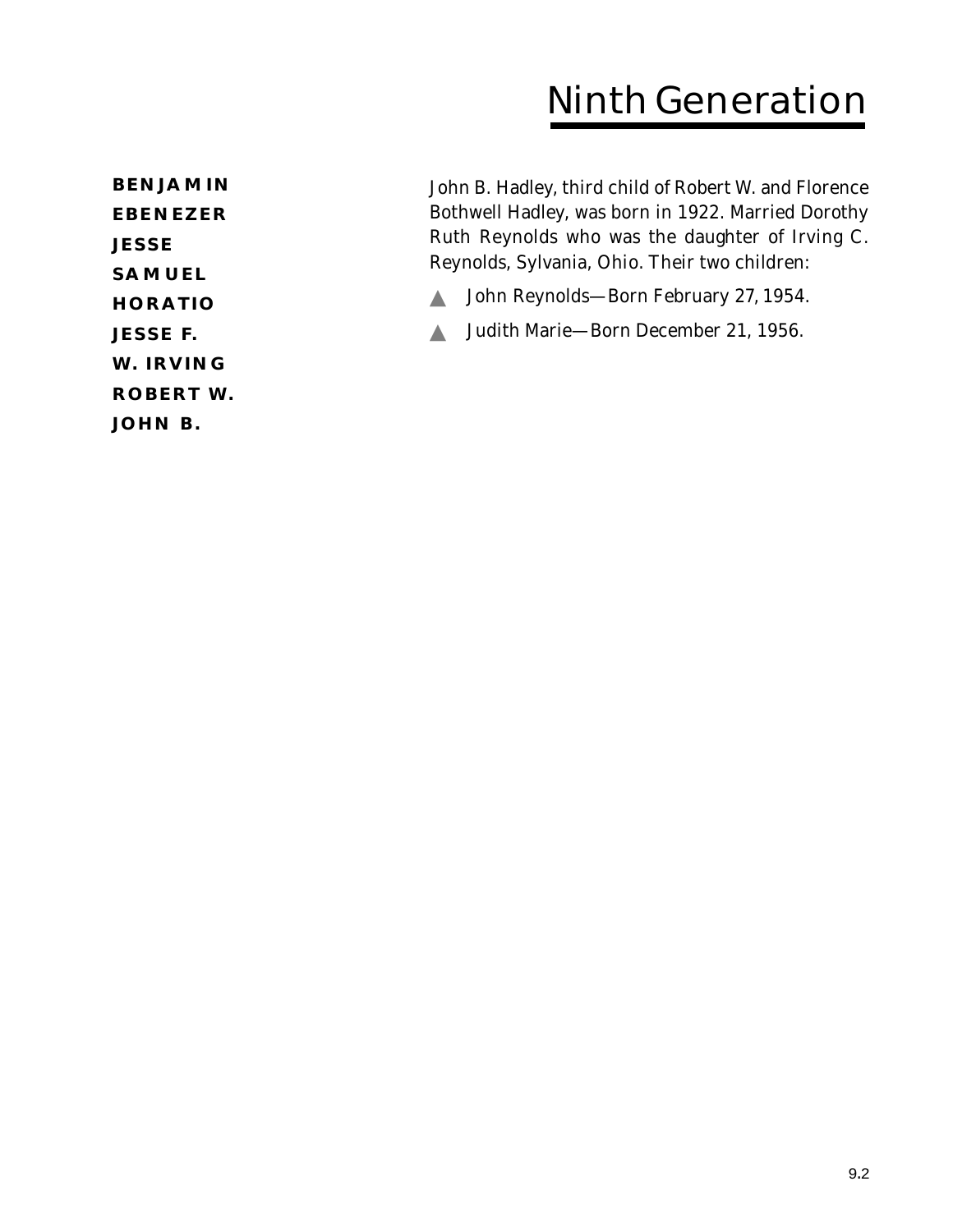# Ninth Generation

**BENJAMIN**
**EBENEZER**
**JESSE**
**SAMUEL**
**HORATIO**
**JESSE F.**
**W. IRVING**
**ROBERT W.**
**JOHN B.**

John B. Hadley, third child of Robert W. and Florence Bothwell Hadley, was born in 1922. Married Dorothy Ruth Reynolds who was the daughter of Irving C. Reynolds, Sylvania, Ohio. Their two children:

- John Reynolds—Born February 27, 1954.
- Judith Marie—Born December 21, 1956.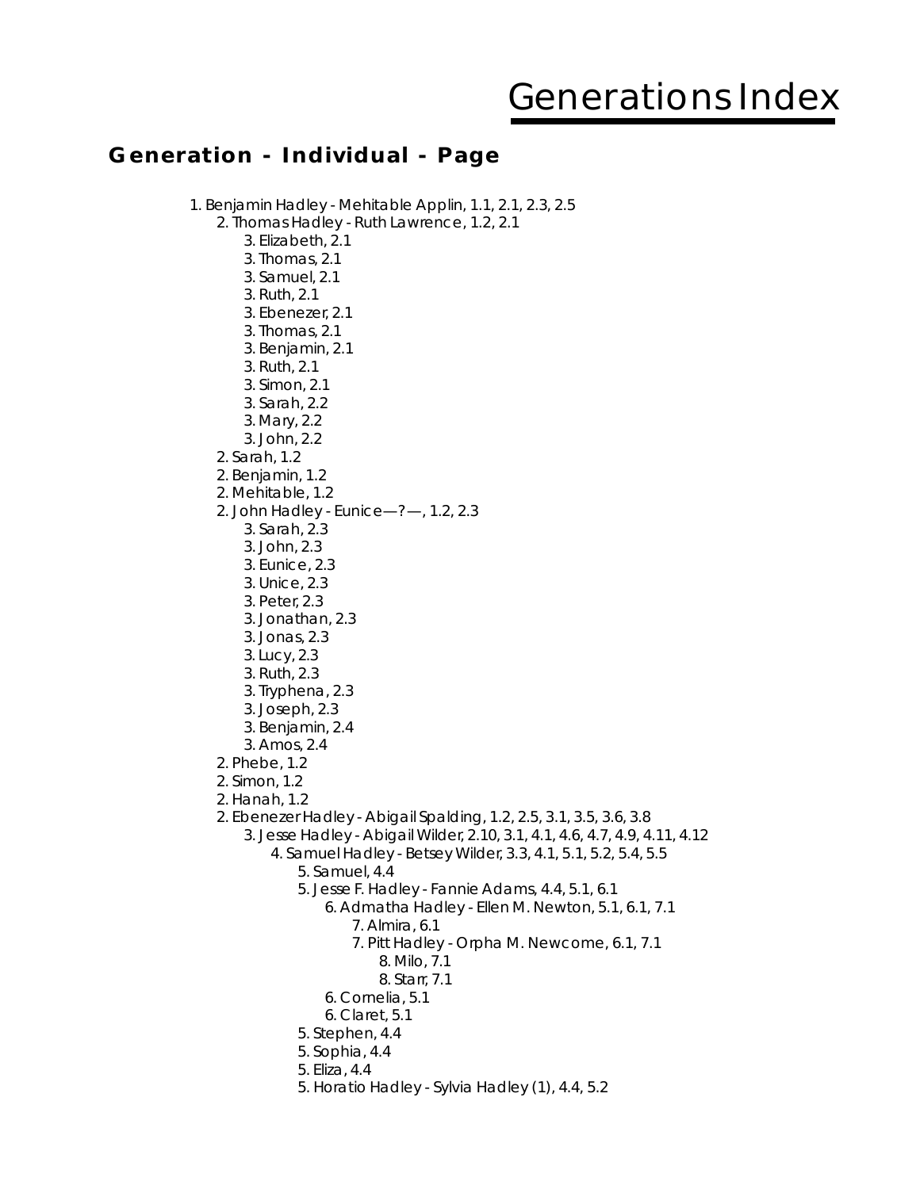# Generations Index

## Generation - Individual - Page

- 1. Benjamin Hadley - Mehitable Applin, 1.1, 2.1, 2.3, 2.5
  - 2. Thomas Hadley - Ruth Lawrence, 1.2, 2.1
    - 3. Elizabeth, 2.1
    - 3. Thomas, 2.1
    - 3. Samuel, 2.1
    - 3. Ruth, 2.1
    - 3. Ebenezer, 2.1
    - 3. Thomas, 2.1
    - 3. Benjamin, 2.1
    - 3. Ruth, 2.1
    - 3. Simon, 2.1
    - 3. Sarah, 2.2
    - 3. Mary, 2.2
    - 3. John, 2.2
  - 2. Sarah, 1.2
  - 2. Benjamin, 1.2
  - 2. Mehitable, 1.2
  - 2. John Hadley - Eunice—?—, 1.2, 2.3
    - 3. Sarah, 2.3
    - 3. John, 2.3
    - 3. Eunice, 2.3
    - 3. Unice, 2.3
    - 3. Peter, 2.3
    - 3. Jonathan, 2.3
    - 3. Jonas, 2.3
    - 3. Lucy, 2.3
    - 3. Ruth, 2.3
    - 3. Tryphena, 2.3
    - 3. Joseph, 2.3
    - 3. Benjamin, 2.4
    - 3. Amos, 2.4
  - 2. Phebe, 1.2
  - 2. Simon, 1.2
  - 2. Hanah, 1.2
  - 2. Ebenezer Hadley - Abigail Spalding, 1.2, 2.5, 3.1, 3.5, 3.6, 3.8
    - 3. Jesse Hadley - Abigail Wilder, 2.10, 3.1, 4.1, 4.6, 4.7, 4.9, 4.11, 4.12
      - 4. Samuel Hadley - Betsey Wilder, 3.3, 4.1, 5.1, 5.2, 5.4, 5.5
        - 5. Samuel, 4.4
        - 5. Jesse F. Hadley - Fannie Adams, 4.4, 5.1, 6.1
          - 6. Admatha Hadley - Ellen M. Newton, 5.1, 6.1, 7.1
            - 7. Almira, 6.1
            - 7. Pitt Hadley - Orpha M. Newcome, 6.1, 7.1
              - 8. Milo, 7.1
              - 8. Starr, 7.1
          - 6. Cornelia, 5.1
          - 6. Claret, 5.1
        - 5. Stephen, 4.4
        - 5. Sophia, 4.4
        - 5. Eliza, 4.4
        - 5. Horatio Hadley - Sylvia Hadley (1), 4.4, 5.2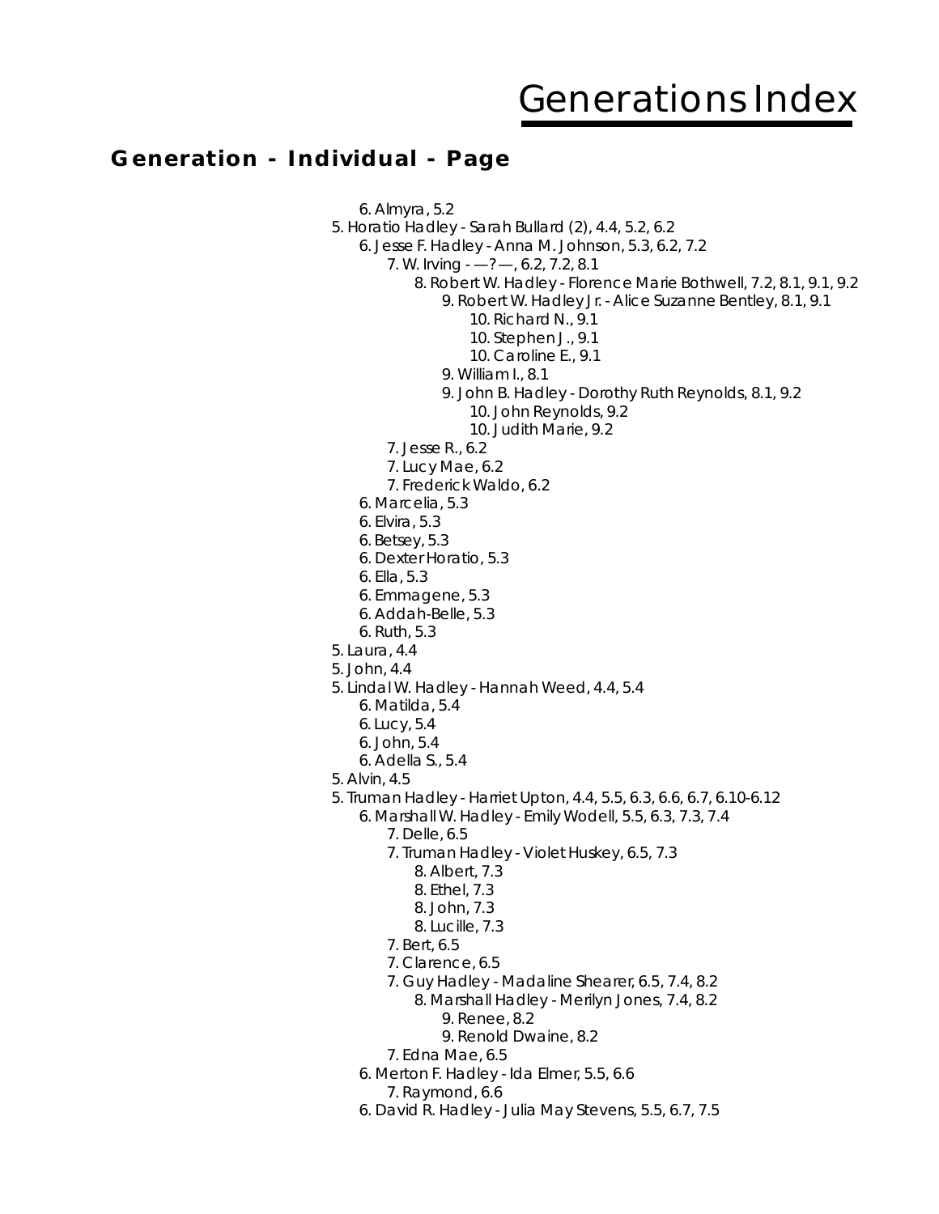# Generations Index

## Generation - Individual - Page

- 6. Almyra, 5.2
- 5. Horatio Hadley - Sarah Bullard (2), 4.4, 5.2, 6.2
  - 6. Jesse F. Hadley - Anna M. Johnson, 5.3, 6.2, 7.2
    - 7. W. Irving - —?—, 6.2, 7.2, 8.1
      - 8. Robert W. Hadley - Florence Marie Bothwell, 7.2, 8.1, 9.1, 9.2
        - 9. Robert W. Hadley Jr. - Alice Suzanne Bentley, 8.1, 9.1
          - 10. Richard N., 9.1
          - 10. Stephen J., 9.1
          - 10. Caroline E., 9.1
        - 9. William I., 8.1
        - 9. John B. Hadley - Dorothy Ruth Reynolds, 8.1, 9.2
          - 10. John Reynolds, 9.2
          - 10. Judith Marie, 9.2
    - 7. Jesse R., 6.2
    - 7. Lucy Mae, 6.2
    - 7. Frederick Waldo, 6.2
  - 6. Marcelia, 5.3
  - 6. Elvira, 5.3
  - 6. Betsey, 5.3
  - 6. Dexter Horatio, 5.3
  - 6. Ella, 5.3
  - 6. Emmagene, 5.3
  - 6. Addah-Belle, 5.3
  - 6. Ruth, 5.3
- 5. Laura, 4.4
- 5. John, 4.4
- 5. Lindal W. Hadley - Hannah Weed, 4.4, 5.4
  - 6. Matilda, 5.4
  - 6. Lucy, 5.4
  - 6. John, 5.4
  - 6. Adella S., 5.4
- 5. Alvin, 4.5
- 5. Truman Hadley - Harriet Upton, 4.4, 5.5, 6.3, 6.6, 6.7, 6.10-6.12
  - 6. Marshall W. Hadley - Emily Wodell, 5.5, 6.3, 7.3, 7.4
    - 7. Delle, 6.5
    - 7. Truman Hadley - Violet Huskey, 6.5, 7.3
      - 8. Albert, 7.3
      - 8. Ethel, 7.3
      - 8. John, 7.3
      - 8. Lucille, 7.3
    - 7. Bert, 6.5
    - 7. Clarence, 6.5
    - 7. Guy Hadley - Madaline Shearer, 6.5, 7.4, 8.2
      - 8. Marshall Hadley - Merilyn Jones, 7.4, 8.2
        - 9. Renee, 8.2
        - 9. Renold Dwaine, 8.2
    - 7. Edna Mae, 6.5
  - 6. Merton F. Hadley - Ida Elmer, 5.5, 6.6
    - 7. Raymond, 6.6
  - 6. David R. Hadley - Julia May Stevens, 5.5, 6.7, 7.5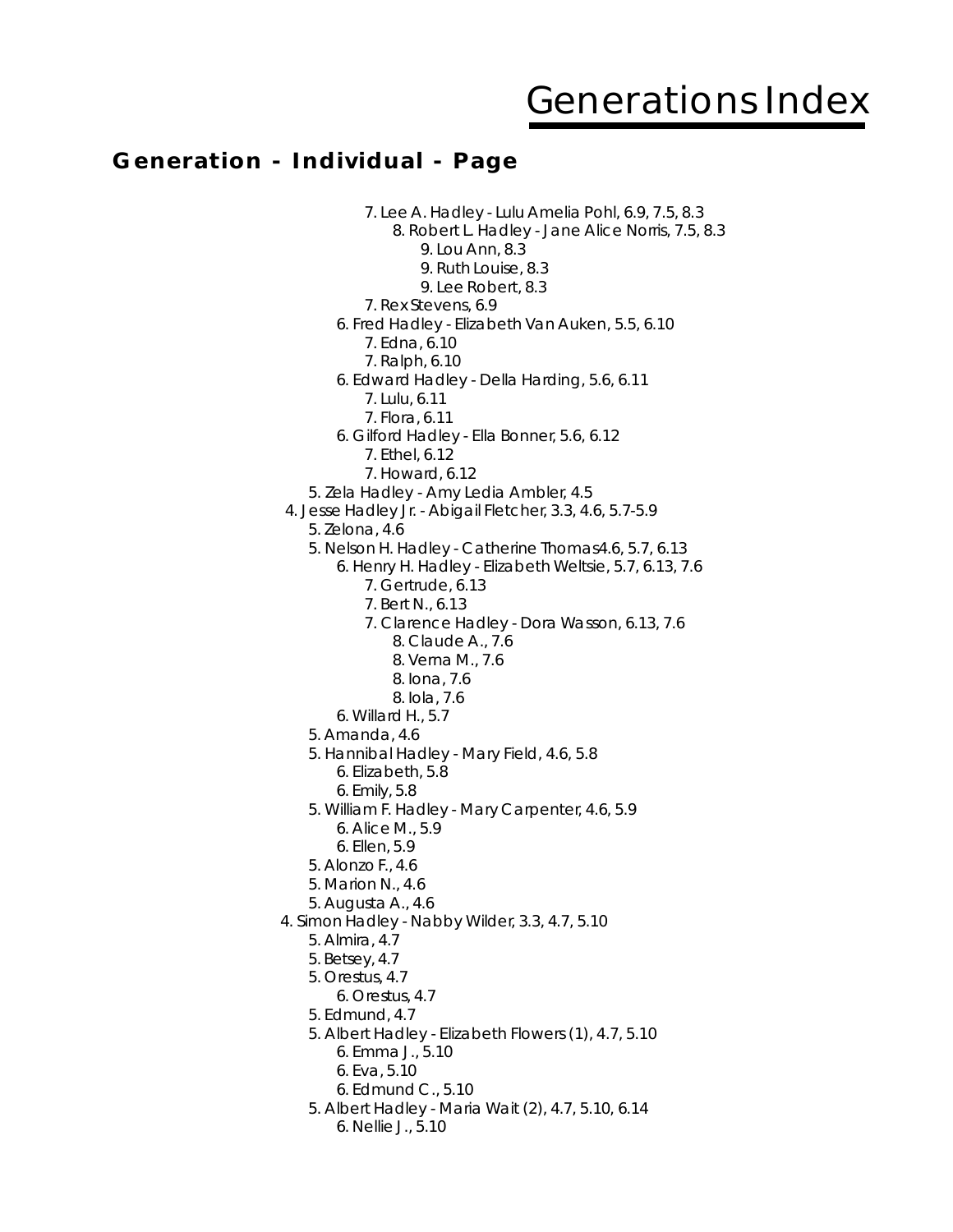# Generations Index

## Generation - Individual - Page

- 7. Lee A. Hadley - Lulu Amelia Pohl, 6.9, 7.5, 8.3
  - 8. Robert L. Hadley - Jane Alice Norris, 7.5, 8.3
    - 9. Lou Ann, 8.3
    - 9. Ruth Louise, 8.3
    - 9. Lee Robert, 8.3
- 7. Rex Stevens, 6.9
- 6. Fred Hadley - Elizabeth Van Auken, 5.5, 6.10
  - 7. Edna, 6.10
  - 7. Ralph, 6.10
- 6. Edward Hadley - Della Harding, 5.6, 6.11
  - 7. Lulu, 6.11
  - 7. Flora, 6.11
- 6. Gilford Hadley - Ella Bonner, 5.6, 6.12
  - 7. Ethel, 6.12
  - 7. Howard, 6.12
- 5. Zela Hadley - Amy Ledia Ambler, 4.5
- 4. Jesse Hadley Jr. - Abigail Fletcher, 3.3, 4.6, 5.7-5.9
  - 5. Zelona, 4.6
  - 5. Nelson H. Hadley - Catherine Thomas4.6, 5.7, 6.13
    - 6. Henry H. Hadley - Elizabeth Weltsie, 5.7, 6.13, 7.6
      - 7. Gertrude, 6.13
      - 7. Bert N., 6.13
      - 7. Clarence Hadley - Dora Wasson, 6.13, 7.6
        - 8. Claude A., 7.6
        - 8. Verna M., 7.6
        - 8. Iona, 7.6
        - 8. Iola, 7.6
    - 6. Willard H., 5.7
  - 5. Amanda, 4.6
  - 5. Hannibal Hadley - Mary Field, 4.6, 5.8
    - 6. Elizabeth, 5.8
    - 6. Emily, 5.8
  - 5. William F. Hadley - Mary Carpenter, 4.6, 5.9
    - 6. Alice M., 5.9
    - 6. Ellen, 5.9
  - 5. Alonzo F., 4.6
  - 5. Marion N., 4.6
  - 5. Augusta A., 4.6
- 4. Simon Hadley - Nabby Wilder, 3.3, 4.7, 5.10
  - 5. Almira, 4.7
  - 5. Betsey, 4.7
  - 5. Orestus, 4.7
    - 6. Orestus, 4.7
  - 5. Edmund, 4.7
  - 5. Albert Hadley - Elizabeth Flowers (1), 4.7, 5.10
    - 6. Emma J., 5.10
    - 6. Eva, 5.10
    - 6. Edmund C., 5.10
  - 5. Albert Hadley - Maria Wait (2), 4.7, 5.10, 6.14
    - 6. Nellie J., 5.10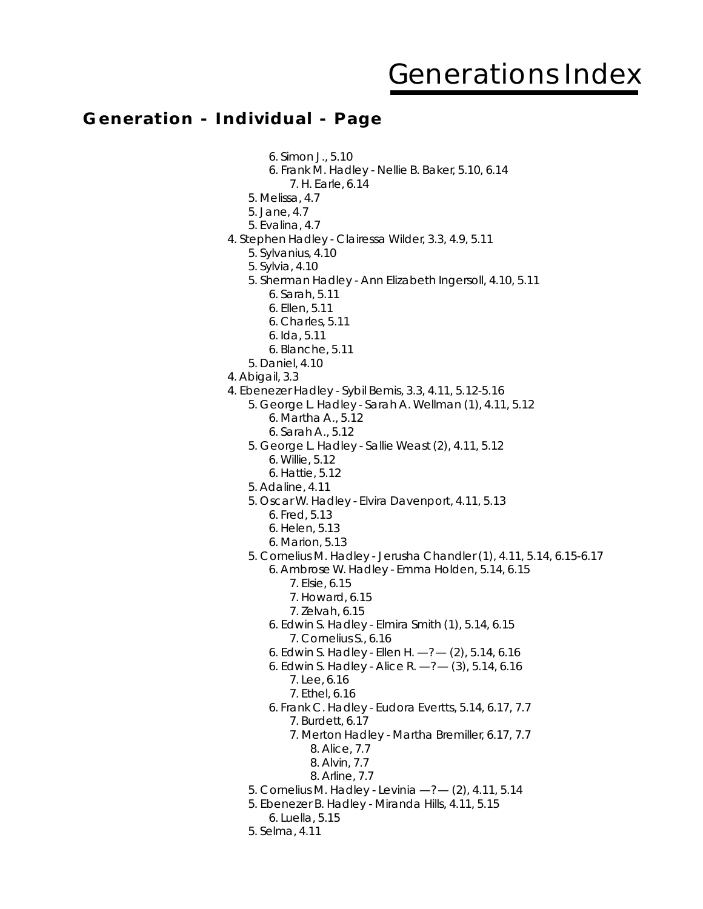# Generations Index

## Generation - Individual - Page

- 6. Simon J., 5.10
- 6. Frank M. Hadley - Nellie B. Baker, 5.10, 6.14
  - 7. H. Earle, 6.14
- 5. Melissa, 4.7
- 5. Jane, 4.7
- 5. Evalina, 4.7
- 4. Stephen Hadley - Clairessa Wilder, 3.3, 4.9, 5.11
  - 5. Sylvanius, 4.10
  - 5. Sylvia, 4.10
  - 5. Sherman Hadley - Ann Elizabeth Ingersoll, 4.10, 5.11
    - 6. Sarah, 5.11
    - 6. Ellen, 5.11
    - 6. Charles, 5.11
    - 6. Ida, 5.11
    - 6. Blanche, 5.11
  - 5. Daniel, 4.10
- 4. Abigail, 3.3
- 4. Ebenezer Hadley - Sybil Bemis, 3.3, 4.11, 5.12-5.16
  - 5. George L. Hadley - Sarah A. Wellman (1), 4.11, 5.12
    - 6. Martha A., 5.12
    - 6. Sarah A., 5.12
  - 5. George L. Hadley - Sallie Weast (2), 4.11, 5.12
    - 6. Willie, 5.12
    - 6. Hattie, 5.12
  - 5. Adaline, 4.11
  - 5. Oscar W. Hadley - Elvira Davenport, 4.11, 5.13
    - 6. Fred, 5.13
    - 6. Helen, 5.13
    - 6. Marion, 5.13
  - 5. Cornelius M. Hadley - Jerusha Chandler (1), 4.11, 5.14, 6.15-6.17
    - 6. Ambrose W. Hadley - Emma Holden, 5.14, 6.15
      - 7. Elsie, 6.15
      - 7. Howard, 6.15
      - 7. Zelvah, 6.15
    - 6. Edwin S. Hadley - Elmira Smith (1), 5.14, 6.15
      - 7. Cornelius S., 6.16
    - 6. Edwin S. Hadley - Ellen H. —?— (2), 5.14, 6.16
    - 6. Edwin S. Hadley - Alice R. —?— (3), 5.14, 6.16
      - 7. Lee, 6.16
      - 7. Ethel, 6.16
    - 6. Frank C. Hadley - Eudora Evertts, 5.14, 6.17, 7.7
      - 7. Burdett, 6.17
      - 7. Merton Hadley - Martha Bremiller, 6.17, 7.7
        - 8. Alice, 7.7
        - 8. Alvin, 7.7
        - 8. Arline, 7.7
  - 5. Cornelius M. Hadley - Levinia —?— (2), 4.11, 5.14
  - 5. Ebenezer B. Hadley - Miranda Hills, 4.11, 5.15
    - 6. Luella, 5.15
  - 5. Selma, 4.11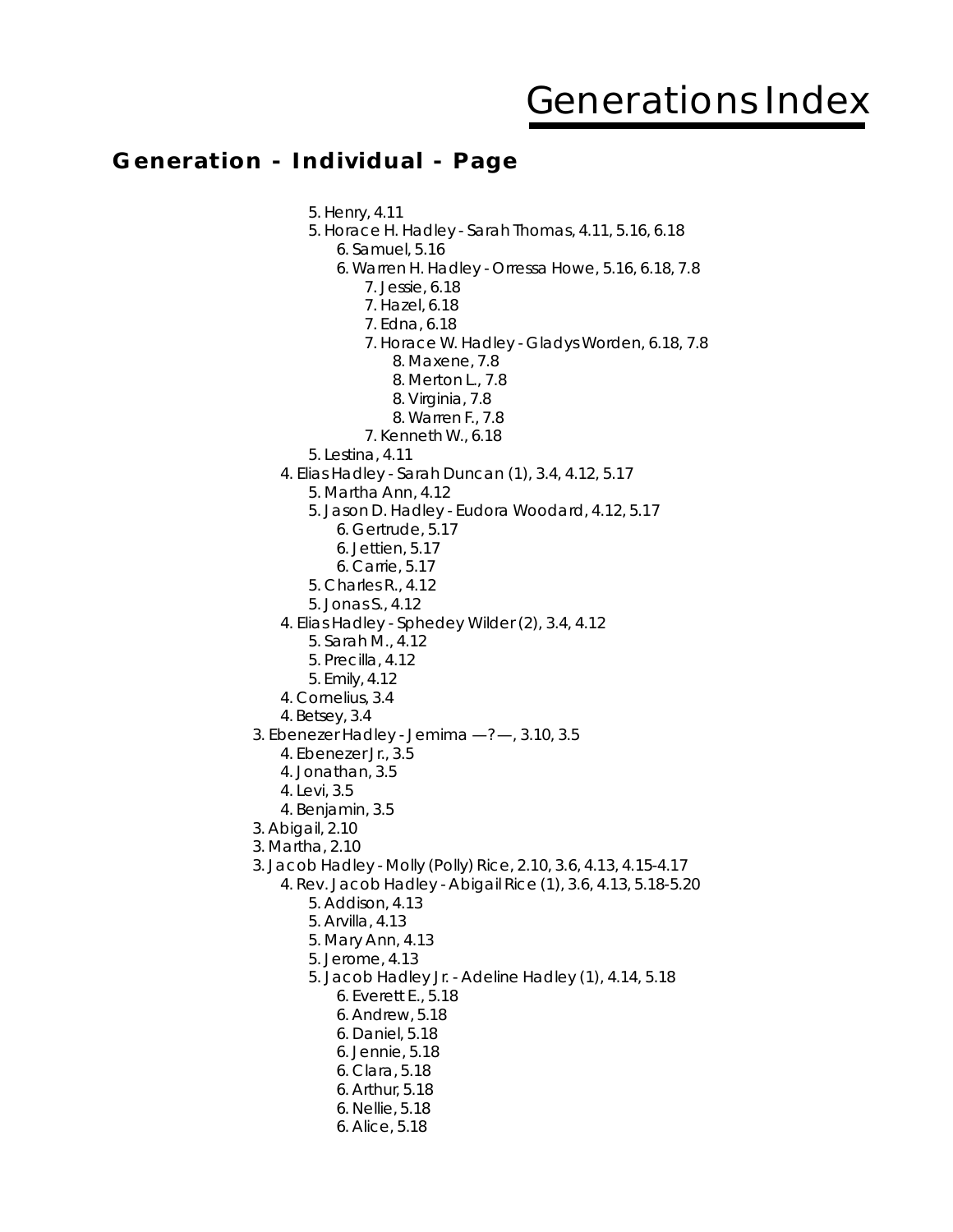# Generations Index

## Generation - Individual - Page

- 5. Henry, 4.11
- 5. Horace H. Hadley - Sarah Thomas, 4.11, 5.16, 6.18
  - 6. Samuel, 5.16
  - 6. Warren H. Hadley - Orressa Howe, 5.16, 6.18, 7.8
    - 7. Jessie, 6.18
    - 7. Hazel, 6.18
    - 7. Edna, 6.18
    - 7. Horace W. Hadley - Gladys Worden, 6.18, 7.8
      - 8. Maxene, 7.8
      - 8. Merton L., 7.8
      - 8. Virginia, 7.8
      - 8. Warren F., 7.8
    - 7. Kenneth W., 6.18
- 5. Lestina, 4.11

- 4. Elias Hadley - Sarah Duncan (1), 3.4, 4.12, 5.17
  - 5. Martha Ann, 4.12
  - 5. Jason D. Hadley - Eudora Woodard, 4.12, 5.17
    - 6. Gertrude, 5.17
    - 6. Jettien, 5.17
    - 6. Carrie, 5.17
  - 5. Charles R., 4.12
  - 5. Jonas S., 4.12
- 4. Elias Hadley - Sphedey Wilder (2), 3.4, 4.12
  - 5. Sarah M., 4.12
  - 5. Precilla, 4.12
  - 5. Emily, 4.12
- 4. Cornelius, 3.4
- 4. Betsey, 3.4

- 3. Ebenezer Hadley - Jemima —?—, 3.10, 3.5
  - 4. Ebenezer Jr., 3.5
  - 4. Jonathan, 3.5
  - 4. Levi, 3.5
  - 4. Benjamin, 3.5
- 3. Abigail, 2.10
- 3. Martha, 2.10
- 3. Jacob Hadley - Molly (Polly) Rice, 2.10, 3.6, 4.13, 4.15-4.17
  - 4. Rev. Jacob Hadley - Abigail Rice (1), 3.6, 4.13, 5.18-5.20
    - 5. Addison, 4.13
    - 5. Arvilla, 4.13
    - 5. Mary Ann, 4.13
    - 5. Jerome, 4.13
    - 5. Jacob Hadley Jr. - Adeline Hadley (1), 4.14, 5.18
      - 6. Everett E., 5.18
      - 6. Andrew, 5.18
      - 6. Daniel, 5.18
      - 6. Jennie, 5.18
      - 6. Clara, 5.18
      - 6. Arthur, 5.18
      - 6. Nellie, 5.18
      - 6. Alice, 5.18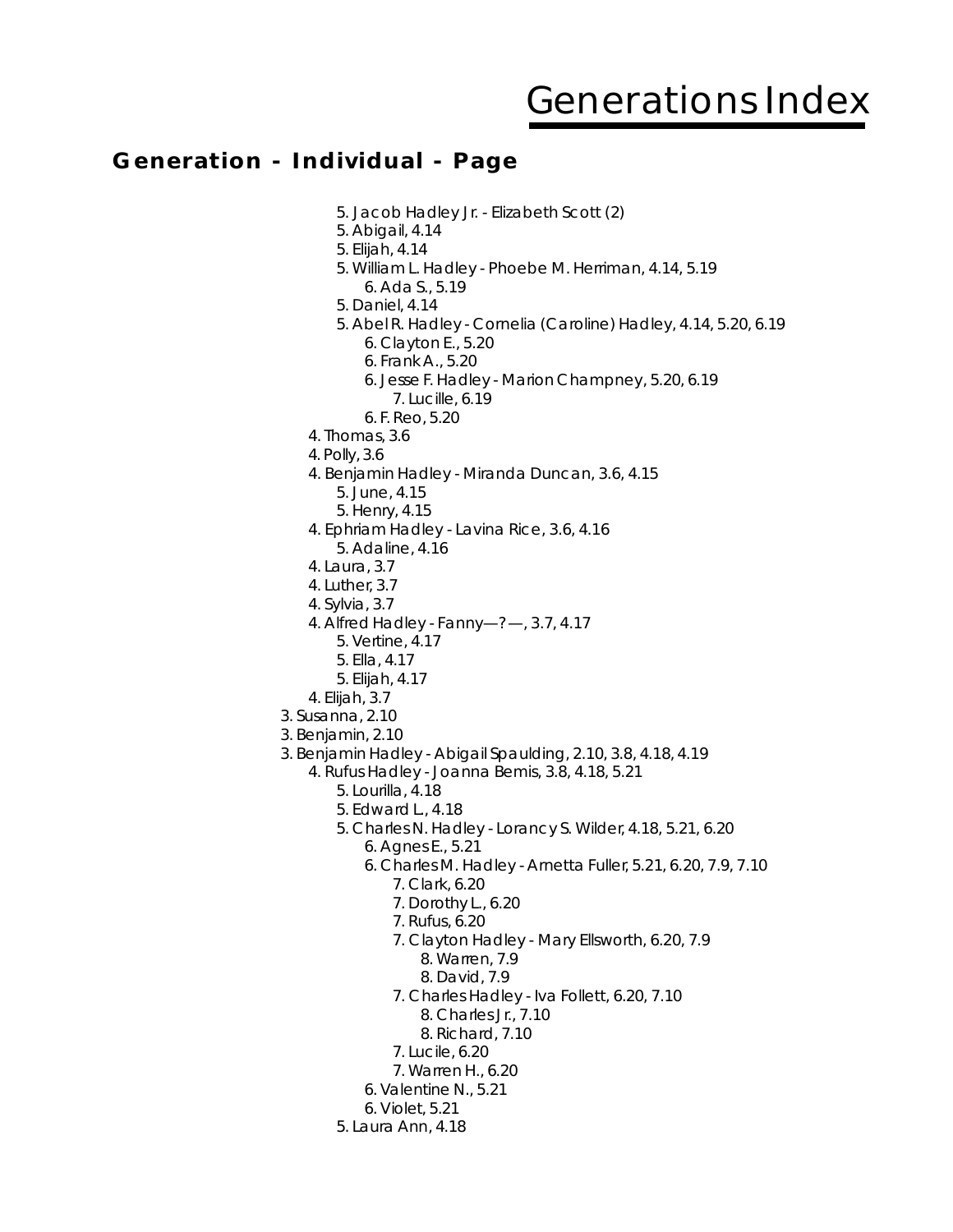# Generations Index

## Generation - Individual - Page

- 5. Jacob Hadley Jr. - Elizabeth Scott (2)
- 5. Abigail, 4.14
- 5. Elijah, 4.14
- 5. William L. Hadley - Phoebe M. Herriman, 4.14, 5.19
  - 6. Ada S., 5.19
- 5. Daniel, 4.14
- 5. Abel R. Hadley - Cornelia (Caroline) Hadley, 4.14, 5.20, 6.19
  - 6. Clayton E., 5.20
  - 6. Frank A., 5.20
  - 6. Jesse F. Hadley - Marion Champney, 5.20, 6.19
    - 7. Lucille, 6.19
  - 6. F. Reo, 5.20
- 4. Thomas, 3.6
- 4. Polly, 3.6
- 4. Benjamin Hadley - Miranda Duncan, 3.6, 4.15
  - 5. June, 4.15
  - 5. Henry, 4.15
- 4. Ephriam Hadley - Lavina Rice, 3.6, 4.16
  - 5. Adaline, 4.16
- 4. Laura, 3.7
- 4. Luther, 3.7
- 4. Sylvia, 3.7
- 4. Alfred Hadley - Fanny—?—, 3.7, 4.17
  - 5. Vertine, 4.17
  - 5. Ella, 4.17
  - 5. Elijah, 4.17
- 4. Elijah, 3.7
- 3. Susanna, 2.10
- 3. Benjamin, 2.10
- 3. Benjamin Hadley - Abigail Spaulding, 2.10, 3.8, 4.18, 4.19
  - 4. Rufus Hadley - Joanna Bemis, 3.8, 4.18, 5.21
    - 5. Lourilla, 4.18
    - 5. Edward L., 4.18
    - 5. Charles N. Hadley - Lorancy S. Wilder, 4.18, 5.21, 6.20
      - 6. Agnes E., 5.21
      - 6. Charles M. Hadley - Arnetta Fuller, 5.21, 6.20, 7.9, 7.10
        - 7. Clark, 6.20
        - 7. Dorothy L., 6.20
        - 7. Rufus, 6.20
        - 7. Clayton Hadley - Mary Ellsworth, 6.20, 7.9
          - 8. Warren, 7.9
          - 8. David, 7.9
        - 7. Charles Hadley - Iva Follett, 6.20, 7.10
          - 8. Charles Jr., 7.10
          - 8. Richard, 7.10
        - 7. Lucile, 6.20
        - 7. Warren H., 6.20
      - 6. Valentine N., 5.21
      - 6. Violet, 5.21
    - 5. Laura Ann, 4.18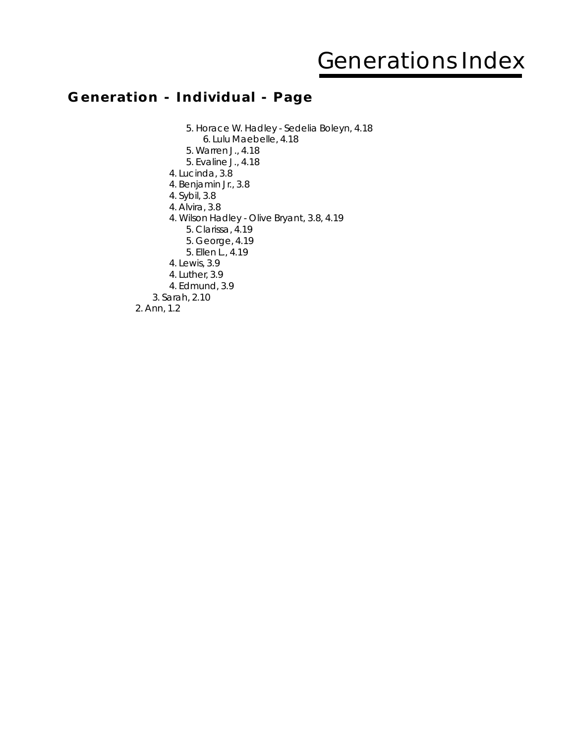# Generations Index

## Generation - Individual - Page

- 5. Horace W. Hadley - Sedelia Boleyn, 4.18
  - 6. Lulu Maebelle, 4.18
- 5. Warren J., 4.18
- 5. Evaline J., 4.18
- 4. Lucinda, 3.8
- 4. Benjamin Jr., 3.8
- 4. Sybil, 3.8
- 4. Alvira, 3.8
- 4. Wilson Hadley - Olive Bryant, 3.8, 4.19
  - 5. Clarissa, 4.19
  - 5. George, 4.19
  - 5. Ellen L., 4.19
- 4. Lewis, 3.9
- 4. Luther, 3.9
- 4. Edmund, 3.9
- 3. Sarah, 2.10
- 2. Ann, 1.2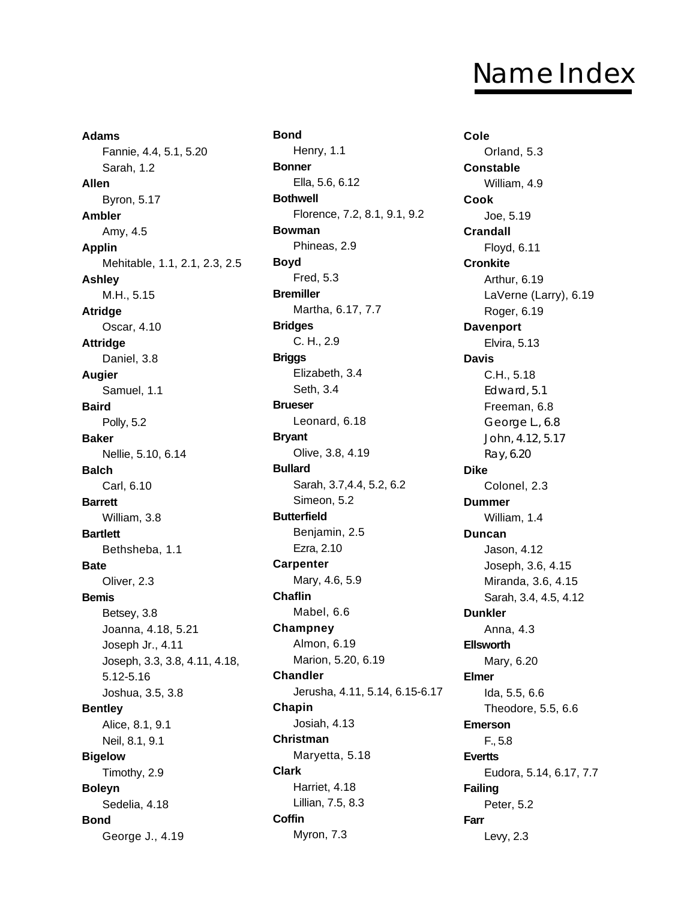# Name Index

**Adams**
- Fannie, 4.4, 5.1, 5.20
- Sarah, 1.2

**Allen**
- Byron, 5.17

**Ambler**
- Amy, 4.5

**Applin**
- Mehitable, 1.1, 2.1, 2.3, 2.5

**Ashley**
- M.H., 5.15

**Atridge**
- Oscar, 4.10

**Attridge**
- Daniel, 3.8

**Augier**
- Samuel, 1.1

**Baird**
- Polly, 5.2

**Baker**
- Nellie, 5.10, 6.14

**Balch**
- Carl, 6.10

**Barrett**
- William, 3.8

**Bartlett**
- Bethsheba, 1.1

**Bate**
- Oliver, 2.3

**Bemis**
- Betsey, 3.8
- Joanna, 4.18, 5.21
- Joseph Jr., 4.11
- Joseph, 3.3, 3.8, 4.11, 4.18, 5.12-5.16
- Joshua, 3.5, 3.8

**Bentley**
- Alice, 8.1, 9.1
- Neil, 8.1, 9.1

**Bigelow**
- Timothy, 2.9

**Boleyn**
- Sedelia, 4.18

**Bond**
- George J., 4.19

**Bond**
- Henry, 1.1

**Bonner**
- Ella, 5.6, 6.12

**Bothwell**
- Florence, 7.2, 8.1, 9.1, 9.2

**Bowman**
- Phineas, 2.9

**Boyd**
- Fred, 5.3

**Bremiller**
- Martha, 6.17, 7.7

**Bridges**
- C. H., 2.9

**Briggs**
- Elizabeth, 3.4
- Seth, 3.4

**Brueser**
- Leonard, 6.18

**Bryant**
- Olive, 3.8, 4.19

**Bullard**
- Sarah, 3.7,4.4, 5.2, 6.2
- Simeon, 5.2

**Butterfield**
- Benjamin, 2.5
- Ezra, 2.10

**Carpenter**
- Mary, 4.6, 5.9

**Chaflin**
- Mabel, 6.6

**Champney**
- Almon, 6.19
- Marion, 5.20, 6.19

**Chandler**
- Jerusha, 4.11, 5.14, 6.15-6.17

**Chapin**
- Josiah, 4.13

**Christman**
- Maryetta, 5.18

**Clark**
- Harriet, 4.18
- Lillian, 7.5, 8.3

**Coffin**
- Myron, 7.3

**Cole**
- Orland, 5.3

**Constable**
- William, 4.9

**Cook**
- Joe, 5.19

**Crandall**
- Floyd, 6.11

**Cronkite**
- Arthur, 6.19
- LaVerne (Larry), 6.19
- Roger, 6.19

**Davenport**
- Elvira, 5.13

**Davis**
- C.H., 5.18
- Edward, 5.1
- Freeman, 6.8
- George L., 6.8
- John, 4.12, 5.17
- Ray, 6.20

**Dike**
- Colonel, 2.3

**Dummer**
- William, 1.4

**Duncan**
- Jason, 4.12
- Joseph, 3.6, 4.15
- Miranda, 3.6, 4.15
- Sarah, 3.4, 4.5, 4.12

**Dunkler**
- Anna, 4.3

**Ellsworth**
- Mary, 6.20

**Elmer**
- Ida, 5.5, 6.6
- Theodore, 5.5, 6.6

**Emerson**
- F., 5.8

**Evertts**
- Eudora, 5.14, 6.17, 7.7

**Failing**
- Peter, 5.2

**Farr**
- Levy, 2.3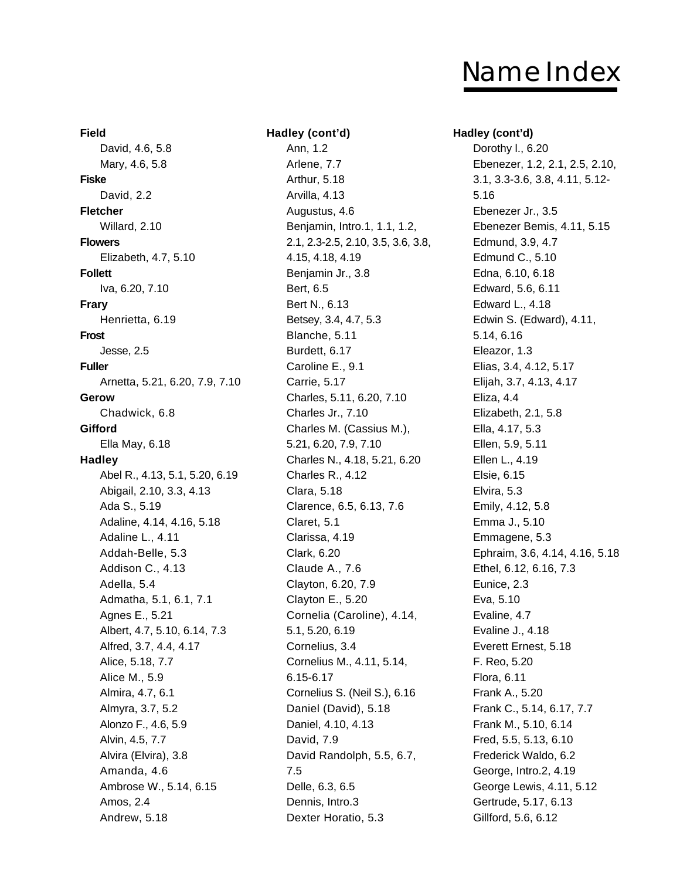# Name Index

**Field**

- David, 4.6, 5.8
- Mary, 4.6, 5.8

**Fiske**

- David, 2.2

**Fletcher**

- Willard, 2.10

**Flowers**

- Elizabeth, 4.7, 5.10

**Follett**

- Iva, 6.20, 7.10

**Frary**

- Henrietta, 6.19

**Frost**

- Jesse, 2.5

**Fuller**

- Arnetta, 5.21, 6.20, 7.9, 7.10

**Gerow**

- Chadwick, 6.8

**Gifford**

- Ella May, 6.18

**Hadley**

- Abel R., 4.13, 5.1, 5.20, 6.19
- Abigail, 2.10, 3.3, 4.13
- Ada S., 5.19
- Adaline, 4.14, 4.16, 5.18
- Adaline L., 4.11
- Addah-Belle, 5.3
- Addison C., 4.13
- Adella, 5.4
- Admatha, 5.1, 6.1, 7.1
- Agnes E., 5.21
- Albert, 4.7, 5.10, 6.14, 7.3
- Alfred, 3.7, 4.4, 4.17
- Alice, 5.18, 7.7
- Alice M., 5.9
- Almira, 4.7, 6.1
- Almyra, 3.7, 5.2
- Alonzo F., 4.6, 5.9
- Alvin, 4.5, 7.7
- Alvira (Elvira), 3.8
- Amanda, 4.6
- Ambrose W., 5.14, 6.15
- Amos, 2.4
- Andrew, 5.18

**Hadley (cont'd)**

- Ann, 1.2
- Arlene, 7.7
- Arthur, 5.18
- Arvilla, 4.13
- Augustus, 4.6
- Benjamin, Intro.1, 1.1, 1.2, 2.1, 2.3-2.5, 2.10, 3.5, 3.6, 3.8, 4.15, 4.18, 4.19
- Benjamin Jr., 3.8
- Bert, 6.5
- Bert N., 6.13
- Betsey, 3.4, 4.7, 5.3
- Blanche, 5.11
- Burdett, 6.17
- Caroline E., 9.1
- Carrie, 5.17
- Charles, 5.11, 6.20, 7.10
- Charles Jr., 7.10
- Charles M. (Cassius M.), 5.21, 6.20, 7.9, 7.10
- Charles N., 4.18, 5.21, 6.20
- Charles R., 4.12
- Clara, 5.18
- Clarence, 6.5, 6.13, 7.6
- Claret, 5.1
- Clarissa, 4.19
- Clark, 6.20
- Claude A., 7.6
- Clayton, 6.20, 7.9
- Clayton E., 5.20
- Cornelia (Caroline), 4.14, 5.1, 5.20, 6.19
- Cornelius, 3.4
- Cornelius M., 4.11, 5.14, 6.15-6.17
- Cornelius S. (Neil S.), 6.16
- Daniel (David), 5.18
- Daniel, 4.10, 4.13
- David, 7.9
- David Randolph, 5.5, 6.7, 7.5
- Delle, 6.3, 6.5
- Dennis, Intro.3
- Dexter Horatio, 5.3

**Hadley (cont'd)**

- Dorothy I., 6.20
- Ebenezer, 1.2, 2.1, 2.5, 2.10, 3.1, 3.3-3.6, 3.8, 4.11, 5.12-5.16
- Ebenezer Jr., 3.5
- Ebenezer Bemis, 4.11, 5.15
- Edmund, 3.9, 4.7
- Edmund C., 5.10
- Edna, 6.10, 6.18
- Edward, 5.6, 6.11
- Edward L., 4.18
- Edwin S. (Edward), 4.11, 5.14, 6.16
- Eleazor, 1.3
- Elias, 3.4, 4.12, 5.17
- Elijah, 3.7, 4.13, 4.17
- Eliza, 4.4
- Elizabeth, 2.1, 5.8
- Ella, 4.17, 5.3
- Ellen, 5.9, 5.11
- Ellen L., 4.19
- Elsie, 6.15
- Elvira, 5.3
- Emily, 4.12, 5.8
- Emma J., 5.10
- Emmagene, 5.3
- Ephraim, 3.6, 4.14, 4.16, 5.18
- Ethel, 6.12, 6.16, 7.3
- Eunice, 2.3
- Eva, 5.10
- Evaline, 4.7
- Evaline J., 4.18
- Everett Ernest, 5.18
- F. Reo, 5.20
- Flora, 6.11
- Frank A., 5.20
- Frank C., 5.14, 6.17, 7.7
- Frank M., 5.10, 6.14
- Fred, 5.5, 5.13, 6.10
- Frederick Waldo, 6.2
- George, Intro.2, 4.19
- George Lewis, 4.11, 5.12
- Gertrude, 5.17, 6.13
- Gillford, 5.6, 6.12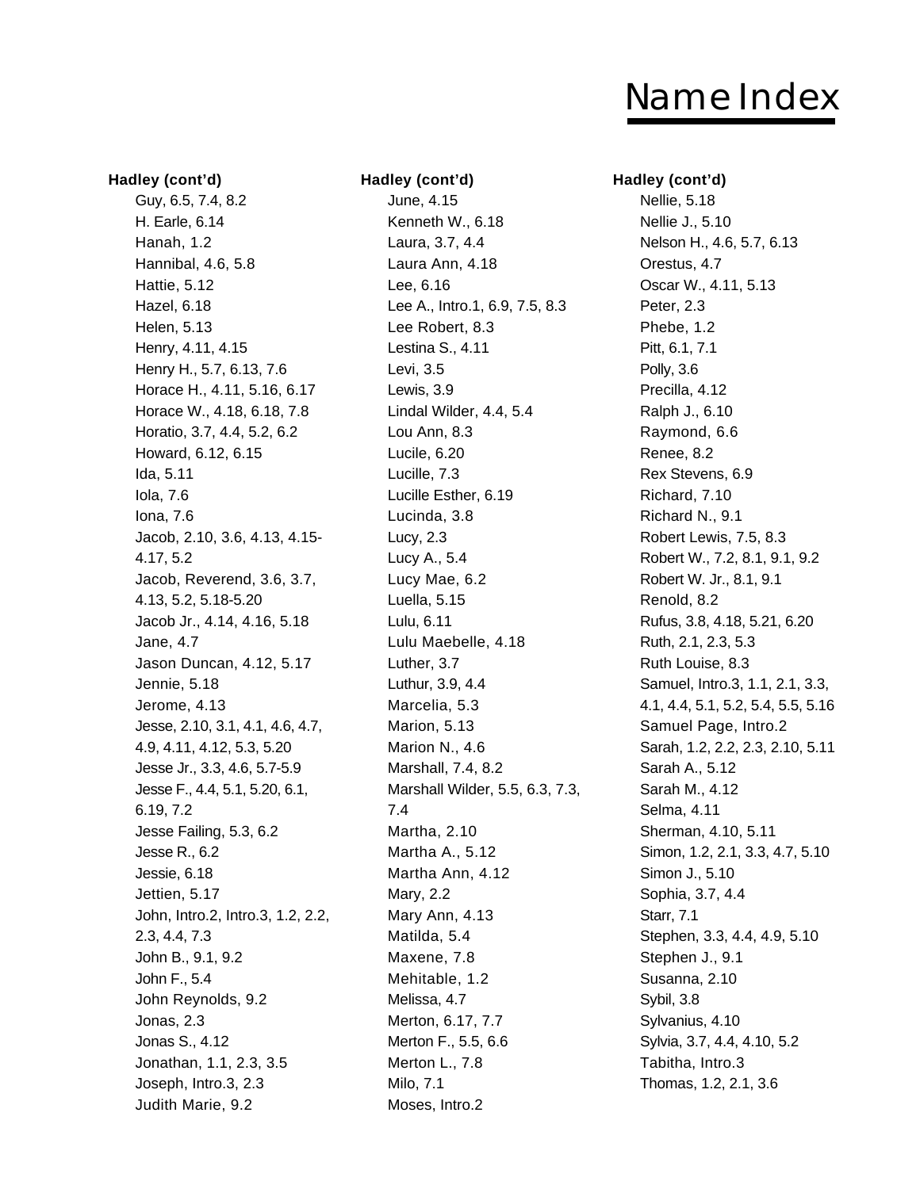# Name Index

**Hadley (cont'd)**

- Guy, 6.5, 7.4, 8.2
- H. Earle, 6.14
- Hanah, 1.2
- Hannibal, 4.6, 5.8
- Hattie, 5.12
- Hazel, 6.18
- Helen, 5.13
- Henry, 4.11, 4.15
- Henry H., 5.7, 6.13, 7.6
- Horace H., 4.11, 5.16, 6.17
- Horace W., 4.18, 6.18, 7.8
- Horatio, 3.7, 4.4, 5.2, 6.2
- Howard, 6.12, 6.15
- Ida, 5.11
- Iola, 7.6
- Iona, 7.6
- Jacob, 2.10, 3.6, 4.13, 4.15-4.17, 5.2
- Jacob, Reverend, 3.6, 3.7, 4.13, 5.2, 5.18-5.20
- Jacob Jr., 4.14, 4.16, 5.18
- Jane, 4.7
- Jason Duncan, 4.12, 5.17
- Jennie, 5.18
- Jerome, 4.13
- Jesse, 2.10, 3.1, 4.1, 4.6, 4.7, 4.9, 4.11, 4.12, 5.3, 5.20
- Jesse Jr., 3.3, 4.6, 5.7-5.9
- Jesse F., 4.4, 5.1, 5.20, 6.1, 6.19, 7.2
- Jesse Failing, 5.3, 6.2
- Jesse R., 6.2
- Jessie, 6.18
- Jettien, 5.17
- John, Intro.2, Intro.3, 1.2, 2.2, 2.3, 4.4, 7.3
- John B., 9.1, 9.2
- John F., 5.4
- John Reynolds, 9.2
- Jonas, 2.3
- Jonas S., 4.12
- Jonathan, 1.1, 2.3, 3.5
- Joseph, Intro.3, 2.3
- Judith Marie, 9.2

**Hadley (cont'd)**

- June, 4.15
- Kenneth W., 6.18
- Laura, 3.7, 4.4
- Laura Ann, 4.18
- Lee, 6.16
- Lee A., Intro.1, 6.9, 7.5, 8.3
- Lee Robert, 8.3
- Lestina S., 4.11
- Levi, 3.5
- Lewis, 3.9
- Lindal Wilder, 4.4, 5.4
- Lou Ann, 8.3
- Lucile, 6.20
- Lucille, 7.3
- Lucille Esther, 6.19
- Lucinda, 3.8
- Lucy, 2.3
- Lucy A., 5.4
- Lucy Mae, 6.2
- Luella, 5.15
- Lulu, 6.11
- Lulu Maebelle, 4.18
- Luther, 3.7
- Luthur, 3.9, 4.4
- Marcelia, 5.3
- Marion, 5.13
- Marion N., 4.6
- Marshall, 7.4, 8.2
- Marshall Wilder, 5.5, 6.3, 7.3, 7.4
- Martha, 2.10
- Martha A., 5.12
- Martha Ann, 4.12
- Mary, 2.2
- Mary Ann, 4.13
- Matilda, 5.4
- Maxene, 7.8
- Mehitable, 1.2
- Melissa, 4.7
- Merton, 6.17, 7.7
- Merton F., 5.5, 6.6
- Merton L., 7.8
- Milo, 7.1
- Moses, Intro.2

**Hadley (cont'd)**

- Nellie, 5.18
- Nellie J., 5.10
- Nelson H., 4.6, 5.7, 6.13
- Orestus, 4.7
- Oscar W., 4.11, 5.13
- Peter, 2.3
- Phebe, 1.2
- Pitt, 6.1, 7.1
- Polly, 3.6
- Precilla, 4.12
- Ralph J., 6.10
- Raymond, 6.6
- Renee, 8.2
- Rex Stevens, 6.9
- Richard, 7.10
- Richard N., 9.1
- Robert Lewis, 7.5, 8.3
- Robert W., 7.2, 8.1, 9.1, 9.2
- Robert W. Jr., 8.1, 9.1
- Renold, 8.2
- Rufus, 3.8, 4.18, 5.21, 6.20
- Ruth, 2.1, 2.3, 5.3
- Ruth Louise, 8.3
- Samuel, Intro.3, 1.1, 2.1, 3.3, 4.1, 4.4, 5.1, 5.2, 5.4, 5.5, 5.16
- Samuel Page, Intro.2
- Sarah, 1.2, 2.2, 2.3, 2.10, 5.11
- Sarah A., 5.12
- Sarah M., 4.12
- Selma, 4.11
- Sherman, 4.10, 5.11
- Simon, 1.2, 2.1, 3.3, 4.7, 5.10
- Simon J., 5.10
- Sophia, 3.7, 4.4
- Starr, 7.1
- Stephen, 3.3, 4.4, 4.9, 5.10
- Stephen J., 9.1
- Susanna, 2.10
- Sybil, 3.8
- Sylvanius, 4.10
- Sylvia, 3.7, 4.4, 4.10, 5.2
- Tabitha, Intro.3
- Thomas, 1.2, 2.1, 3.6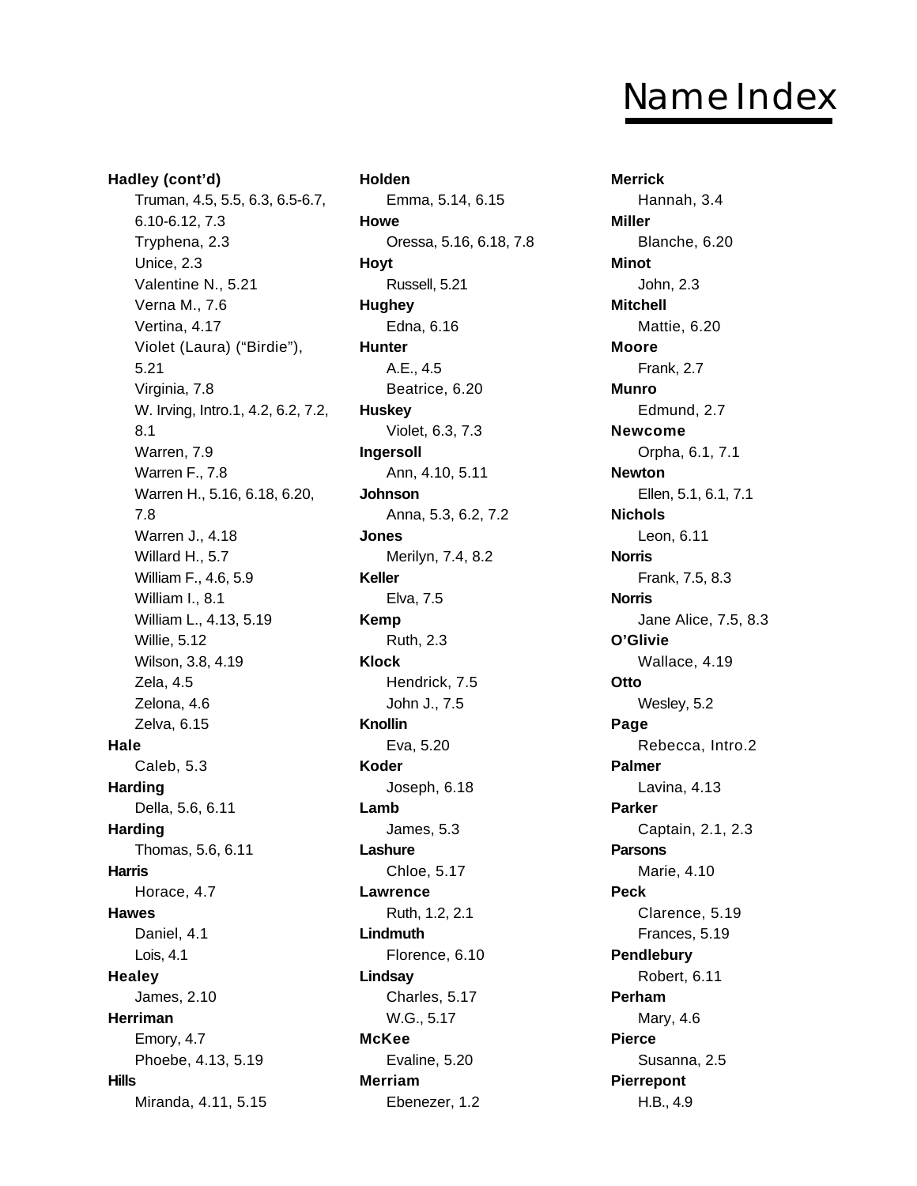# Name Index

**Hadley (cont'd)**
- Truman, 4.5, 5.5, 6.3, 6.5-6.7, 6.10-6.12, 7.3
- Tryphena, 2.3
- Unice, 2.3
- Valentine N., 5.21
- Verna M., 7.6
- Vertina, 4.17
- Violet (Laura) ("Birdie"), 5.21
- Virginia, 7.8
- W. Irving, Intro.1, 4.2, 6.2, 7.2, 8.1
- Warren, 7.9
- Warren F., 7.8
- Warren H., 5.16, 6.18, 6.20, 7.8
- Warren J., 4.18
- Willard H., 5.7
- William F., 4.6, 5.9
- William I., 8.1
- William L., 4.13, 5.19
- Willie, 5.12
- Wilson, 3.8, 4.19
- Zela, 4.5
- Zelona, 4.6
- Zelva, 6.15

**Hale**
- Caleb, 5.3

**Harding**
- Della, 5.6, 6.11

**Harding**
- Thomas, 5.6, 6.11

**Harris**
- Horace, 4.7

**Hawes**
- Daniel, 4.1
- Lois, 4.1

**Healey**
- James, 2.10

**Herriman**
- Emory, 4.7
- Phoebe, 4.13, 5.19

**Hills**
- Miranda, 4.11, 5.15

**Holden**
- Emma, 5.14, 6.15

**Howe**
- Oressa, 5.16, 6.18, 7.8

**Hoyt**
- Russell, 5.21

**Hughey**
- Edna, 6.16

**Hunter**
- A.E., 4.5
- Beatrice, 6.20

**Huskey**
- Violet, 6.3, 7.3

**Ingersoll**
- Ann, 4.10, 5.11

**Johnson**
- Anna, 5.3, 6.2, 7.2

**Jones**
- Merilyn, 7.4, 8.2

**Keller**
- Elva, 7.5

**Kemp**
- Ruth, 2.3

**Klock**
- Hendrick, 7.5
- John J., 7.5

**Knollin**
- Eva, 5.20

**Koder**
- Joseph, 6.18

**Lamb**
- James, 5.3

**Lashure**
- Chloe, 5.17

**Lawrence**
- Ruth, 1.2, 2.1

**Lindmuth**
- Florence, 6.10

**Lindsay**
- Charles, 5.17
- W.G., 5.17

**McKee**
- Evaline, 5.20

**Merriam**
- Ebenezer, 1.2

**Merrick**
- Hannah, 3.4

**Miller**
- Blanche, 6.20

**Minot**
- John, 2.3

**Mitchell**
- Mattie, 6.20

**Moore**
- Frank, 2.7

**Munro**
- Edmund, 2.7

**Newcome**
- Orpha, 6.1, 7.1

**Newton**
- Ellen, 5.1, 6.1, 7.1

**Nichols**
- Leon, 6.11

**Norris**
- Frank, 7.5, 8.3

**Norris**
- Jane Alice, 7.5, 8.3

**O'Glivie**
- Wallace, 4.19

**Otto**
- Wesley, 5.2

**Page**
- Rebecca, Intro.2

**Palmer**
- Lavina, 4.13

**Parker**
- Captain, 2.1, 2.3

**Parsons**
- Marie, 4.10

**Peck**
- Clarence, 5.19
- Frances, 5.19

**Pendlebury**
- Robert, 6.11

**Perham**
- Mary, 4.6

**Pierce**
- Susanna, 2.5

**Pierrepont**
- H.B., 4.9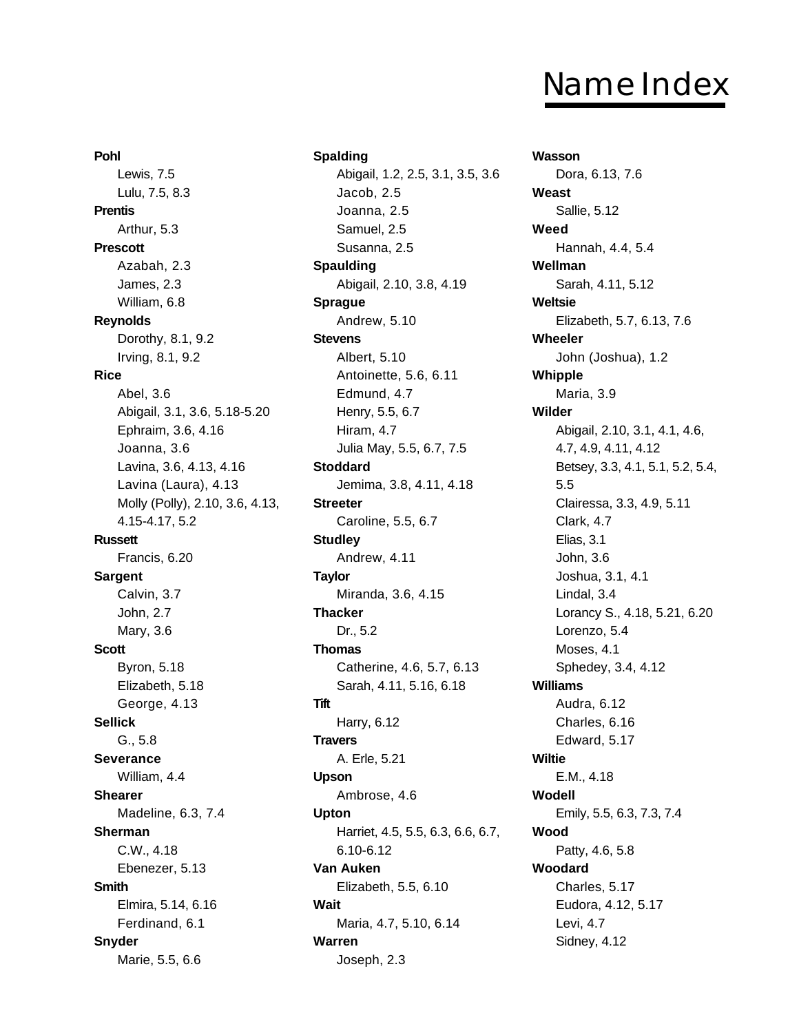# Name Index

**Pohl**
- Lewis, 7.5
- Lulu, 7.5, 8.3

**Prentis**
- Arthur, 5.3

**Prescott**
- Azabah, 2.3
- James, 2.3
- William, 6.8

**Reynolds**
- Dorothy, 8.1, 9.2
- Irving, 8.1, 9.2

**Rice**
- Abel, 3.6
- Abigail, 3.1, 3.6, 5.18-5.20
- Ephraim, 3.6, 4.16
- Joanna, 3.6
- Lavina, 3.6, 4.13, 4.16
- Lavina (Laura), 4.13
- Molly (Polly), 2.10, 3.6, 4.13, 4.15-4.17, 5.2

**Russett**
- Francis, 6.20

**Sargent**
- Calvin, 3.7
- John, 2.7
- Mary, 3.6

**Scott**
- Byron, 5.18
- Elizabeth, 5.18
- George, 4.13

**Sellick**
- G., 5.8

**Severance**
- William, 4.4

**Shearer**
- Madeline, 6.3, 7.4

**Sherman**
- C.W., 4.18
- Ebenezer, 5.13

**Smith**
- Elmira, 5.14, 6.16
- Ferdinand, 6.1

**Snyder**
- Marie, 5.5, 6.6

**Spalding**
- Abigail, 1.2, 2.5, 3.1, 3.5, 3.6
- Jacob, 2.5
- Joanna, 2.5
- Samuel, 2.5
- Susanna, 2.5

**Spaulding**
- Abigail, 2.10, 3.8, 4.19

**Sprague**
- Andrew, 5.10

**Stevens**
- Albert, 5.10
- Antoinette, 5.6, 6.11
- Edmund, 4.7
- Henry, 5.5, 6.7
- Hiram, 4.7
- Julia May, 5.5, 6.7, 7.5

**Stoddard**
- Jemima, 3.8, 4.11, 4.18

**Streeter**
- Caroline, 5.5, 6.7

**Studley**
- Andrew, 4.11

**Taylor**
- Miranda, 3.6, 4.15

**Thacker**
- Dr., 5.2

**Thomas**
- Catherine, 4.6, 5.7, 6.13
- Sarah, 4.11, 5.16, 6.18

**Tift**
- Harry, 6.12

**Travers**
- A. Erle, 5.21

**Upson**
- Ambrose, 4.6

**Upton**
- Harriet, 4.5, 5.5, 6.3, 6.6, 6.7, 6.10-6.12

**Van Auken**
- Elizabeth, 5.5, 6.10

**Wait**
- Maria, 4.7, 5.10, 6.14

**Warren**
- Joseph, 2.3

**Wasson**
- Dora, 6.13, 7.6

**Weast**
- Sallie, 5.12

**Weed**
- Hannah, 4.4, 5.4

**Wellman**
- Sarah, 4.11, 5.12

**Weltsie**
- Elizabeth, 5.7, 6.13, 7.6

**Wheeler**
- John (Joshua), 1.2

**Whipple**
- Maria, 3.9

**Wilder**
- Abigail, 2.10, 3.1, 4.1, 4.6, 4.7, 4.9, 4.11, 4.12
- Betsey, 3.3, 4.1, 5.1, 5.2, 5.4, 5.5
- Clairessa, 3.3, 4.9, 5.11
- Clark, 4.7
- Elias, 3.1
- John, 3.6
- Joshua, 3.1, 4.1
- Lindal, 3.4
- Lorancy S., 4.18, 5.21, 6.20
- Lorenzo, 5.4
- Moses, 4.1
- Sphedey, 3.4, 4.12

**Williams**
- Audra, 6.12
- Charles, 6.16
- Edward, 5.17

**Wiltie**
- E.M., 4.18

**Wodell**
- Emily, 5.5, 6.3, 7.3, 7.4

**Wood**
- Patty, 4.6, 5.8

**Woodard**
- Charles, 5.17
- Eudora, 4.12, 5.17
- Levi, 4.7
- Sidney, 4.12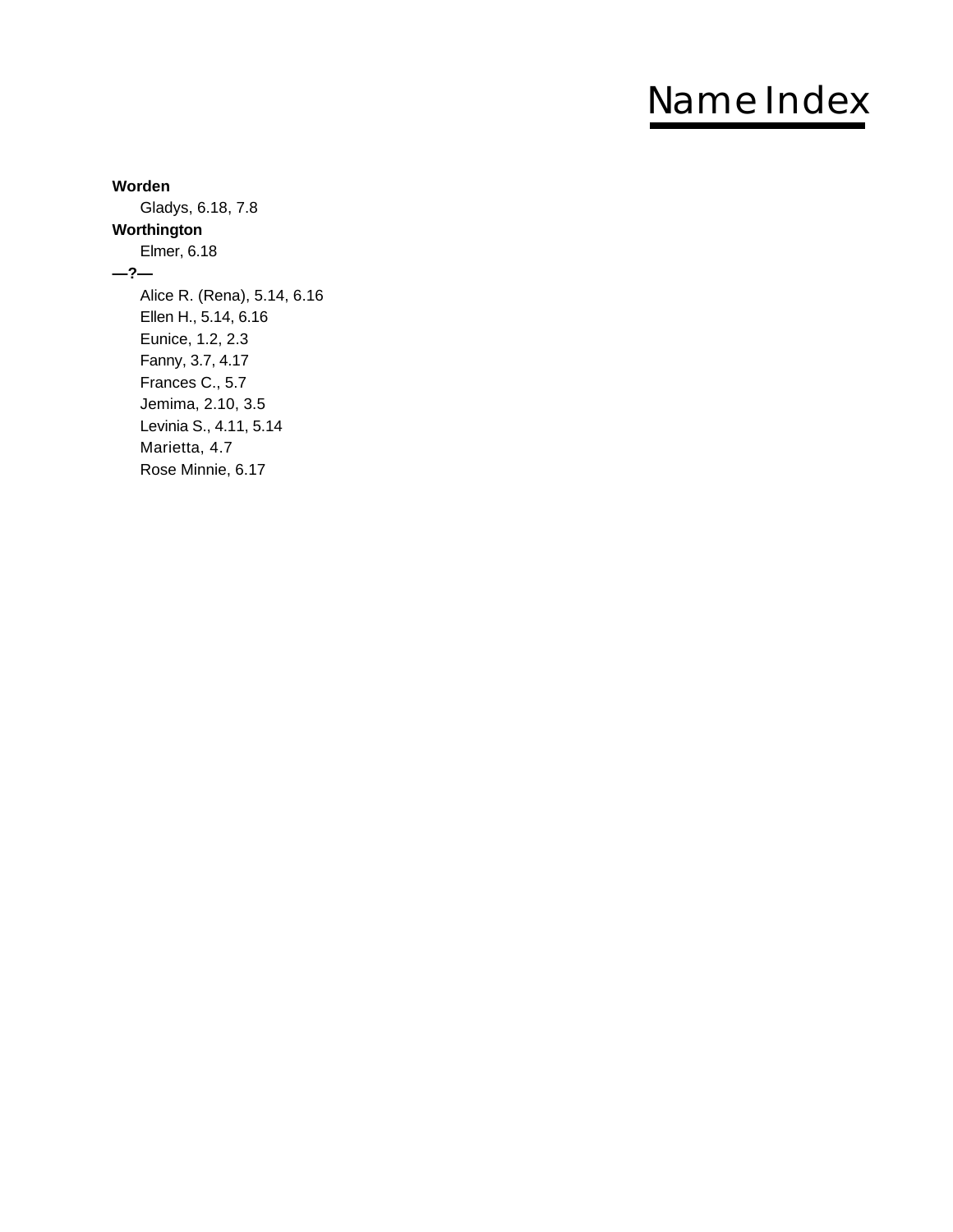# Name Index

**Worden**

Gladys, 6.18, 7.8

**Worthington**

Elmer, 6.18

**—?—**

Alice R. (Rena), 5.14, 6.16
Ellen H., 5.14, 6.16
Eunice, 1.2, 2.3
Fanny, 3.7, 4.17
Frances C., 5.7
Jemima, 2.10, 3.5
Levinia S., 4.11, 5.14
Marietta, 4.7
Rose Minnie, 6.17